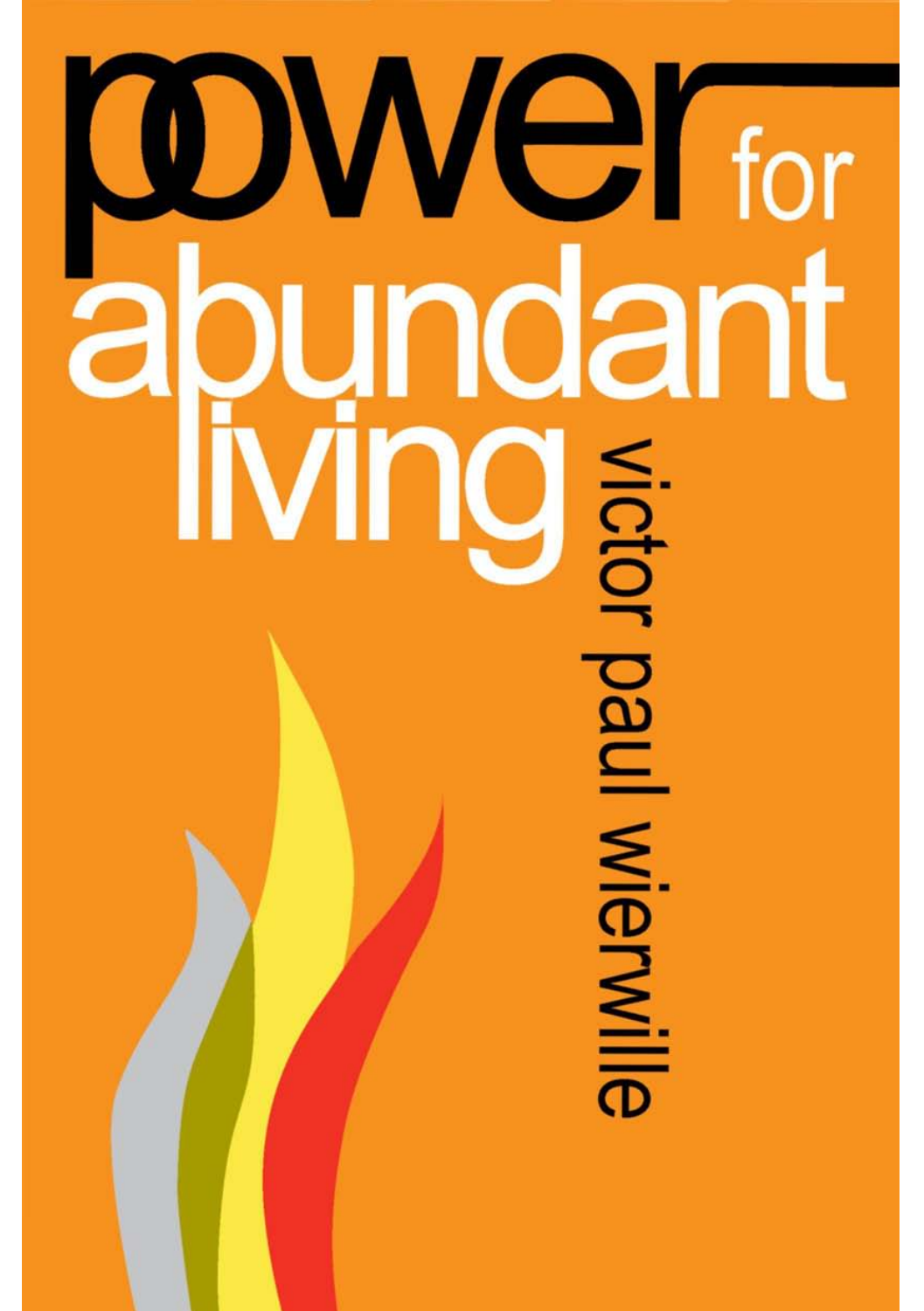# power for abundant living

victor paul wierwille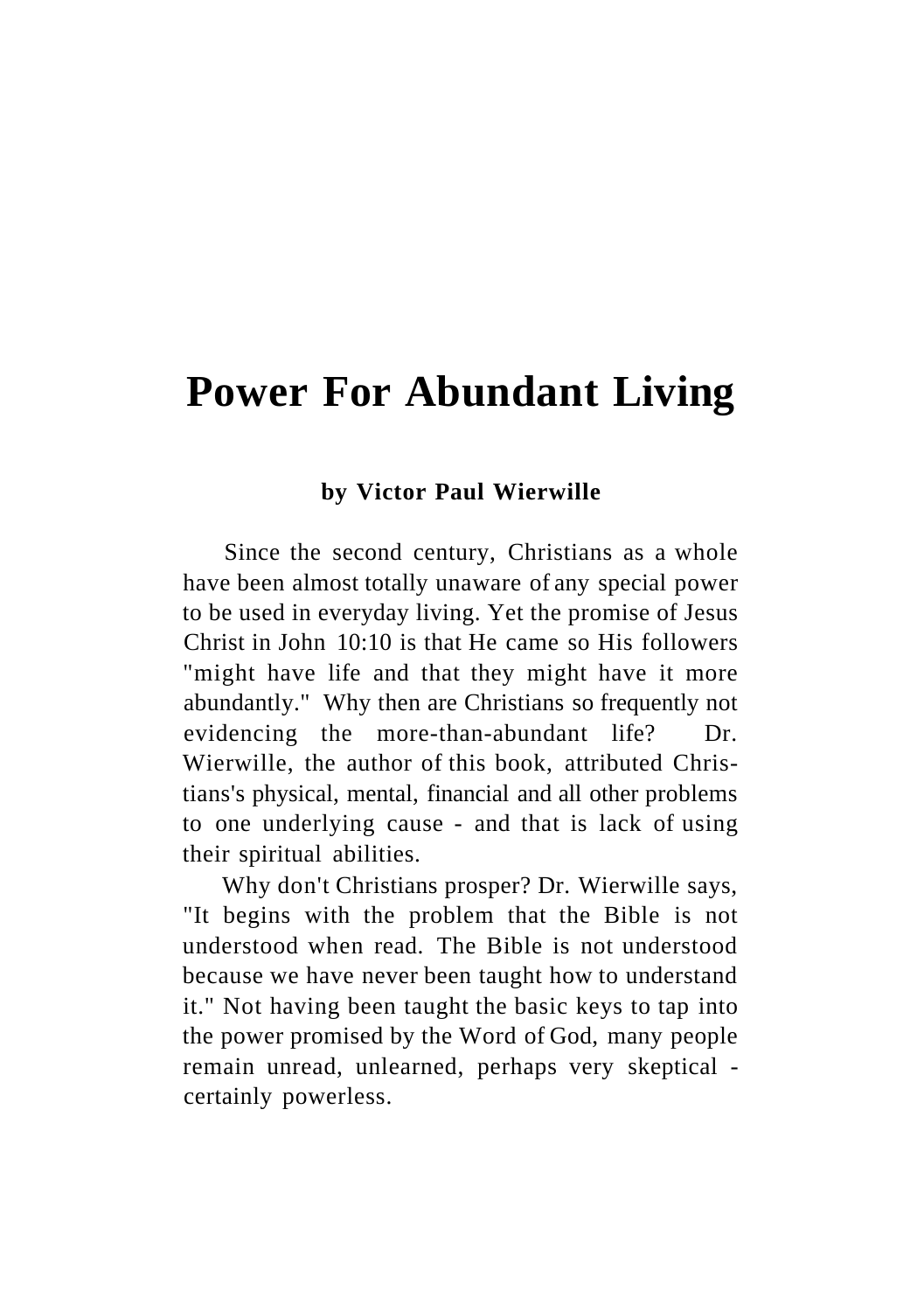# Power For Abundant Living

**by Victor Paul Wierwille**

Since the second century, Christians as a whole have been almost totally unaware of any special power to be used in everyday living. Yet the promise of Jesus Christ in John 10:10 is that He came so His followers "might have life and that they might have it more abundantly." Why then are Christians so frequently not evidencing the more-than-abundant life? Dr. Wierwille, the author of this book, attributed Christians's physical, mental, financial and all other problems to one underlying cause - and that is lack of using their spiritual abilities.

Why don't Christians prosper? Dr. Wierwille says, "It begins with the problem that the Bible is not understood when read. The Bible is not understood because we have never been taught how to understand it." Not having been taught the basic keys to tap into the power promised by the Word of God, many people remain unread, unlearned, perhaps very skeptical - certainly powerless.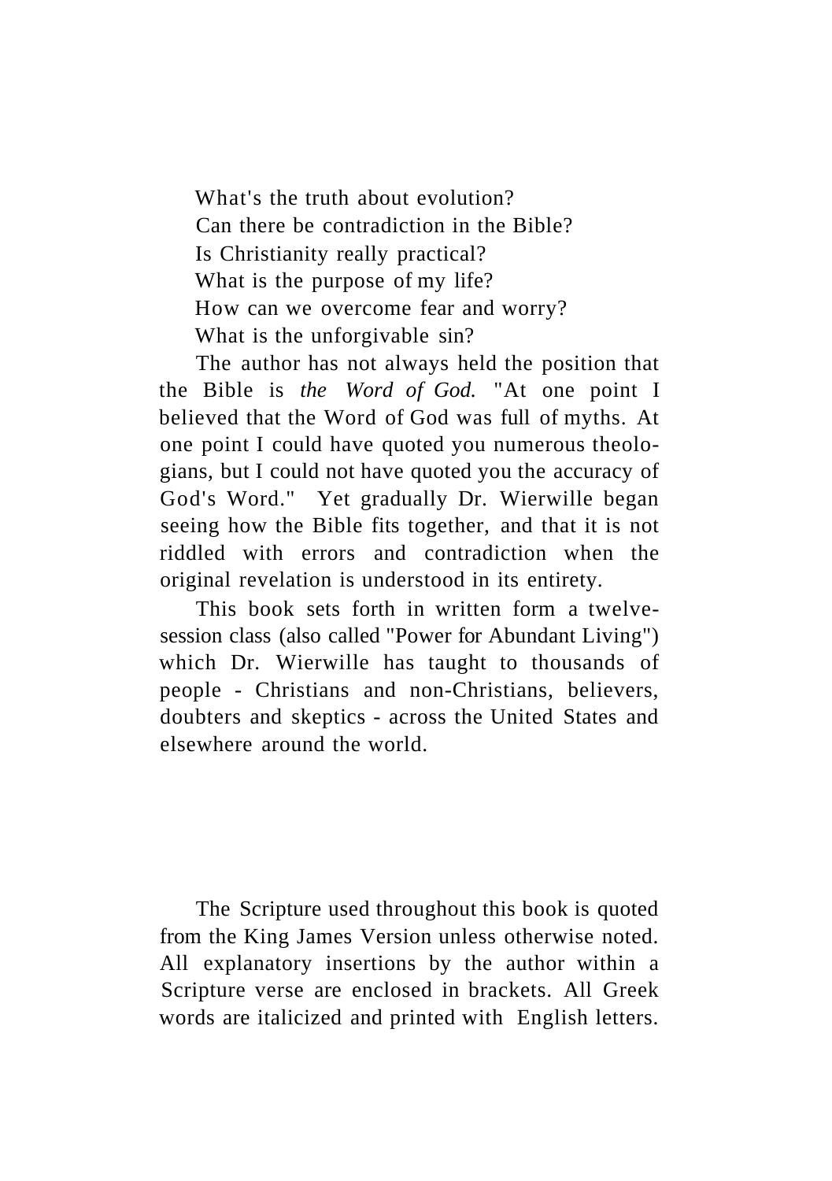What's the truth about evolution?

Can there be contradiction in the Bible?

Is Christianity really practical?

What is the purpose of my life?

How can we overcome fear and worry?

What is the unforgivable sin?

The author has not always held the position that the Bible is *the Word of God.* "At one point I believed that the Word of God was full of myths. At one point I could have quoted you numerous theologians, but I could not have quoted you the accuracy of God's Word." Yet gradually Dr. Wierwille began seeing how the Bible fits together, and that it is not riddled with errors and contradiction when the original revelation is understood in its entirety.

This book sets forth in written form a twelve-session class (also called "Power for Abundant Living") which Dr. Wierwille has taught to thousands of people - Christians and non-Christians, believers, doubters and skeptics - across the United States and elsewhere around the world.

The Scripture used throughout this book is quoted from the King James Version unless otherwise noted. All explanatory insertions by the author within a Scripture verse are enclosed in brackets. All Greek words are italicized and printed with English letters.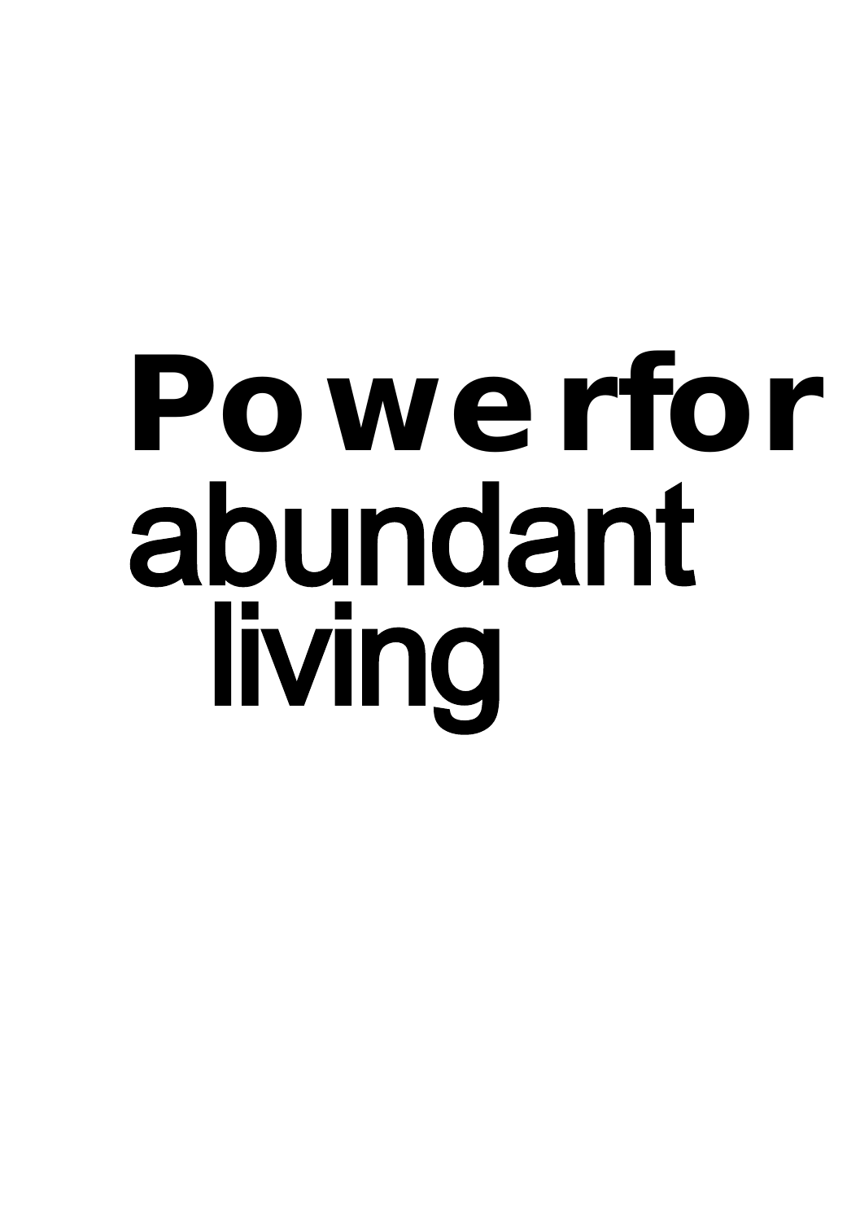# Power for abundant living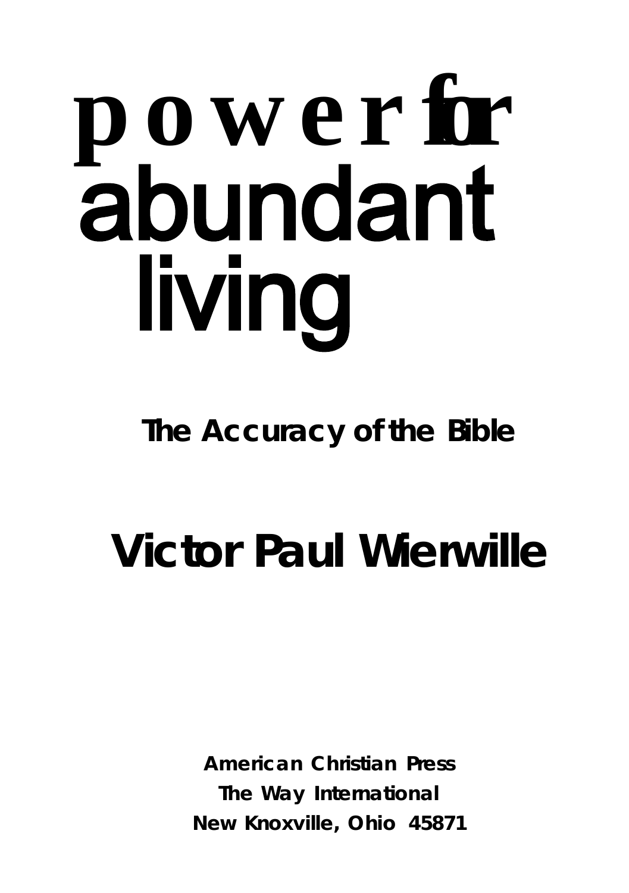# power for abundant living

## The Accuracy of the Bible

## Victor Paul Wierwille

**American Christian Press**
**The Way International**
**New Knoxville, Ohio 45871**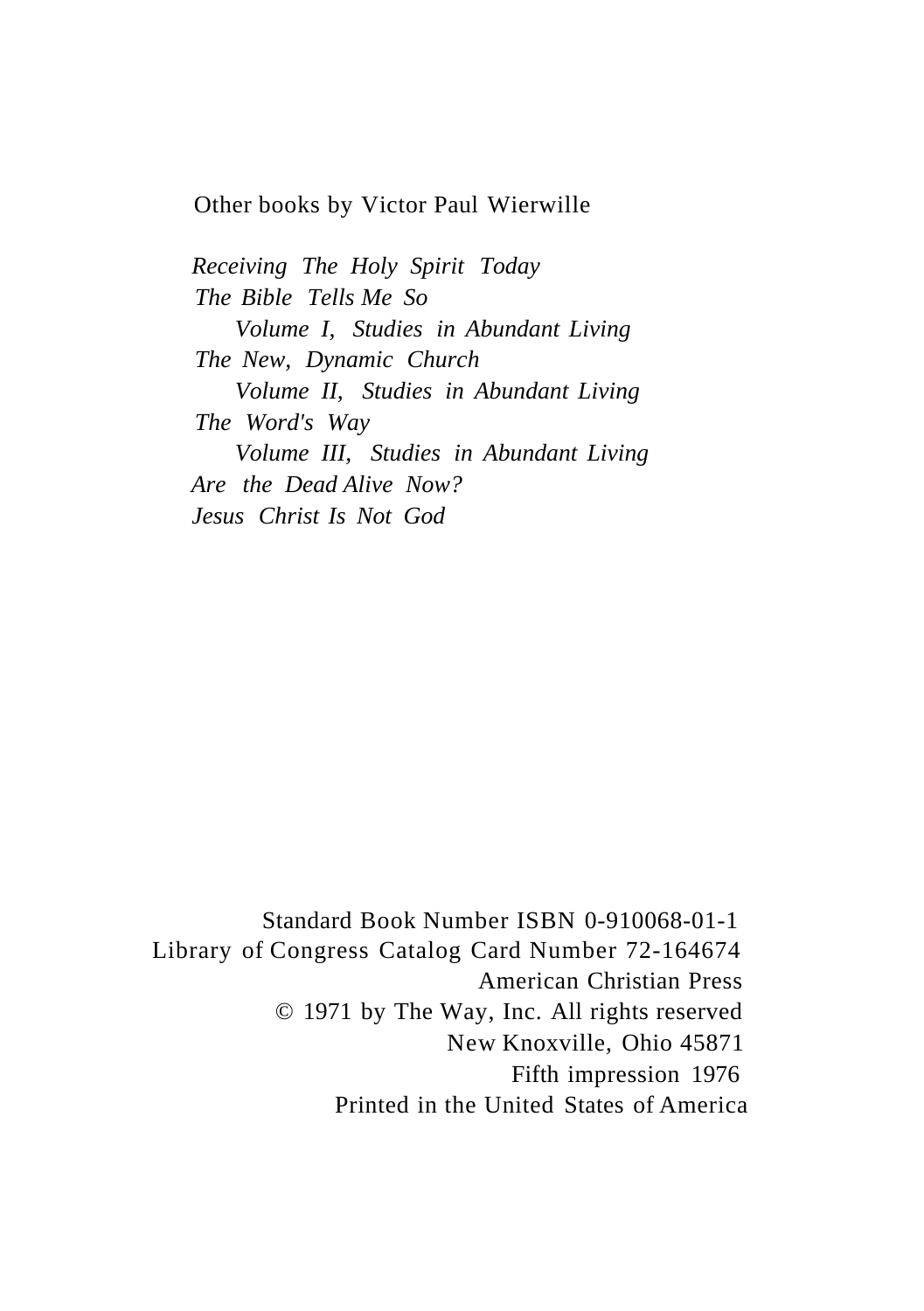Other books by Victor Paul Wierwille

*Receiving The Holy Spirit Today*
*The Bible Tells Me So*
*Volume I, Studies in Abundant Living*
*The New, Dynamic Church*
*Volume II, Studies in Abundant Living*
*The Word's Way*
*Volume III, Studies in Abundant Living*
*Are the Dead Alive Now?*
*Jesus Christ Is Not God*

Standard Book Number ISBN 0-910068-01-1
Library of Congress Catalog Card Number 72-164674
American Christian Press
© 1971 by The Way, Inc. All rights reserved
New Knoxville, Ohio 45871
Fifth impression 1976
Printed in the United States of America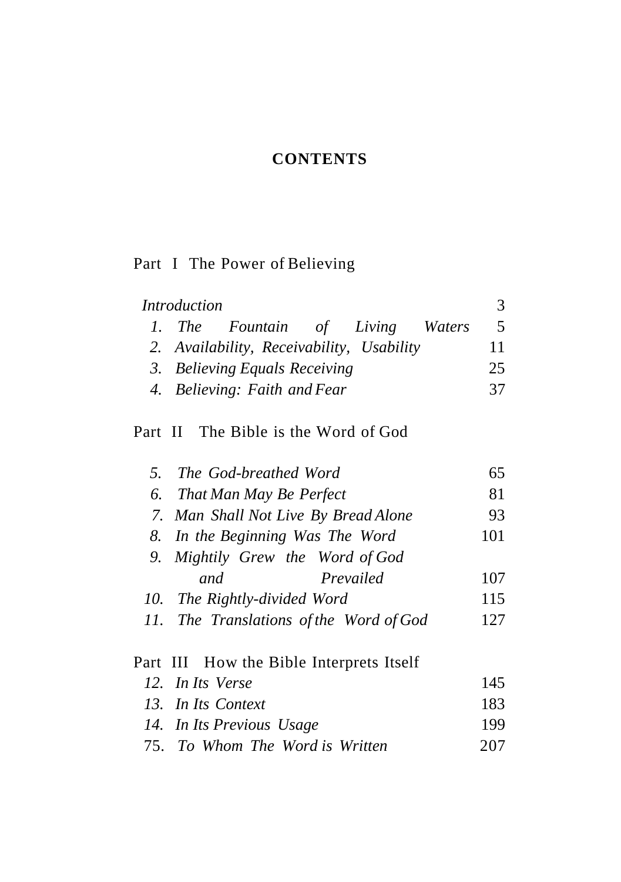# CONTENTS

## Part I The Power of Believing

| | |
|---|---|
| *Introduction* | 3 |
| *1. The Fountain of Living Waters* | 5 |
| *2. Availability, Receivability, Usability* | 11 |
| *3. Believing Equals Receiving* | 25 |
| *4. Believing: Faith and Fear* | 37 |

## Part II The Bible is the Word of God

| | |
|---|---|
| *5. The God-breathed Word* | 65 |
| *6. That Man May Be Perfect* | 81 |
| *7. Man Shall Not Live By Bread Alone* | 93 |
| *8. In the Beginning Was The Word* | 101 |
| *9. Mightily Grew the Word of God and Prevailed* | 107 |
| *10. The Rightly-divided Word* | 115 |
| *11. The Translations of the Word of God* | 127 |

## Part III How the Bible Interprets Itself

| | |
|---|---|
| *12. In Its Verse* | 145 |
| *13. In Its Context* | 183 |
| *14. In Its Previous Usage* | 199 |
| 75. *To Whom The Word is Written* | 207 |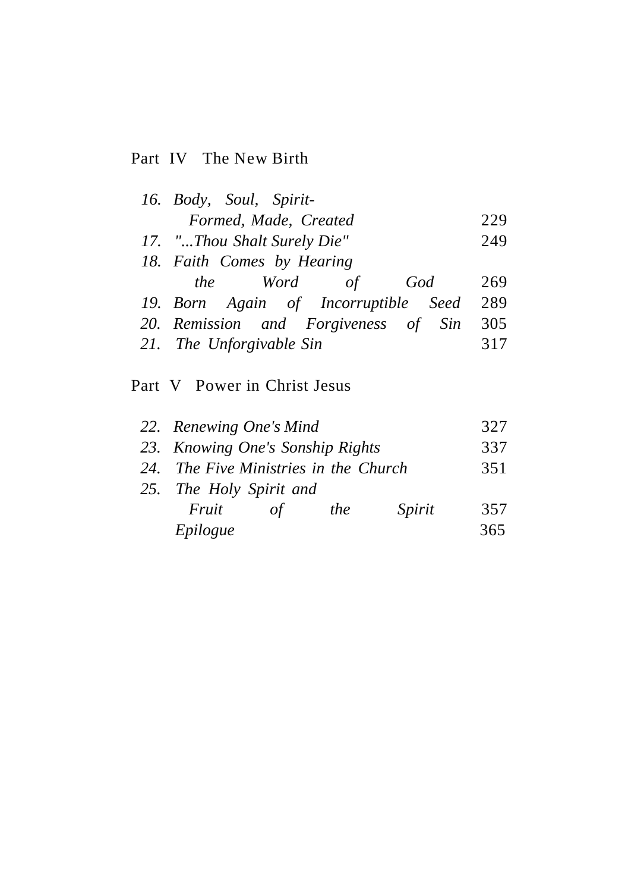Part IV The New Birth

| | |
|---|---|
| *16. Body, Soul, Spirit-* | |
| *Formed, Made, Created* | 229 |
| *17. "...Thou Shalt Surely Die"* | 249 |
| *18. Faith Comes by Hearing* | |
| *the Word of God* | 269 |
| *19. Born Again of Incorruptible Seed* | 289 |
| *20. Remission and Forgiveness of Sin* | 305 |
| *21. The Unforgivable Sin* | 317 |

Part V Power in Christ Jesus

| | |
|---|---|
| *22. Renewing One's Mind* | 327 |
| *23. Knowing One's Sonship Rights* | 337 |
| *24. The Five Ministries in the Church* | 351 |
| *25. The Holy Spirit and* | |
| *Fruit of the Spirit* | 357 |
| *Epilogue* | 365 |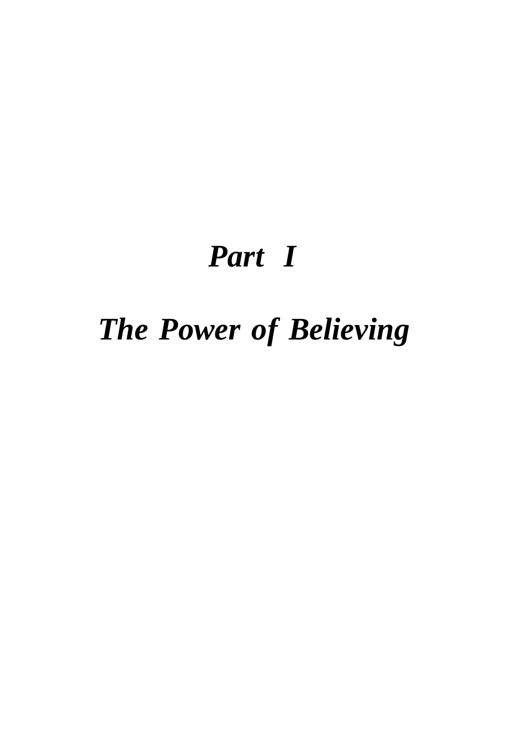# *Part I*

# *The Power of Believing*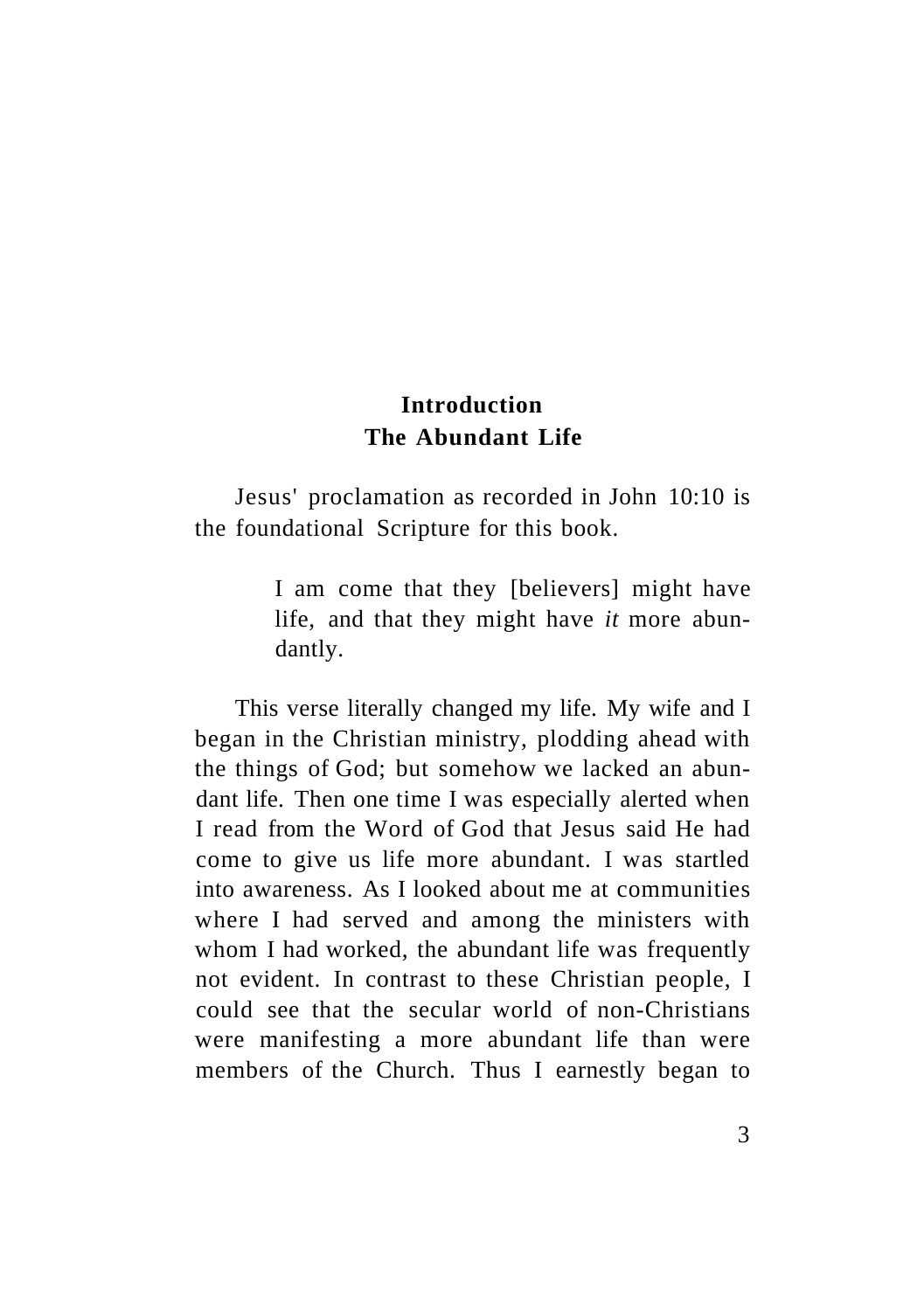## Introduction
## The Abundant Life

Jesus' proclamation as recorded in John 10:10 is the foundational Scripture for this book.

> I am come that they [believers] might have life, and that they might have *it* more abundantly.

This verse literally changed my life. My wife and I began in the Christian ministry, plodding ahead with the things of God; but somehow we lacked an abundant life. Then one time I was especially alerted when I read from the Word of God that Jesus said He had come to give us life more abundant. I was startled into awareness. As I looked about me at communities where I had served and among the ministers with whom I had worked, the abundant life was frequently not evident. In contrast to these Christian people, I could see that the secular world of non-Christians were manifesting a more abundant life than were members of the Church. Thus I earnestly began to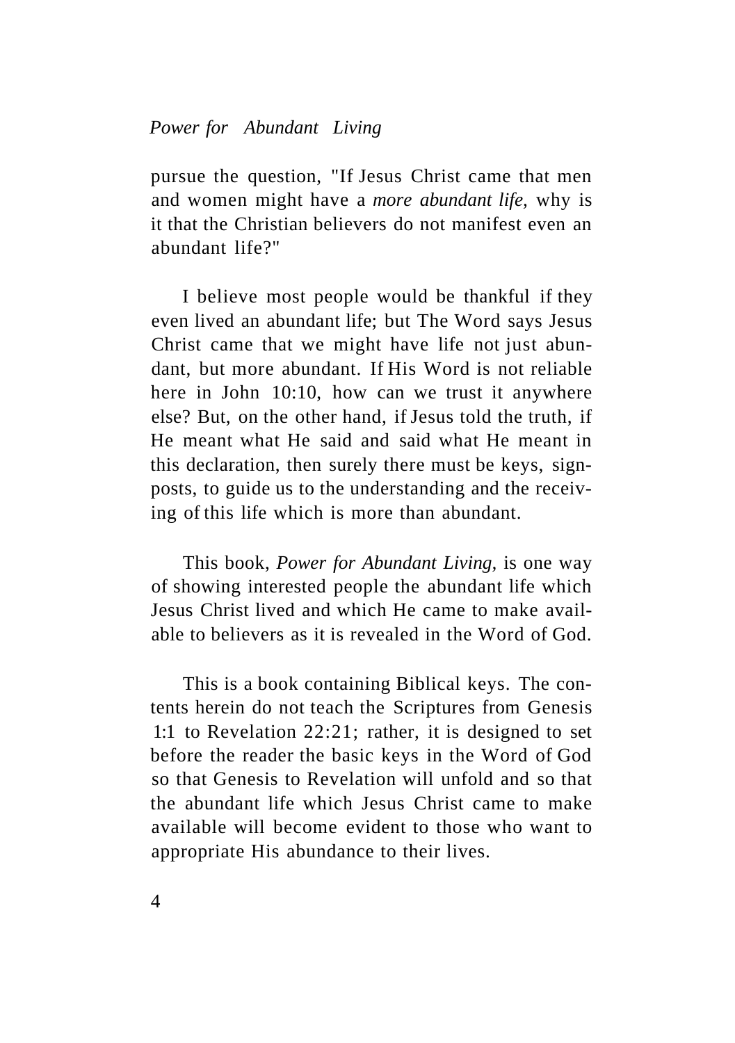pursue the question, "If Jesus Christ came that men and women might have a *more abundant life,* why is it that the Christian believers do not manifest even an abundant life?"

I believe most people would be thankful if they even lived an abundant life; but The Word says Jesus Christ came that we might have life not just abundant, but more abundant. If His Word is not reliable here in John 10:10, how can we trust it anywhere else? But, on the other hand, if Jesus told the truth, if He meant what He said and said what He meant in this declaration, then surely there must be keys, signposts, to guide us to the understanding and the receiving of this life which is more than abundant.

This book, *Power for Abundant Living,* is one way of showing interested people the abundant life which Jesus Christ lived and which He came to make available to believers as it is revealed in the Word of God.

This is a book containing Biblical keys. The contents herein do not teach the Scriptures from Genesis 1:1 to Revelation 22:21; rather, it is designed to set before the reader the basic keys in the Word of God so that Genesis to Revelation will unfold and so that the abundant life which Jesus Christ came to make available will become evident to those who want to appropriate His abundance to their lives.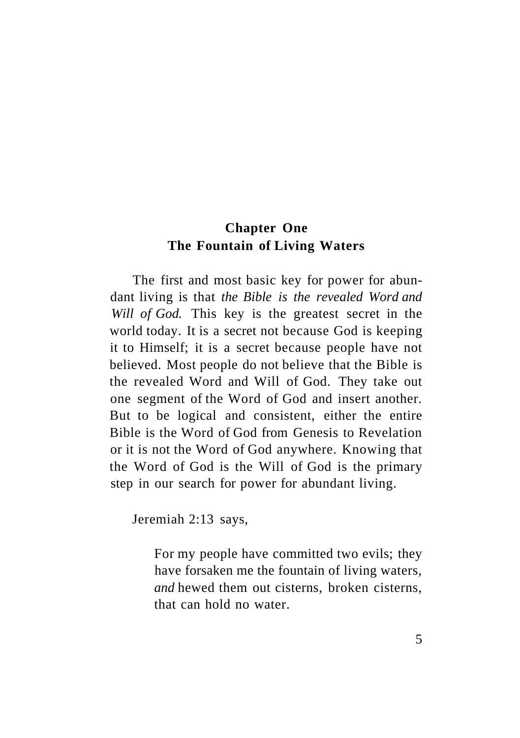# Chapter One
## The Fountain of Living Waters

The first and most basic key for power for abundant living is that *the Bible is the revealed Word and Will of God.* This key is the greatest secret in the world today. It is a secret not because God is keeping it to Himself; it is a secret because people have not believed. Most people do not believe that the Bible is the revealed Word and Will of God. They take out one segment of the Word of God and insert another. But to be logical and consistent, either the entire Bible is the Word of God from Genesis to Revelation or it is not the Word of God anywhere. Knowing that the Word of God is the Will of God is the primary step in our search for power for abundant living.

Jeremiah 2:13 says,

> For my people have committed two evils; they have forsaken me the fountain of living waters, *and* hewed them out cisterns, broken cisterns, that can hold no water.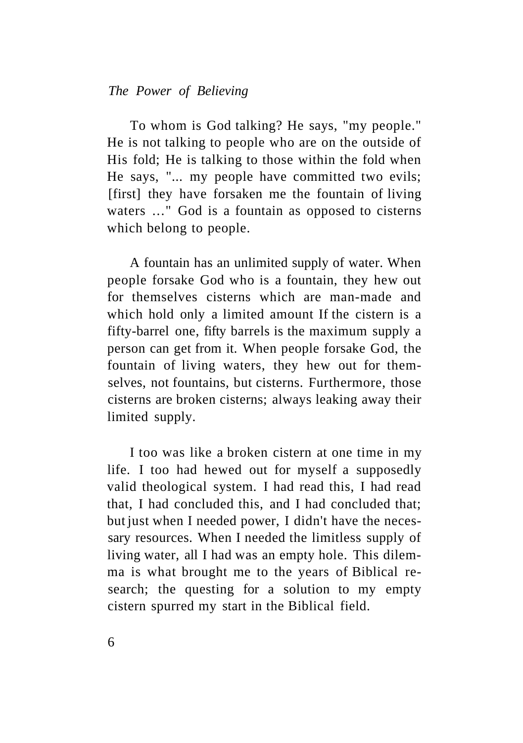To whom is God talking? He says, "my people." He is not talking to people who are on the outside of His fold; He is talking to those within the fold when He says, "... my people have committed two evils; [first] they have forsaken me the fountain of living waters …" God is a fountain as opposed to cisterns which belong to people.

A fountain has an unlimited supply of water. When people forsake God who is a fountain, they hew out for themselves cisterns which are man-made and which hold only a limited amount If the cistern is a fifty-barrel one, fifty barrels is the maximum supply a person can get from it. When people forsake God, the fountain of living waters, they hew out for themselves, not fountains, but cisterns. Furthermore, those cisterns are broken cisterns; always leaking away their limited supply.

I too was like a broken cistern at one time in my life. I too had hewed out for myself a supposedly valid theological system. I had read this, I had read that, I had concluded this, and I had concluded that; but just when I needed power, I didn't have the necessary resources. When I needed the limitless supply of living water, all I had was an empty hole. This dilemma is what brought me to the years of Biblical research; the questing for a solution to my empty cistern spurred my start in the Biblical field.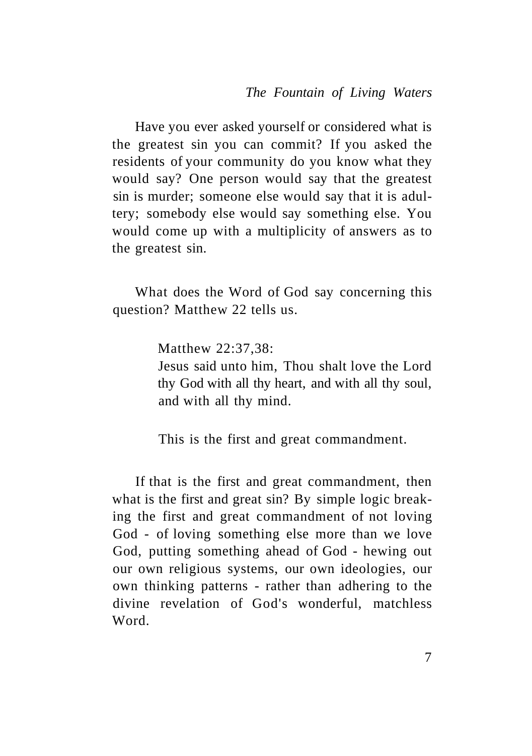Have you ever asked yourself or considered what is the greatest sin you can commit? If you asked the residents of your community do you know what they would say? One person would say that the greatest sin is murder; someone else would say that it is adultery; somebody else would say something else. You would come up with a multiplicity of answers as to the greatest sin.

What does the Word of God say concerning this question? Matthew 22 tells us.

> Matthew 22:37,38:
> Jesus said unto him, Thou shalt love the Lord thy God with all thy heart, and with all thy soul, and with all thy mind.
>
> This is the first and great commandment.

If that is the first and great commandment, then what is the first and great sin? By simple logic breaking the first and great commandment of not loving God - of loving something else more than we love God, putting something ahead of God - hewing out our own religious systems, our own ideologies, our own thinking patterns - rather than adhering to the divine revelation of God's wonderful, matchless Word.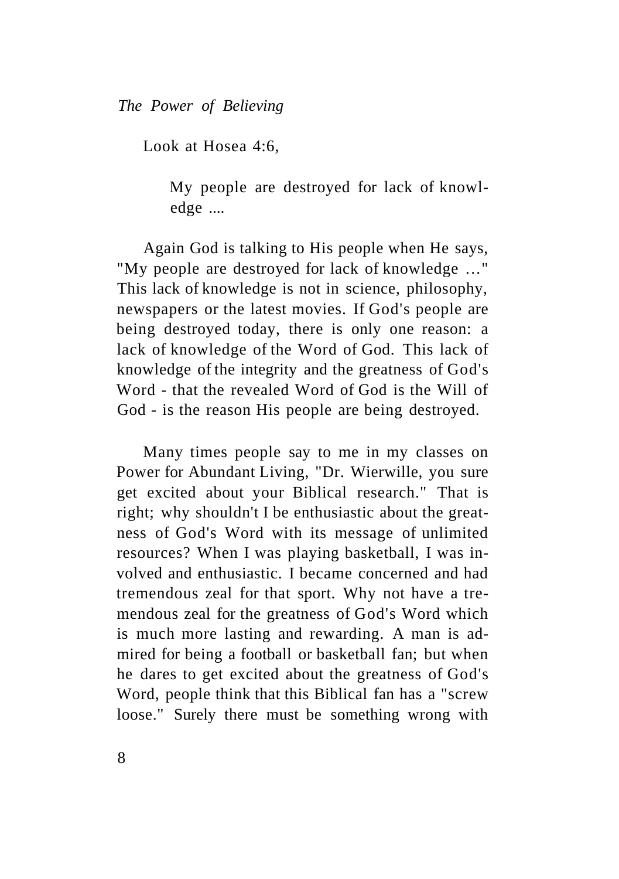Look at Hosea 4:6,

> My people are destroyed for lack of knowledge ....

Again God is talking to His people when He says, "My people are destroyed for lack of knowledge …" This lack of knowledge is not in science, philosophy, newspapers or the latest movies. If God's people are being destroyed today, there is only one reason: a lack of knowledge of the Word of God. This lack of knowledge of the integrity and the greatness of God's Word - that the revealed Word of God is the Will of God - is the reason His people are being destroyed.

Many times people say to me in my classes on Power for Abundant Living, "Dr. Wierwille, you sure get excited about your Biblical research." That is right; why shouldn't I be enthusiastic about the greatness of God's Word with its message of unlimited resources? When I was playing basketball, I was involved and enthusiastic. I became concerned and had tremendous zeal for that sport. Why not have a tremendous zeal for the greatness of God's Word which is much more lasting and rewarding. A man is admired for being a football or basketball fan; but when he dares to get excited about the greatness of God's Word, people think that this Biblical fan has a "screw loose." Surely there must be something wrong with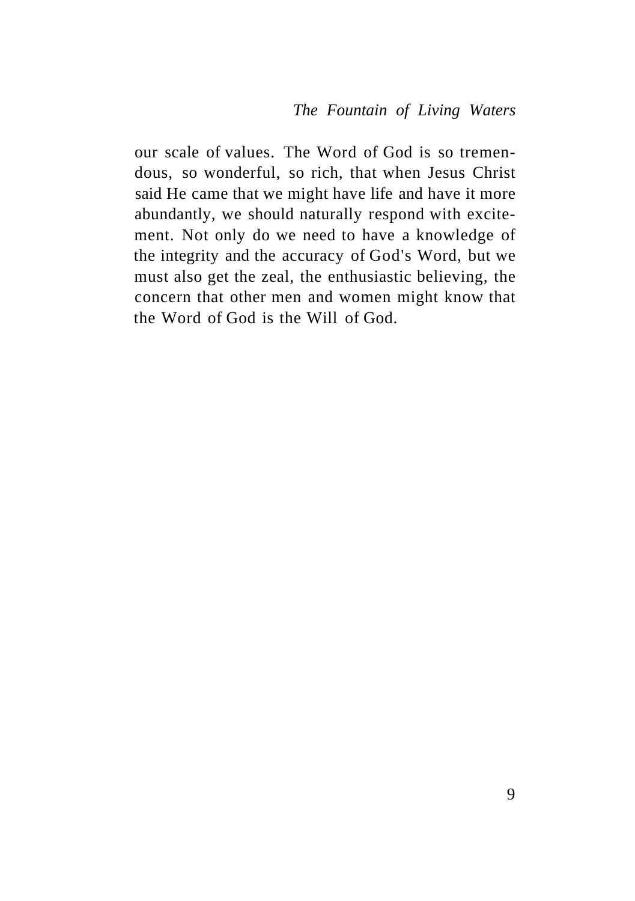our scale of values. The Word of God is so tremendous, so wonderful, so rich, that when Jesus Christ said He came that we might have life and have it more abundantly, we should naturally respond with excitement. Not only do we need to have a knowledge of the integrity and the accuracy of God's Word, but we must also get the zeal, the enthusiastic believing, the concern that other men and women might know that the Word of God is the Will of God.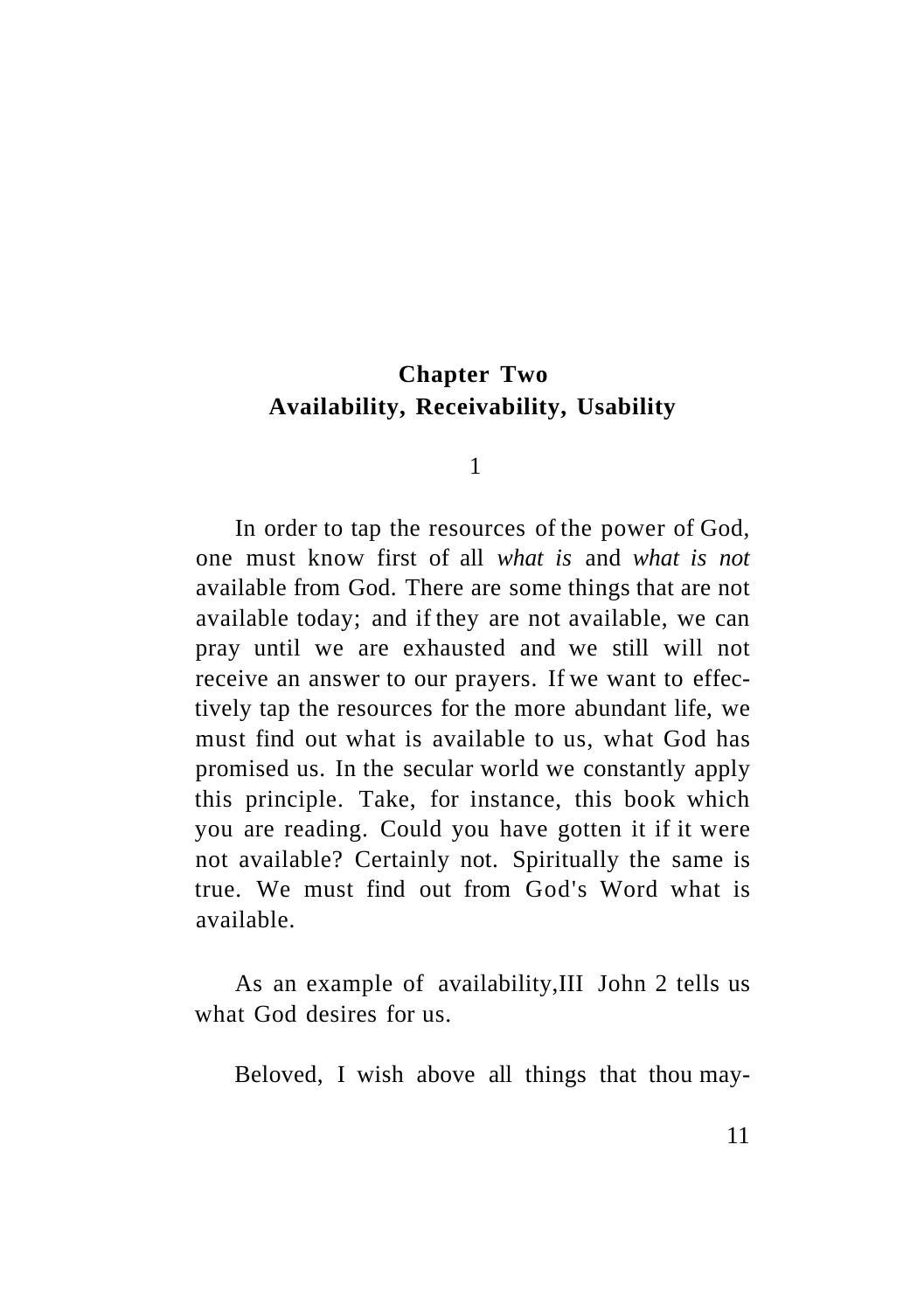## Chapter Two
## Availability, Receivability, Usability

1

In order to tap the resources of the power of God, one must know first of all *what is* and *what is not* available from God. There are some things that are not available today; and if they are not available, we can pray until we are exhausted and we still will not receive an answer to our prayers. If we want to effectively tap the resources for the more abundant life, we must find out what is available to us, what God has promised us. In the secular world we constantly apply this principle. Take, for instance, this book which you are reading. Could you have gotten it if it were not available? Certainly not. Spiritually the same is true. We must find out from God's Word what is available.

As an example of availability, III John 2 tells us what God desires for us.

Beloved, I wish above all things that thou may-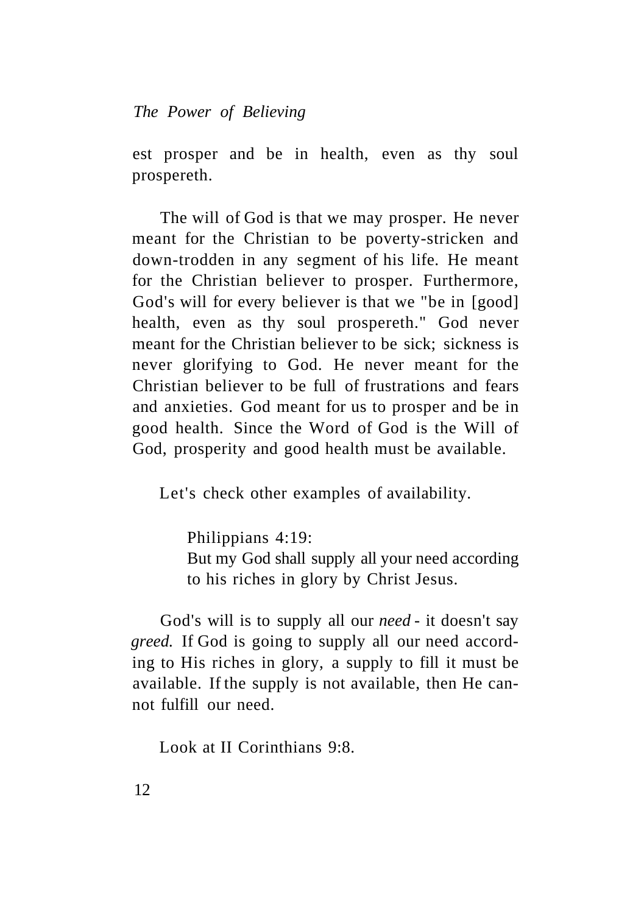est prosper and be in health, even as thy soul prospereth.

The will of God is that we may prosper. He never meant for the Christian to be poverty-stricken and down-trodden in any segment of his life. He meant for the Christian believer to prosper. Furthermore, God's will for every believer is that we "be in [good] health, even as thy soul prospereth." God never meant for the Christian believer to be sick; sickness is never glorifying to God. He never meant for the Christian believer to be full of frustrations and fears and anxieties. God meant for us to prosper and be in good health. Since the Word of God is the Will of God, prosperity and good health must be available.

Let's check other examples of availability.

> Philippians 4:19:
> But my God shall supply all your need according to his riches in glory by Christ Jesus.

God's will is to supply all our *need* - it doesn't say *greed.* If God is going to supply all our need according to His riches in glory, a supply to fill it must be available. If the supply is not available, then He cannot fulfill our need.

Look at II Corinthians 9:8.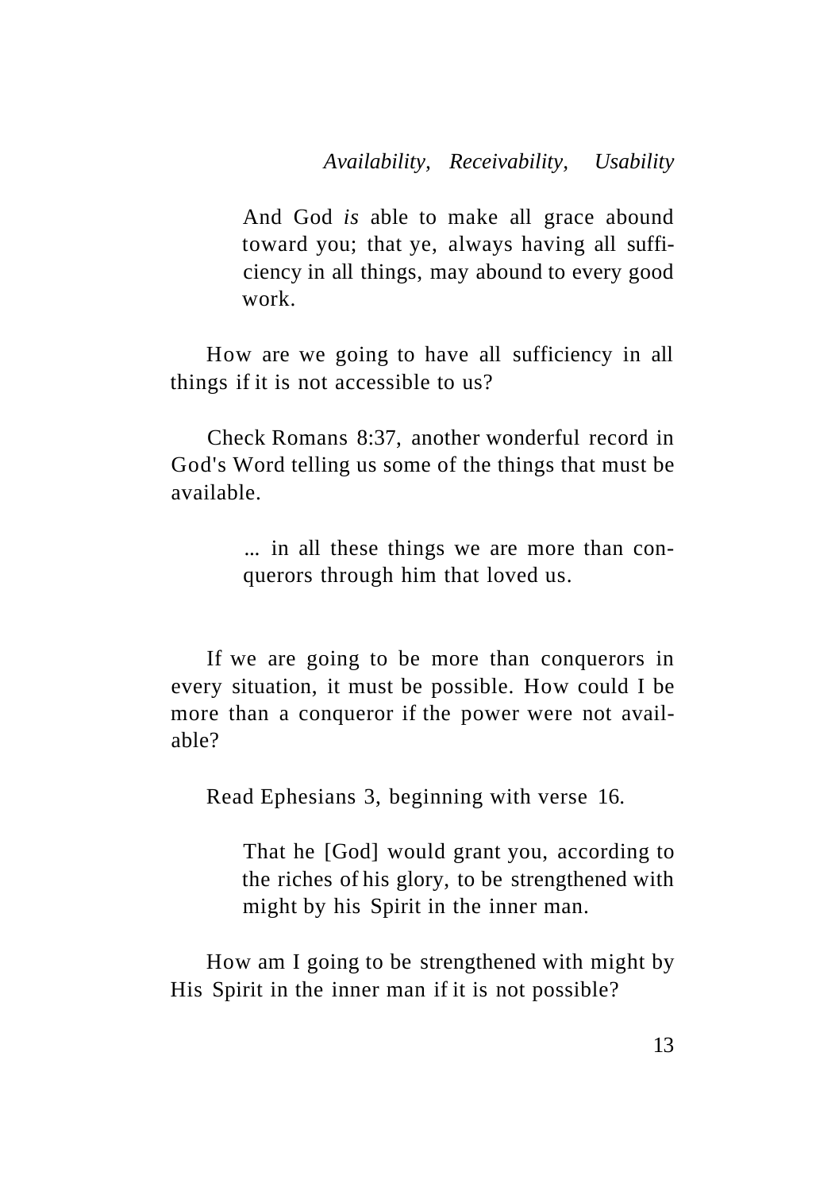> And God *is* able to make all grace abound toward you; that ye, always having all sufficiency in all things, may abound to every good work.

How are we going to have all sufficiency in all things if it is not accessible to us?

Check Romans 8:37, another wonderful record in God's Word telling us some of the things that must be available.

> ... in all these things we are more than conquerors through him that loved us.

If we are going to be more than conquerors in every situation, it must be possible. How could I be more than a conqueror if the power were not available?

Read Ephesians 3, beginning with verse 16.

> That he [God] would grant you, according to the riches of his glory, to be strengthened with might by his Spirit in the inner man.

How am I going to be strengthened with might by His Spirit in the inner man if it is not possible?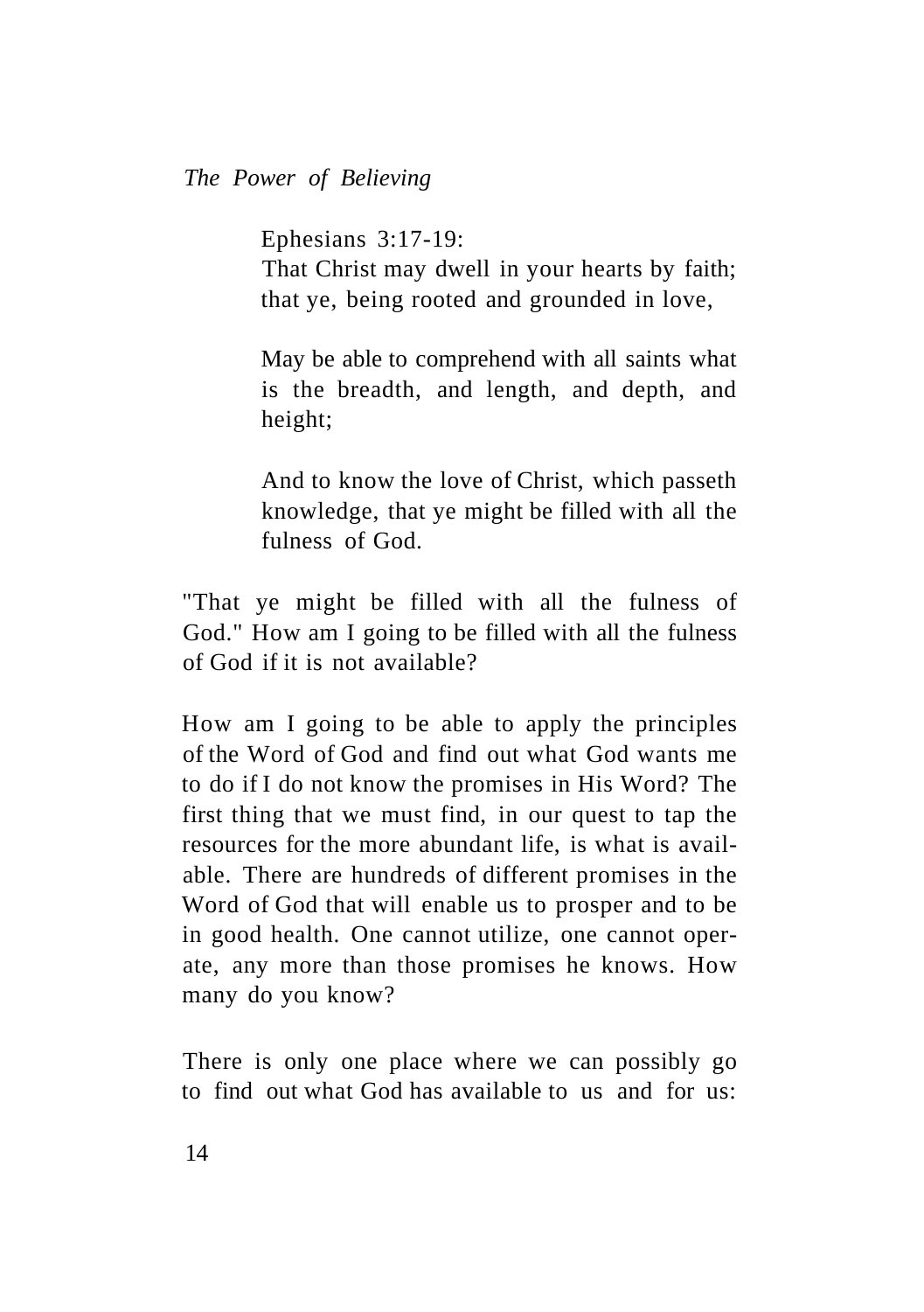Ephesians 3:17-19:

> That Christ may dwell in your hearts by faith; that ye, being rooted and grounded in love,
>
> May be able to comprehend with all saints what is the breadth, and length, and depth, and height;
>
> And to know the love of Christ, which passeth knowledge, that ye might be filled with all the fulness of God.

"That ye might be filled with all the fulness of God." How am I going to be filled with all the fulness of God if it is not available?

How am I going to be able to apply the principles of the Word of God and find out what God wants me to do if I do not know the promises in His Word? The first thing that we must find, in our quest to tap the resources for the more abundant life, is what is available. There are hundreds of different promises in the Word of God that will enable us to prosper and to be in good health. One cannot utilize, one cannot operate, any more than those promises he knows. How many do you know?

There is only one place where we can possibly go to find out what God has available to us and for us: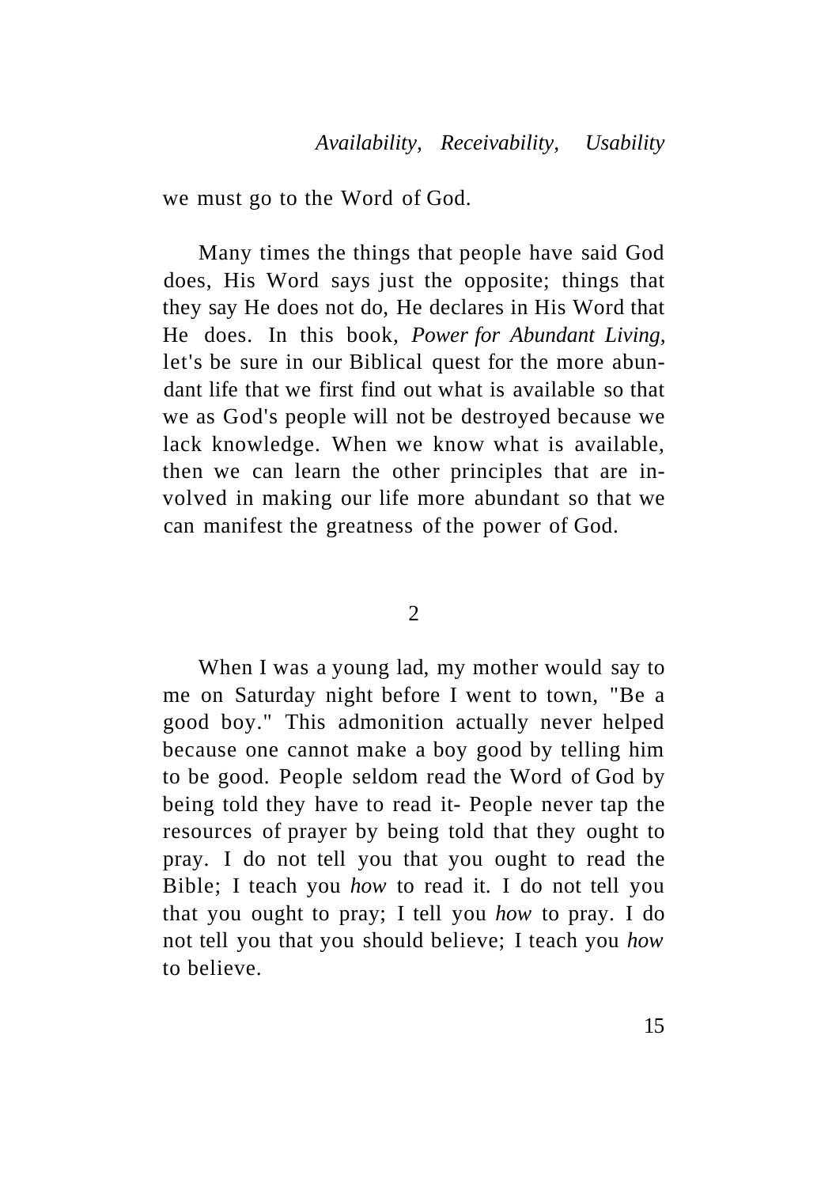we must go to the Word of God.

Many times the things that people have said God does, His Word says just the opposite; things that they say He does not do, He declares in His Word that He does. In this book, *Power for Abundant Living,* let's be sure in our Biblical quest for the more abundant life that we first find out what is available so that we as God's people will not be destroyed because we lack knowledge. When we know what is available, then we can learn the other principles that are involved in making our life more abundant so that we can manifest the greatness of the power of God.

## 2

When I was a young lad, my mother would say to me on Saturday night before I went to town, "Be a good boy." This admonition actually never helped because one cannot make a boy good by telling him to be good. People seldom read the Word of God by being told they have to read it- People never tap the resources of prayer by being told that they ought to pray. I do not tell you that you ought to read the Bible; I teach you *how* to read it. I do not tell you that you ought to pray; I tell you *how* to pray. I do not tell you that you should believe; I teach you *how* to believe.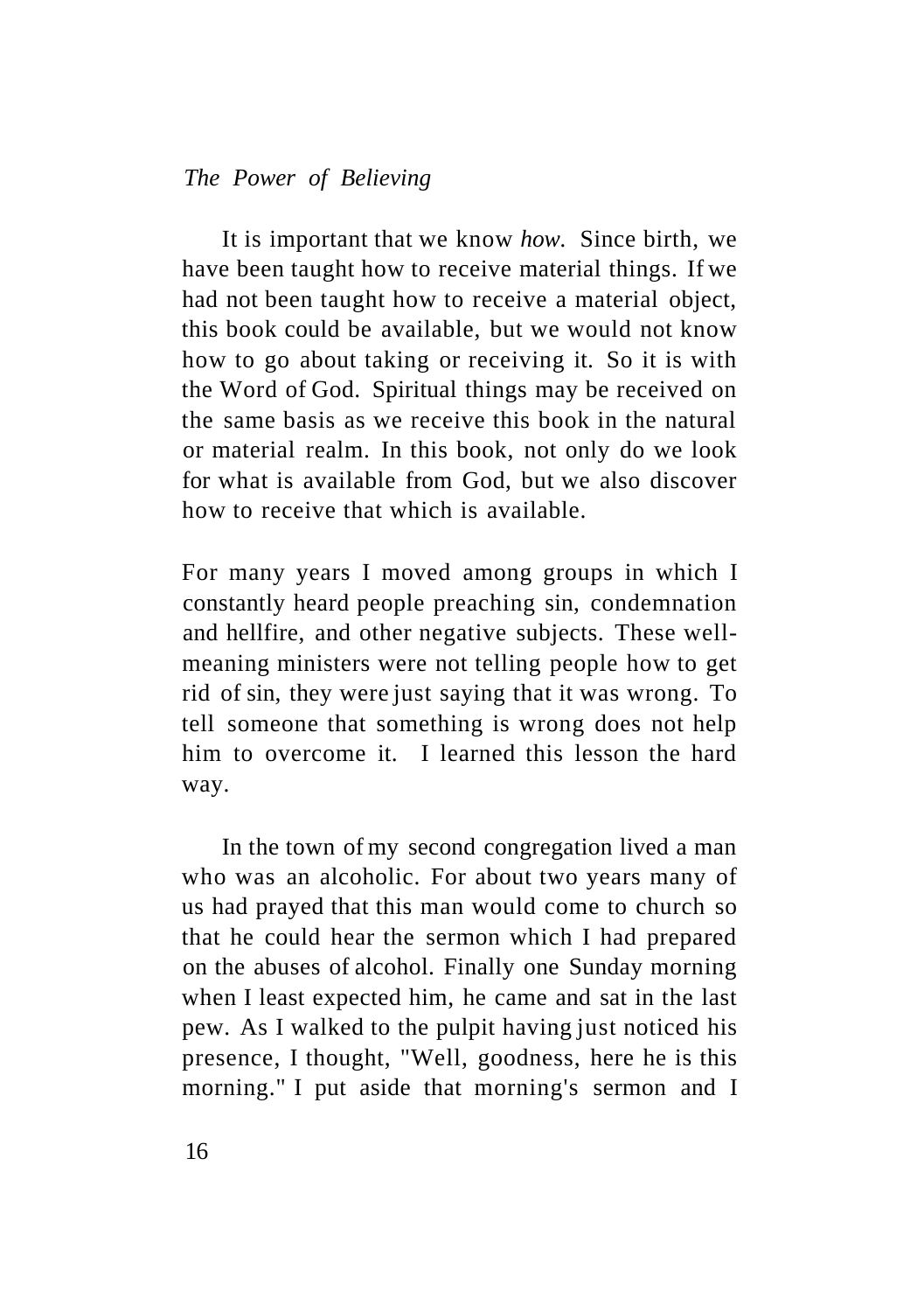It is important that we know *how.* Since birth, we have been taught how to receive material things. If we had not been taught how to receive a material object, this book could be available, but we would not know how to go about taking or receiving it. So it is with the Word of God. Spiritual things may be received on the same basis as we receive this book in the natural or material realm. In this book, not only do we look for what is available from God, but we also discover how to receive that which is available.

For many years I moved among groups in which I constantly heard people preaching sin, condemnation and hellfire, and other negative subjects. These well-meaning ministers were not telling people how to get rid of sin, they were just saying that it was wrong. To tell someone that something is wrong does not help him to overcome it. I learned this lesson the hard way.

In the town of my second congregation lived a man who was an alcoholic. For about two years many of us had prayed that this man would come to church so that he could hear the sermon which I had prepared on the abuses of alcohol. Finally one Sunday morning when I least expected him, he came and sat in the last pew. As I walked to the pulpit having just noticed his presence, I thought, "Well, goodness, here he is this morning." I put aside that morning's sermon and I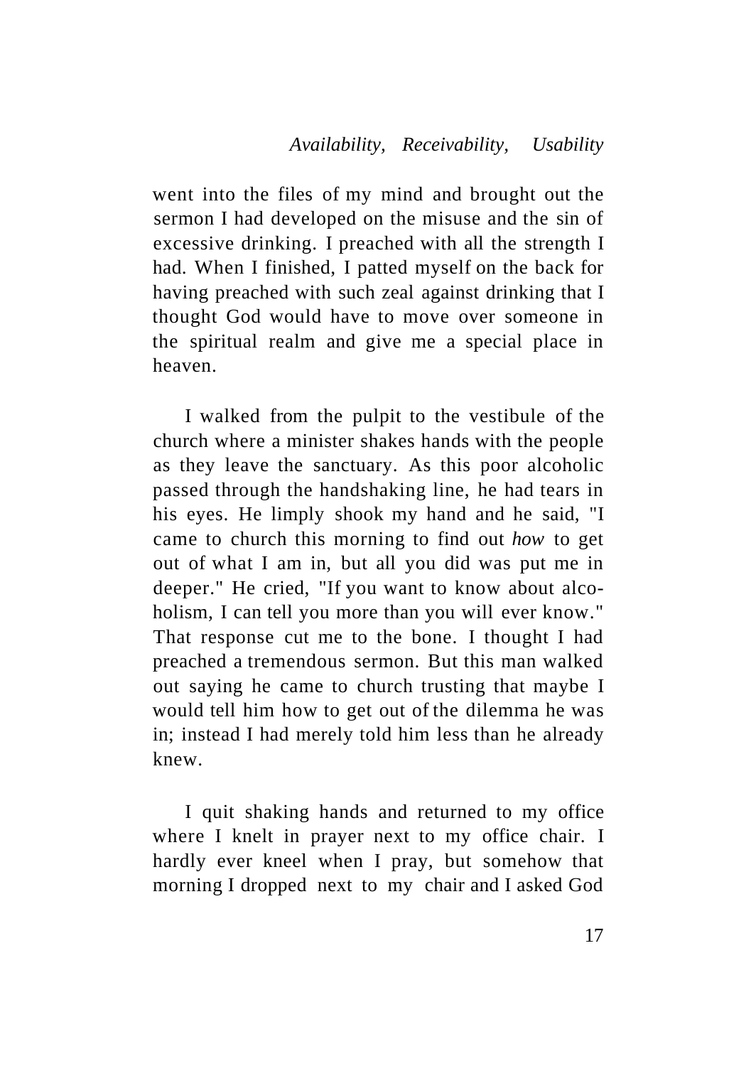went into the files of my mind and brought out the sermon I had developed on the misuse and the sin of excessive drinking. I preached with all the strength I had. When I finished, I patted myself on the back for having preached with such zeal against drinking that I thought God would have to move over someone in the spiritual realm and give me a special place in heaven.

I walked from the pulpit to the vestibule of the church where a minister shakes hands with the people as they leave the sanctuary. As this poor alcoholic passed through the handshaking line, he had tears in his eyes. He limply shook my hand and he said, "I came to church this morning to find out *how* to get out of what I am in, but all you did was put me in deeper." He cried, "If you want to know about alcoholism, I can tell you more than you will ever know." That response cut me to the bone. I thought I had preached a tremendous sermon. But this man walked out saying he came to church trusting that maybe I would tell him how to get out of the dilemma he was in; instead I had merely told him less than he already knew.

I quit shaking hands and returned to my office where I knelt in prayer next to my office chair. I hardly ever kneel when I pray, but somehow that morning I dropped next to my chair and I asked God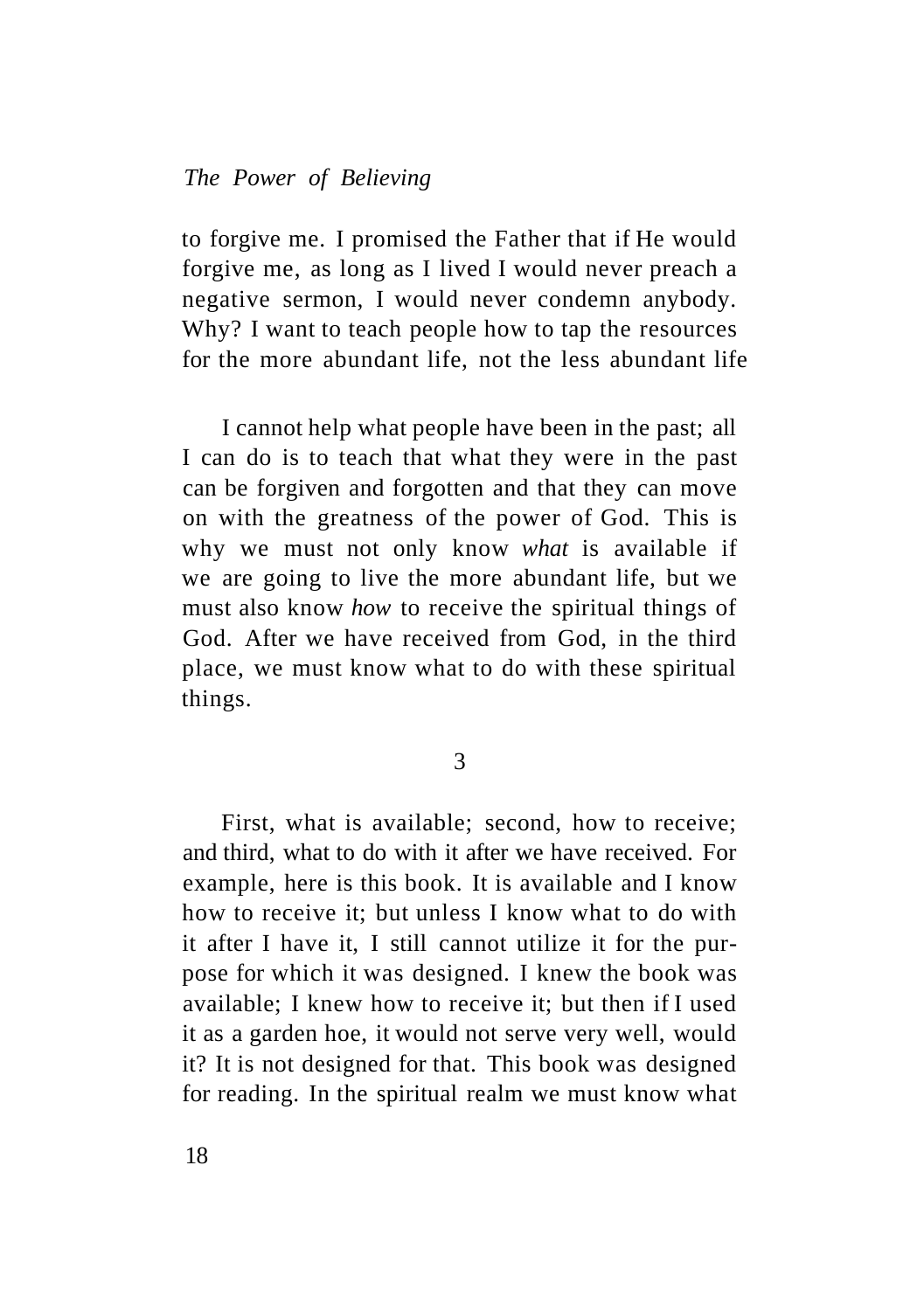to forgive me. I promised the Father that if He would forgive me, as long as I lived I would never preach a negative sermon, I would never condemn anybody. Why? I want to teach people how to tap the resources for the more abundant life, not the less abundant life

I cannot help what people have been in the past; all I can do is to teach that what they were in the past can be forgiven and forgotten and that they can move on with the greatness of the power of God. This is why we must not only know *what* is available if we are going to live the more abundant life, but we must also know *how* to receive the spiritual things of God. After we have received from God, in the third place, we must know what to do with these spiritual things.

## 3

First, what is available; second, how to receive; and third, what to do with it after we have received. For example, here is this book. It is available and I know how to receive it; but unless I know what to do with it after I have it, I still cannot utilize it for the purpose for which it was designed. I knew the book was available; I knew how to receive it; but then if I used it as a garden hoe, it would not serve very well, would it? It is not designed for that. This book was designed for reading. In the spiritual realm we must know what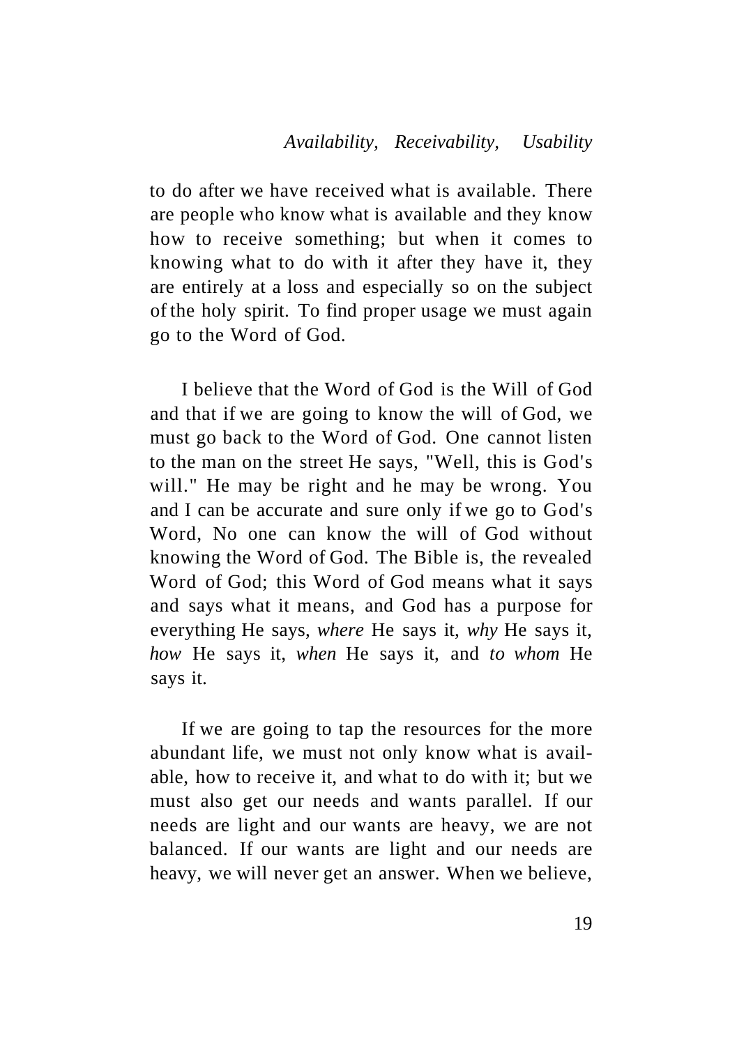to do after we have received what is available. There are people who know what is available and they know how to receive something; but when it comes to knowing what to do with it after they have it, they are entirely at a loss and especially so on the subject of the holy spirit. To find proper usage we must again go to the Word of God.

I believe that the Word of God is the Will of God and that if we are going to know the will of God, we must go back to the Word of God. One cannot listen to the man on the street He says, "Well, this is God's will." He may be right and he may be wrong. You and I can be accurate and sure only if we go to God's Word, No one can know the will of God without knowing the Word of God. The Bible is, the revealed Word of God; this Word of God means what it says and says what it means, and God has a purpose for everything He says, *where* He says it, *why* He says it, *how* He says it, *when* He says it, and *to whom* He says it.

If we are going to tap the resources for the more abundant life, we must not only know what is available, how to receive it, and what to do with it; but we must also get our needs and wants parallel. If our needs are light and our wants are heavy, we are not balanced. If our wants are light and our needs are heavy, we will never get an answer. When we believe,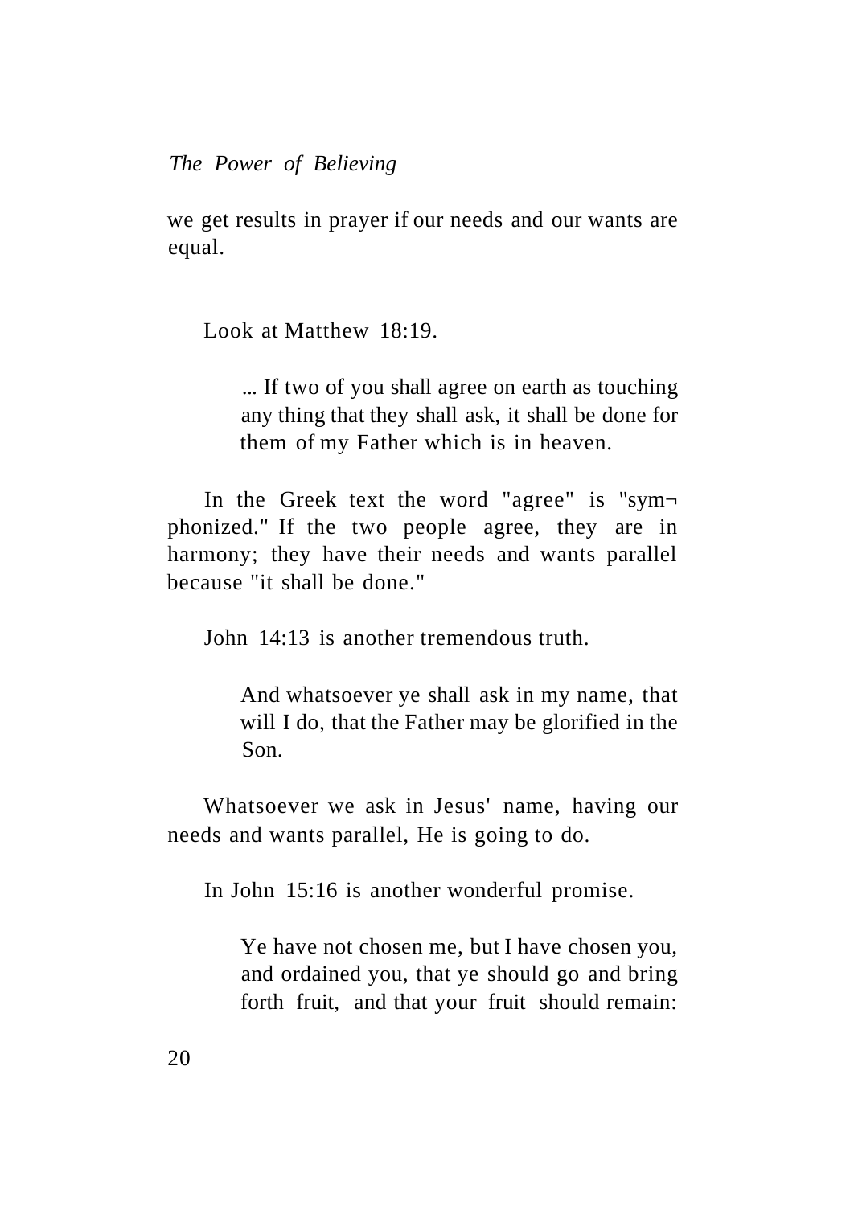we get results in prayer if our needs and our wants are equal.

Look at Matthew 18:19.

> ... If two of you shall agree on earth as touching any thing that they shall ask, it shall be done for them of my Father which is in heaven.

In the Greek text the word "agree" is "symphonized." If the two people agree, they are in harmony; they have their needs and wants parallel because "it shall be done."

John 14:13 is another tremendous truth.

> And whatsoever ye shall ask in my name, that will I do, that the Father may be glorified in the Son.

Whatsoever we ask in Jesus' name, having our needs and wants parallel, He is going to do.

In John 15:16 is another wonderful promise.

> Ye have not chosen me, but I have chosen you, and ordained you, that ye should go and bring forth fruit, and that your fruit should remain: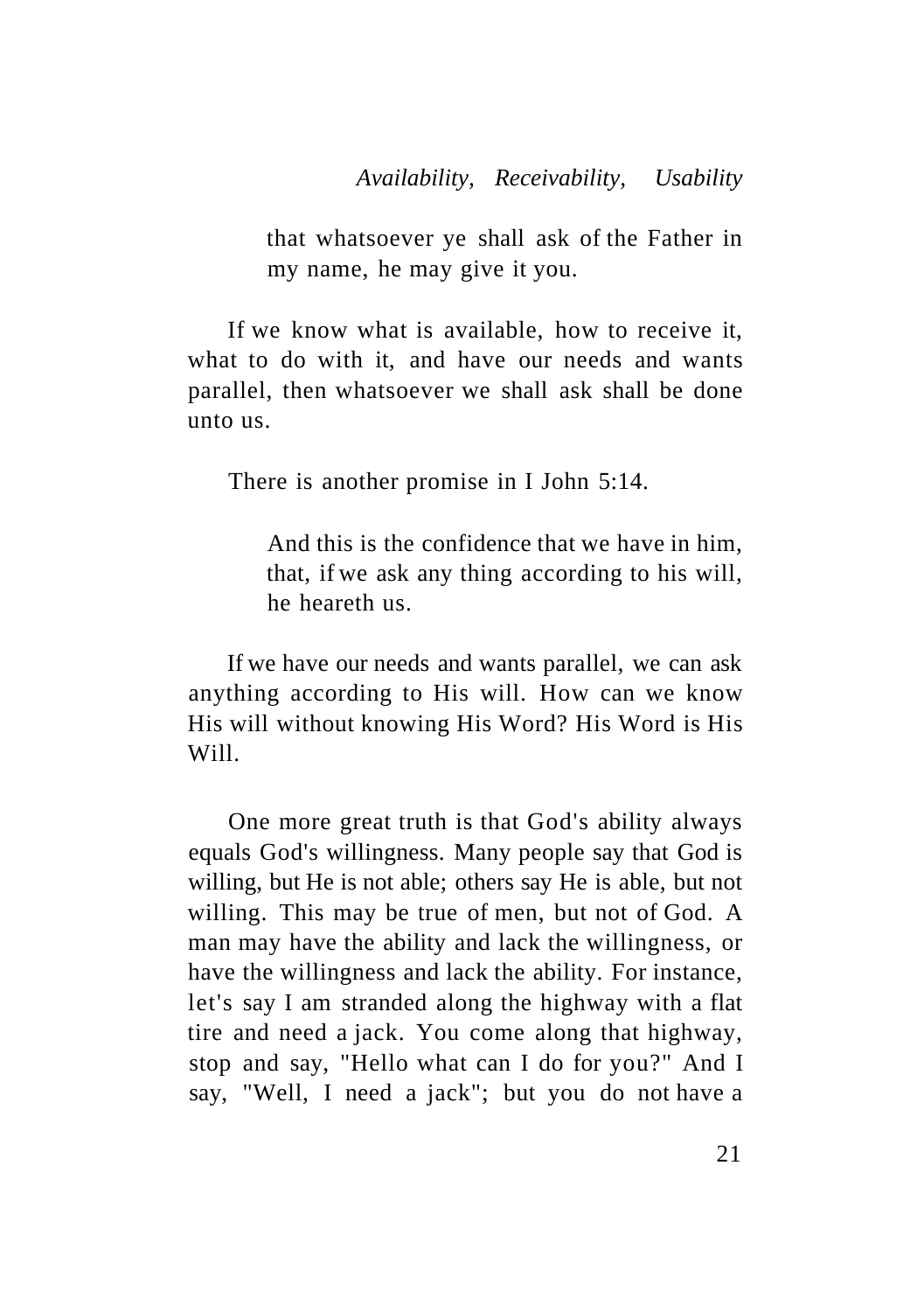> that whatsoever ye shall ask of the Father in my name, he may give it you.

If we know what is available, how to receive it, what to do with it, and have our needs and wants parallel, then whatsoever we shall ask shall be done unto us.

There is another promise in I John 5:14.

> And this is the confidence that we have in him, that, if we ask any thing according to his will, he heareth us.

If we have our needs and wants parallel, we can ask anything according to His will. How can we know His will without knowing His Word? His Word is His Will.

One more great truth is that God's ability always equals God's willingness. Many people say that God is willing, but He is not able; others say He is able, but not willing. This may be true of men, but not of God. A man may have the ability and lack the willingness, or have the willingness and lack the ability. For instance, let's say I am stranded along the highway with a flat tire and need a jack. You come along that highway, stop and say, "Hello what can I do for you?" And I say, "Well, I need a jack"; but you do not have a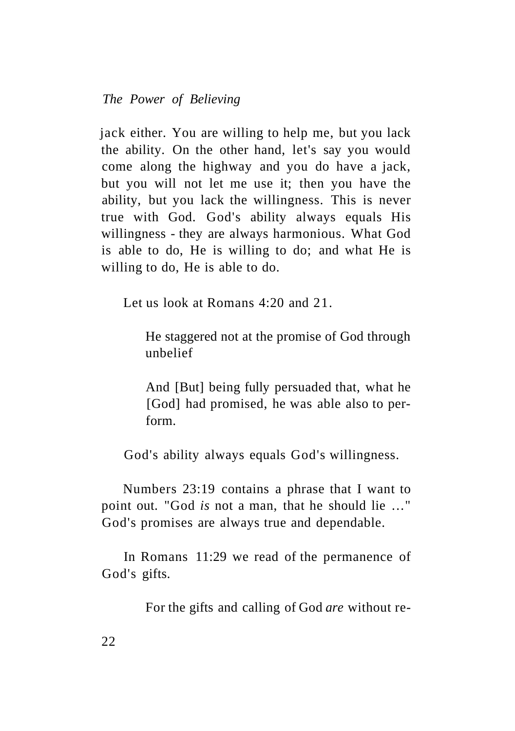jack either. You are willing to help me, but you lack the ability. On the other hand, let's say you would come along the highway and you do have a jack, but you will not let me use it; then you have the ability, but you lack the willingness. This is never true with God. God's ability always equals His willingness - they are always harmonious. What God is able to do, He is willing to do; and what He is willing to do, He is able to do.

Let us look at Romans 4:20 and 21.

> He staggered not at the promise of God through unbelief
>
> And [But] being fully persuaded that, what he [God] had promised, he was able also to perform.

God's ability always equals God's willingness.

Numbers 23:19 contains a phrase that I want to point out. "God *is* not a man, that he should lie …" God's promises are always true and dependable.

In Romans 11:29 we read of the permanence of God's gifts.

> For the gifts and calling of God *are* without re-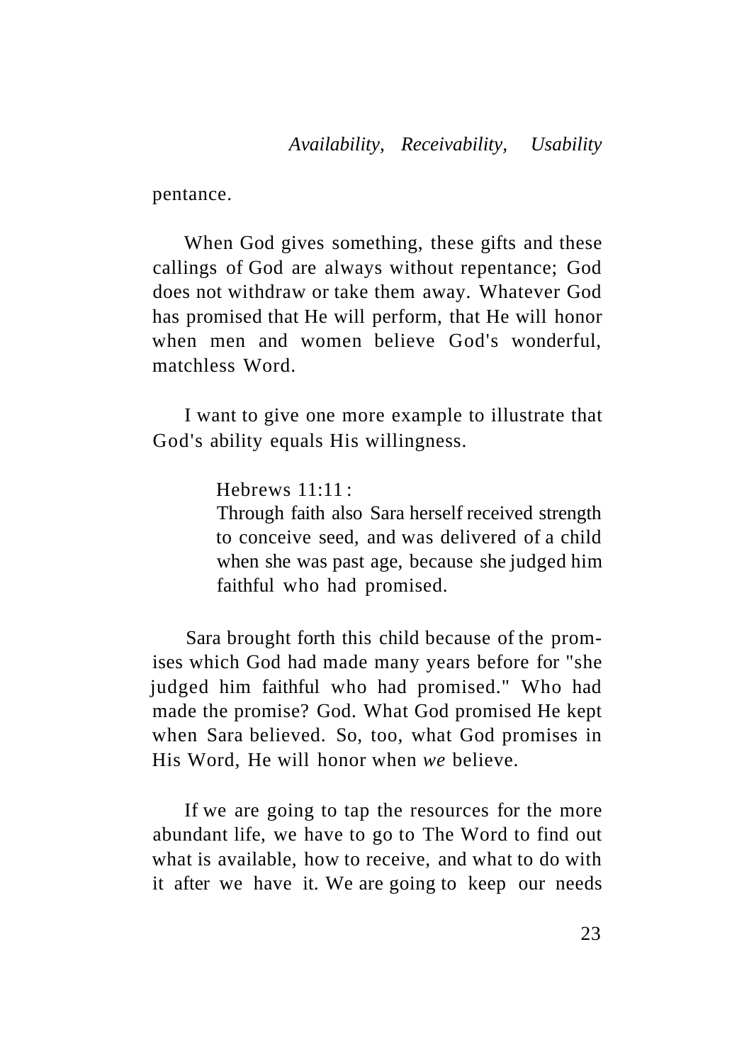pentance.

When God gives something, these gifts and these callings of God are always without repentance; God does not withdraw or take them away. Whatever God has promised that He will perform, that He will honor when men and women believe God's wonderful, matchless Word.

I want to give one more example to illustrate that God's ability equals His willingness.

> Hebrews 11:11:
> Through faith also Sara herself received strength to conceive seed, and was delivered of a child when she was past age, because she judged him faithful who had promised.

Sara brought forth this child because of the promises which God had made many years before for "she judged him faithful who had promised." Who had made the promise? God. What God promised He kept when Sara believed. So, too, what God promises in His Word, He will honor when *we* believe.

If we are going to tap the resources for the more abundant life, we have to go to The Word to find out what is available, how to receive, and what to do with it after we have it. We are going to keep our needs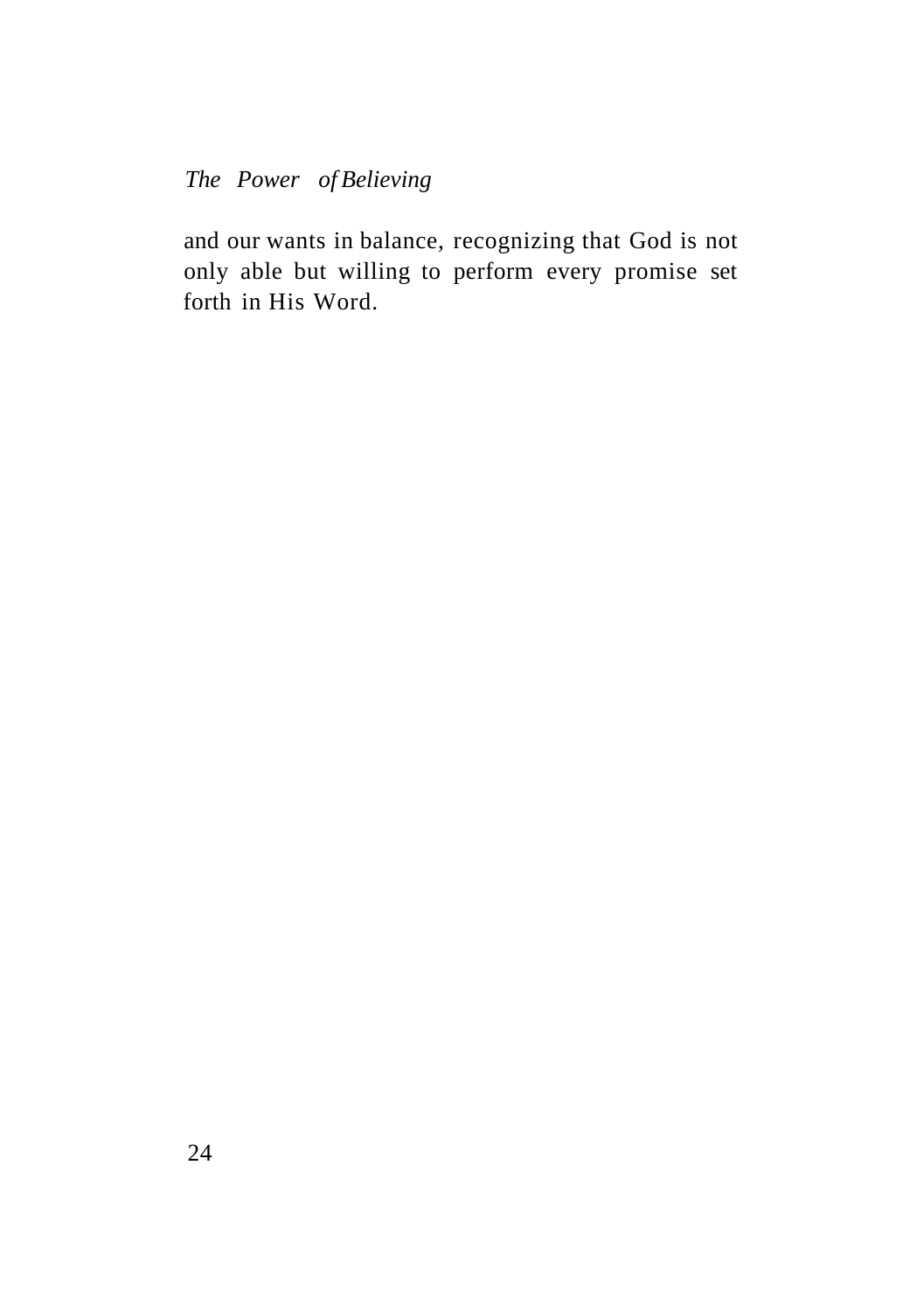and our wants in balance, recognizing that God is not only able but willing to perform every promise set forth in His Word.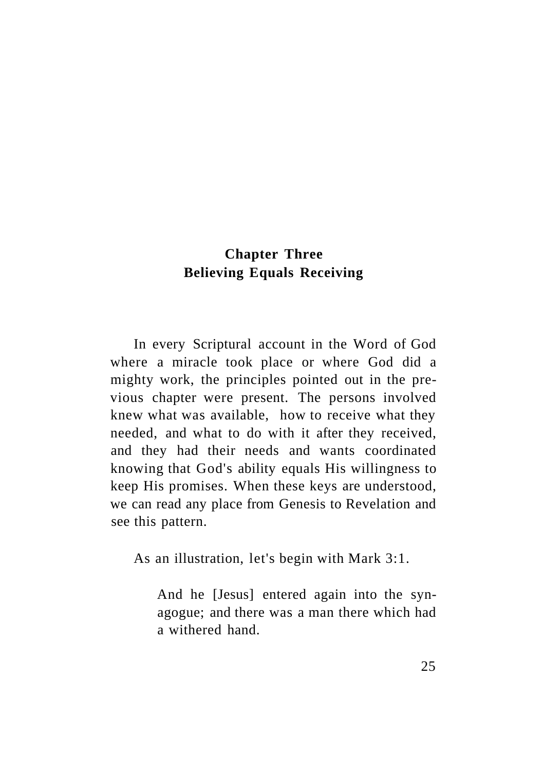## Chapter Three
## Believing Equals Receiving

In every Scriptural account in the Word of God where a miracle took place or where God did a mighty work, the principles pointed out in the previous chapter were present. The persons involved knew what was available, how to receive what they needed, and what to do with it after they received, and they had their needs and wants coordinated knowing that God's ability equals His willingness to keep His promises. When these keys are understood, we can read any place from Genesis to Revelation and see this pattern.

As an illustration, let's begin with Mark 3:1.

> And he [Jesus] entered again into the synagogue; and there was a man there which had a withered hand.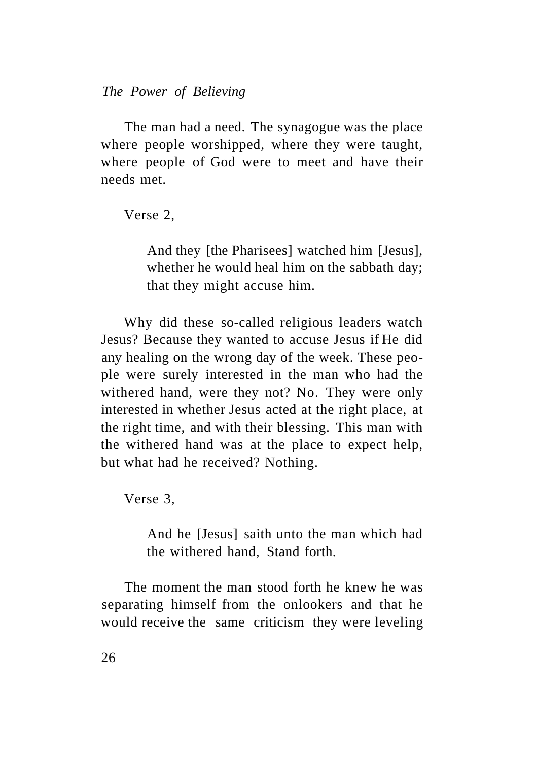The man had a need. The synagogue was the place where people worshipped, where they were taught, where people of God were to meet and have their needs met.

Verse 2,

> And they [the Pharisees] watched him [Jesus], whether he would heal him on the sabbath day; that they might accuse him.

Why did these so-called religious leaders watch Jesus? Because they wanted to accuse Jesus if He did any healing on the wrong day of the week. These people were surely interested in the man who had the withered hand, were they not? No. They were only interested in whether Jesus acted at the right place, at the right time, and with their blessing. This man with the withered hand was at the place to expect help, but what had he received? Nothing.

Verse 3,

> And he [Jesus] saith unto the man which had the withered hand, Stand forth.

The moment the man stood forth he knew he was separating himself from the onlookers and that he would receive the same criticism they were leveling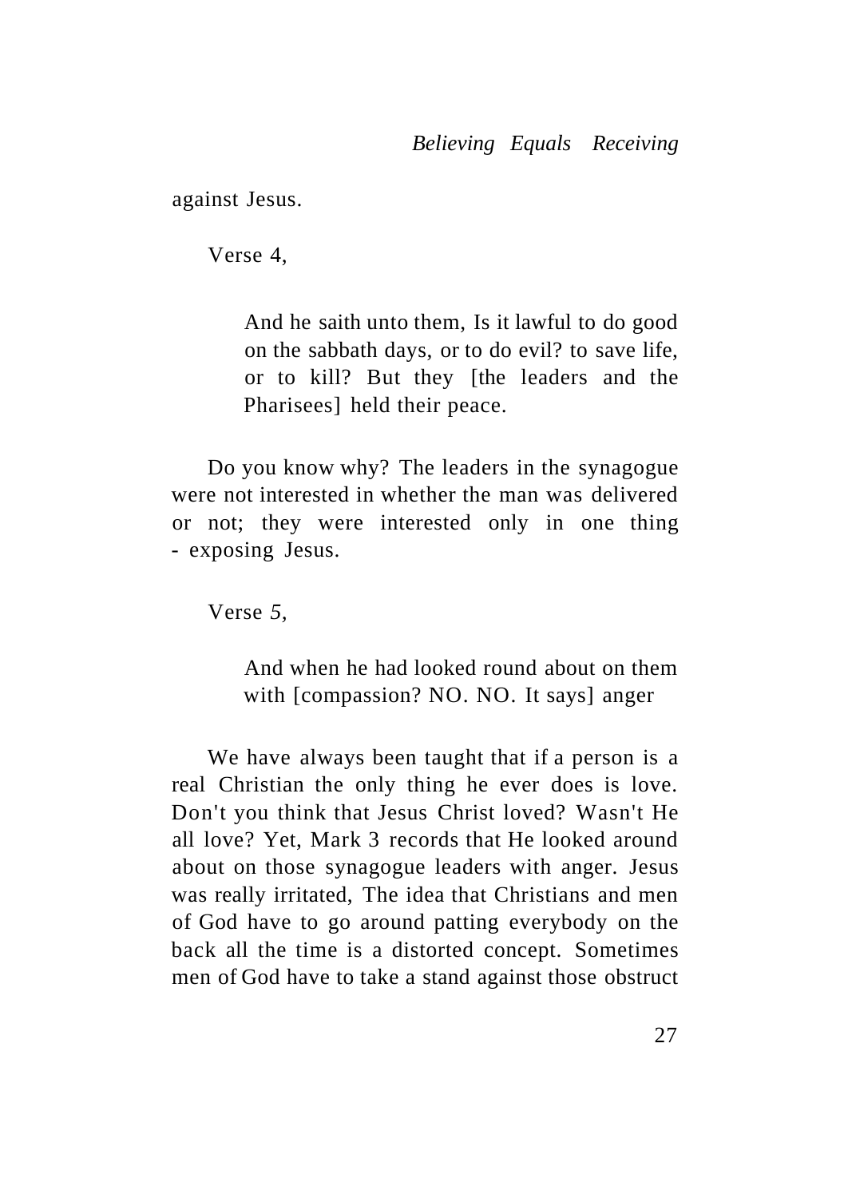against Jesus.

Verse 4,

> And he saith unto them, Is it lawful to do good on the sabbath days, or to do evil? to save life, or to kill? But they [the leaders and the Pharisees] held their peace.

Do you know why? The leaders in the synagogue were not interested in whether the man was delivered or not; they were interested only in one thing - exposing Jesus.

Verse 5,

> And when he had looked round about on them with [compassion? NO. NO. It says] anger

We have always been taught that if a person is a real Christian the only thing he ever does is love. Don't you think that Jesus Christ loved? Wasn't He all love? Yet, Mark 3 records that He looked around about on those synagogue leaders with anger. Jesus was really irritated, The idea that Christians and men of God have to go around patting everybody on the back all the time is a distorted concept. Sometimes men of God have to take a stand against those obstruct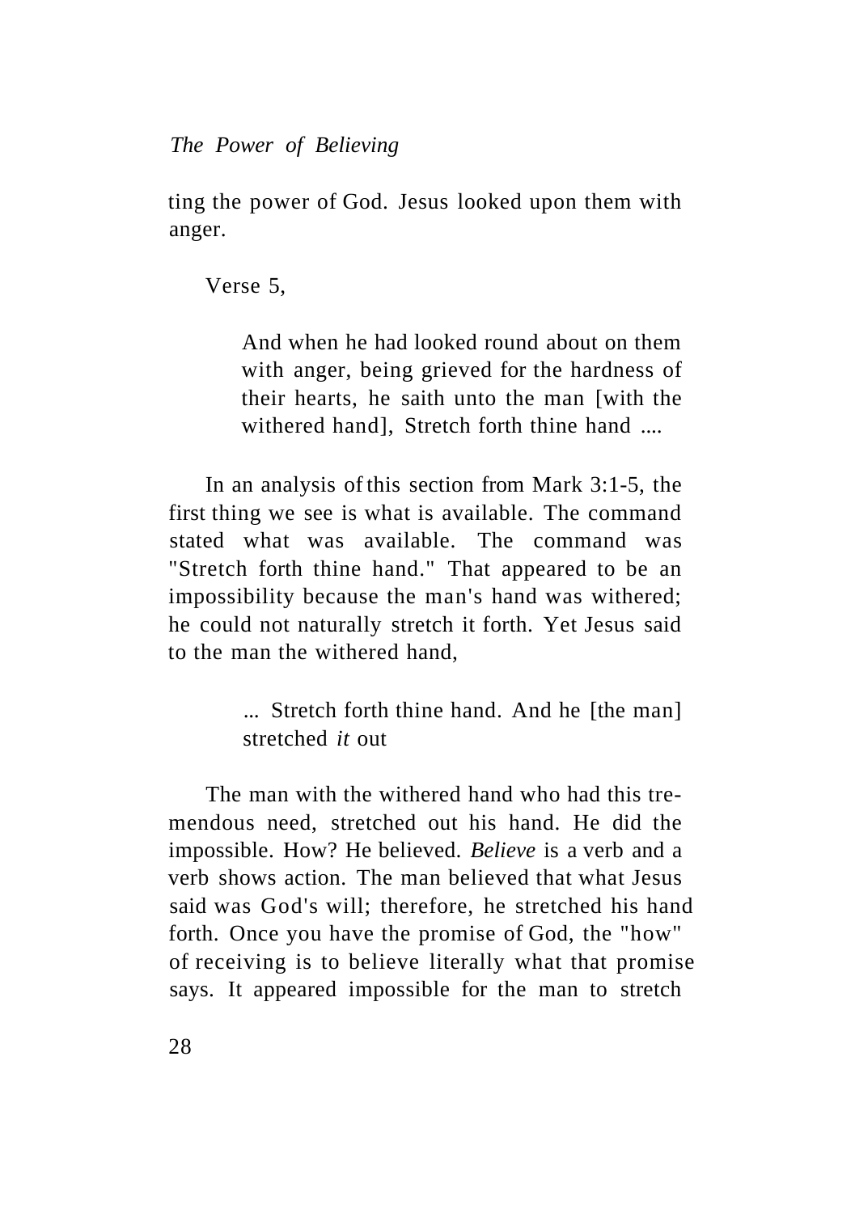ting the power of God. Jesus looked upon them with anger.

Verse 5,

> And when he had looked round about on them with anger, being grieved for the hardness of their hearts, he saith unto the man [with the withered hand], Stretch forth thine hand ....

In an analysis of this section from Mark 3:1-5, the first thing we see is what is available. The command stated what was available. The command was "Stretch forth thine hand." That appeared to be an impossibility because the man's hand was withered; he could not naturally stretch it forth. Yet Jesus said to the man the withered hand,

> ... Stretch forth thine hand. And he [the man] stretched *it* out

The man with the withered hand who had this tremendous need, stretched out his hand. He did the impossible. How? He believed. *Believe* is a verb and a verb shows action. The man believed that what Jesus said was God's will; therefore, he stretched his hand forth. Once you have the promise of God, the "how" of receiving is to believe literally what that promise says. It appeared impossible for the man to stretch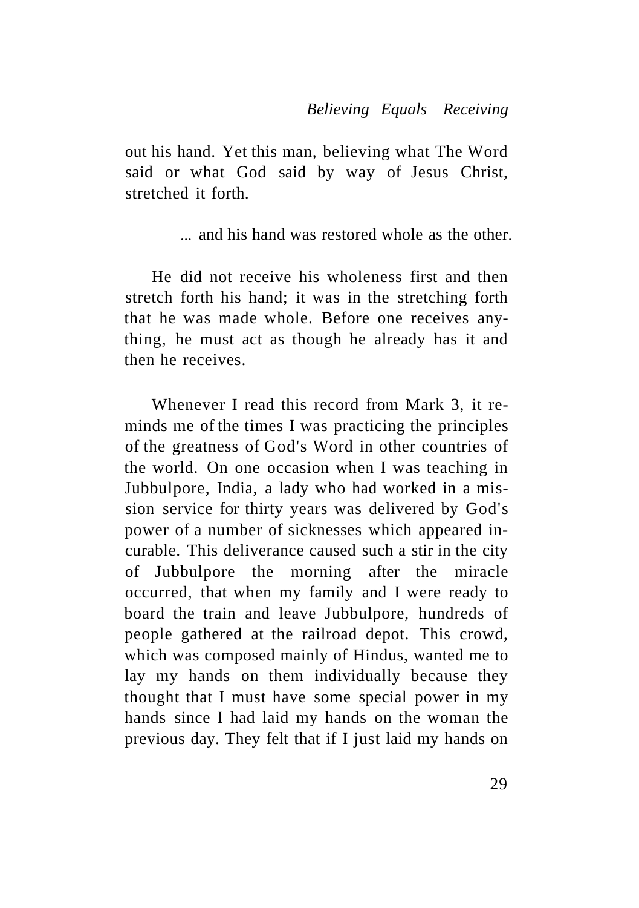out his hand. Yet this man, believing what The Word said or what God said by way of Jesus Christ, stretched it forth.

> ... and his hand was restored whole as the other.

He did not receive his wholeness first and then stretch forth his hand; it was in the stretching forth that he was made whole. Before one receives anything, he must act as though he already has it and then he receives.

Whenever I read this record from Mark 3, it reminds me of the times I was practicing the principles of the greatness of God's Word in other countries of the world. On one occasion when I was teaching in Jubbulpore, India, a lady who had worked in a mission service for thirty years was delivered by God's power of a number of sicknesses which appeared incurable. This deliverance caused such a stir in the city of Jubbulpore the morning after the miracle occurred, that when my family and I were ready to board the train and leave Jubbulpore, hundreds of people gathered at the railroad depot. This crowd, which was composed mainly of Hindus, wanted me to lay my hands on them individually because they thought that I must have some special power in my hands since I had laid my hands on the woman the previous day. They felt that if I just laid my hands on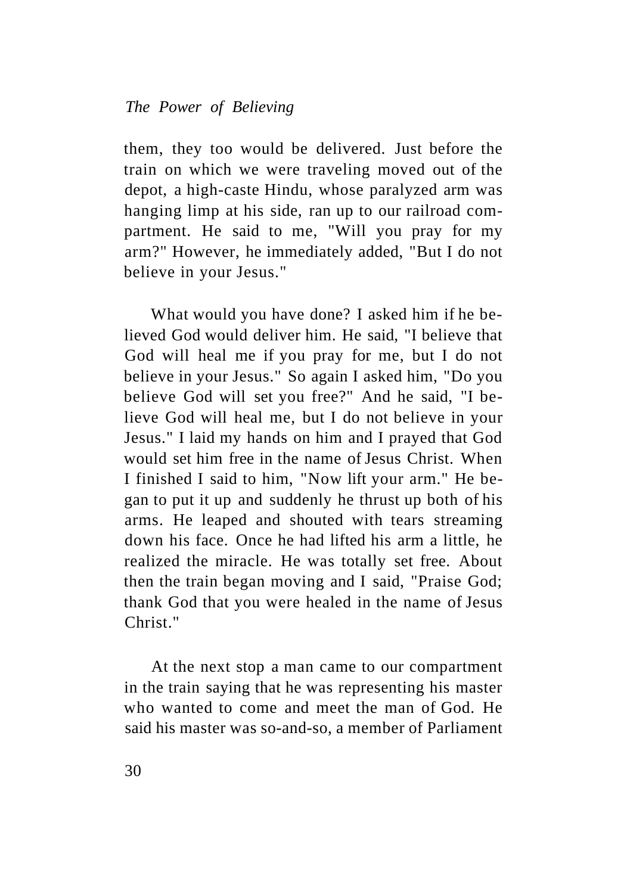them, they too would be delivered. Just before the train on which we were traveling moved out of the depot, a high-caste Hindu, whose paralyzed arm was hanging limp at his side, ran up to our railroad compartment. He said to me, "Will you pray for my arm?" However, he immediately added, "But I do not believe in your Jesus."

What would you have done? I asked him if he believed God would deliver him. He said, "I believe that God will heal me if you pray for me, but I do not believe in your Jesus." So again I asked him, "Do you believe God will set you free?" And he said, "I believe God will heal me, but I do not believe in your Jesus." I laid my hands on him and I prayed that God would set him free in the name of Jesus Christ. When I finished I said to him, "Now lift your arm." He began to put it up and suddenly he thrust up both of his arms. He leaped and shouted with tears streaming down his face. Once he had lifted his arm a little, he realized the miracle. He was totally set free. About then the train began moving and I said, "Praise God; thank God that you were healed in the name of Jesus Christ."

At the next stop a man came to our compartment in the train saying that he was representing his master who wanted to come and meet the man of God. He said his master was so-and-so, a member of Parliament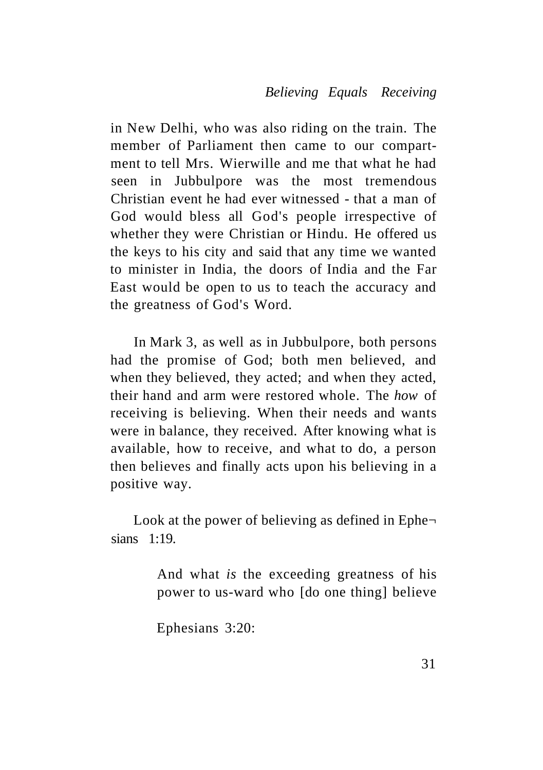in New Delhi, who was also riding on the train. The member of Parliament then came to our compartment to tell Mrs. Wierwille and me that what he had seen in Jubbulpore was the most tremendous Christian event he had ever witnessed - that a man of God would bless all God's people irrespective of whether they were Christian or Hindu. He offered us the keys to his city and said that any time we wanted to minister in India, the doors of India and the Far East would be open to us to teach the accuracy and the greatness of God's Word.

In Mark 3, as well as in Jubbulpore, both persons had the promise of God; both men believed, and when they believed, they acted; and when they acted, their hand and arm were restored whole. The *how* of receiving is believing. When their needs and wants were in balance, they received. After knowing what is available, how to receive, and what to do, a person then believes and finally acts upon his believing in a positive way.

Look at the power of believing as defined in Ephesians 1:19.

> And what *is* the exceeding greatness of his power to us-ward who [do one thing] believe

> Ephesians 3:20: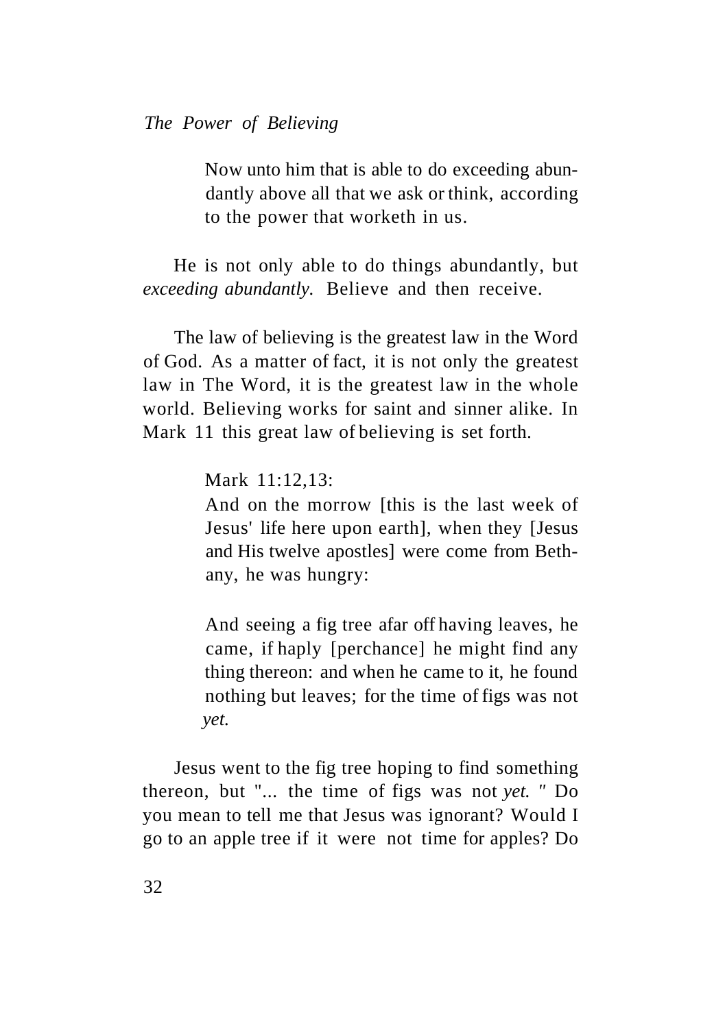> Now unto him that is able to do exceeding abundantly above all that we ask or think, according to the power that worketh in us.

He is not only able to do things abundantly, but *exceeding abundantly.* Believe and then receive.

The law of believing is the greatest law in the Word of God. As a matter of fact, it is not only the greatest law in The Word, it is the greatest law in the whole world. Believing works for saint and sinner alike. In Mark 11 this great law of believing is set forth.

> Mark 11:12,13:
>
> And on the morrow [this is the last week of Jesus' life here upon earth], when they [Jesus and His twelve apostles] were come from Bethany, he was hungry:
>
> And seeing a fig tree afar off having leaves, he came, if haply [perchance] he might find any thing thereon: and when he came to it, he found nothing but leaves; for the time of figs was not *yet.*

Jesus went to the fig tree hoping to find something thereon, but "... the time of figs was not *yet."* Do you mean to tell me that Jesus was ignorant? Would I go to an apple tree if it were not time for apples? Do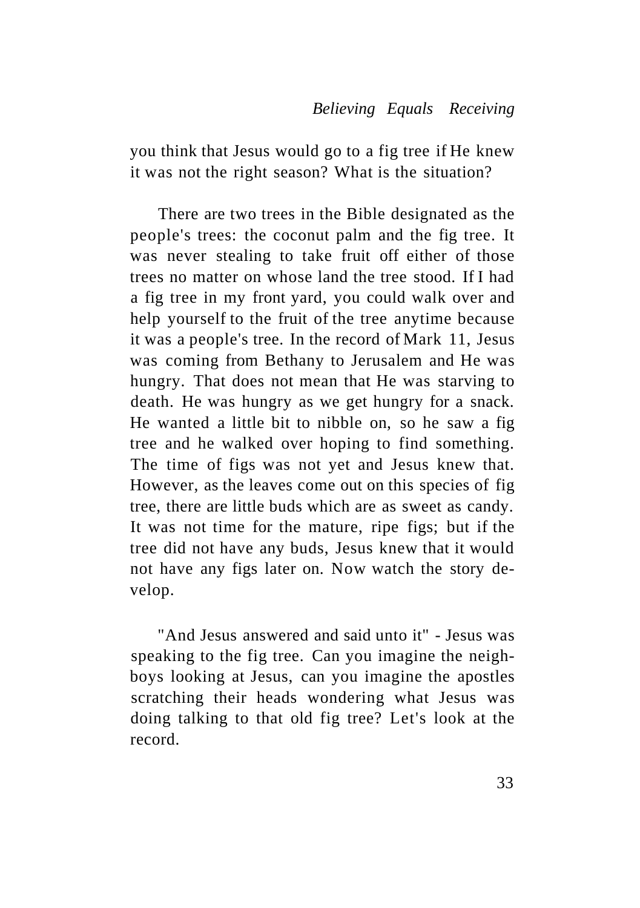you think that Jesus would go to a fig tree if He knew it was not the right season? What is the situation?

There are two trees in the Bible designated as the people's trees: the coconut palm and the fig tree. It was never stealing to take fruit off either of those trees no matter on whose land the tree stood. If I had a fig tree in my front yard, you could walk over and help yourself to the fruit of the tree anytime because it was a people's tree. In the record of Mark 11, Jesus was coming from Bethany to Jerusalem and He was hungry. That does not mean that He was starving to death. He was hungry as we get hungry for a snack. He wanted a little bit to nibble on, so he saw a fig tree and he walked over hoping to find something. The time of figs was not yet and Jesus knew that. However, as the leaves come out on this species of fig tree, there are little buds which are as sweet as candy. It was not time for the mature, ripe figs; but if the tree did not have any buds, Jesus knew that it would not have any figs later on. Now watch the story develop.

"And Jesus answered and said unto it" - Jesus was speaking to the fig tree. Can you imagine the neighboys looking at Jesus, can you imagine the apostles scratching their heads wondering what Jesus was doing talking to that old fig tree? Let's look at the record.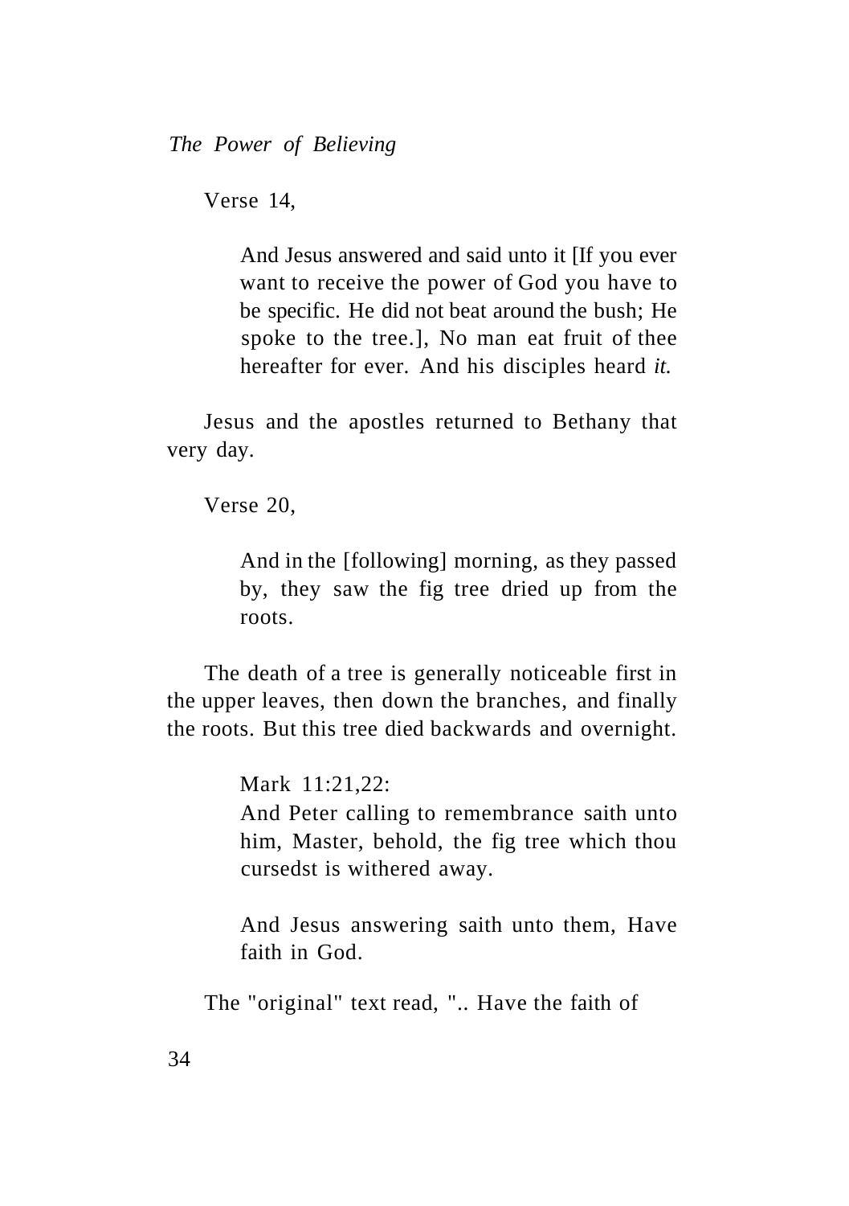Verse 14,

> And Jesus answered and said unto it [If you ever want to receive the power of God you have to be specific. He did not beat around the bush; He spoke to the tree.], No man eat fruit of thee hereafter for ever. And his disciples heard *it.*

Jesus and the apostles returned to Bethany that very day.

Verse 20,

> And in the [following] morning, as they passed by, they saw the fig tree dried up from the roots.

The death of a tree is generally noticeable first in the upper leaves, then down the branches, and finally the roots. But this tree died backwards and overnight.

> Mark 11:21,22:
> And Peter calling to remembrance saith unto him, Master, behold, the fig tree which thou cursedst is withered away.
>
> And Jesus answering saith unto them, Have faith in God.

The "original" text read, ".. Have the faith of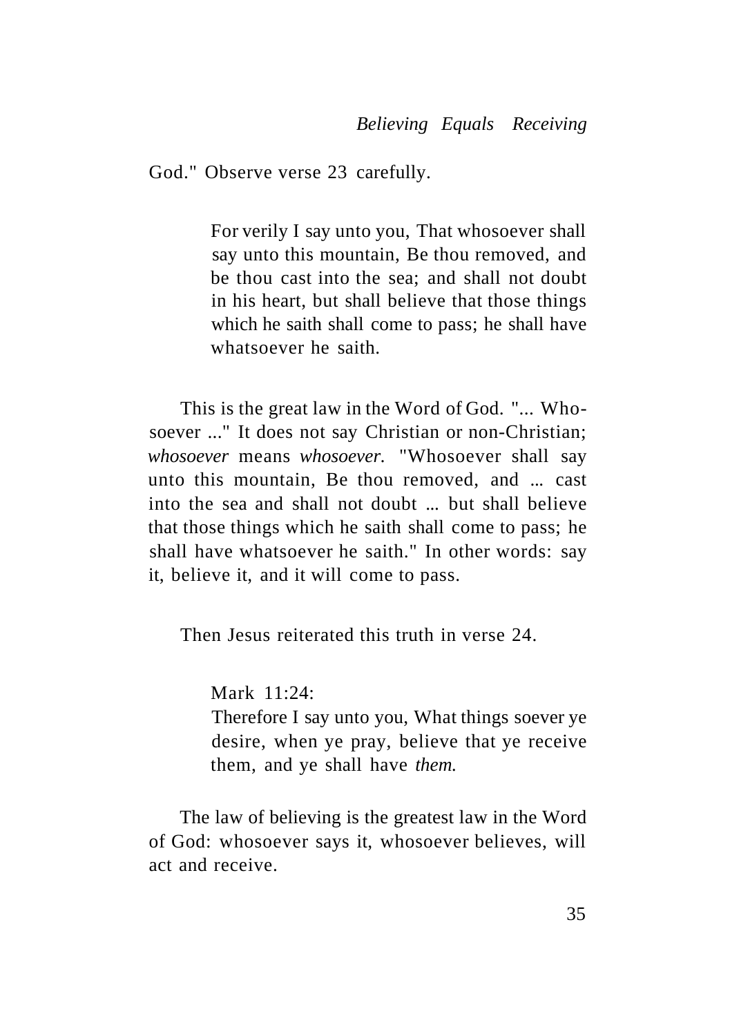God." Observe verse 23 carefully.

> For verily I say unto you, That whosoever shall say unto this mountain, Be thou removed, and be thou cast into the sea; and shall not doubt in his heart, but shall believe that those things which he saith shall come to pass; he shall have whatsoever he saith.

This is the great law in the Word of God. "... Whosoever ..." It does not say Christian or non-Christian; *whosoever* means *whosoever.* "Whosoever shall say unto this mountain, Be thou removed, and ... cast into the sea and shall not doubt ... but shall believe that those things which he saith shall come to pass; he shall have whatsoever he saith." In other words: say it, believe it, and it will come to pass.

Then Jesus reiterated this truth in verse 24.

> Mark 11:24:
> Therefore I say unto you, What things soever ye desire, when ye pray, believe that ye receive them, and ye shall have *them.*

The law of believing is the greatest law in the Word of God: whosoever says it, whosoever believes, will act and receive.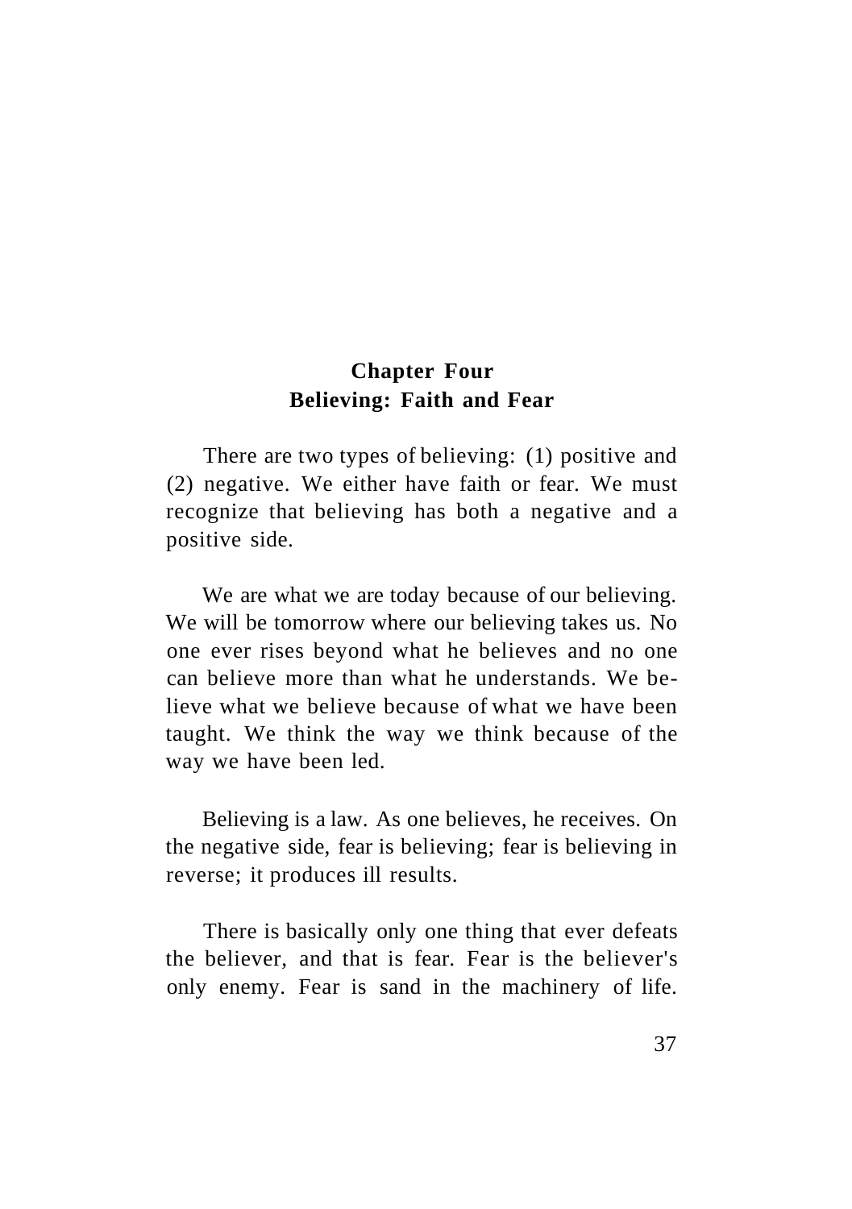## Chapter Four
## Believing: Faith and Fear

There are two types of believing: (1) positive and (2) negative. We either have faith or fear. We must recognize that believing has both a negative and a positive side.

We are what we are today because of our believing. We will be tomorrow where our believing takes us. No one ever rises beyond what he believes and no one can believe more than what he understands. We believe what we believe because of what we have been taught. We think the way we think because of the way we have been led.

Believing is a law. As one believes, he receives. On the negative side, fear is believing; fear is believing in reverse; it produces ill results.

There is basically only one thing that ever defeats the believer, and that is fear. Fear is the believer's only enemy. Fear is sand in the machinery of life.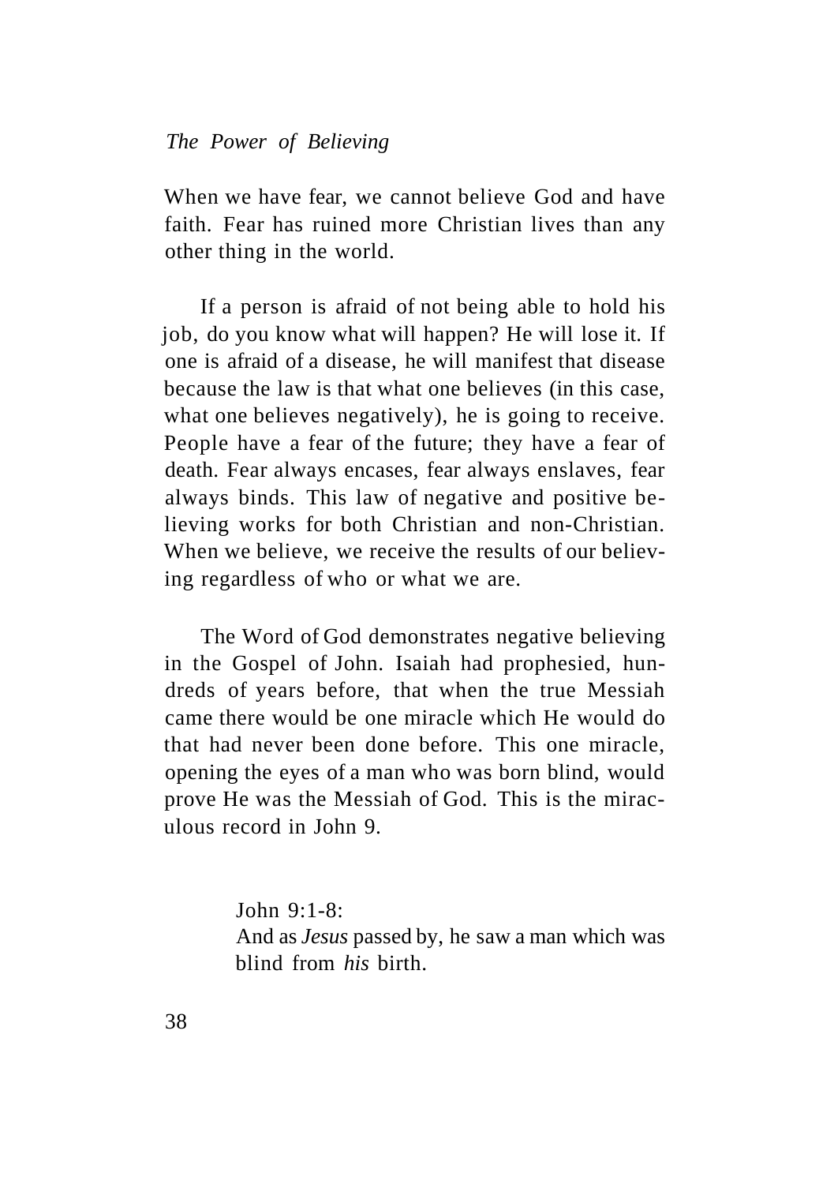When we have fear, we cannot believe God and have faith. Fear has ruined more Christian lives than any other thing in the world.

If a person is afraid of not being able to hold his job, do you know what will happen? He will lose it. If one is afraid of a disease, he will manifest that disease because the law is that what one believes (in this case, what one believes negatively), he is going to receive. People have a fear of the future; they have a fear of death. Fear always encases, fear always enslaves, fear always binds. This law of negative and positive believing works for both Christian and non-Christian. When we believe, we receive the results of our believing regardless of who or what we are.

The Word of God demonstrates negative believing in the Gospel of John. Isaiah had prophesied, hundreds of years before, that when the true Messiah came there would be one miracle which He would do that had never been done before. This one miracle, opening the eyes of a man who was born blind, would prove He was the Messiah of God. This is the miraculous record in John 9.

> John 9:1-8:
> And as *Jesus* passed by, he saw a man which was blind from *his* birth.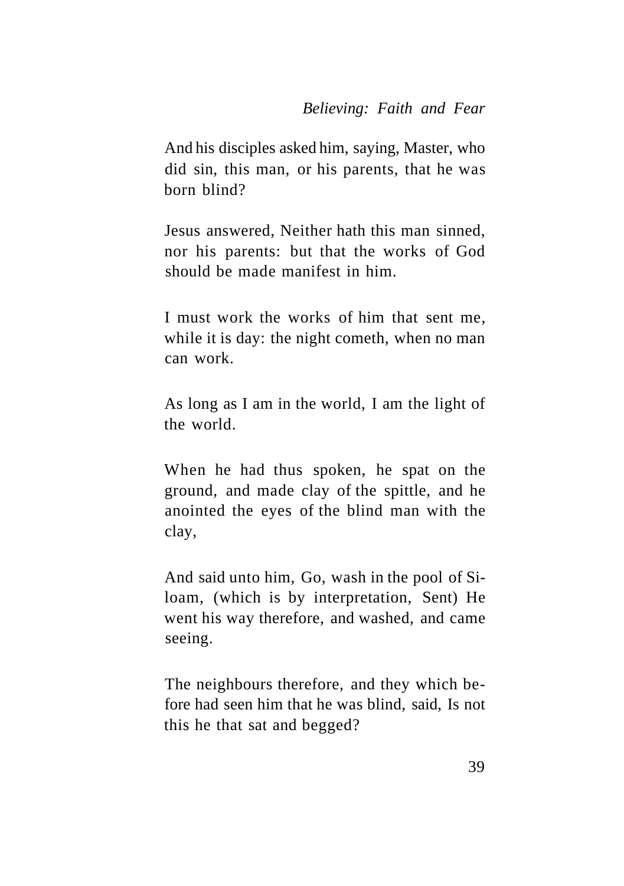And his disciples asked him, saying, Master, who did sin, this man, or his parents, that he was born blind?

Jesus answered, Neither hath this man sinned, nor his parents: but that the works of God should be made manifest in him.

I must work the works of him that sent me, while it is day: the night cometh, when no man can work.

As long as I am in the world, I am the light of the world.

When he had thus spoken, he spat on the ground, and made clay of the spittle, and he anointed the eyes of the blind man with the clay,

And said unto him, Go, wash in the pool of Siloam, (which is by interpretation, Sent) He went his way therefore, and washed, and came seeing.

The neighbours therefore, and they which before had seen him that he was blind, said, Is not this he that sat and begged?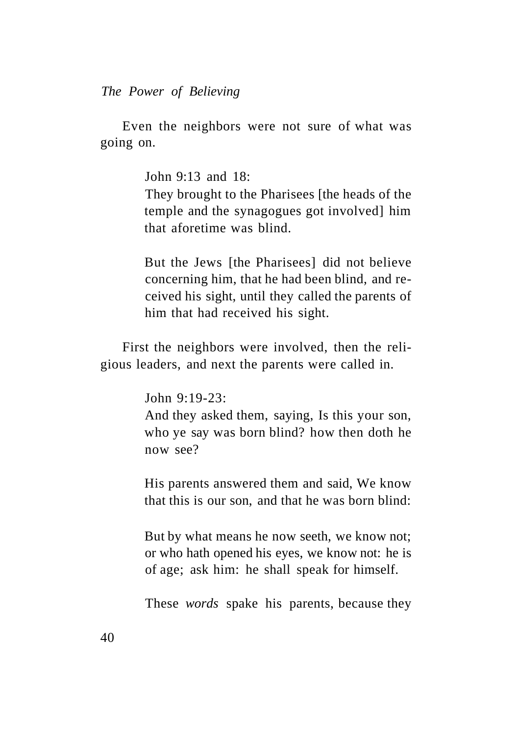Even the neighbors were not sure of what was going on.

> John 9:13 and 18:
> They brought to the Pharisees [the heads of the temple and the synagogues got involved] him that aforetime was blind.
>
> But the Jews [the Pharisees] did not believe concerning him, that he had been blind, and received his sight, until they called the parents of him that had received his sight.

First the neighbors were involved, then the religious leaders, and next the parents were called in.

> John 9:19-23:
> And they asked them, saying, Is this your son, who ye say was born blind? how then doth he now see?
>
> His parents answered them and said, We know that this is our son, and that he was born blind:
>
> But by what means he now seeth, we know not; or who hath opened his eyes, we know not: he is of age; ask him: he shall speak for himself.
>
> These *words* spake his parents, because they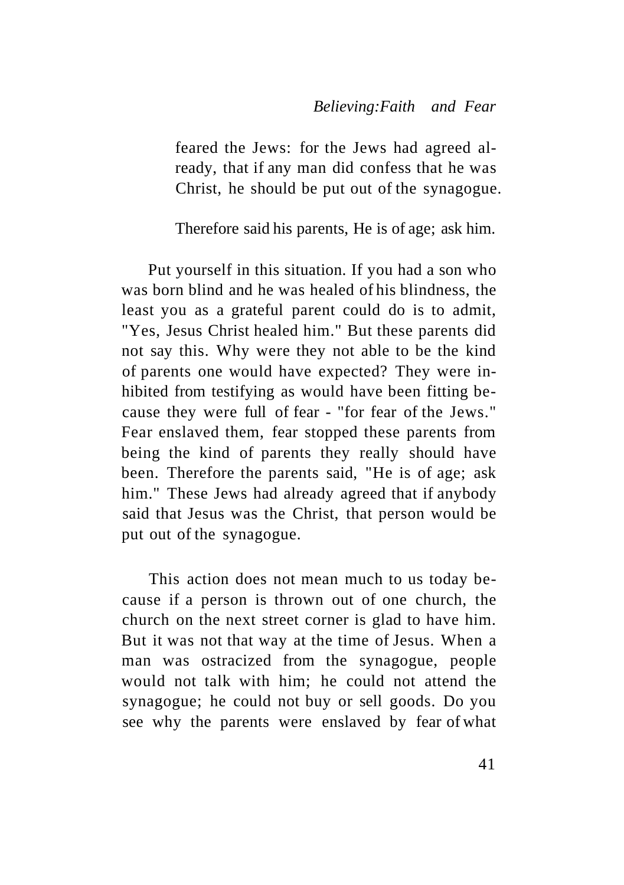> feared the Jews: for the Jews had agreed already, that if any man did confess that he was Christ, he should be put out of the synagogue.
>
> Therefore said his parents, He is of age; ask him.

Put yourself in this situation. If you had a son who was born blind and he was healed of his blindness, the least you as a grateful parent could do is to admit, "Yes, Jesus Christ healed him." But these parents did not say this. Why were they not able to be the kind of parents one would have expected? They were inhibited from testifying as would have been fitting because they were full of fear - "for fear of the Jews." Fear enslaved them, fear stopped these parents from being the kind of parents they really should have been. Therefore the parents said, "He is of age; ask him." These Jews had already agreed that if anybody said that Jesus was the Christ, that person would be put out of the synagogue.

This action does not mean much to us today because if a person is thrown out of one church, the church on the next street corner is glad to have him. But it was not that way at the time of Jesus. When a man was ostracized from the synagogue, people would not talk with him; he could not attend the synagogue; he could not buy or sell goods. Do you see why the parents were enslaved by fear of what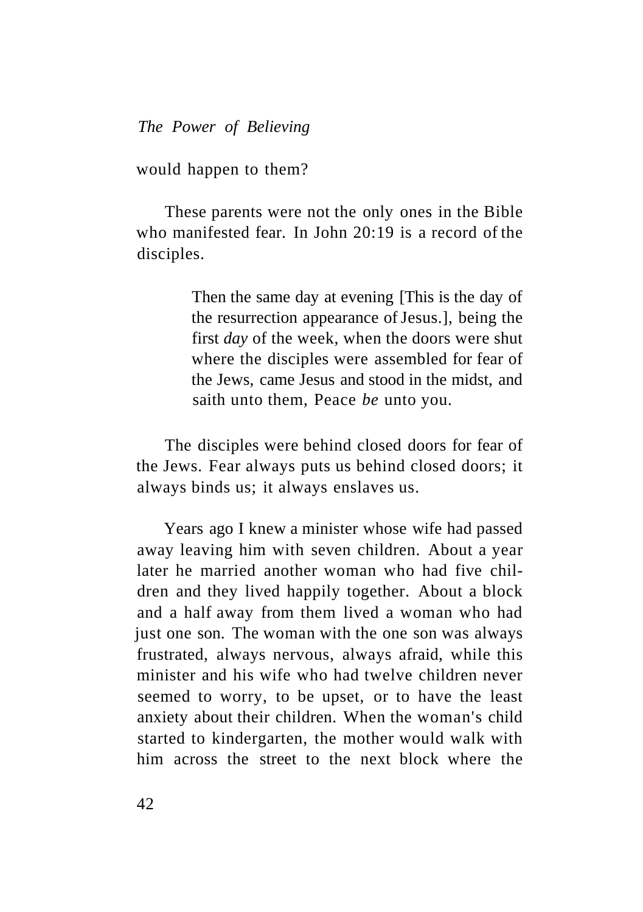would happen to them?

These parents were not the only ones in the Bible who manifested fear. In John 20:19 is a record of the disciples.

> Then the same day at evening [This is the day of the resurrection appearance of Jesus.], being the first *day* of the week, when the doors were shut where the disciples were assembled for fear of the Jews, came Jesus and stood in the midst, and saith unto them, Peace *be* unto you.

The disciples were behind closed doors for fear of the Jews. Fear always puts us behind closed doors; it always binds us; it always enslaves us.

Years ago I knew a minister whose wife had passed away leaving him with seven children. About a year later he married another woman who had five children and they lived happily together. About a block and a half away from them lived a woman who had just one son. The woman with the one son was always frustrated, always nervous, always afraid, while this minister and his wife who had twelve children never seemed to worry, to be upset, or to have the least anxiety about their children. When the woman's child started to kindergarten, the mother would walk with him across the street to the next block where the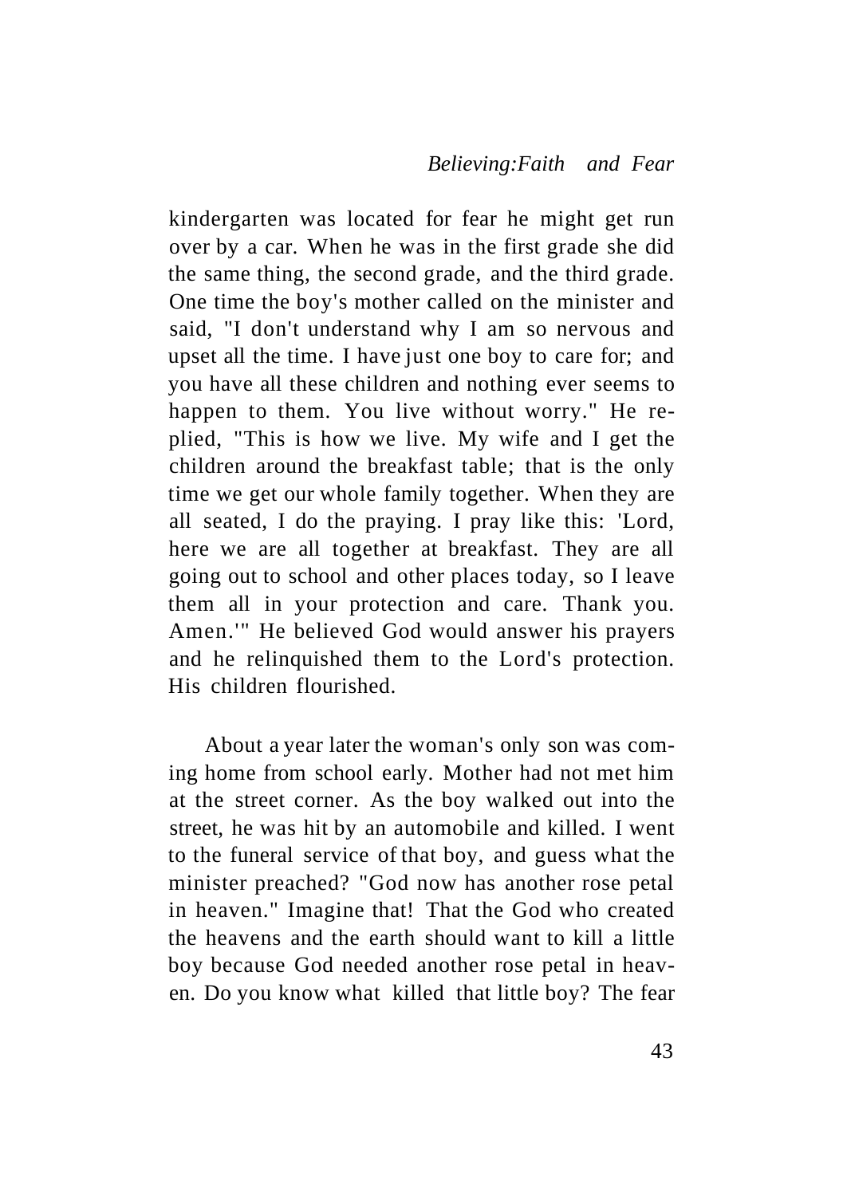kindergarten was located for fear he might get run over by a car. When he was in the first grade she did the same thing, the second grade, and the third grade. One time the boy's mother called on the minister and said, "I don't understand why I am so nervous and upset all the time. I have just one boy to care for; and you have all these children and nothing ever seems to happen to them. You live without worry." He replied, "This is how we live. My wife and I get the children around the breakfast table; that is the only time we get our whole family together. When they are all seated, I do the praying. I pray like this: 'Lord, here we are all together at breakfast. They are all going out to school and other places today, so I leave them all in your protection and care. Thank you. Amen.'" He believed God would answer his prayers and he relinquished them to the Lord's protection. His children flourished.

About a year later the woman's only son was coming home from school early. Mother had not met him at the street corner. As the boy walked out into the street, he was hit by an automobile and killed. I went to the funeral service of that boy, and guess what the minister preached? "God now has another rose petal in heaven." Imagine that! That the God who created the heavens and the earth should want to kill a little boy because God needed another rose petal in heaven. Do you know what killed that little boy? The fear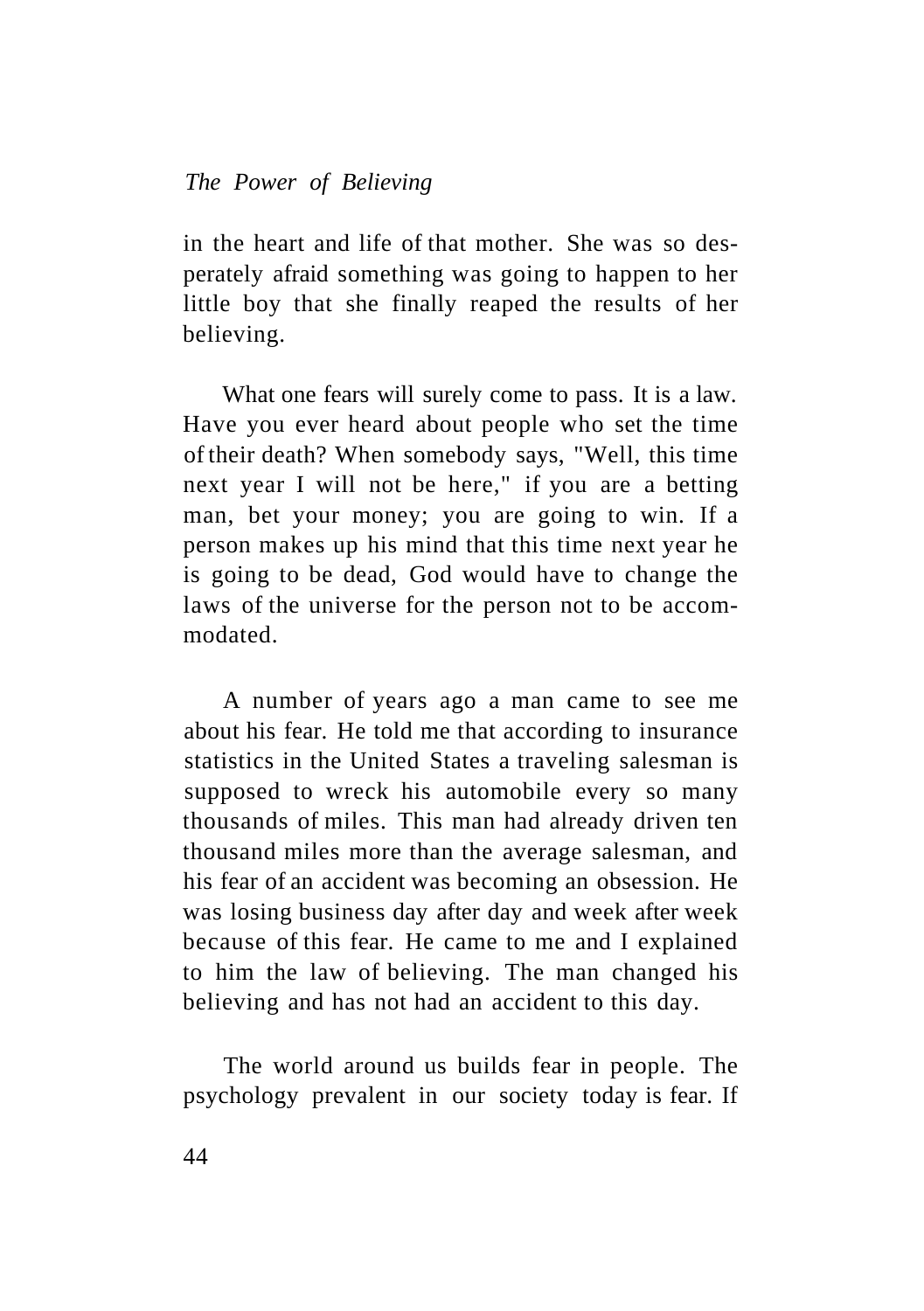in the heart and life of that mother. She was so desperately afraid something was going to happen to her little boy that she finally reaped the results of her believing.

What one fears will surely come to pass. It is a law. Have you ever heard about people who set the time of their death? When somebody says, "Well, this time next year I will not be here," if you are a betting man, bet your money; you are going to win. If a person makes up his mind that this time next year he is going to be dead, God would have to change the laws of the universe for the person not to be accommodated.

A number of years ago a man came to see me about his fear. He told me that according to insurance statistics in the United States a traveling salesman is supposed to wreck his automobile every so many thousands of miles. This man had already driven ten thousand miles more than the average salesman, and his fear of an accident was becoming an obsession. He was losing business day after day and week after week because of this fear. He came to me and I explained to him the law of believing. The man changed his believing and has not had an accident to this day.

The world around us builds fear in people. The psychology prevalent in our society today is fear. If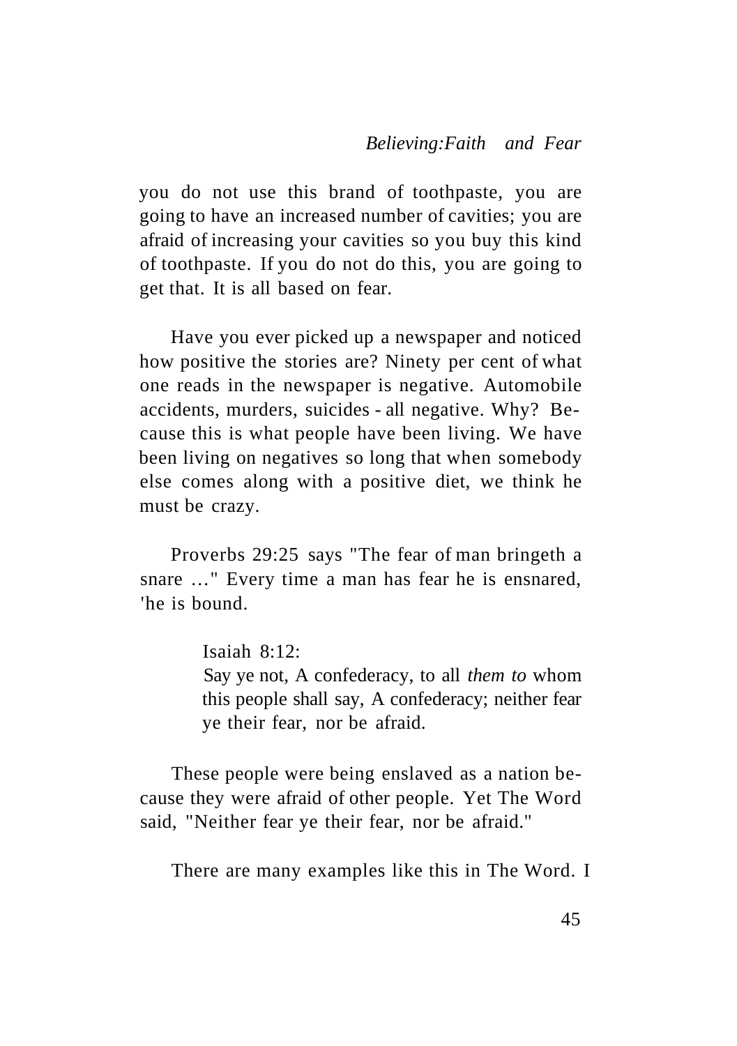you do not use this brand of toothpaste, you are going to have an increased number of cavities; you are afraid of increasing your cavities so you buy this kind of toothpaste. If you do not do this, you are going to get that. It is all based on fear.

Have you ever picked up a newspaper and noticed how positive the stories are? Ninety per cent of what one reads in the newspaper is negative. Automobile accidents, murders, suicides - all negative. Why? Because this is what people have been living. We have been living on negatives so long that when somebody else comes along with a positive diet, we think he must be crazy.

Proverbs 29:25 says "The fear of man bringeth a snare ..." Every time a man has fear he is ensnared, 'he is bound.

> Isaiah 8:12:
> Say ye not, A confederacy, to all *them to* whom this people shall say, A confederacy; neither fear ye their fear, nor be afraid.

These people were being enslaved as a nation because they were afraid of other people. Yet The Word said, "Neither fear ye their fear, nor be afraid."

There are many examples like this in The Word. I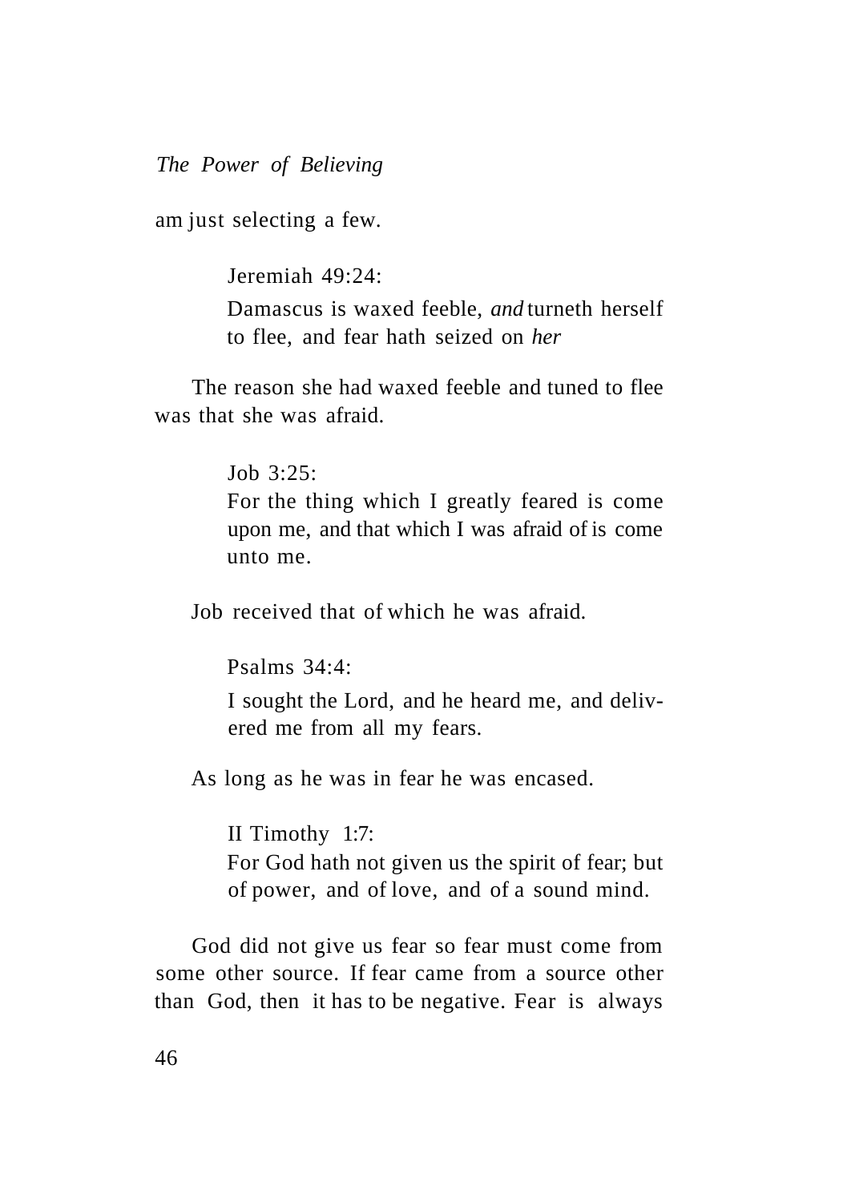am just selecting a few.

> Jeremiah 49:24:
>
> Damascus is waxed feeble, *and* turneth herself to flee, and fear hath seized on *her*

The reason she had waxed feeble and tuned to flee was that she was afraid.

> Job 3:25:
>
> For the thing which I greatly feared is come upon me, and that which I was afraid of is come unto me.

Job received that of which he was afraid.

> Psalms 34:4:
>
> I sought the Lord, and he heard me, and delivered me from all my fears.

As long as he was in fear he was encased.

> II Timothy 1:7:
>
> For God hath not given us the spirit of fear; but of power, and of love, and of a sound mind.

God did not give us fear so fear must come from some other source. If fear came from a source other than God, then it has to be negative. Fear is always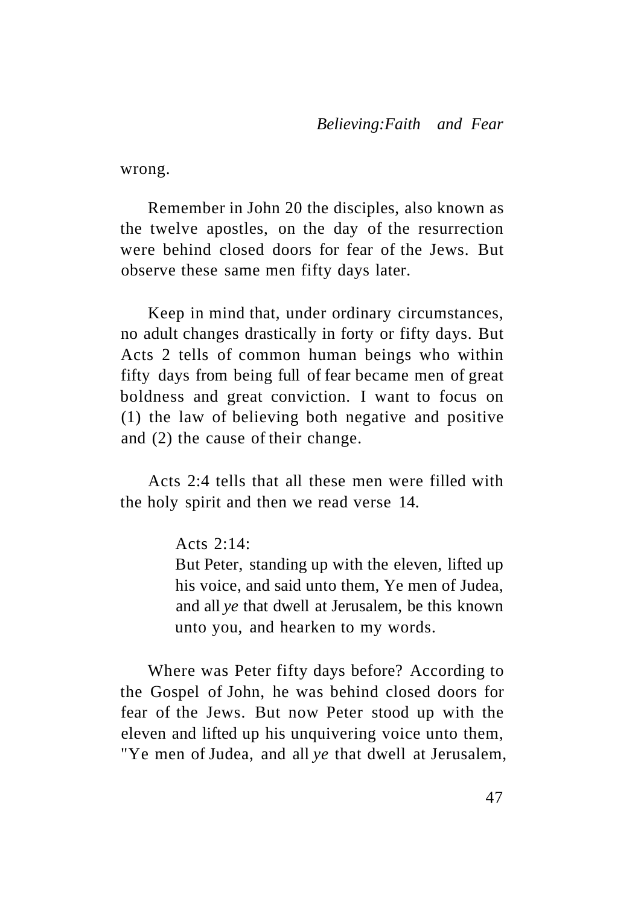wrong.

Remember in John 20 the disciples, also known as the twelve apostles, on the day of the resurrection were behind closed doors for fear of the Jews. But observe these same men fifty days later.

Keep in mind that, under ordinary circumstances, no adult changes drastically in forty or fifty days. But Acts 2 tells of common human beings who within fifty days from being full of fear became men of great boldness and great conviction. I want to focus on (1) the law of believing both negative and positive and (2) the cause of their change.

Acts 2:4 tells that all these men were filled with the holy spirit and then we read verse 14.

> Acts 2:14:
> But Peter, standing up with the eleven, lifted up his voice, and said unto them, Ye men of Judea, and all *ye* that dwell at Jerusalem, be this known unto you, and hearken to my words.

Where was Peter fifty days before? According to the Gospel of John, he was behind closed doors for fear of the Jews. But now Peter stood up with the eleven and lifted up his unquivering voice unto them, "Ye men of Judea, and all *ye* that dwell at Jerusalem,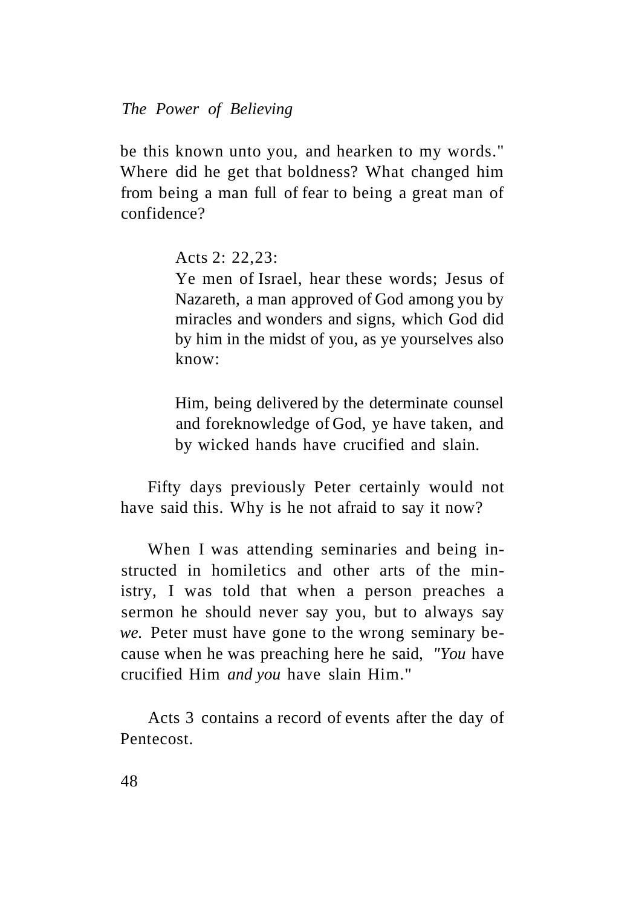be this known unto you, and hearken to my words." Where did he get that boldness? What changed him from being a man full of fear to being a great man of confidence?

> Acts 2: 22,23:
>
> Ye men of Israel, hear these words; Jesus of Nazareth, a man approved of God among you by miracles and wonders and signs, which God did by him in the midst of you, as ye yourselves also know:
>
> Him, being delivered by the determinate counsel and foreknowledge of God, ye have taken, and by wicked hands have crucified and slain.

Fifty days previously Peter certainly would not have said this. Why is he not afraid to say it now?

When I was attending seminaries and being instructed in homiletics and other arts of the ministry, I was told that when a person preaches a sermon he should never say you, but to always say *we.* Peter must have gone to the wrong seminary because when he was preaching here he said, *"You* have crucified Him *and you* have slain Him."

Acts 3 contains a record of events after the day of Pentecost.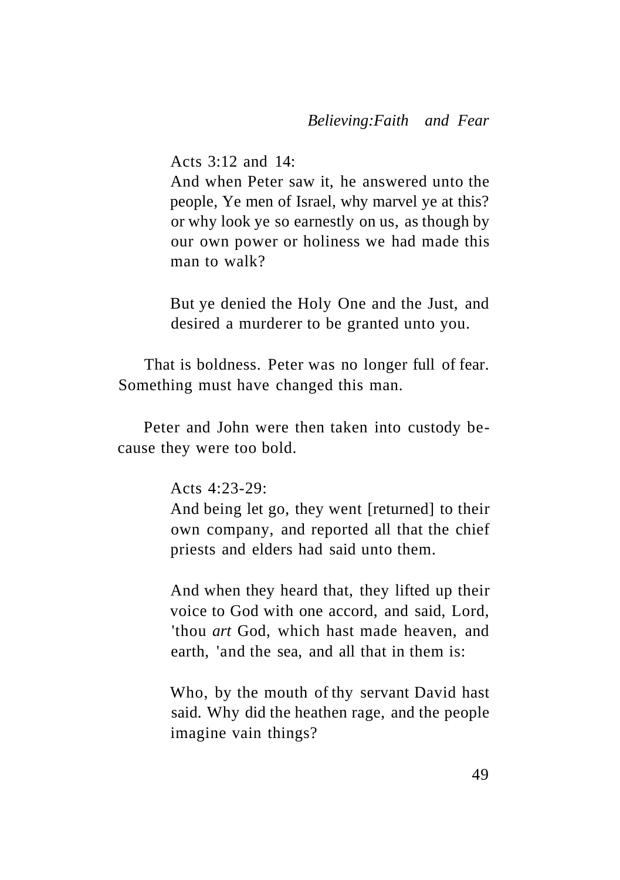Acts 3:12 and 14:

And when Peter saw it, he answered unto the people, Ye men of Israel, why marvel ye at this? or why look ye so earnestly on us, as though by our own power or holiness we had made this man to walk?

But ye denied the Holy One and the Just, and desired a murderer to be granted unto you.

That is boldness. Peter was no longer full of fear. Something must have changed this man.

Peter and John were then taken into custody because they were too bold.

Acts 4:23-29:

And being let go, they went [returned] to their own company, and reported all that the chief priests and elders had said unto them.

And when they heard that, they lifted up their voice to God with one accord, and said, Lord, 'thou *art* God, which hast made heaven, and earth, 'and the sea, and all that in them is:

Who, by the mouth of thy servant David hast said. Why did the heathen rage, and the people imagine vain things?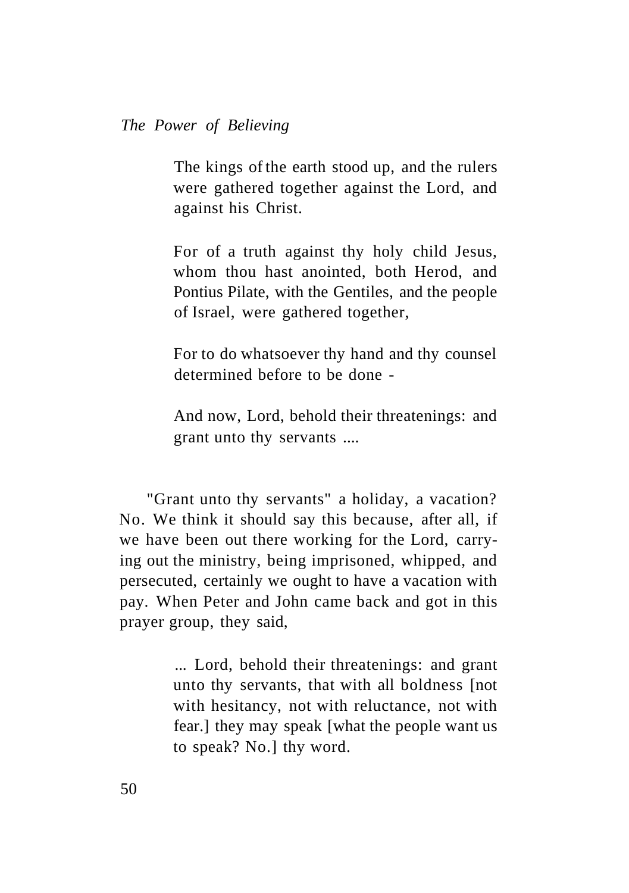> The kings of the earth stood up, and the rulers were gathered together against the Lord, and against his Christ.
>
> For of a truth against thy holy child Jesus, whom thou hast anointed, both Herod, and Pontius Pilate, with the Gentiles, and the people of Israel, were gathered together,
>
> For to do whatsoever thy hand and thy counsel determined before to be done -
>
> And now, Lord, behold their threatenings: and grant unto thy servants ....

"Grant unto thy servants" a holiday, a vacation? No. We think it should say this because, after all, if we have been out there working for the Lord, carrying out the ministry, being imprisoned, whipped, and persecuted, certainly we ought to have a vacation with pay. When Peter and John came back and got in this prayer group, they said,

> ... Lord, behold their threatenings: and grant unto thy servants, that with all boldness [not with hesitancy, not with reluctance, not with fear.] they may speak [what the people want us to speak? No.] thy word.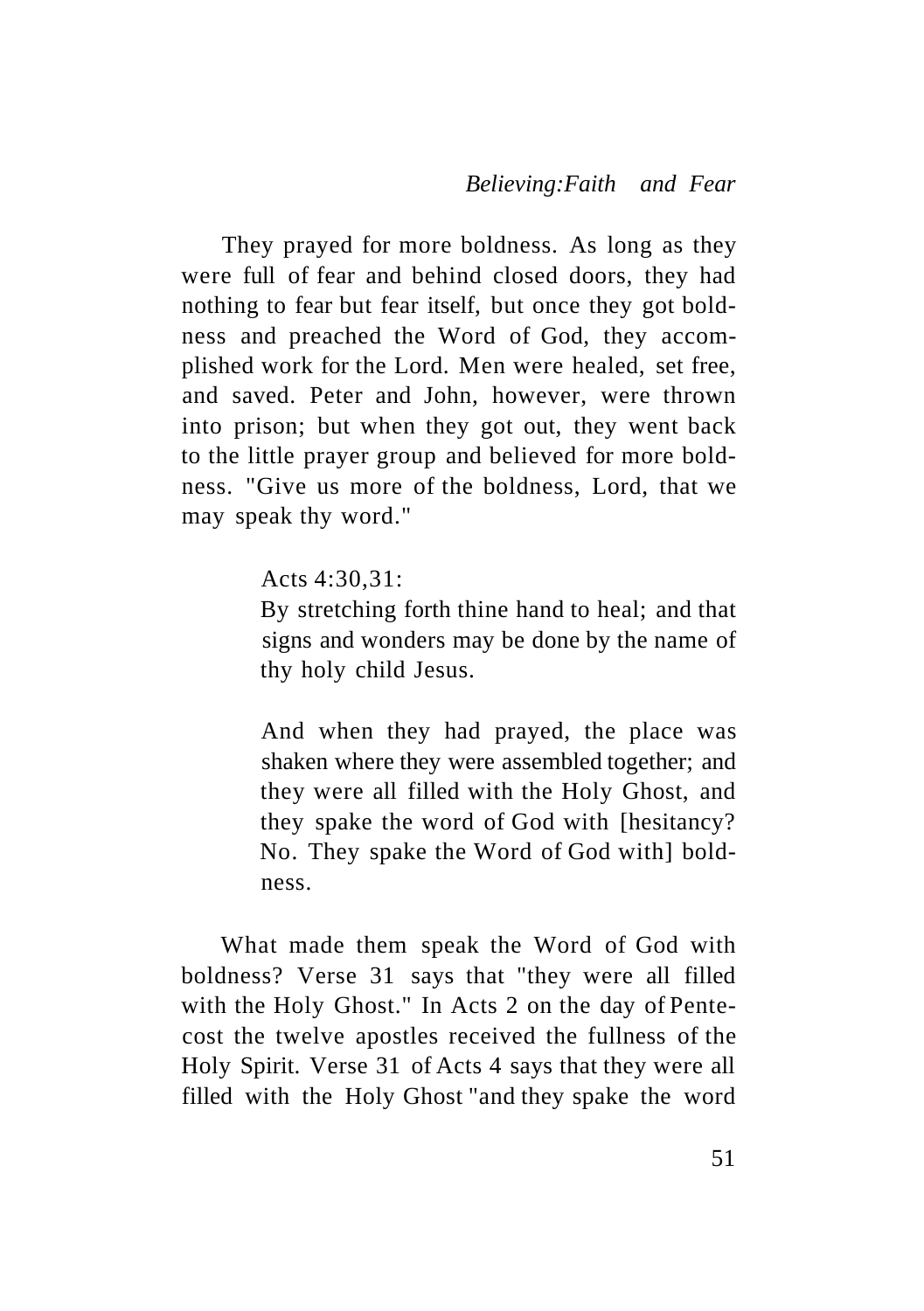They prayed for more boldness. As long as they were full of fear and behind closed doors, they had nothing to fear but fear itself, but once they got boldness and preached the Word of God, they accomplished work for the Lord. Men were healed, set free, and saved. Peter and John, however, were thrown into prison; but when they got out, they went back to the little prayer group and believed for more boldness. "Give us more of the boldness, Lord, that we may speak thy word."

> Acts 4:30,31:
> By stretching forth thine hand to heal; and that signs and wonders may be done by the name of thy holy child Jesus.
>
> And when they had prayed, the place was shaken where they were assembled together; and they were all filled with the Holy Ghost, and they spake the word of God with [hesitancy? No. They spake the Word of God with] boldness.

What made them speak the Word of God with boldness? Verse 31 says that "they were all filled with the Holy Ghost." In Acts 2 on the day of Pentecost the twelve apostles received the fullness of the Holy Spirit. Verse 31 of Acts 4 says that they were all filled with the Holy Ghost "and they spake the word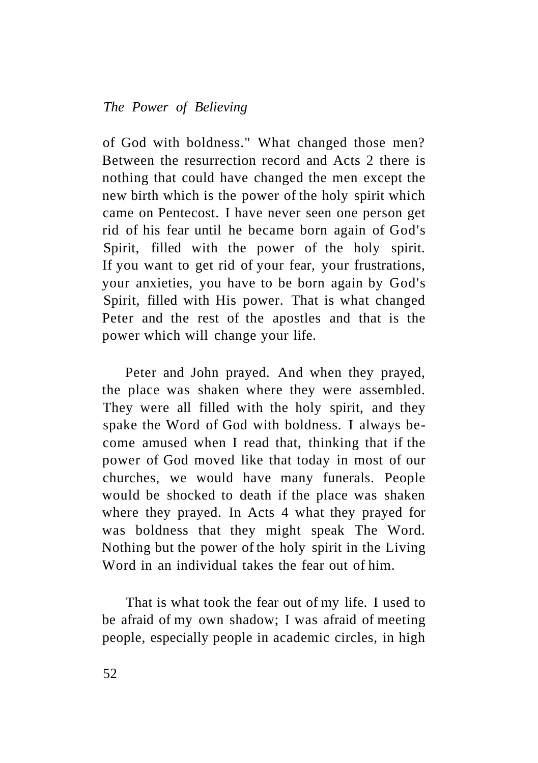of God with boldness." What changed those men? Between the resurrection record and Acts 2 there is nothing that could have changed the men except the new birth which is the power of the holy spirit which came on Pentecost. I have never seen one person get rid of his fear until he became born again of God's Spirit, filled with the power of the holy spirit. If you want to get rid of your fear, your frustrations, your anxieties, you have to be born again by God's Spirit, filled with His power. That is what changed Peter and the rest of the apostles and that is the power which will change your life.

Peter and John prayed. And when they prayed, the place was shaken where they were assembled. They were all filled with the holy spirit, and they spake the Word of God with boldness. I always become amused when I read that, thinking that if the power of God moved like that today in most of our churches, we would have many funerals. People would be shocked to death if the place was shaken where they prayed. In Acts 4 what they prayed for was boldness that they might speak The Word. Nothing but the power of the holy spirit in the Living Word in an individual takes the fear out of him.

That is what took the fear out of my life. I used to be afraid of my own shadow; I was afraid of meeting people, especially people in academic circles, in high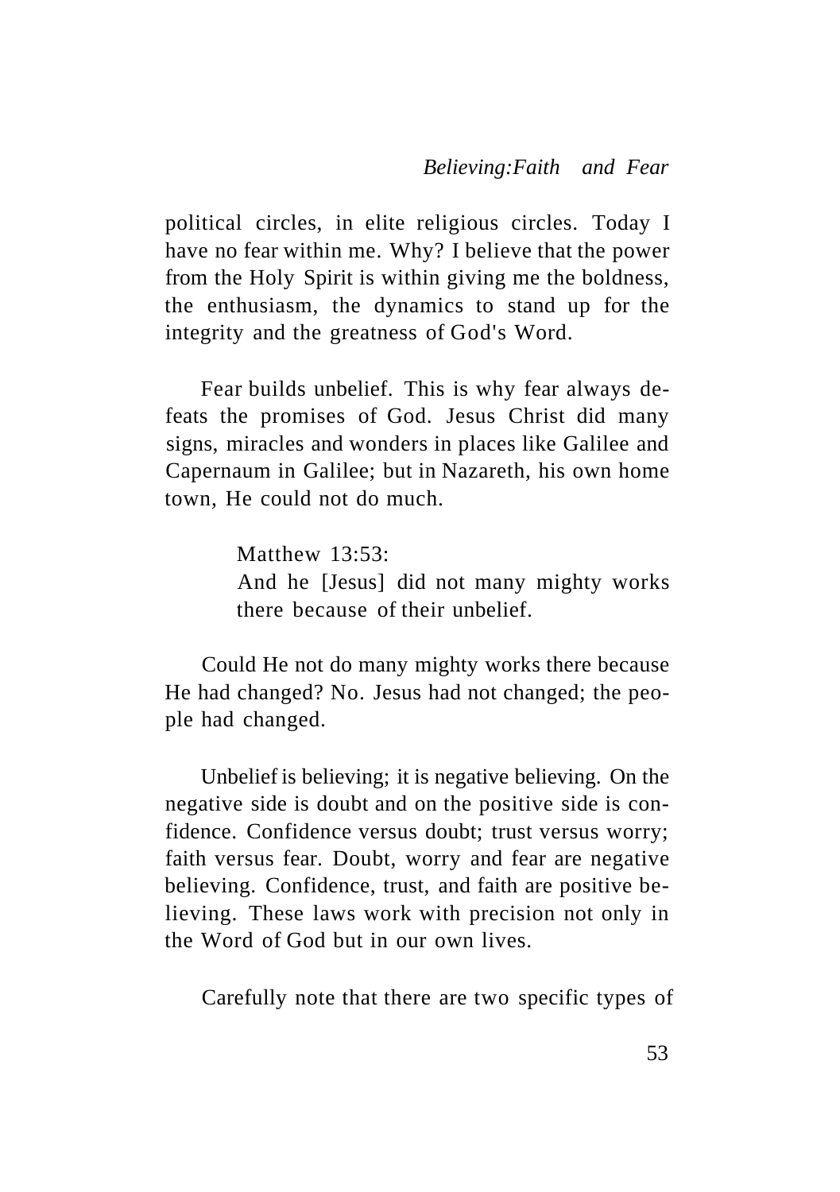political circles, in elite religious circles. Today I have no fear within me. Why? I believe that the power from the Holy Spirit is within giving me the boldness, the enthusiasm, the dynamics to stand up for the integrity and the greatness of God's Word.

Fear builds unbelief. This is why fear always defeats the promises of God. Jesus Christ did many signs, miracles and wonders in places like Galilee and Capernaum in Galilee; but in Nazareth, his own home town, He could not do much.

> Matthew 13:53:
> And he [Jesus] did not many mighty works there because of their unbelief.

Could He not do many mighty works there because He had changed? No. Jesus had not changed; the people had changed.

Unbelief is believing; it is negative believing. On the negative side is doubt and on the positive side is confidence. Confidence versus doubt; trust versus worry; faith versus fear. Doubt, worry and fear are negative believing. Confidence, trust, and faith are positive believing. These laws work with precision not only in the Word of God but in our own lives.

Carefully note that there are two specific types of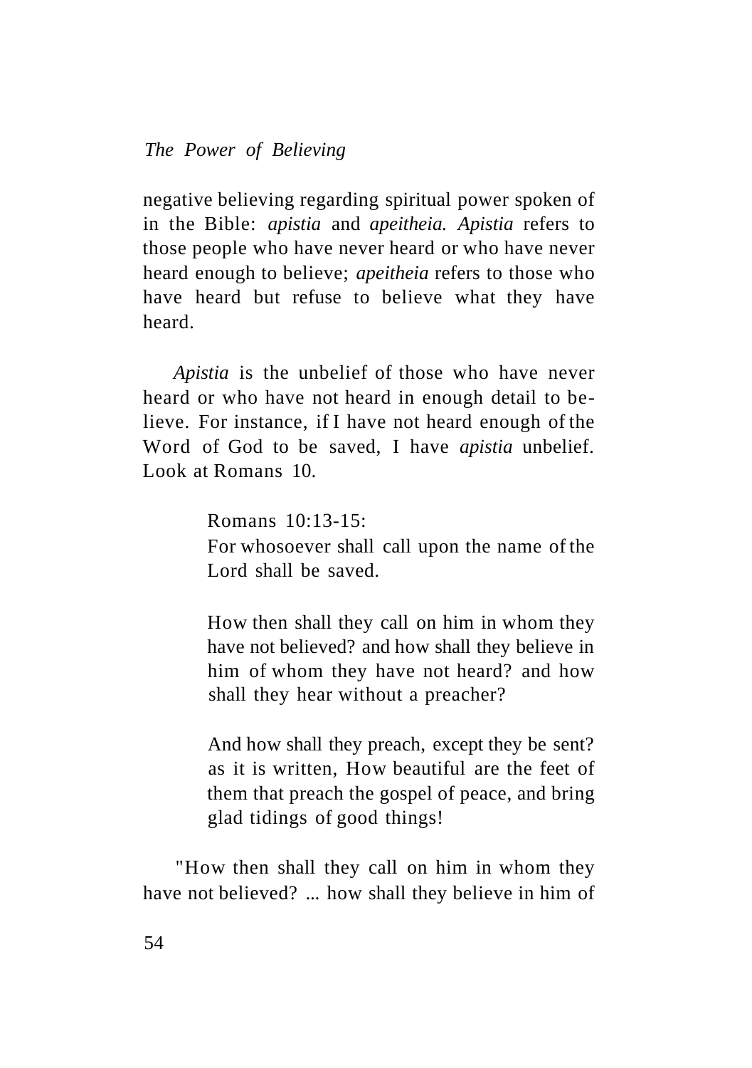negative believing regarding spiritual power spoken of in the Bible: *apistia* and *apeitheia. Apistia* refers to those people who have never heard or who have never heard enough to believe; *apeitheia* refers to those who have heard but refuse to believe what they have heard.

*Apistia* is the unbelief of those who have never heard or who have not heard in enough detail to believe. For instance, if I have not heard enough of the Word of God to be saved, I have *apistia* unbelief. Look at Romans 10.

> Romans 10:13-15:
> For whosoever shall call upon the name of the Lord shall be saved.
>
> How then shall they call on him in whom they have not believed? and how shall they believe in him of whom they have not heard? and how shall they hear without a preacher?
>
> And how shall they preach, except they be sent? as it is written, How beautiful are the feet of them that preach the gospel of peace, and bring glad tidings of good things!

"How then shall they call on him in whom they have not believed? ... how shall they believe in him of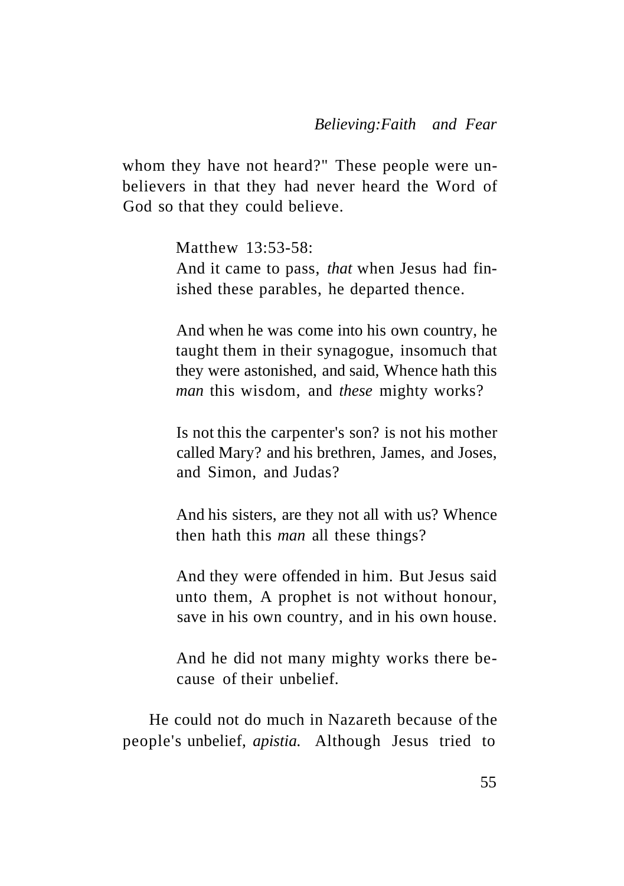whom they have not heard?" These people were unbelievers in that they had never heard the Word of God so that they could believe.

> Matthew 13:53-58:
> And it came to pass, *that* when Jesus had finished these parables, he departed thence.
>
> And when he was come into his own country, he taught them in their synagogue, insomuch that they were astonished, and said, Whence hath this *man* this wisdom, and *these* mighty works?
>
> Is not this the carpenter's son? is not his mother called Mary? and his brethren, James, and Joses, and Simon, and Judas?
>
> And his sisters, are they not all with us? Whence then hath this *man* all these things?
>
> And they were offended in him. But Jesus said unto them, A prophet is not without honour, save in his own country, and in his own house.
>
> And he did not many mighty works there because of their unbelief.

He could not do much in Nazareth because of the people's unbelief, *apistia.* Although Jesus tried to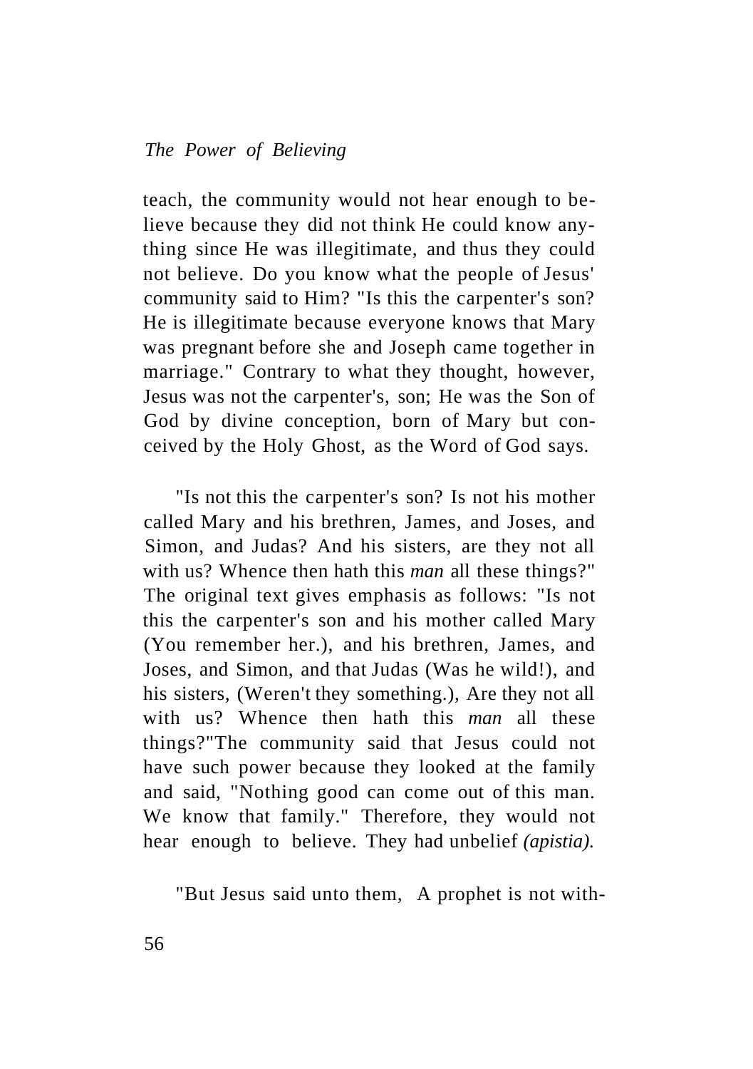teach, the community would not hear enough to believe because they did not think He could know anything since He was illegitimate, and thus they could not believe. Do you know what the people of Jesus' community said to Him? "Is this the carpenter's son? He is illegitimate because everyone knows that Mary was pregnant before she and Joseph came together in marriage." Contrary to what they thought, however, Jesus was not the carpenter's, son; He was the Son of God by divine conception, born of Mary but conceived by the Holy Ghost, as the Word of God says.

"Is not this the carpenter's son? Is not his mother called Mary and his brethren, James, and Joses, and Simon, and Judas? And his sisters, are they not all with us? Whence then hath this *man* all these things?" The original text gives emphasis as follows: "Is not this the carpenter's son and his mother called Mary (You remember her.), and his brethren, James, and Joses, and Simon, and that Judas (Was he wild!), and his sisters, (Weren't they something.), Are they not all with us? Whence then hath this *man* all these things?"The community said that Jesus could not have such power because they looked at the family and said, "Nothing good can come out of this man. We know that family." Therefore, they would not hear enough to believe. They had unbelief *(apistia).*

"But Jesus said unto them, A prophet is not with-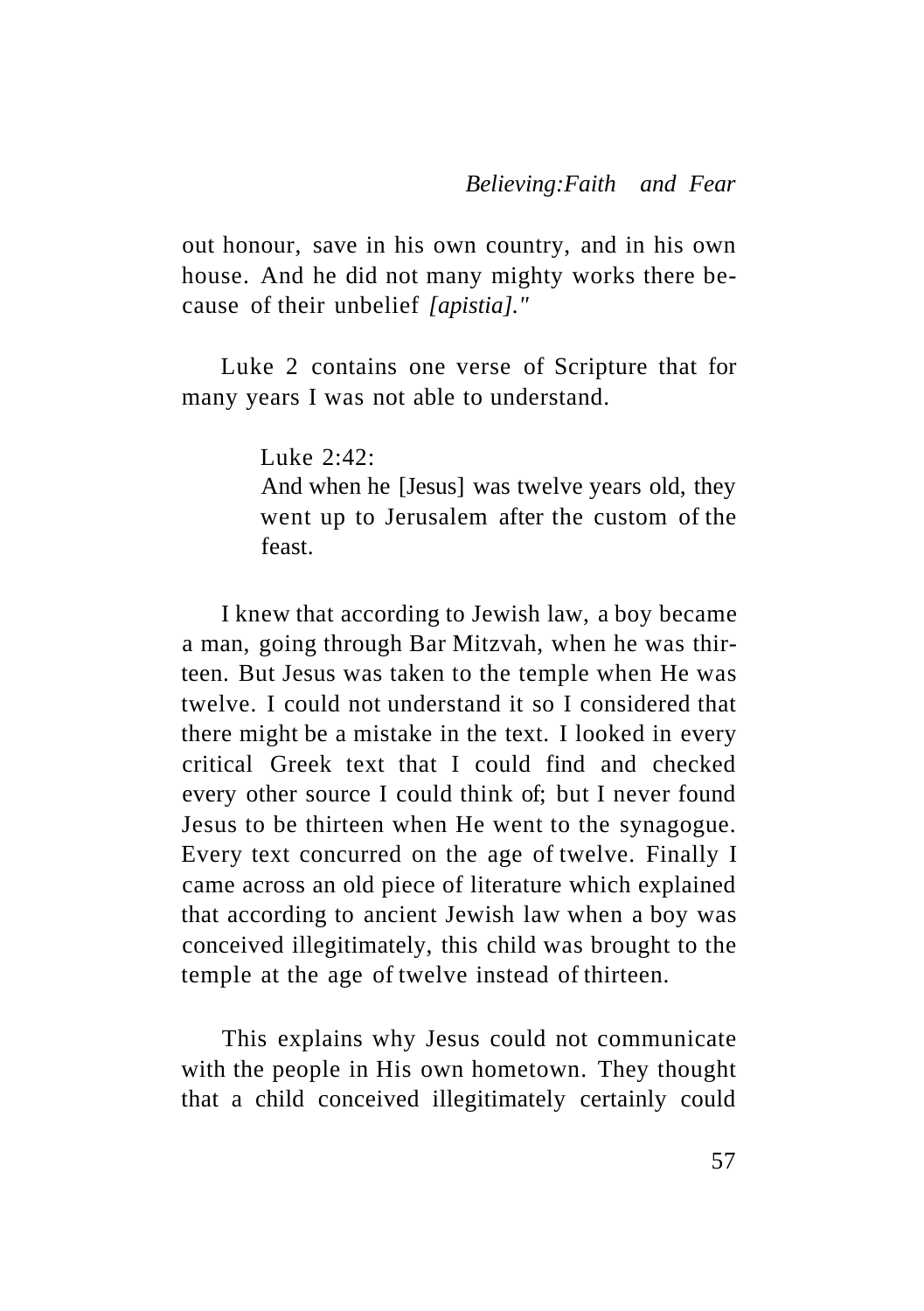out honour, save in his own country, and in his own house. And he did not many mighty works there because of their unbelief *[apistia]."*

Luke 2 contains one verse of Scripture that for many years I was not able to understand.

> Luke 2:42:
> And when he [Jesus] was twelve years old, they went up to Jerusalem after the custom of the feast.

I knew that according to Jewish law, a boy became a man, going through Bar Mitzvah, when he was thirteen. But Jesus was taken to the temple when He was twelve. I could not understand it so I considered that there might be a mistake in the text. I looked in every critical Greek text that I could find and checked every other source I could think of; but I never found Jesus to be thirteen when He went to the synagogue. Every text concurred on the age of twelve. Finally I came across an old piece of literature which explained that according to ancient Jewish law when a boy was conceived illegitimately, this child was brought to the temple at the age of twelve instead of thirteen.

This explains why Jesus could not communicate with the people in His own hometown. They thought that a child conceived illegitimately certainly could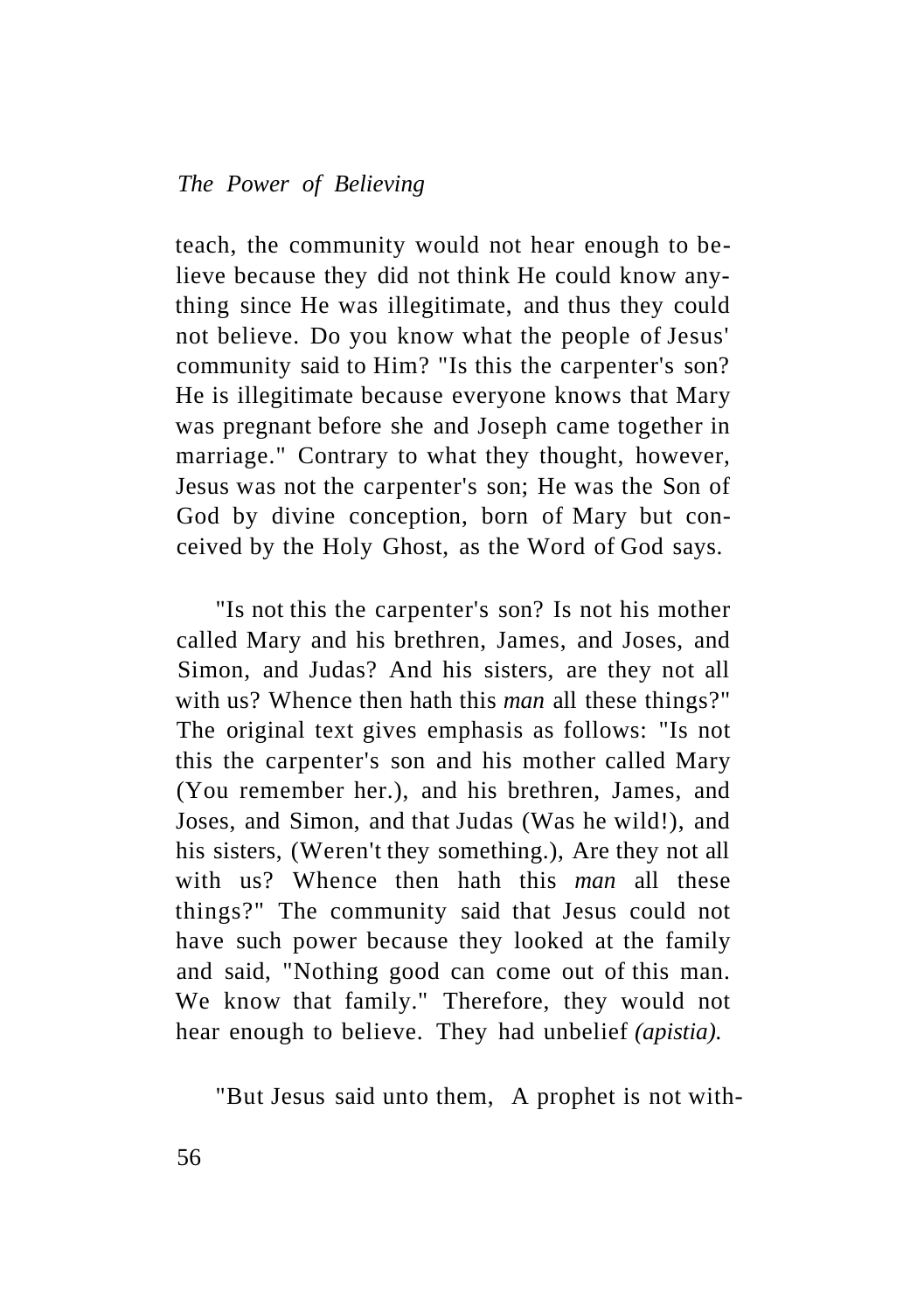teach, the community would not hear enough to believe because they did not think He could know anything since He was illegitimate, and thus they could not believe. Do you know what the people of Jesus' community said to Him? "Is this the carpenter's son? He is illegitimate because everyone knows that Mary was pregnant before she and Joseph came together in marriage." Contrary to what they thought, however, Jesus was not the carpenter's son; He was the Son of God by divine conception, born of Mary but conceived by the Holy Ghost, as the Word of God says.

"Is not this the carpenter's son? Is not his mother called Mary and his brethren, James, and Joses, and Simon, and Judas? And his sisters, are they not all with us? Whence then hath this *man* all these things?" The original text gives emphasis as follows: "Is not this the carpenter's son and his mother called Mary (You remember her.), and his brethren, James, and Joses, and Simon, and that Judas (Was he wild!), and his sisters, (Weren't they something.), Are they not all with us? Whence then hath this *man* all these things?" The community said that Jesus could not have such power because they looked at the family and said, "Nothing good can come out of this man. We know that family." Therefore, they would not hear enough to believe. They had unbelief *(apistia).*

"But Jesus said unto them, A prophet is not with-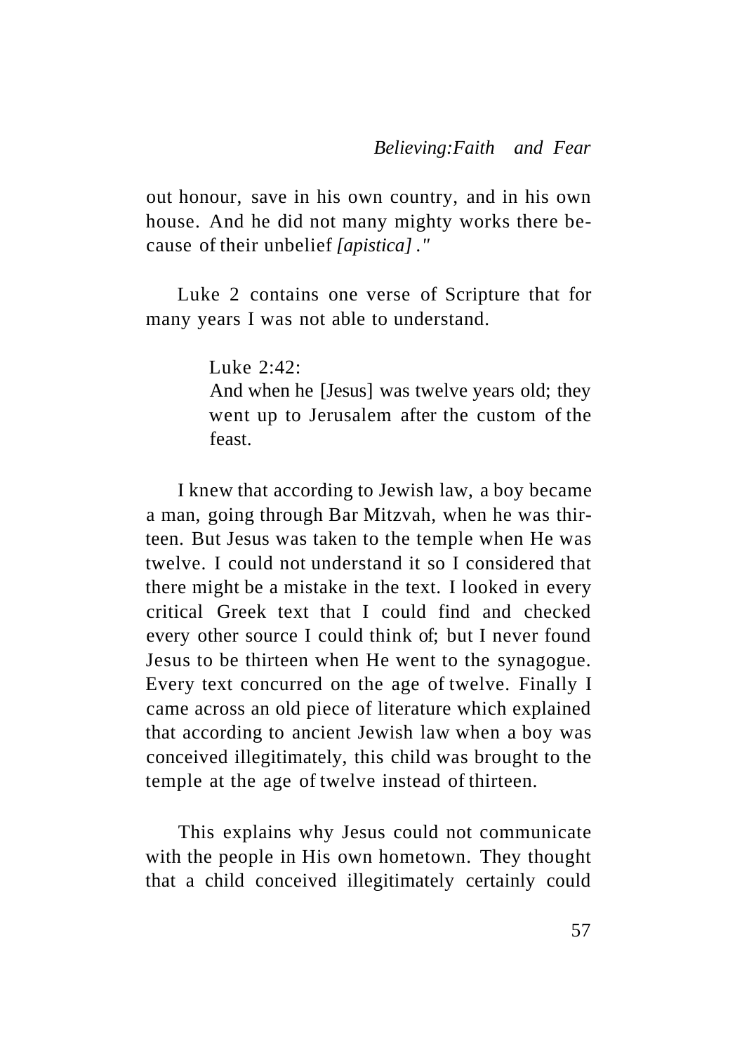out honour, save in his own country, and in his own house. And he did not many mighty works there because of their unbelief *[apistica]* ."

Luke 2 contains one verse of Scripture that for many years I was not able to understand.

> Luke 2:42:
> And when he [Jesus] was twelve years old; they went up to Jerusalem after the custom of the feast.

I knew that according to Jewish law, a boy became a man, going through Bar Mitzvah, when he was thirteen. But Jesus was taken to the temple when He was twelve. I could not understand it so I considered that there might be a mistake in the text. I looked in every critical Greek text that I could find and checked every other source I could think of; but I never found Jesus to be thirteen when He went to the synagogue. Every text concurred on the age of twelve. Finally I came across an old piece of literature which explained that according to ancient Jewish law when a boy was conceived illegitimately, this child was brought to the temple at the age of twelve instead of thirteen.

This explains why Jesus could not communicate with the people in His own hometown. They thought that a child conceived illegitimately certainly could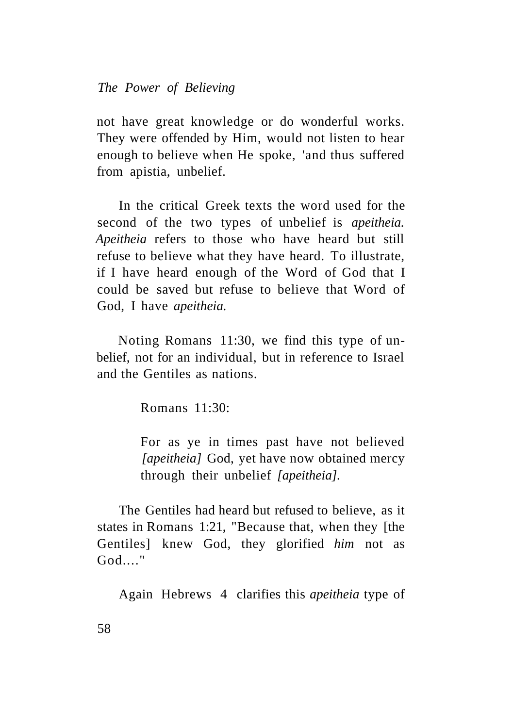not have great knowledge or do wonderful works. They were offended by Him, would not listen to hear enough to believe when He spoke, 'and thus suffered from apistia, unbelief.

In the critical Greek texts the word used for the second of the two types of unbelief is *apeitheia. Apeitheia* refers to those who have heard but still refuse to believe what they have heard. To illustrate, if I have heard enough of the Word of God that I could be saved but refuse to believe that Word of God, I have *apeitheia.*

Noting Romans 11:30, we find this type of unbelief, not for an individual, but in reference to Israel and the Gentiles as nations.

> Romans 11:30:
>
> For as ye in times past have not believed *[apeitheia]* God, yet have now obtained mercy through their unbelief *[apeitheia].*

The Gentiles had heard but refused to believe, as it states in Romans 1:21, "Because that, when they [the Gentiles] knew God, they glorified *him* not as God...."

Again Hebrews 4 clarifies this *apeitheia* type of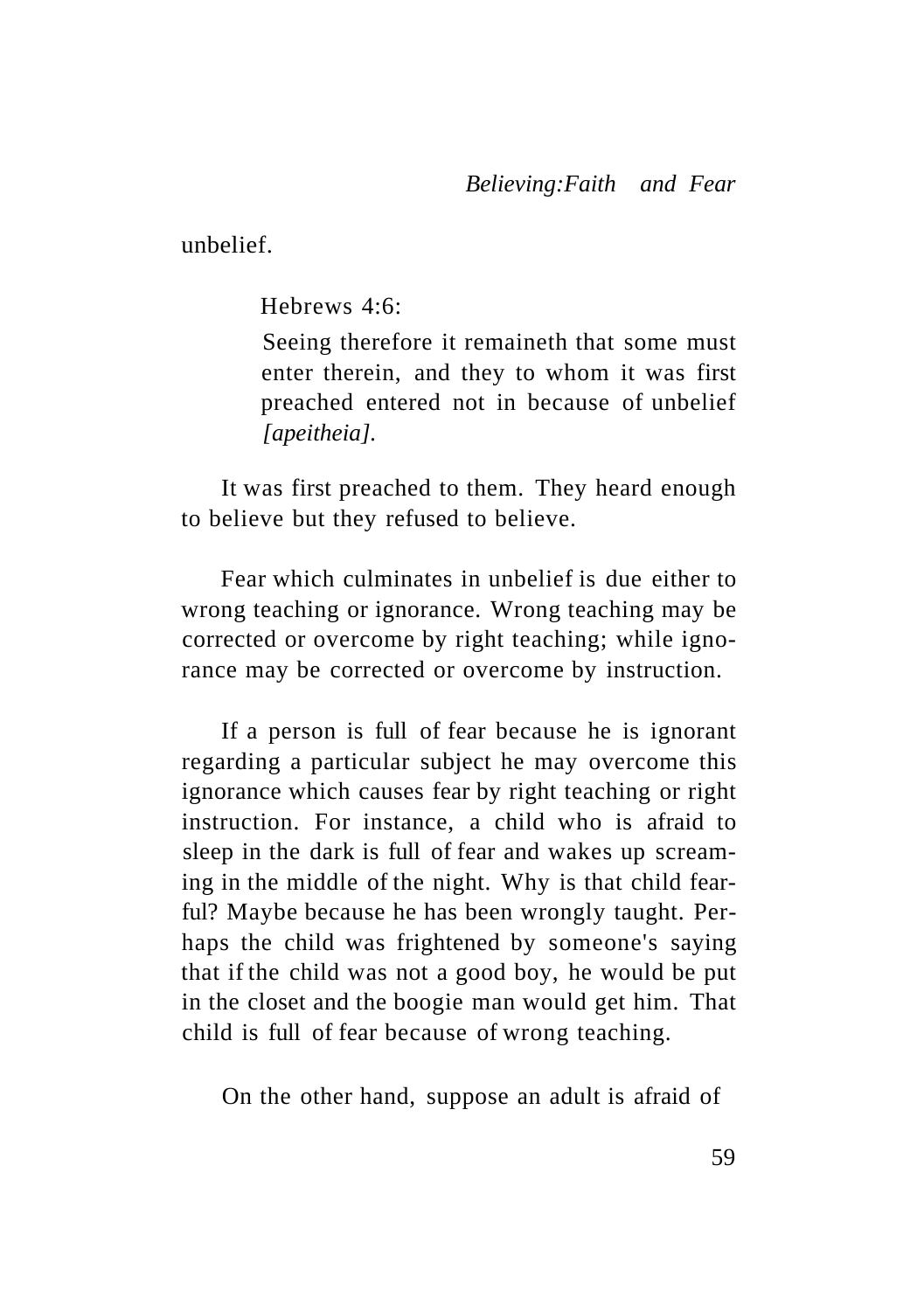unbelief.

> Hebrews 4:6:
>
> Seeing therefore it remaineth that some must enter therein, and they to whom it was first preached entered not in because of unbelief *[apeitheia].*

It was first preached to them. They heard enough to believe but they refused to believe.

Fear which culminates in unbelief is due either to wrong teaching or ignorance. Wrong teaching may be corrected or overcome by right teaching; while ignorance may be corrected or overcome by instruction.

If a person is full of fear because he is ignorant regarding a particular subject he may overcome this ignorance which causes fear by right teaching or right instruction. For instance, a child who is afraid to sleep in the dark is full of fear and wakes up screaming in the middle of the night. Why is that child fearful? Maybe because he has been wrongly taught. Perhaps the child was frightened by someone's saying that if the child was not a good boy, he would be put in the closet and the boogie man would get him. That child is full of fear because of wrong teaching.

On the other hand, suppose an adult is afraid of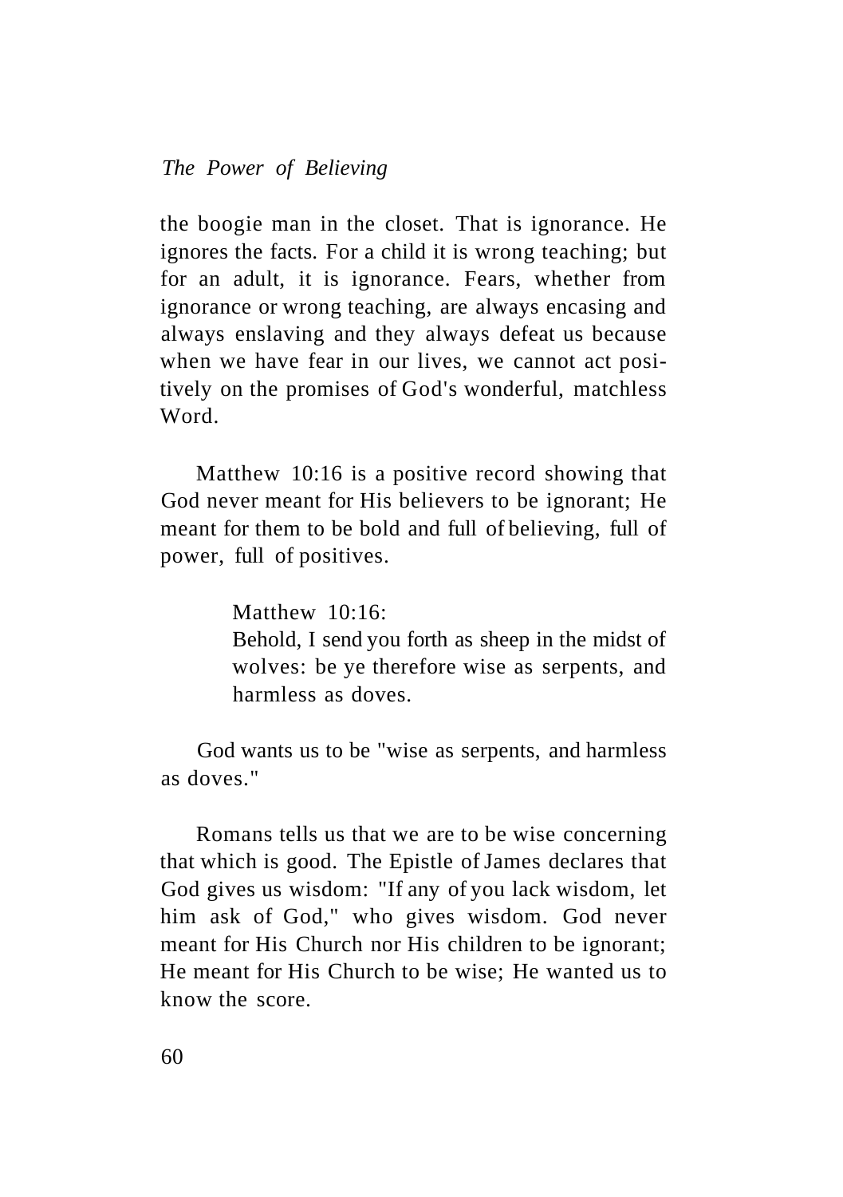the boogie man in the closet. That is ignorance. He ignores the facts. For a child it is wrong teaching; but for an adult, it is ignorance. Fears, whether from ignorance or wrong teaching, are always encasing and always enslaving and they always defeat us because when we have fear in our lives, we cannot act positively on the promises of God's wonderful, matchless Word.

Matthew 10:16 is a positive record showing that God never meant for His believers to be ignorant; He meant for them to be bold and full of believing, full of power, full of positives.

> Matthew 10:16:
> Behold, I send you forth as sheep in the midst of wolves: be ye therefore wise as serpents, and harmless as doves.

God wants us to be "wise as serpents, and harmless as doves."

Romans tells us that we are to be wise concerning that which is good. The Epistle of James declares that God gives us wisdom: "If any of you lack wisdom, let him ask of God," who gives wisdom. God never meant for His Church nor His children to be ignorant; He meant for His Church to be wise; He wanted us to know the score.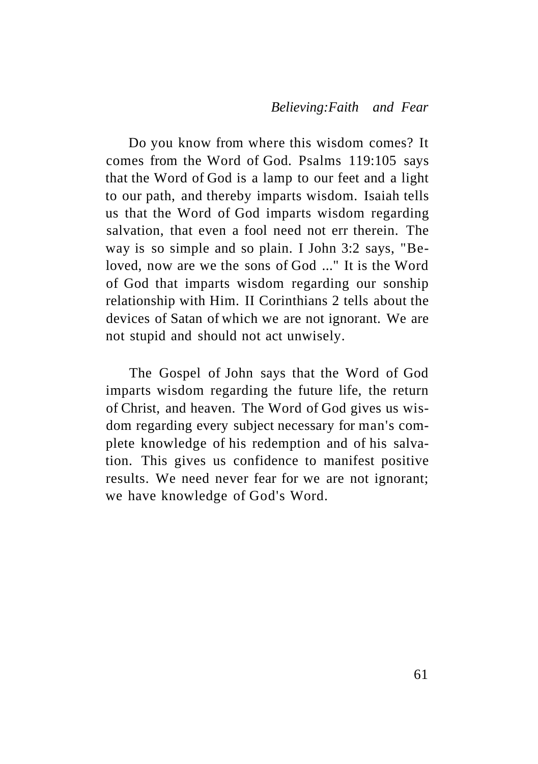Do you know from where this wisdom comes? It comes from the Word of God. Psalms 119:105 says that the Word of God is a lamp to our feet and a light to our path, and thereby imparts wisdom. Isaiah tells us that the Word of God imparts wisdom regarding salvation, that even a fool need not err therein. The way is so simple and so plain. I John 3:2 says, "Beloved, now are we the sons of God ..." It is the Word of God that imparts wisdom regarding our sonship relationship with Him. II Corinthians 2 tells about the devices of Satan of which we are not ignorant. We are not stupid and should not act unwisely.

The Gospel of John says that the Word of God imparts wisdom regarding the future life, the return of Christ, and heaven. The Word of God gives us wisdom regarding every subject necessary for man's complete knowledge of his redemption and of his salvation. This gives us confidence to manifest positive results. We need never fear for we are not ignorant; we have knowledge of God's Word.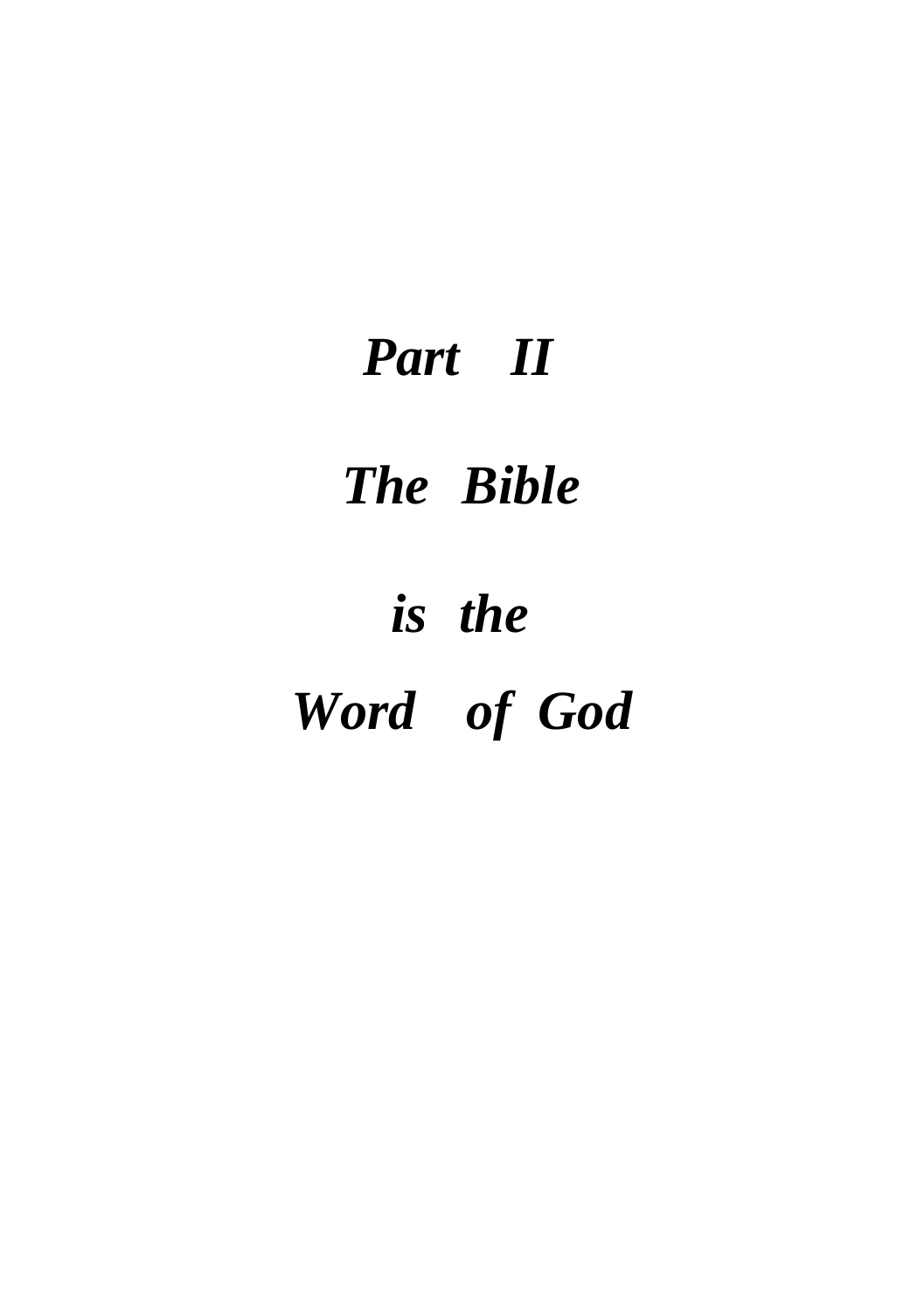# *Part II*

# *The Bible*

# *is the*

# *Word of God*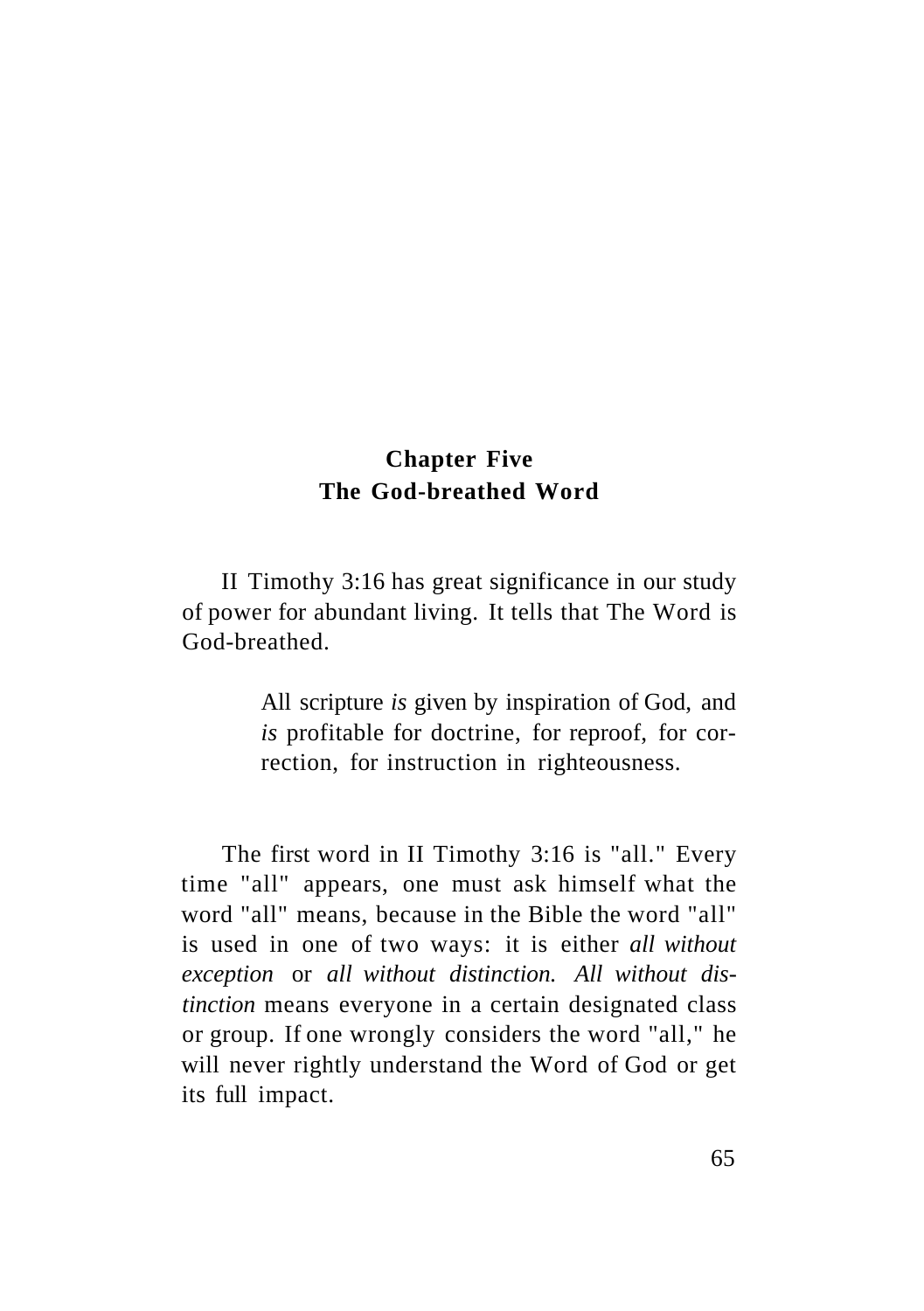## Chapter Five
## The God-breathed Word

II Timothy 3:16 has great significance in our study of power for abundant living. It tells that The Word is God-breathed.

> All scripture *is* given by inspiration of God, and *is* profitable for doctrine, for reproof, for correction, for instruction in righteousness.

The first word in II Timothy 3:16 is "all." Every time "all" appears, one must ask himself what the word "all" means, because in the Bible the word "all" is used in one of two ways: it is either *all without exception* or *all without distinction. All without distinction* means everyone in a certain designated class or group. If one wrongly considers the word "all," he will never rightly understand the Word of God or get its full impact.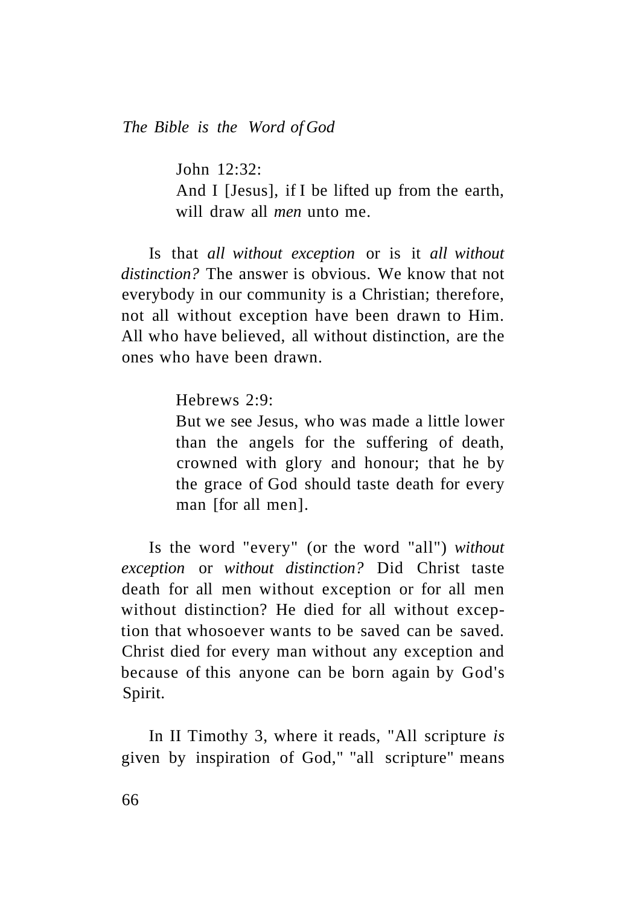John 12:32:

> And I [Jesus], if I be lifted up from the earth, will draw all *men* unto me.

Is that *all without exception* or is it *all without distinction?* The answer is obvious. We know that not everybody in our community is a Christian; therefore, not all without exception have been drawn to Him. All who have believed, all without distinction, are the ones who have been drawn.

Hebrews 2:9:

> But we see Jesus, who was made a little lower than the angels for the suffering of death, crowned with glory and honour; that he by the grace of God should taste death for every man [for all men].

Is the word "every" (or the word "all") *without exception* or *without distinction?* Did Christ taste death for all men without exception or for all men without distinction? He died for all without exception that whosoever wants to be saved can be saved. Christ died for every man without any exception and because of this anyone can be born again by God's Spirit.

In II Timothy 3, where it reads, "All scripture *is* given by inspiration of God," "all scripture" means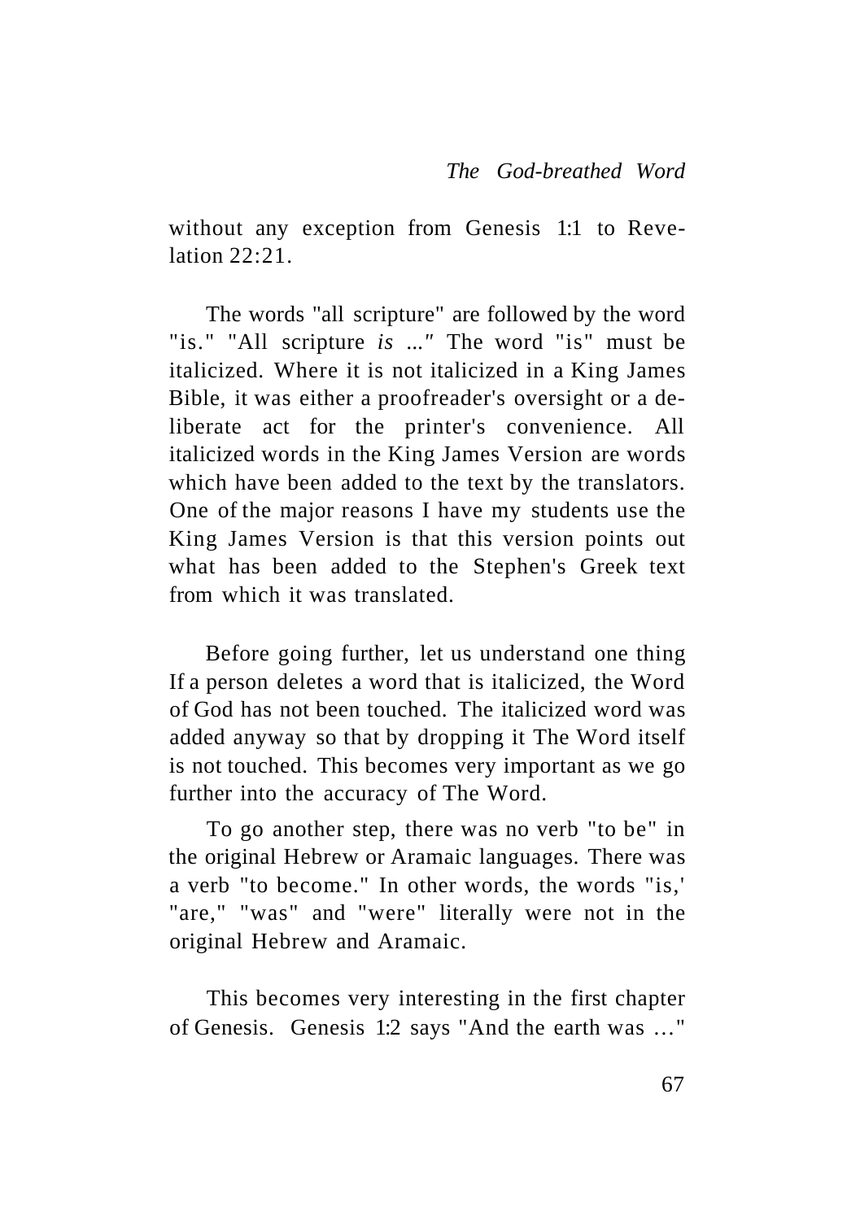without any exception from Genesis 1:1 to Revelation 22:21.

The words "all scripture" are followed by the word "is." "All scripture *is* ..." The word "is" must be italicized. Where it is not italicized in a King James Bible, it was either a proofreader's oversight or a deliberate act for the printer's convenience. All italicized words in the King James Version are words which have been added to the text by the translators. One of the major reasons I have my students use the King James Version is that this version points out what has been added to the Stephen's Greek text from which it was translated.

Before going further, let us understand one thing If a person deletes a word that is italicized, the Word of God has not been touched. The italicized word was added anyway so that by dropping it The Word itself is not touched. This becomes very important as we go further into the accuracy of The Word.

To go another step, there was no verb "to be" in the original Hebrew or Aramaic languages. There was a verb "to become." In other words, the words "is,' "are," "was" and "were" literally were not in the original Hebrew and Aramaic.

This becomes very interesting in the first chapter of Genesis. Genesis 1:2 says "And the earth was …"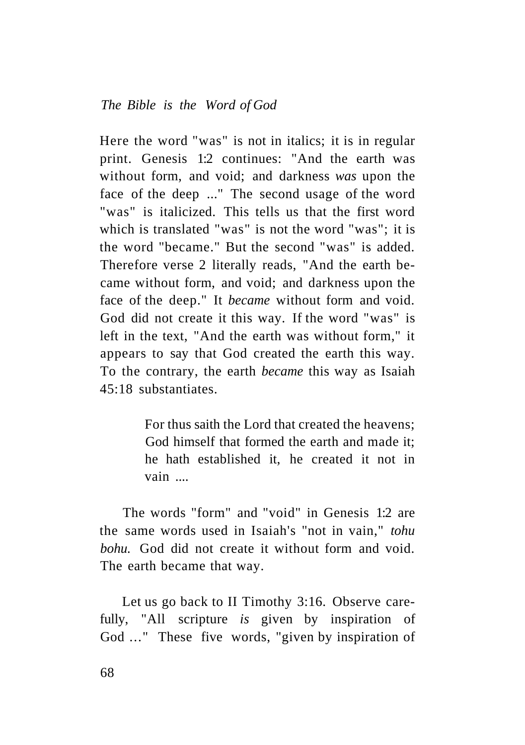Here the word "was" is not in italics; it is in regular print. Genesis 1:2 continues: "And the earth was without form, and void; and darkness *was* upon the face of the deep ..." The second usage of the word "was" is italicized. This tells us that the first word which is translated "was" is not the word "was"; it is the word "became." But the second "was" is added. Therefore verse 2 literally reads, "And the earth became without form, and void; and darkness upon the face of the deep." It *became* without form and void. God did not create it this way. If the word "was" is left in the text, "And the earth was without form," it appears to say that God created the earth this way. To the contrary, the earth *became* this way as Isaiah 45:18 substantiates.

> For thus saith the Lord that created the heavens; God himself that formed the earth and made it; he hath established it, he created it not in vain ....

The words "form" and "void" in Genesis 1:2 are the same words used in Isaiah's "not in vain," *tohu bohu.* God did not create it without form and void. The earth became that way.

Let us go back to II Timothy 3:16. Observe carefully, "All scripture *is* given by inspiration of God ..." These five words, "given by inspiration of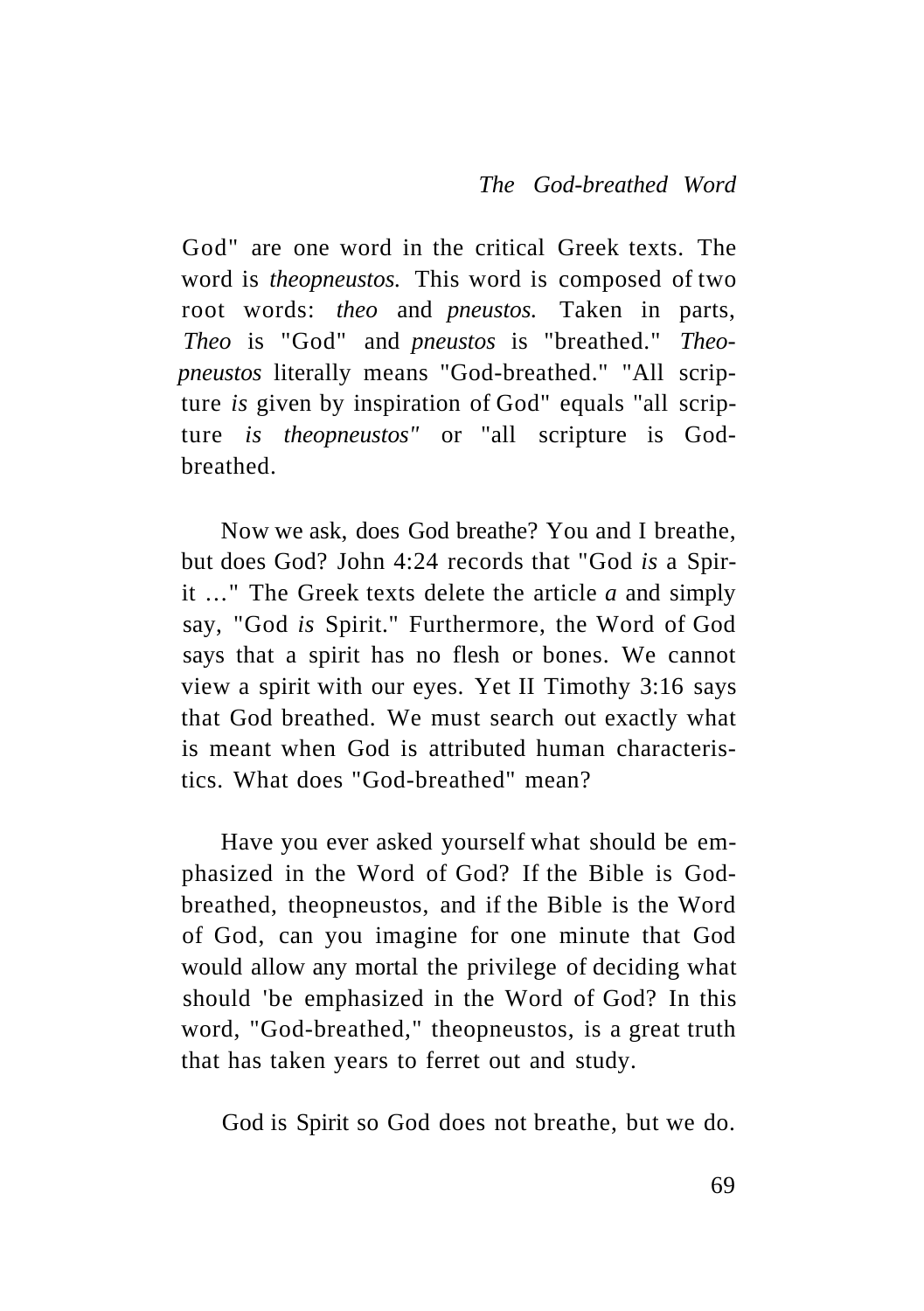God" are one word in the critical Greek texts. The word is *theopneustos.* This word is composed of two root words: *theo* and *pneustos.* Taken in parts, *Theo* is "God" and *pneustos* is "breathed." *Theopneustos* literally means "God-breathed." "All scripture *is* given by inspiration of God" equals "all scripture *is theopneustos"* or "all scripture is God-breathed.

Now we ask, does God breathe? You and I breathe, but does God? John 4:24 records that "God *is* a Spirit ..." The Greek texts delete the article *a* and simply say, "God *is* Spirit." Furthermore, the Word of God says that a spirit has no flesh or bones. We cannot view a spirit with our eyes. Yet II Timothy 3:16 says that God breathed. We must search out exactly what is meant when God is attributed human characteristics. What does "God-breathed" mean?

Have you ever asked yourself what should be emphasized in the Word of God? If the Bible is God-breathed, theopneustos, and if the Bible is the Word of God, can you imagine for one minute that God would allow any mortal the privilege of deciding what should 'be emphasized in the Word of God? In this word, "God-breathed," theopneustos, is a great truth that has taken years to ferret out and study.

God is Spirit so God does not breathe, but we do.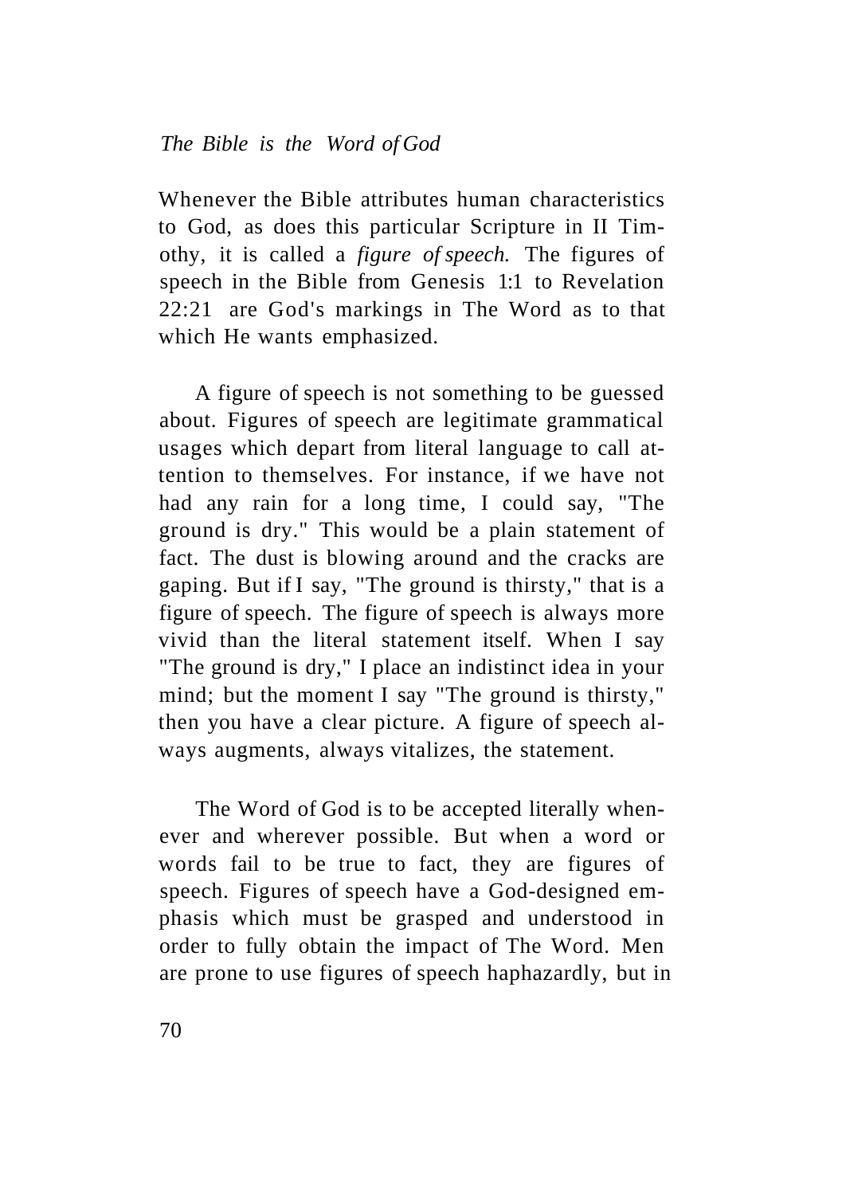Whenever the Bible attributes human characteristics to God, as does this particular Scripture in II Timothy, it is called a *figure of speech.* The figures of speech in the Bible from Genesis 1:1 to Revelation 22:21 are God's markings in The Word as to that which He wants emphasized.

A figure of speech is not something to be guessed about. Figures of speech are legitimate grammatical usages which depart from literal language to call attention to themselves. For instance, if we have not had any rain for a long time, I could say, "The ground is dry." This would be a plain statement of fact. The dust is blowing around and the cracks are gaping. But if I say, "The ground is thirsty," that is a figure of speech. The figure of speech is always more vivid than the literal statement itself. When I say "The ground is dry," I place an indistinct idea in your mind; but the moment I say "The ground is thirsty," then you have a clear picture. A figure of speech always augments, always vitalizes, the statement.

The Word of God is to be accepted literally whenever and wherever possible. But when a word or words fail to be true to fact, they are figures of speech. Figures of speech have a God-designed emphasis which must be grasped and understood in order to fully obtain the impact of The Word. Men are prone to use figures of speech haphazardly, but in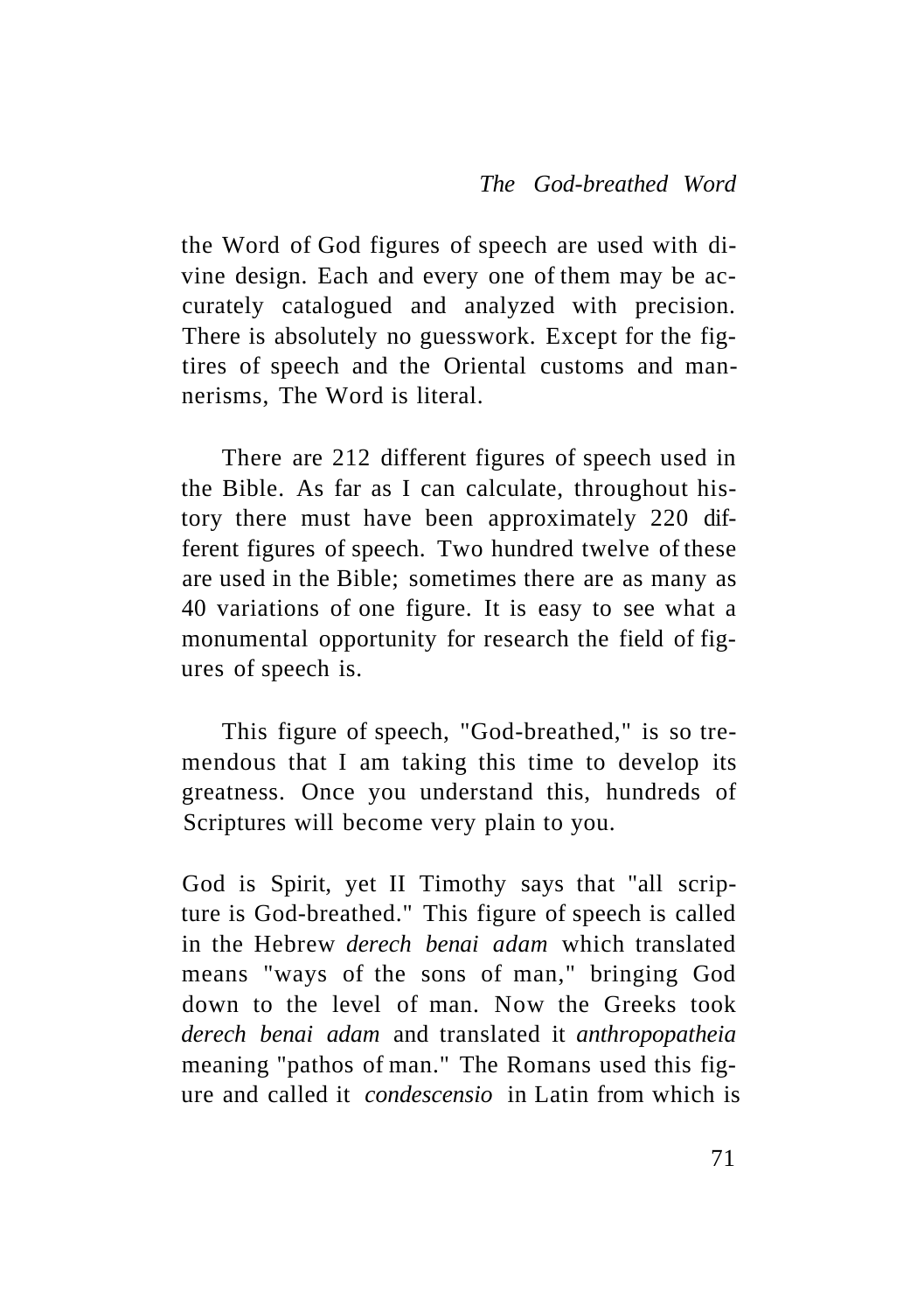the Word of God figures of speech are used with divine design. Each and every one of them may be accurately catalogued and analyzed with precision. There is absolutely no guesswork. Except for the figtires of speech and the Oriental customs and mannerisms, The Word is literal.

There are 212 different figures of speech used in the Bible. As far as I can calculate, throughout history there must have been approximately 220 different figures of speech. Two hundred twelve of these are used in the Bible; sometimes there are as many as 40 variations of one figure. It is easy to see what a monumental opportunity for research the field of figures of speech is.

This figure of speech, "God-breathed," is so tremendous that I am taking this time to develop its greatness. Once you understand this, hundreds of Scriptures will become very plain to you.

God is Spirit, yet II Timothy says that "all scripture is God-breathed." This figure of speech is called in the Hebrew *derech benai adam* which translated means "ways of the sons of man," bringing God down to the level of man. Now the Greeks took *derech benai adam* and translated it *anthropopatheia* meaning "pathos of man." The Romans used this figure and called it *condescensio* in Latin from which is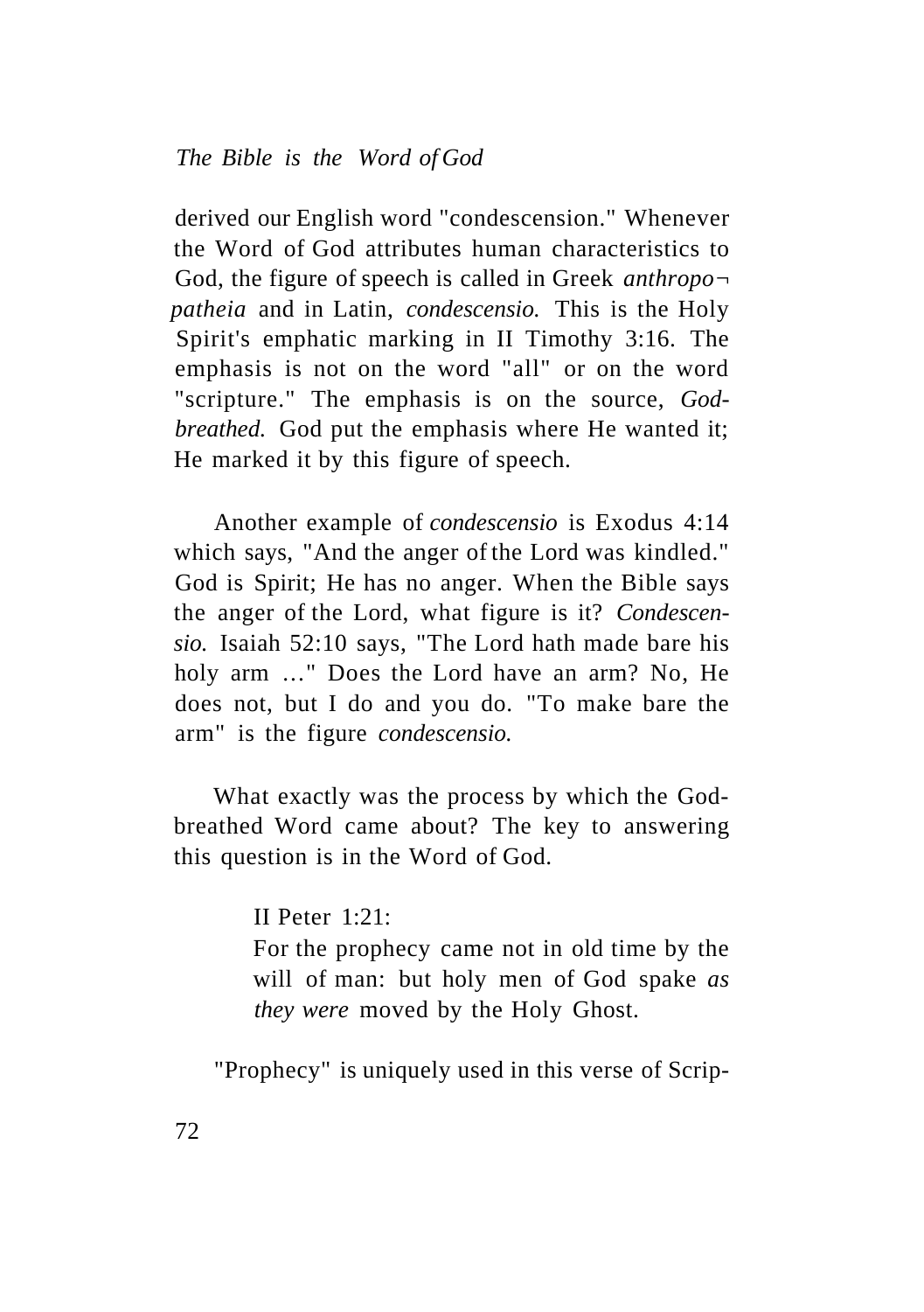derived our English word "condescension." Whenever the Word of God attributes human characteristics to God, the figure of speech is called in Greek *anthropopatheia* and in Latin, *condescensio.* This is the Holy Spirit's emphatic marking in II Timothy 3:16. The emphasis is not on the word "all" or on the word "scripture." The emphasis is on the source, *God-breathed.* God put the emphasis where He wanted it; He marked it by this figure of speech.

Another example of *condescensio* is Exodus 4:14 which says, "And the anger of the Lord was kindled." God is Spirit; He has no anger. When the Bible says the anger of the Lord, what figure is it? *Condescensio.* Isaiah 52:10 says, "The Lord hath made bare his holy arm …" Does the Lord have an arm? No, He does not, but I do and you do. "To make bare the arm" is the figure *condescensio.*

What exactly was the process by which the God-breathed Word came about? The key to answering this question is in the Word of God.

> II Peter 1:21:
> For the prophecy came not in old time by the will of man: but holy men of God spake *as they were* moved by the Holy Ghost.

"Prophecy" is uniquely used in this verse of Scrip-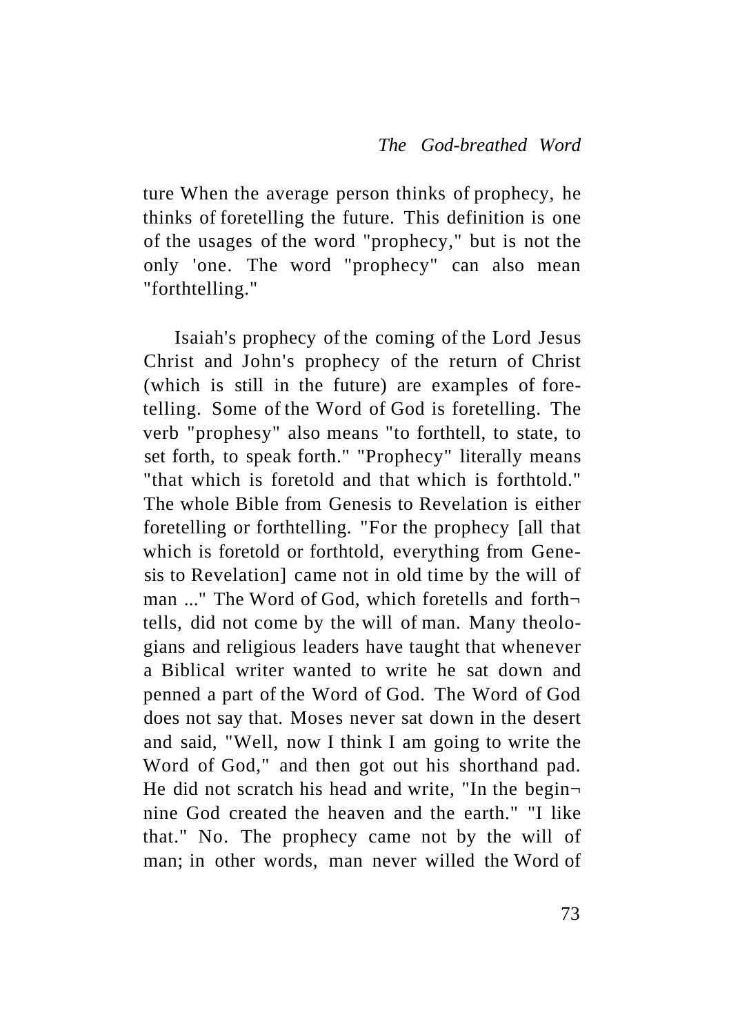ture When the average person thinks of prophecy, he thinks of foretelling the future. This definition is one of the usages of the word "prophecy," but is not the only 'one. The word "prophecy" can also mean "forthtelling."

Isaiah's prophecy of the coming of the Lord Jesus Christ and John's prophecy of the return of Christ (which is still in the future) are examples of foretelling. Some of the Word of God is foretelling. The verb "prophesy" also means "to forthtell, to state, to set forth, to speak forth." "Prophecy" literally means "that which is foretold and that which is forthtold." The whole Bible from Genesis to Revelation is either foretelling or forthtelling. "For the prophecy [all that which is foretold or forthtold, everything from Genesis to Revelation] came not in old time by the will of man ..." The Word of God, which foretells and forthtells, did not come by the will of man. Many theologians and religious leaders have taught that whenever a Biblical writer wanted to write he sat down and penned a part of the Word of God. The Word of God does not say that. Moses never sat down in the desert and said, "Well, now I think I am going to write the Word of God," and then got out his shorthand pad. He did not scratch his head and write, "In the beginnine God created the heaven and the earth." "I like that." No. The prophecy came not by the will of man; in other words, man never willed the Word of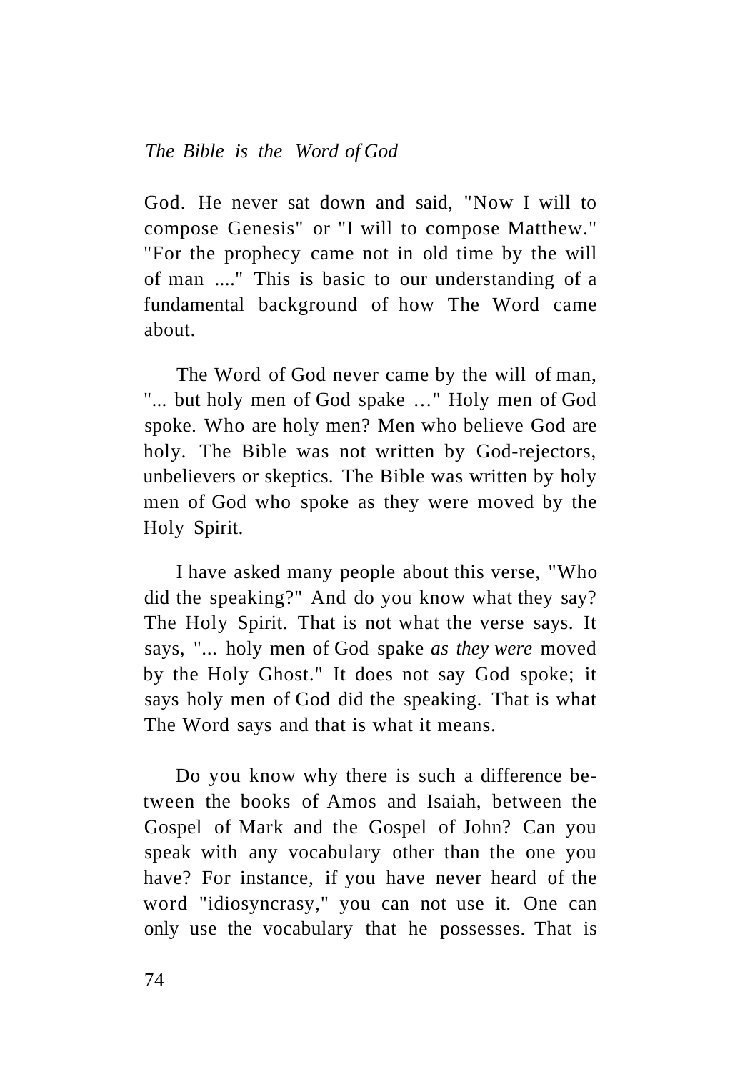God. He never sat down and said, "Now I will to compose Genesis" or "I will to compose Matthew." "For the prophecy came not in old time by the will of man ...." This is basic to our understanding of a fundamental background of how The Word came about.

The Word of God never came by the will of man, "... but holy men of God spake …" Holy men of God spoke. Who are holy men? Men who believe God are holy. The Bible was not written by God-rejectors, unbelievers or skeptics. The Bible was written by holy men of God who spoke as they were moved by the Holy Spirit.

I have asked many people about this verse, "Who did the speaking?" And do you know what they say? The Holy Spirit. That is not what the verse says. It says, "... holy men of God spake *as they were* moved by the Holy Ghost." It does not say God spoke; it says holy men of God did the speaking. That is what The Word says and that is what it means.

Do you know why there is such a difference between the books of Amos and Isaiah, between the Gospel of Mark and the Gospel of John? Can you speak with any vocabulary other than the one you have? For instance, if you have never heard of the word "idiosyncrasy," you can not use it. One can only use the vocabulary that he possesses. That is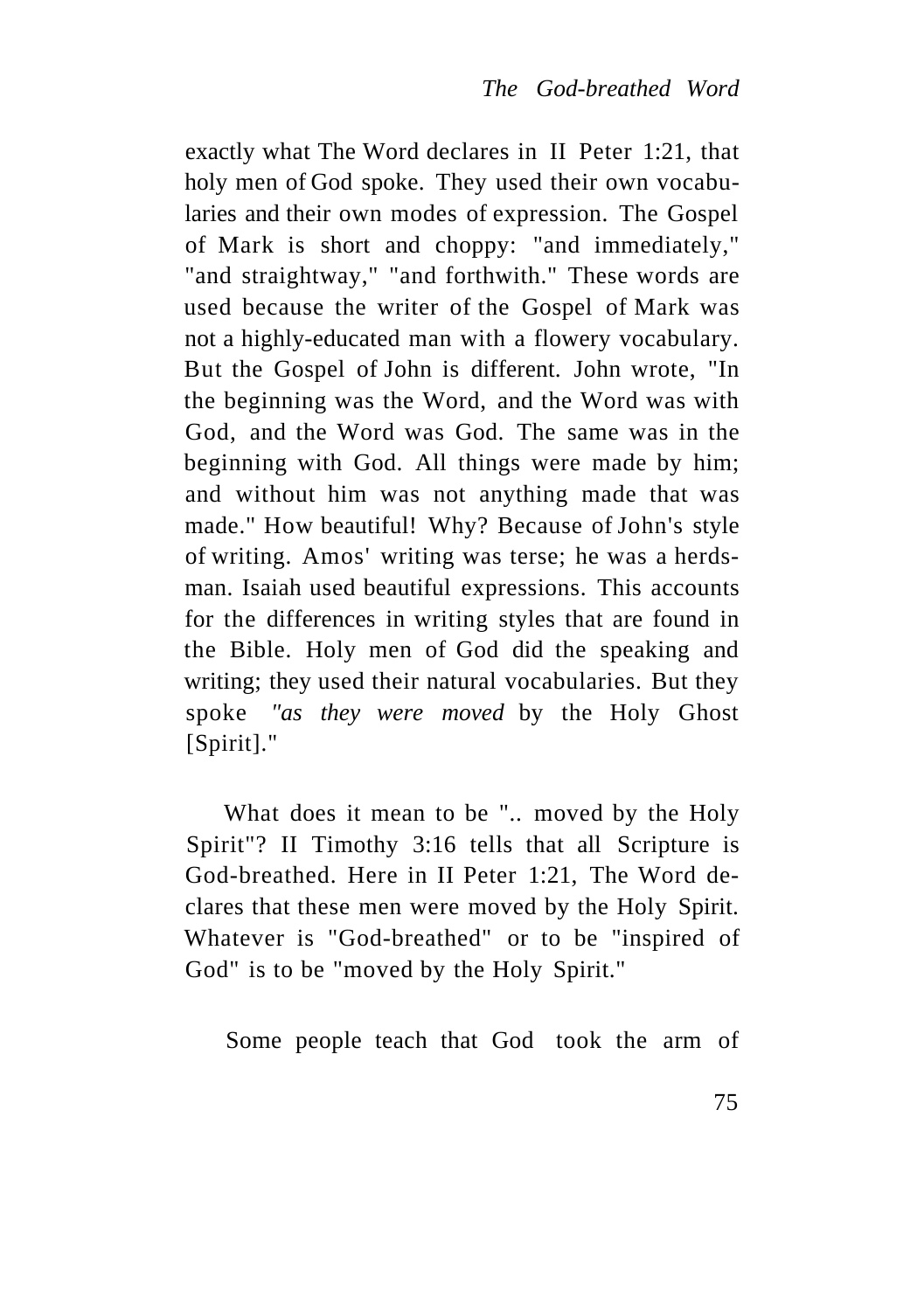exactly what The Word declares in II Peter 1:21, that holy men of God spoke. They used their own vocabularies and their own modes of expression. The Gospel of Mark is short and choppy: "and immediately," "and straightway," "and forthwith." These words are used because the writer of the Gospel of Mark was not a highly-educated man with a flowery vocabulary. But the Gospel of John is different. John wrote, "In the beginning was the Word, and the Word was with God, and the Word was God. The same was in the beginning with God. All things were made by him; and without him was not anything made that was made." How beautiful! Why? Because of John's style of writing. Amos' writing was terse; he was a herdsman. Isaiah used beautiful expressions. This accounts for the differences in writing styles that are found in the Bible. Holy men of God did the speaking and writing; they used their natural vocabularies. But they spoke *"as they were moved* by the Holy Ghost [Spirit]."

What does it mean to be ".. moved by the Holy Spirit"? II Timothy 3:16 tells that all Scripture is God-breathed. Here in II Peter 1:21, The Word declares that these men were moved by the Holy Spirit. Whatever is "God-breathed" or to be "inspired of God" is to be "moved by the Holy Spirit."

Some people teach that God took the arm of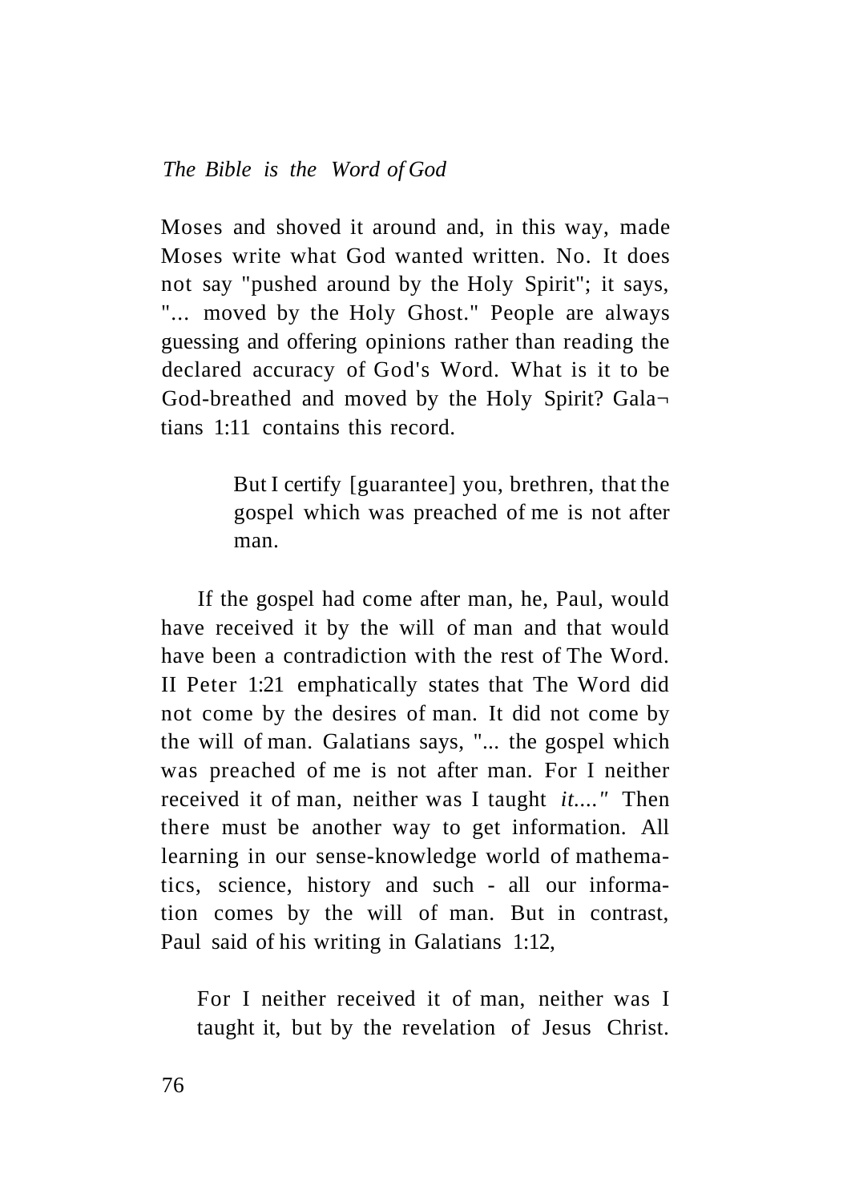Moses and shoved it around and, in this way, made Moses write what God wanted written. No. It does not say "pushed around by the Holy Spirit"; it says, "... moved by the Holy Ghost." People are always guessing and offering opinions rather than reading the declared accuracy of God's Word. What is it to be God-breathed and moved by the Holy Spirit? Galatians 1:11 contains this record.

> But I certify [guarantee] you, brethren, that the gospel which was preached of me is not after man.

If the gospel had come after man, he, Paul, would have received it by the will of man and that would have been a contradiction with the rest of The Word. II Peter 1:21 emphatically states that The Word did not come by the desires of man. It did not come by the will of man. Galatians says, "... the gospel which was preached of me is not after man. For I neither received it of man, neither was I taught *it....*" Then there must be another way to get information. All learning in our sense-knowledge world of mathematics, science, history and such - all our information comes by the will of man. But in contrast, Paul said of his writing in Galatians 1:12,

> For I neither received it of man, neither was I taught it, but by the revelation of Jesus Christ.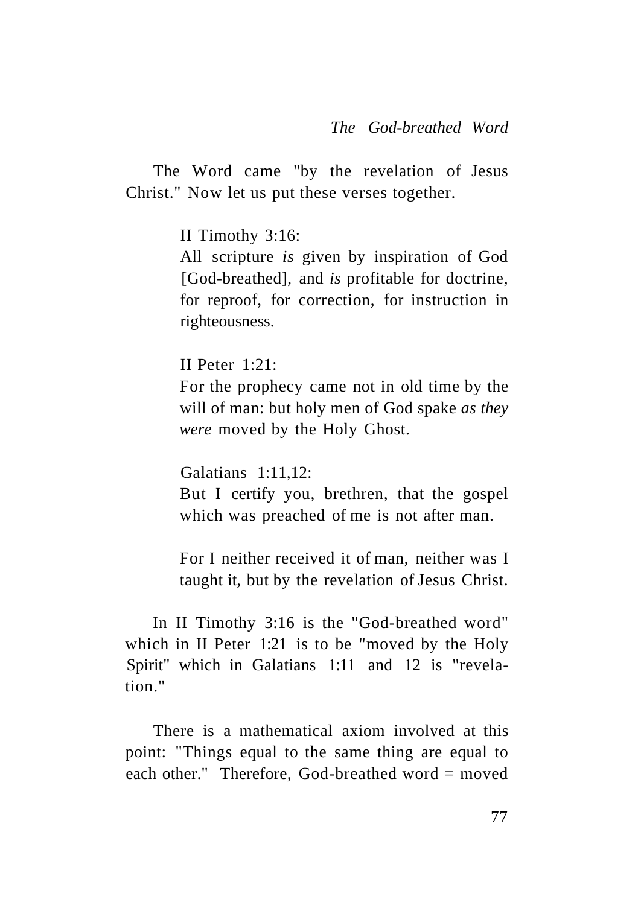The Word came "by the revelation of Jesus Christ." Now let us put these verses together.

> II Timothy 3:16:
> All scripture *is* given by inspiration of God [God-breathed], and *is* profitable for doctrine, for reproof, for correction, for instruction in righteousness.
>
> II Peter 1:21:
> For the prophecy came not in old time by the will of man: but holy men of God spake *as they were* moved by the Holy Ghost.
>
> Galatians 1:11,12:
> But I certify you, brethren, that the gospel which was preached of me is not after man.
>
> For I neither received it of man, neither was I taught it, but by the revelation of Jesus Christ.

In II Timothy 3:16 is the "God-breathed word" which in II Peter 1:21 is to be "moved by the Holy Spirit" which in Galatians 1:11 and 12 is "revelation."

There is a mathematical axiom involved at this point: "Things equal to the same thing are equal to each other." Therefore, God-breathed word = moved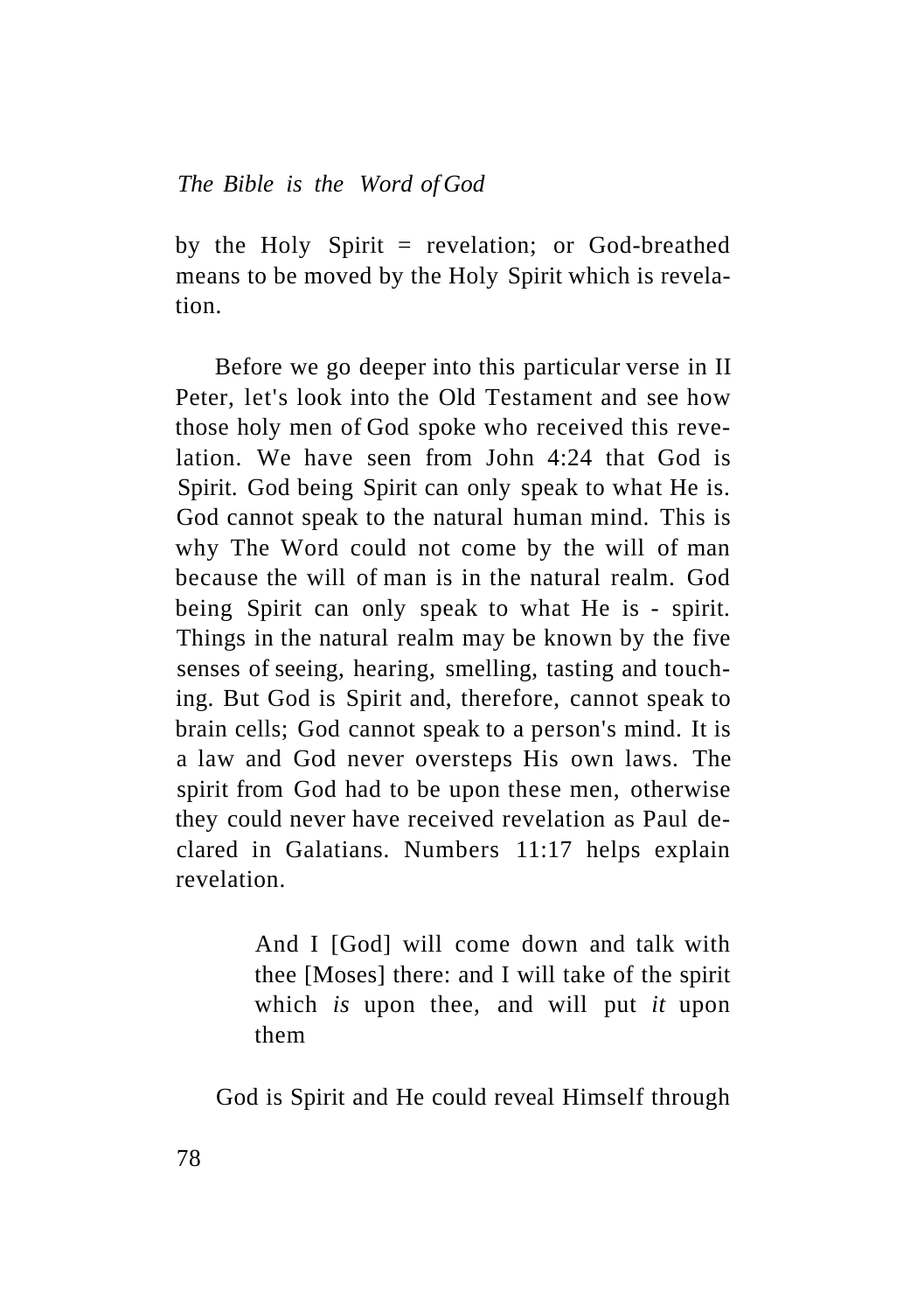by the Holy Spirit = revelation; or God-breathed means to be moved by the Holy Spirit which is revelation.

Before we go deeper into this particular verse in II Peter, let's look into the Old Testament and see how those holy men of God spoke who received this revelation. We have seen from John 4:24 that God is Spirit. God being Spirit can only speak to what He is. God cannot speak to the natural human mind. This is why The Word could not come by the will of man because the will of man is in the natural realm. God being Spirit can only speak to what He is - spirit. Things in the natural realm may be known by the five senses of seeing, hearing, smelling, tasting and touching. But God is Spirit and, therefore, cannot speak to brain cells; God cannot speak to a person's mind. It is a law and God never oversteps His own laws. The spirit from God had to be upon these men, otherwise they could never have received revelation as Paul declared in Galatians. Numbers 11:17 helps explain revelation.

> And I [God] will come down and talk with thee [Moses] there: and I will take of the spirit which *is* upon thee, and will put *it* upon them

God is Spirit and He could reveal Himself through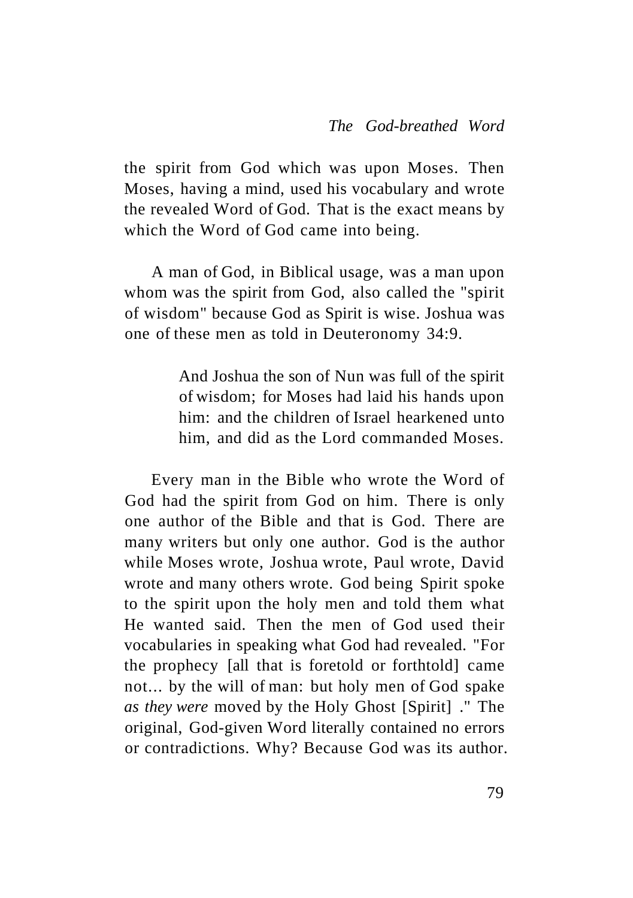the spirit from God which was upon Moses. Then Moses, having a mind, used his vocabulary and wrote the revealed Word of God. That is the exact means by which the Word of God came into being.

A man of God, in Biblical usage, was a man upon whom was the spirit from God, also called the "spirit of wisdom" because God as Spirit is wise. Joshua was one of these men as told in Deuteronomy 34:9.

> And Joshua the son of Nun was full of the spirit of wisdom; for Moses had laid his hands upon him: and the children of Israel hearkened unto him, and did as the Lord commanded Moses.

Every man in the Bible who wrote the Word of God had the spirit from God on him. There is only one author of the Bible and that is God. There are many writers but only one author. God is the author while Moses wrote, Joshua wrote, Paul wrote, David wrote and many others wrote. God being Spirit spoke to the spirit upon the holy men and told them what He wanted said. Then the men of God used their vocabularies in speaking what God had revealed. "For the prophecy [all that is foretold or forthtold] came not... by the will of man: but holy men of God spake *as they were* moved by the Holy Ghost [Spirit] ." The original, God-given Word literally contained no errors or contradictions. Why? Because God was its author.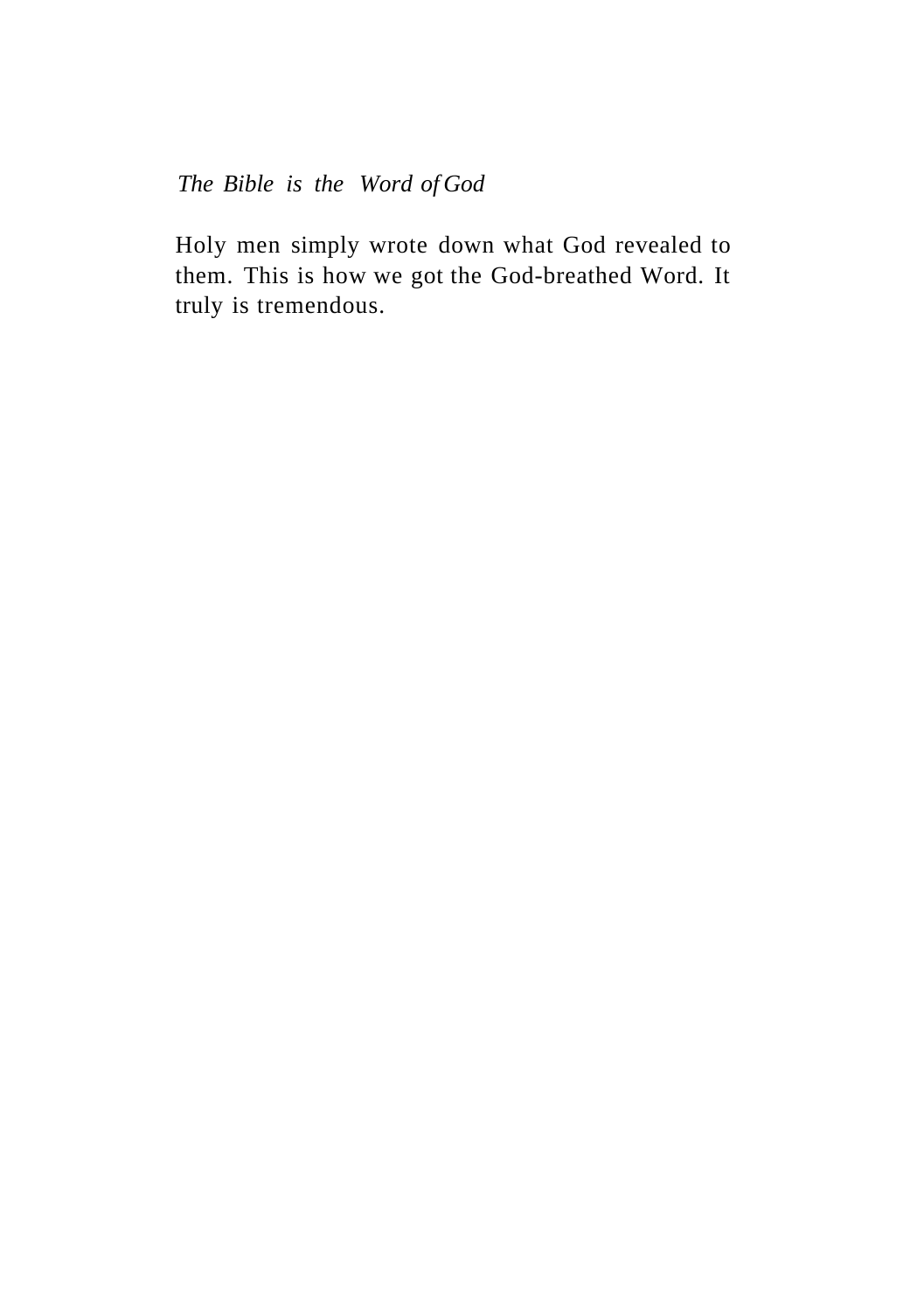Holy men simply wrote down what God revealed to them. This is how we got the God-breathed Word. It truly is tremendous.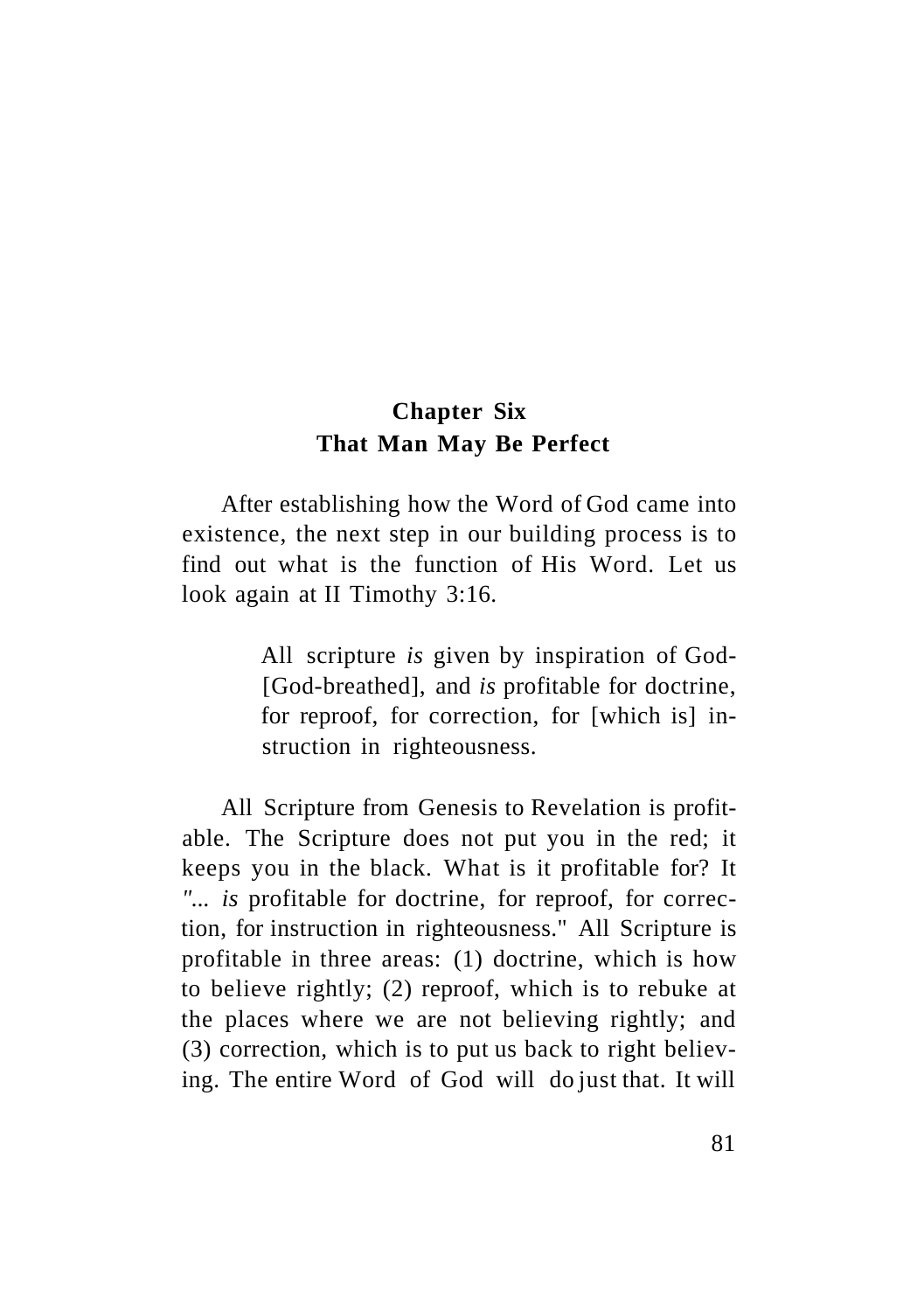## Chapter Six
## That Man May Be Perfect

After establishing how the Word of God came into existence, the next step in our building process is to find out what is the function of His Word. Let us look again at II Timothy 3:16.

> All scripture *is* given by inspiration of God-[God-breathed], and *is* profitable for doctrine, for reproof, for correction, for [which is] instruction in righteousness.

All Scripture from Genesis to Revelation is profitable. The Scripture does not put you in the red; it keeps you in the black. What is it profitable for? It "... *is* profitable for doctrine, for reproof, for correction, for instruction in righteousness." All Scripture is profitable in three areas: (1) doctrine, which is how to believe rightly; (2) reproof, which is to rebuke at the places where we are not believing rightly; and (3) correction, which is to put us back to right believing. The entire Word of God will do just that. It will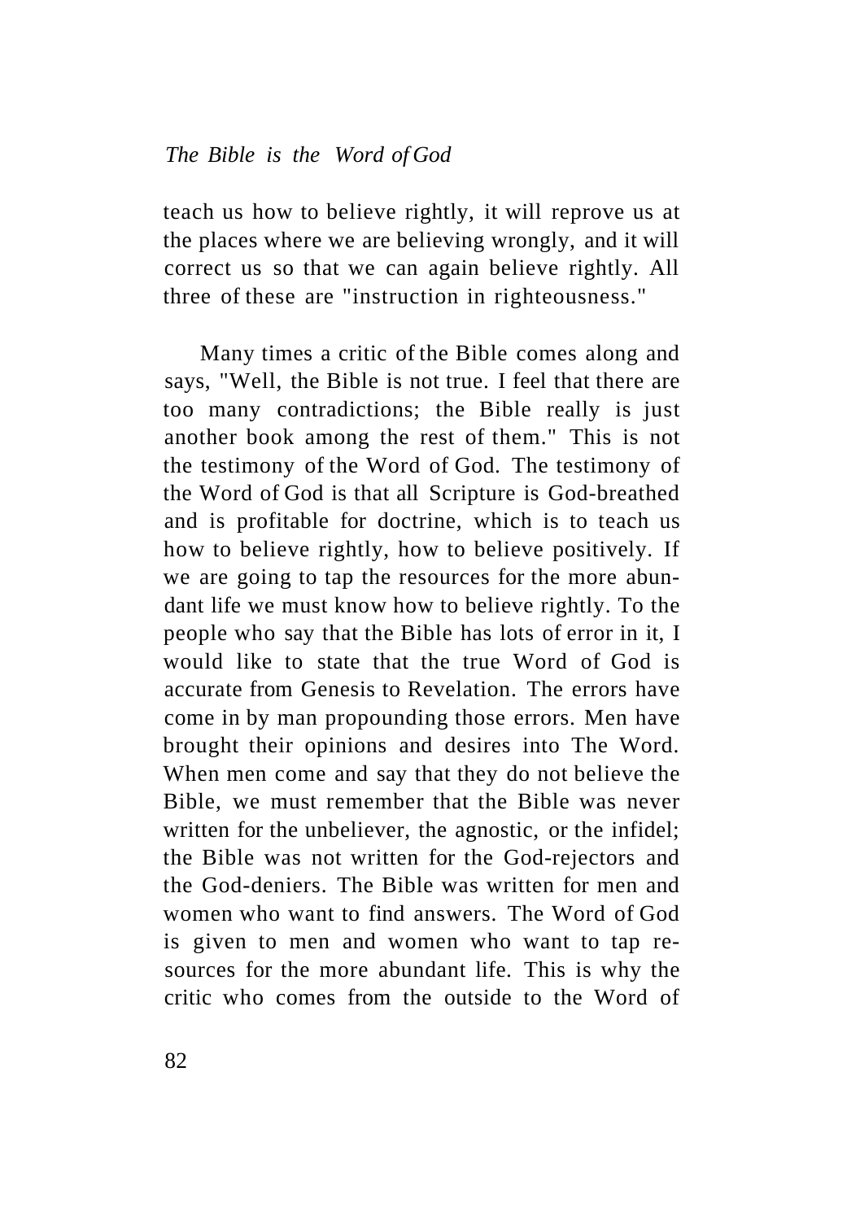teach us how to believe rightly, it will reprove us at the places where we are believing wrongly, and it will correct us so that we can again believe rightly. All three of these are "instruction in righteousness."

Many times a critic of the Bible comes along and says, "Well, the Bible is not true. I feel that there are too many contradictions; the Bible really is just another book among the rest of them." This is not the testimony of the Word of God. The testimony of the Word of God is that all Scripture is God-breathed and is profitable for doctrine, which is to teach us how to believe rightly, how to believe positively. If we are going to tap the resources for the more abundant life we must know how to believe rightly. To the people who say that the Bible has lots of error in it, I would like to state that the true Word of God is accurate from Genesis to Revelation. The errors have come in by man propounding those errors. Men have brought their opinions and desires into The Word. When men come and say that they do not believe the Bible, we must remember that the Bible was never written for the unbeliever, the agnostic, or the infidel; the Bible was not written for the God-rejectors and the God-deniers. The Bible was written for men and women who want to find answers. The Word of God is given to men and women who want to tap resources for the more abundant life. This is why the critic who comes from the outside to the Word of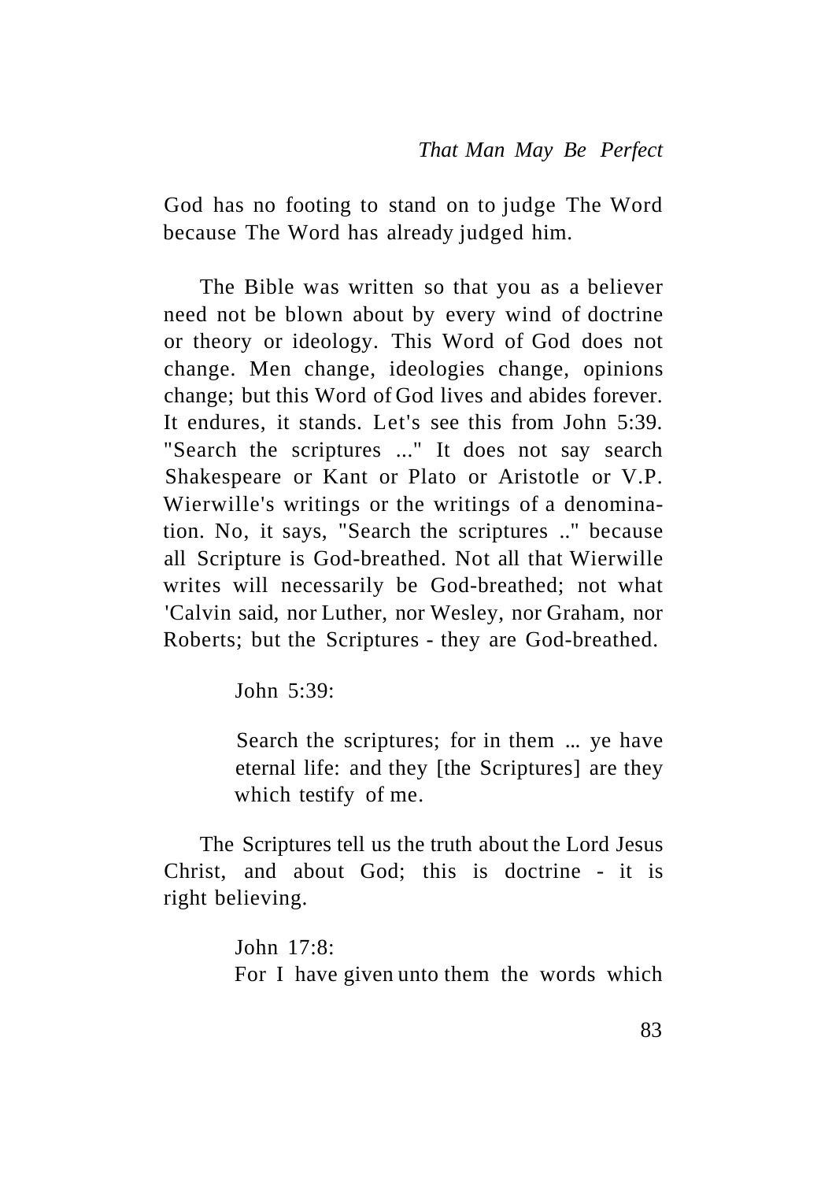God has no footing to stand on to judge The Word because The Word has already judged him.

The Bible was written so that you as a believer need not be blown about by every wind of doctrine or theory or ideology. This Word of God does not change. Men change, ideologies change, opinions change; but this Word of God lives and abides forever. It endures, it stands. Let's see this from John 5:39. "Search the scriptures ..." It does not say search Shakespeare or Kant or Plato or Aristotle or V.P. Wierwille's writings or the writings of a denomination. No, it says, "Search the scriptures .." because all Scripture is God-breathed. Not all that Wierwille writes will necessarily be God-breathed; not what 'Calvin said, nor Luther, nor Wesley, nor Graham, nor Roberts; but the Scriptures - they are God-breathed.

> John 5:39:
>
> Search the scriptures; for in them ... ye have eternal life: and they [the Scriptures] are they which testify of me.

The Scriptures tell us the truth about the Lord Jesus Christ, and about God; this is doctrine - it is right believing.

> John 17:8:
> For I have given unto them the words which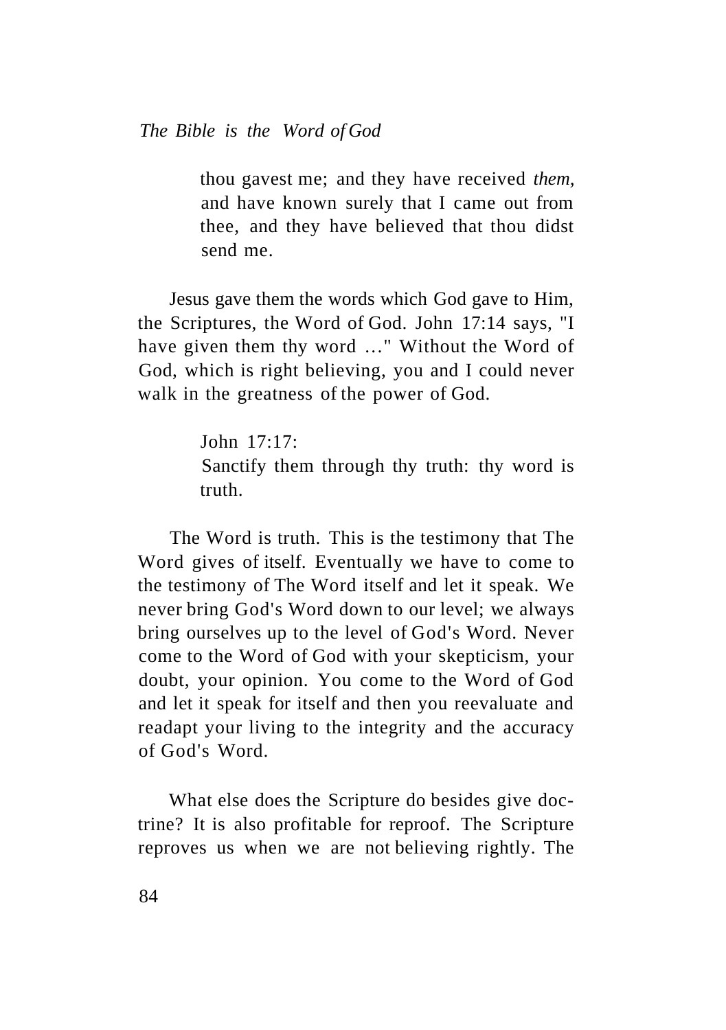> thou gavest me; and they have received *them,* and have known surely that I came out from thee, and they have believed that thou didst send me.

Jesus gave them the words which God gave to Him, the Scriptures, the Word of God. John 17:14 says, "I have given them thy word ..." Without the Word of God, which is right believing, you and I could never walk in the greatness of the power of God.

> John 17:17:
> Sanctify them through thy truth: thy word is truth.

The Word is truth. This is the testimony that The Word gives of itself. Eventually we have to come to the testimony of The Word itself and let it speak. We never bring God's Word down to our level; we always bring ourselves up to the level of God's Word. Never come to the Word of God with your skepticism, your doubt, your opinion. You come to the Word of God and let it speak for itself and then you reevaluate and readapt your living to the integrity and the accuracy of God's Word.

What else does the Scripture do besides give doctrine? It is also profitable for reproof. The Scripture reproves us when we are not believing rightly. The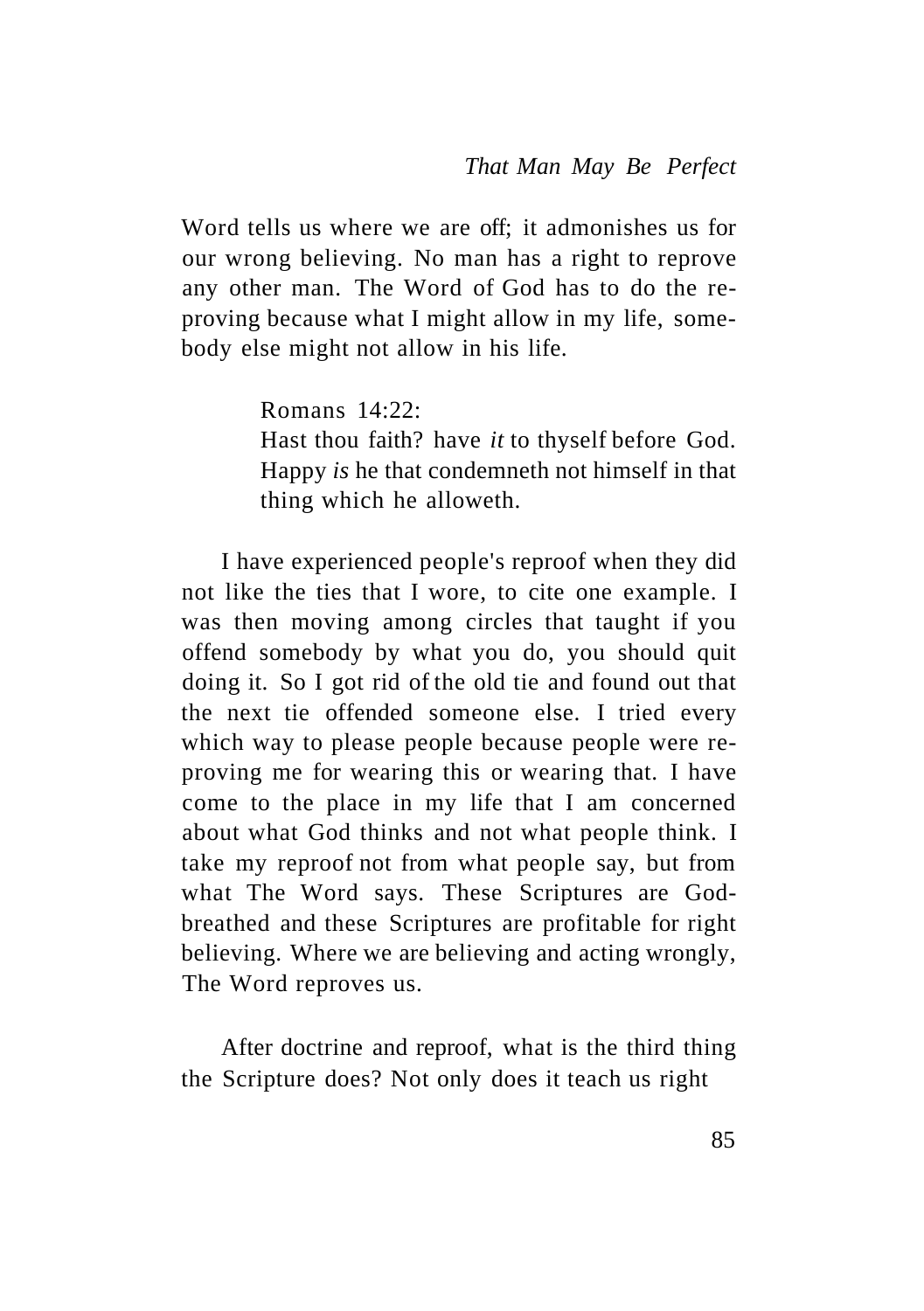Word tells us where we are off; it admonishes us for our wrong believing. No man has a right to reprove any other man. The Word of God has to do the reproving because what I might allow in my life, somebody else might not allow in his life.

> Romans 14:22:
> Hast thou faith? have *it* to thyself before God. Happy *is* he that condemneth not himself in that thing which he alloweth.

I have experienced people's reproof when they did not like the ties that I wore, to cite one example. I was then moving among circles that taught if you offend somebody by what you do, you should quit doing it. So I got rid of the old tie and found out that the next tie offended someone else. I tried every which way to please people because people were reproving me for wearing this or wearing that. I have come to the place in my life that I am concerned about what God thinks and not what people think. I take my reproof not from what people say, but from what The Word says. These Scriptures are God-breathed and these Scriptures are profitable for right believing. Where we are believing and acting wrongly, The Word reproves us.

After doctrine and reproof, what is the third thing the Scripture does? Not only does it teach us right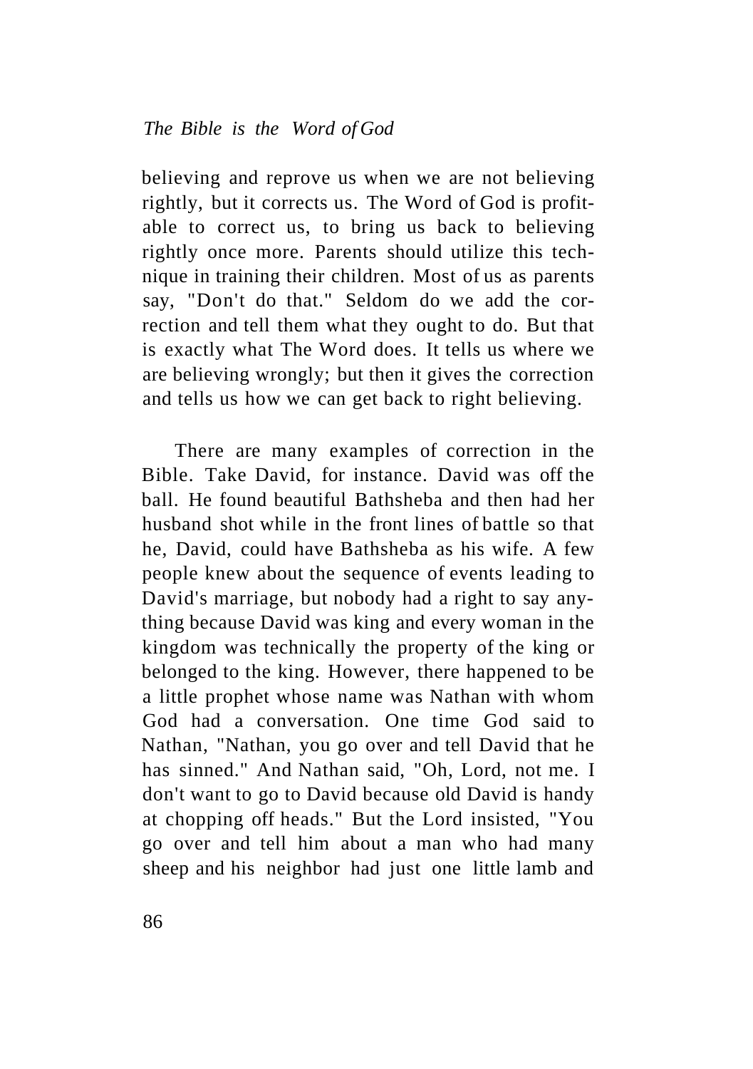believing and reprove us when we are not believing rightly, but it corrects us. The Word of God is profitable to correct us, to bring us back to believing rightly once more. Parents should utilize this technique in training their children. Most of us as parents say, "Don't do that." Seldom do we add the correction and tell them what they ought to do. But that is exactly what The Word does. It tells us where we are believing wrongly; but then it gives the correction and tells us how we can get back to right believing.

There are many examples of correction in the Bible. Take David, for instance. David was off the ball. He found beautiful Bathsheba and then had her husband shot while in the front lines of battle so that he, David, could have Bathsheba as his wife. A few people knew about the sequence of events leading to David's marriage, but nobody had a right to say anything because David was king and every woman in the kingdom was technically the property of the king or belonged to the king. However, there happened to be a little prophet whose name was Nathan with whom God had a conversation. One time God said to Nathan, "Nathan, you go over and tell David that he has sinned." And Nathan said, "Oh, Lord, not me. I don't want to go to David because old David is handy at chopping off heads." But the Lord insisted, "You go over and tell him about a man who had many sheep and his neighbor had just one little lamb and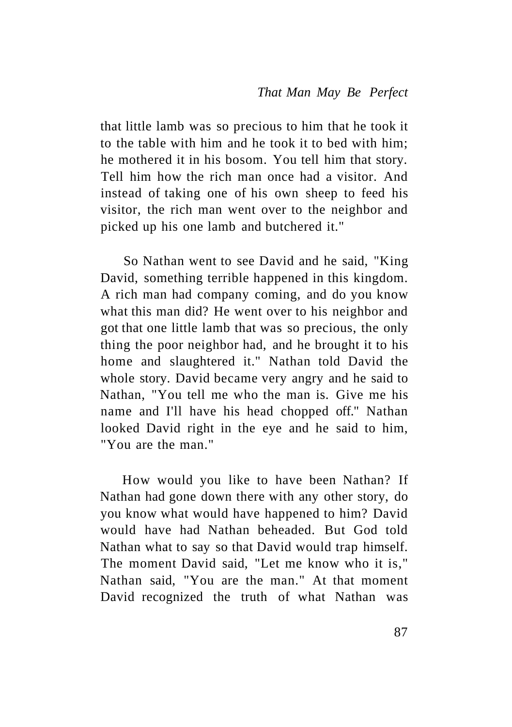that little lamb was so precious to him that he took it to the table with him and he took it to bed with him; he mothered it in his bosom. You tell him that story. Tell him how the rich man once had a visitor. And instead of taking one of his own sheep to feed his visitor, the rich man went over to the neighbor and picked up his one lamb and butchered it."

So Nathan went to see David and he said, "King David, something terrible happened in this kingdom. A rich man had company coming, and do you know what this man did? He went over to his neighbor and got that one little lamb that was so precious, the only thing the poor neighbor had, and he brought it to his home and slaughtered it." Nathan told David the whole story. David became very angry and he said to Nathan, "You tell me who the man is. Give me his name and I'll have his head chopped off." Nathan looked David right in the eye and he said to him, "You are the man."

How would you like to have been Nathan? If Nathan had gone down there with any other story, do you know what would have happened to him? David would have had Nathan beheaded. But God told Nathan what to say so that David would trap himself. The moment David said, "Let me know who it is," Nathan said, "You are the man." At that moment David recognized the truth of what Nathan was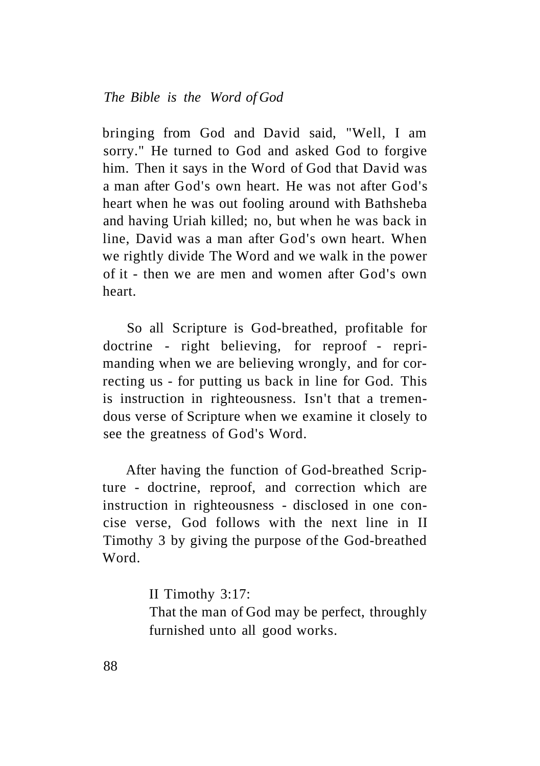bringing from God and David said, "Well, I am sorry." He turned to God and asked God to forgive him. Then it says in the Word of God that David was a man after God's own heart. He was not after God's heart when he was out fooling around with Bathsheba and having Uriah killed; no, but when he was back in line, David was a man after God's own heart. When we rightly divide The Word and we walk in the power of it - then we are men and women after God's own heart.

So all Scripture is God-breathed, profitable for doctrine - right believing, for reproof - reprimanding when we are believing wrongly, and for correcting us - for putting us back in line for God. This is instruction in righteousness. Isn't that a tremendous verse of Scripture when we examine it closely to see the greatness of God's Word.

After having the function of God-breathed Scripture - doctrine, reproof, and correction which are instruction in righteousness - disclosed in one concise verse, God follows with the next line in II Timothy 3 by giving the purpose of the God-breathed Word.

> II Timothy 3:17:
> That the man of God may be perfect, throughly furnished unto all good works.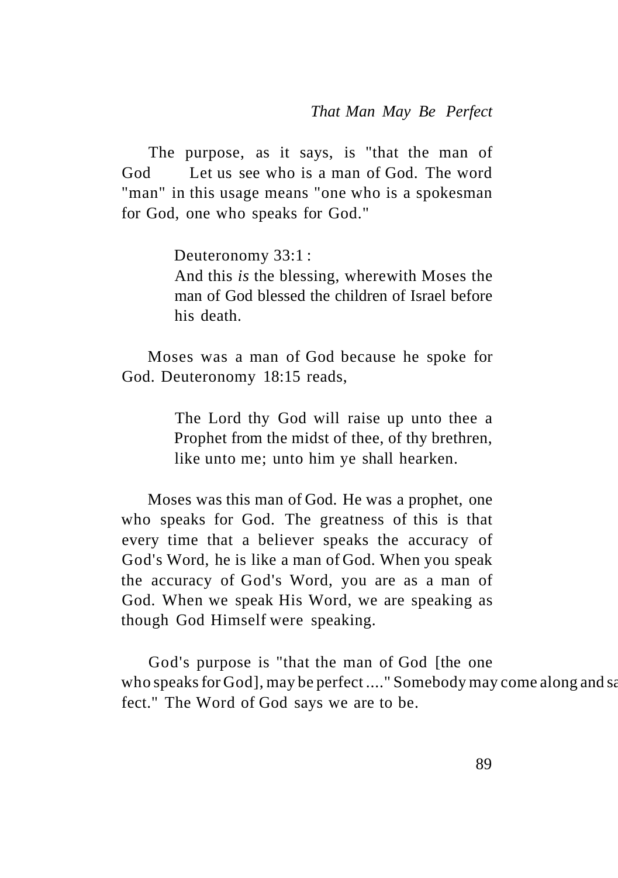The purpose, as it says, is "that the man of God Let us see who is a man of God. The word "man" in this usage means "one who is a spokesman for God, one who speaks for God."

> Deuteronomy 33:1 :
> And this *is* the blessing, wherewith Moses the man of God blessed the children of Israel before his death.

Moses was a man of God because he spoke for God. Deuteronomy 18:15 reads,

> The Lord thy God will raise up unto thee a Prophet from the midst of thee, of thy brethren, like unto me; unto him ye shall hearken.

Moses was this man of God. He was a prophet, one who speaks for God. The greatness of this is that every time that a believer speaks the accuracy of God's Word, he is like a man of God. When you speak the accuracy of God's Word, you are as a man of God. When we speak His Word, we are speaking as though God Himself were speaking.

God's purpose is "that the man of God [the one who speaks for God], may be perfect ...." Somebody may come along and sa fect." The Word of God says we are to be.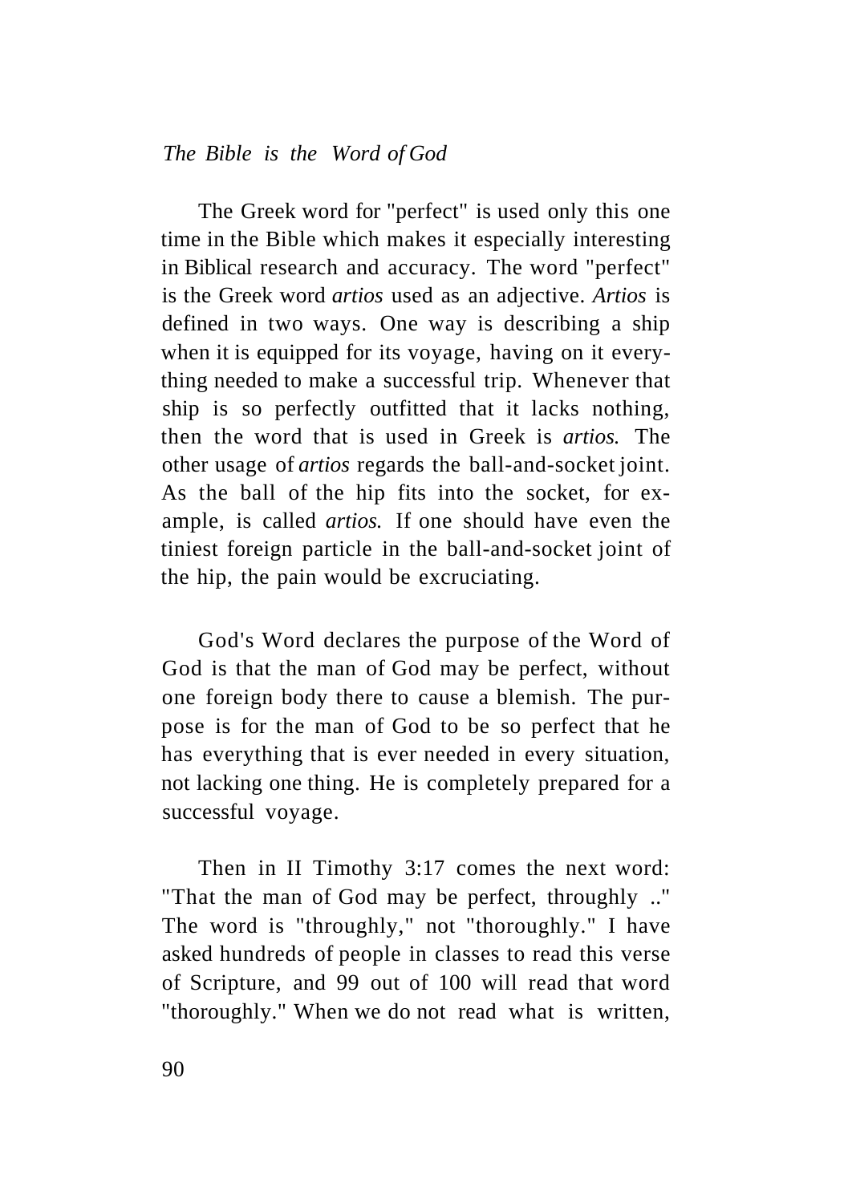The Greek word for "perfect" is used only this one time in the Bible which makes it especially interesting in Biblical research and accuracy. The word "perfect" is the Greek word *artios* used as an adjective. *Artios* is defined in two ways. One way is describing a ship when it is equipped for its voyage, having on it everything needed to make a successful trip. Whenever that ship is so perfectly outfitted that it lacks nothing, then the word that is used in Greek is *artios.* The other usage of *artios* regards the ball-and-socket joint. As the ball of the hip fits into the socket, for example, is called *artios.* If one should have even the tiniest foreign particle in the ball-and-socket joint of the hip, the pain would be excruciating.

God's Word declares the purpose of the Word of God is that the man of God may be perfect, without one foreign body there to cause a blemish. The purpose is for the man of God to be so perfect that he has everything that is ever needed in every situation, not lacking one thing. He is completely prepared for a successful voyage.

Then in II Timothy 3:17 comes the next word: "That the man of God may be perfect, throughly .." The word is "throughly," not "thoroughly." I have asked hundreds of people in classes to read this verse of Scripture, and 99 out of 100 will read that word "thoroughly." When we do not read what is written,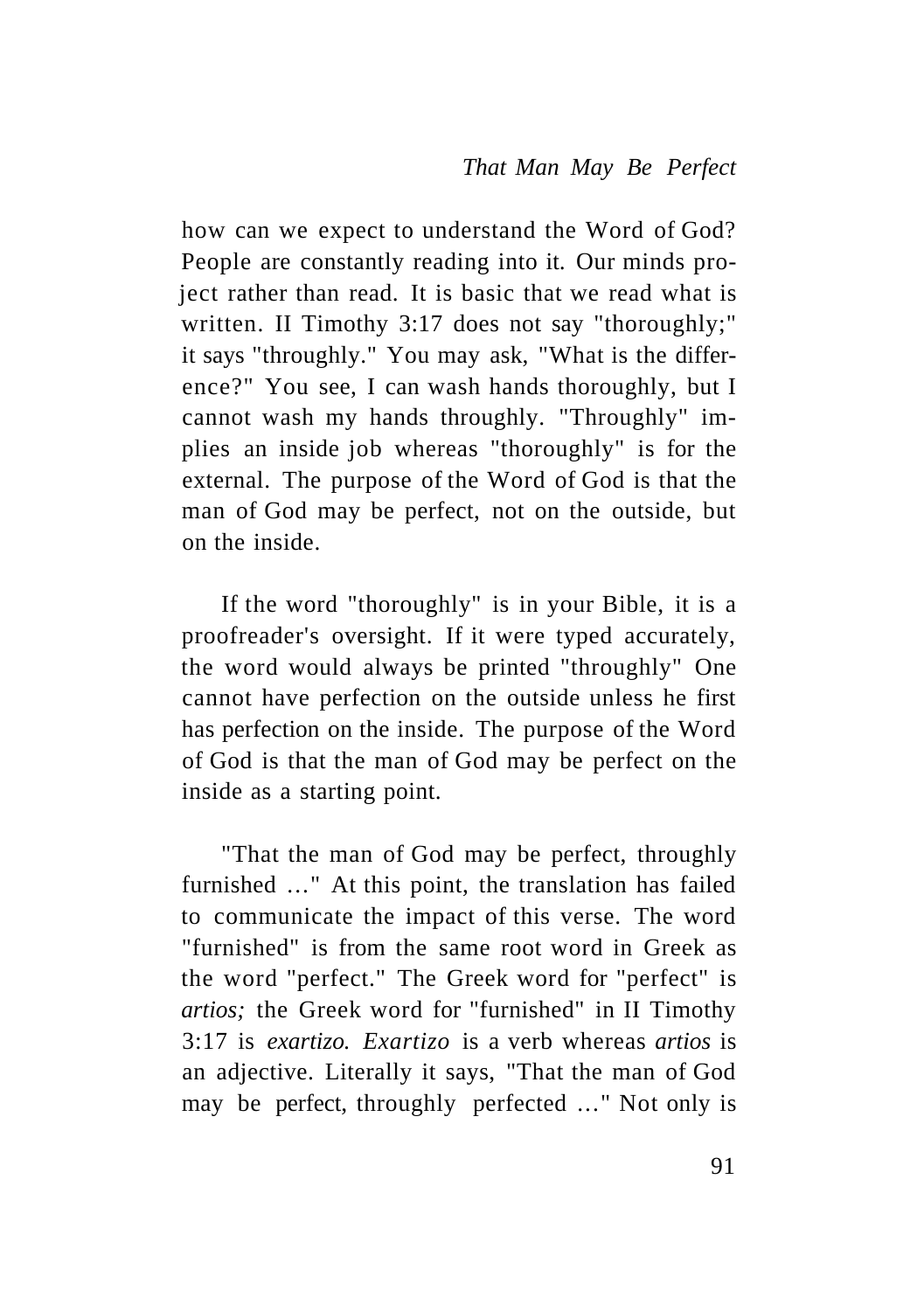how can we expect to understand the Word of God? People are constantly reading into it. Our minds project rather than read. It is basic that we read what is written. II Timothy 3:17 does not say "thoroughly;" it says "throughly." You may ask, "What is the difference?" You see, I can wash hands thoroughly, but I cannot wash my hands throughly. "Throughly" implies an inside job whereas "thoroughly" is for the external. The purpose of the Word of God is that the man of God may be perfect, not on the outside, but on the inside.

If the word "thoroughly" is in your Bible, it is a proofreader's oversight. If it were typed accurately, the word would always be printed "throughly" One cannot have perfection on the outside unless he first has perfection on the inside. The purpose of the Word of God is that the man of God may be perfect on the inside as a starting point.

"That the man of God may be perfect, throughly furnished …" At this point, the translation has failed to communicate the impact of this verse. The word "furnished" is from the same root word in Greek as the word "perfect." The Greek word for "perfect" is *artios;* the Greek word for "furnished" in II Timothy 3:17 is *exartizo. Exartizo* is a verb whereas *artios* is an adjective. Literally it says, "That the man of God may be perfect, throughly perfected …" Not only is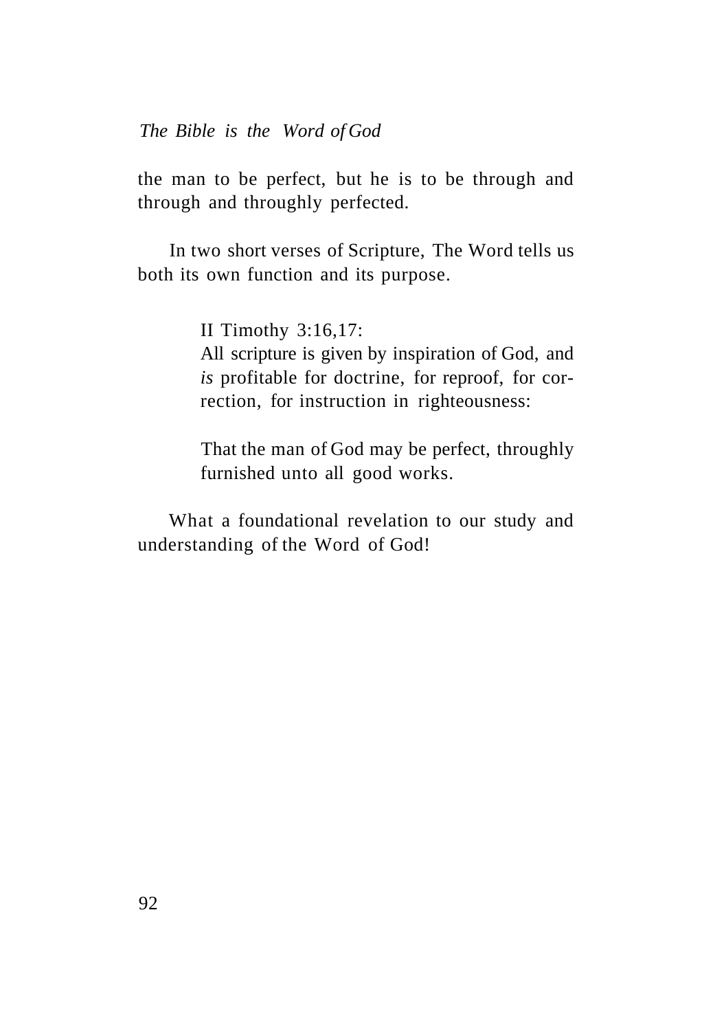the man to be perfect, but he is to be through and through and throughly perfected.

In two short verses of Scripture, The Word tells us both its own function and its purpose.

> II Timothy 3:16,17:
> All scripture is given by inspiration of God, and *is* profitable for doctrine, for reproof, for correction, for instruction in righteousness:
>
> That the man of God may be perfect, throughly furnished unto all good works.

What a foundational revelation to our study and understanding of the Word of God!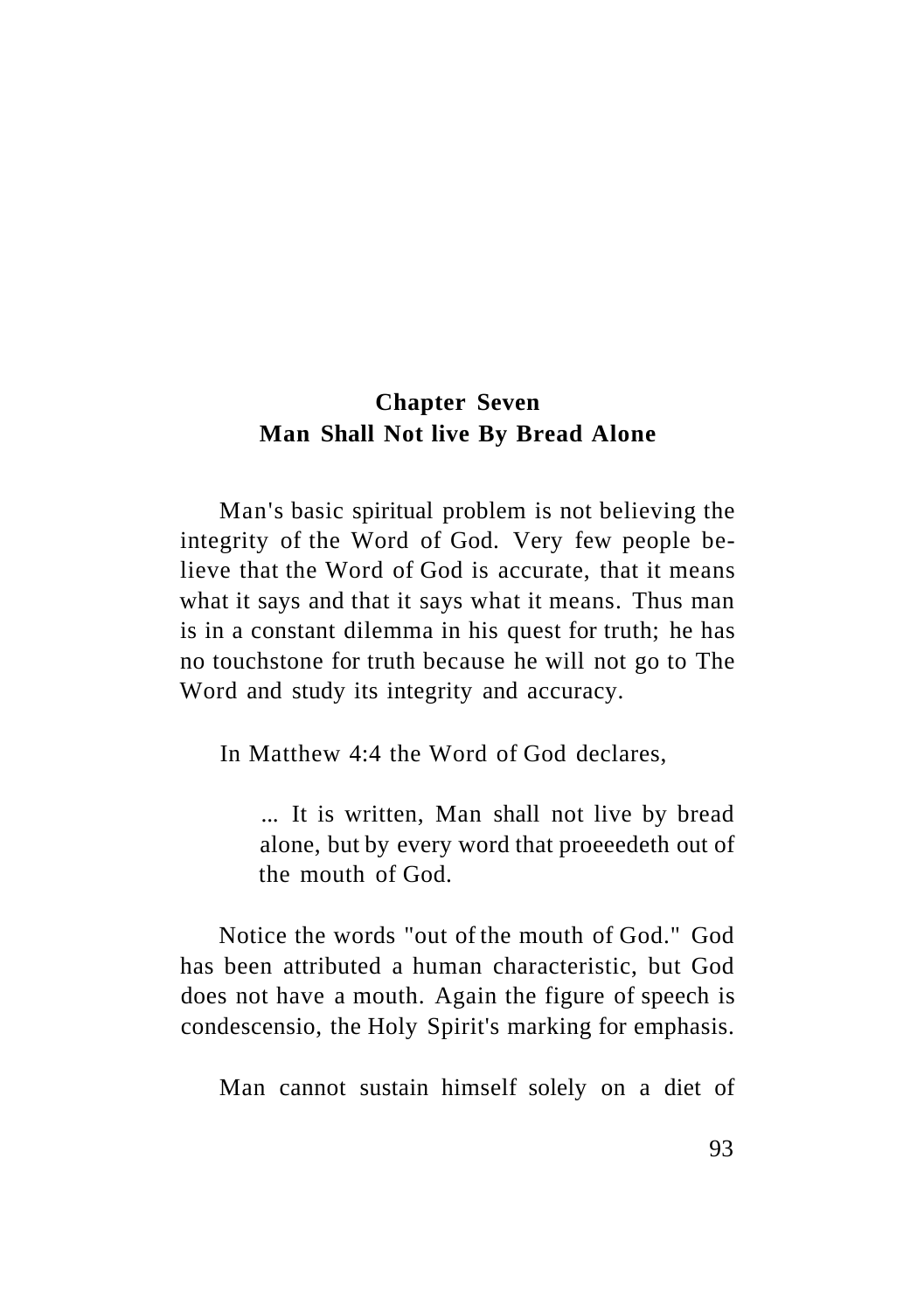# Chapter Seven
## Man Shall Not live By Bread Alone

Man's basic spiritual problem is not believing the integrity of the Word of God. Very few people believe that the Word of God is accurate, that it means what it says and that it says what it means. Thus man is in a constant dilemma in his quest for truth; he has no touchstone for truth because he will not go to The Word and study its integrity and accuracy.

In Matthew 4:4 the Word of God declares,

> ... It is written, Man shall not live by bread alone, but by every word that proeeedeth out of the mouth of God.

Notice the words "out of the mouth of God." God has been attributed a human characteristic, but God does not have a mouth. Again the figure of speech is condescensio, the Holy Spirit's marking for emphasis.

Man cannot sustain himself solely on a diet of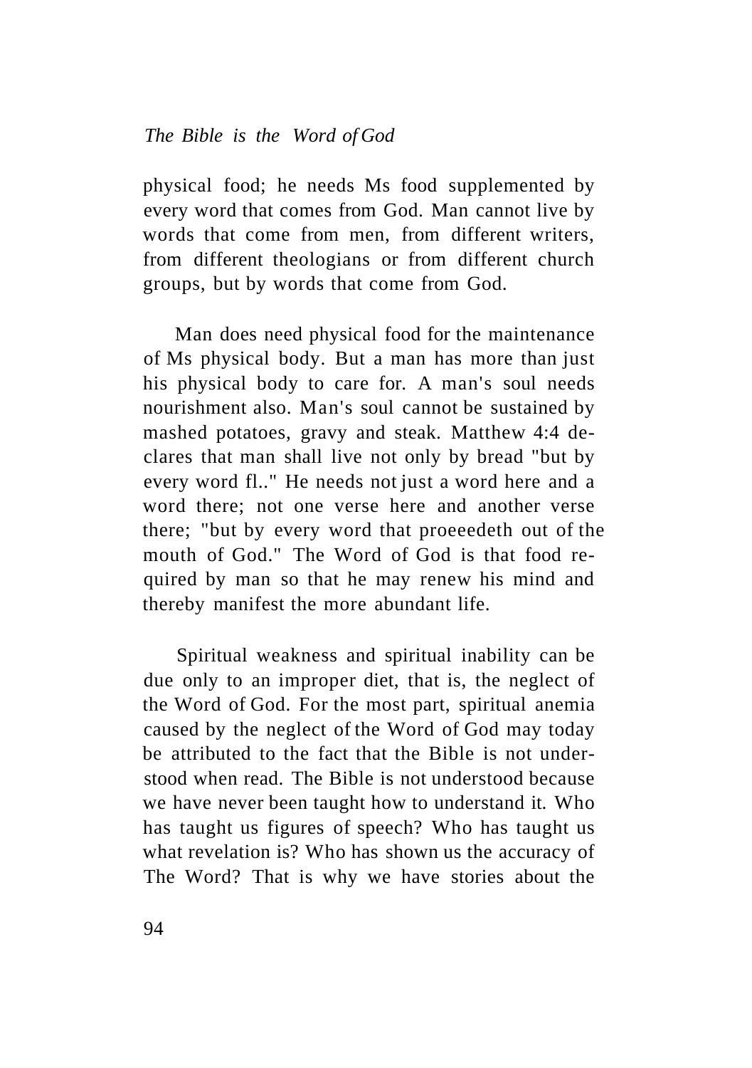physical food; he needs Ms food supplemented by every word that comes from God. Man cannot live by words that come from men, from different writers, from different theologians or from different church groups, but by words that come from God.

Man does need physical food for the maintenance of Ms physical body. But a man has more than just his physical body to care for. A man's soul needs nourishment also. Man's soul cannot be sustained by mashed potatoes, gravy and steak. Matthew 4:4 declares that man shall live not only by bread "but by every word fl.." He needs not just a word here and a word there; not one verse here and another verse there; "but by every word that proeeedeth out of the mouth of God." The Word of God is that food required by man so that he may renew his mind and thereby manifest the more abundant life.

Spiritual weakness and spiritual inability can be due only to an improper diet, that is, the neglect of the Word of God. For the most part, spiritual anemia caused by the neglect of the Word of God may today be attributed to the fact that the Bible is not understood when read. The Bible is not understood because we have never been taught how to understand it. Who has taught us figures of speech? Who has taught us what revelation is? Who has shown us the accuracy of The Word? That is why we have stories about the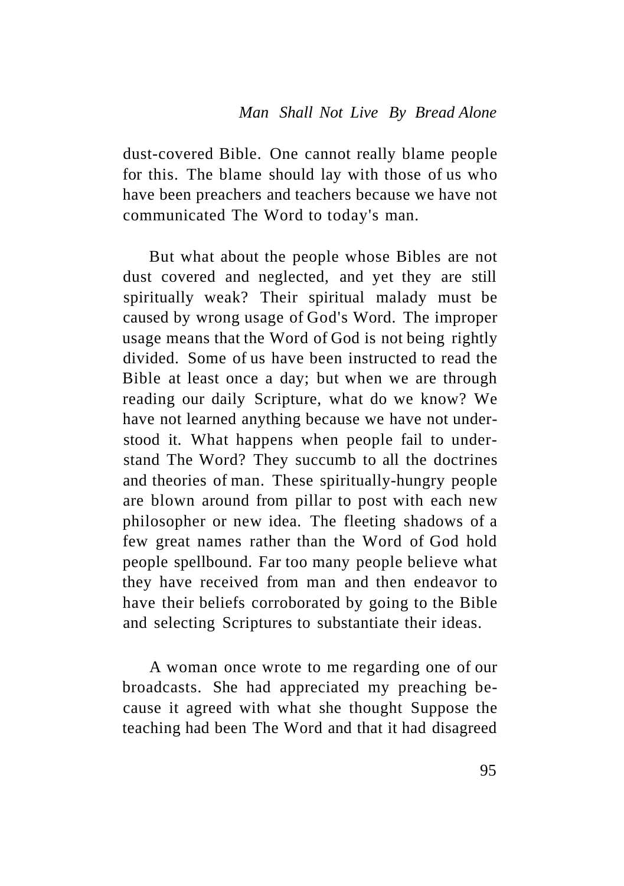dust-covered Bible. One cannot really blame people for this. The blame should lay with those of us who have been preachers and teachers because we have not communicated The Word to today's man.

But what about the people whose Bibles are not dust covered and neglected, and yet they are still spiritually weak? Their spiritual malady must be caused by wrong usage of God's Word. The improper usage means that the Word of God is not being rightly divided. Some of us have been instructed to read the Bible at least once a day; but when we are through reading our daily Scripture, what do we know? We have not learned anything because we have not understood it. What happens when people fail to understand The Word? They succumb to all the doctrines and theories of man. These spiritually-hungry people are blown around from pillar to post with each new philosopher or new idea. The fleeting shadows of a few great names rather than the Word of God hold people spellbound. Far too many people believe what they have received from man and then endeavor to have their beliefs corroborated by going to the Bible and selecting Scriptures to substantiate their ideas.

A woman once wrote to me regarding one of our broadcasts. She had appreciated my preaching because it agreed with what she thought Suppose the teaching had been The Word and that it had disagreed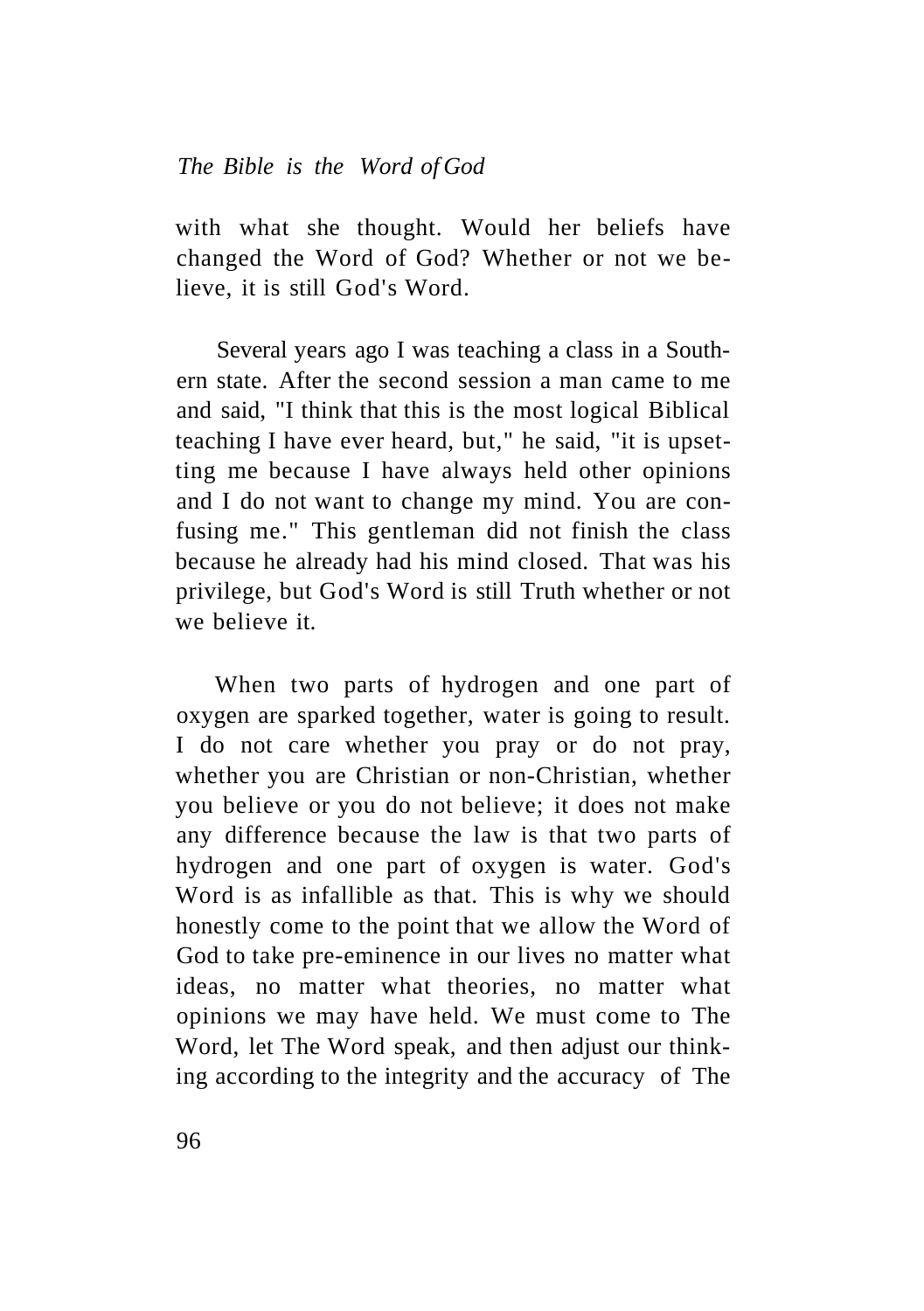with what she thought. Would her beliefs have changed the Word of God? Whether or not we believe, it is still God's Word.

Several years ago I was teaching a class in a Southern state. After the second session a man came to me and said, "I think that this is the most logical Biblical teaching I have ever heard, but," he said, "it is upsetting me because I have always held other opinions and I do not want to change my mind. You are confusing me." This gentleman did not finish the class because he already had his mind closed. That was his privilege, but God's Word is still Truth whether or not we believe it.

When two parts of hydrogen and one part of oxygen are sparked together, water is going to result. I do not care whether you pray or do not pray, whether you are Christian or non-Christian, whether you believe or you do not believe; it does not make any difference because the law is that two parts of hydrogen and one part of oxygen is water. God's Word is as infallible as that. This is why we should honestly come to the point that we allow the Word of God to take pre-eminence in our lives no matter what ideas, no matter what theories, no matter what opinions we may have held. We must come to The Word, let The Word speak, and then adjust our thinking according to the integrity and the accuracy of The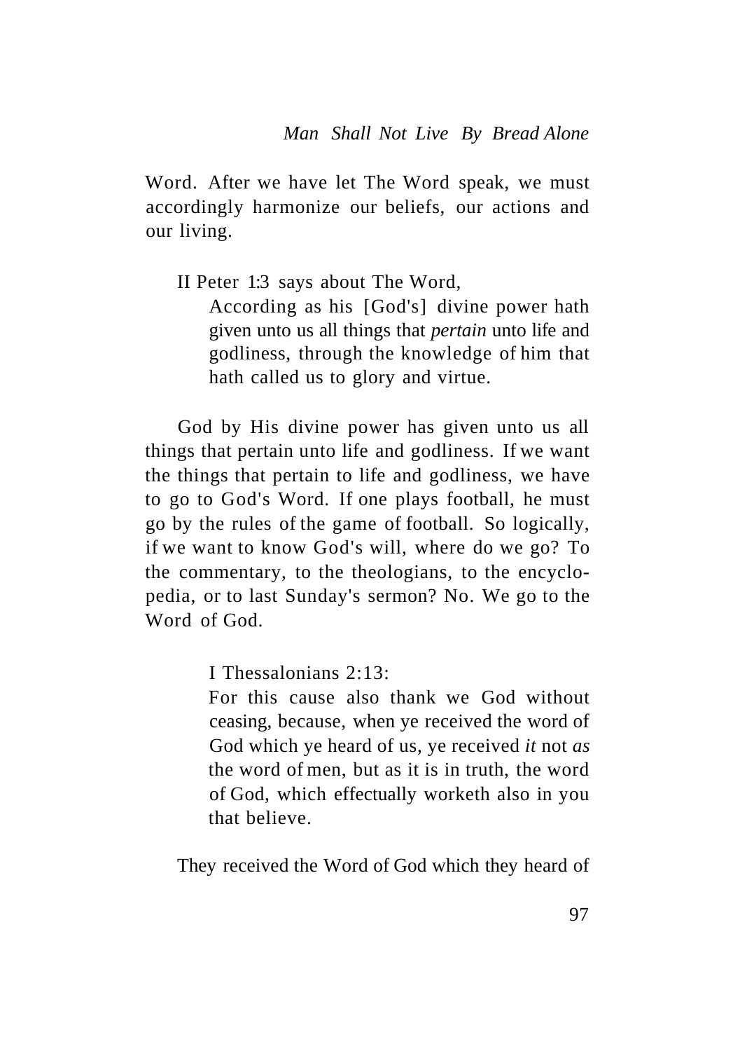Word. After we have let The Word speak, we must accordingly harmonize our beliefs, our actions and our living.

II Peter 1:3 says about The Word,

> According as his [God's] divine power hath given unto us all things that *pertain* unto life and godliness, through the knowledge of him that hath called us to glory and virtue.

God by His divine power has given unto us all things that pertain unto life and godliness. If we want the things that pertain to life and godliness, we have to go to God's Word. If one plays football, he must go by the rules of the game of football. So logically, if we want to know God's will, where do we go? To the commentary, to the theologians, to the encyclopedia, or to last Sunday's sermon? No. We go to the Word of God.

> I Thessalonians 2:13:
>
> For this cause also thank we God without ceasing, because, when ye received the word of God which ye heard of us, ye received *it* not *as* the word of men, but as it is in truth, the word of God, which effectually worketh also in you that believe.

They received the Word of God which they heard of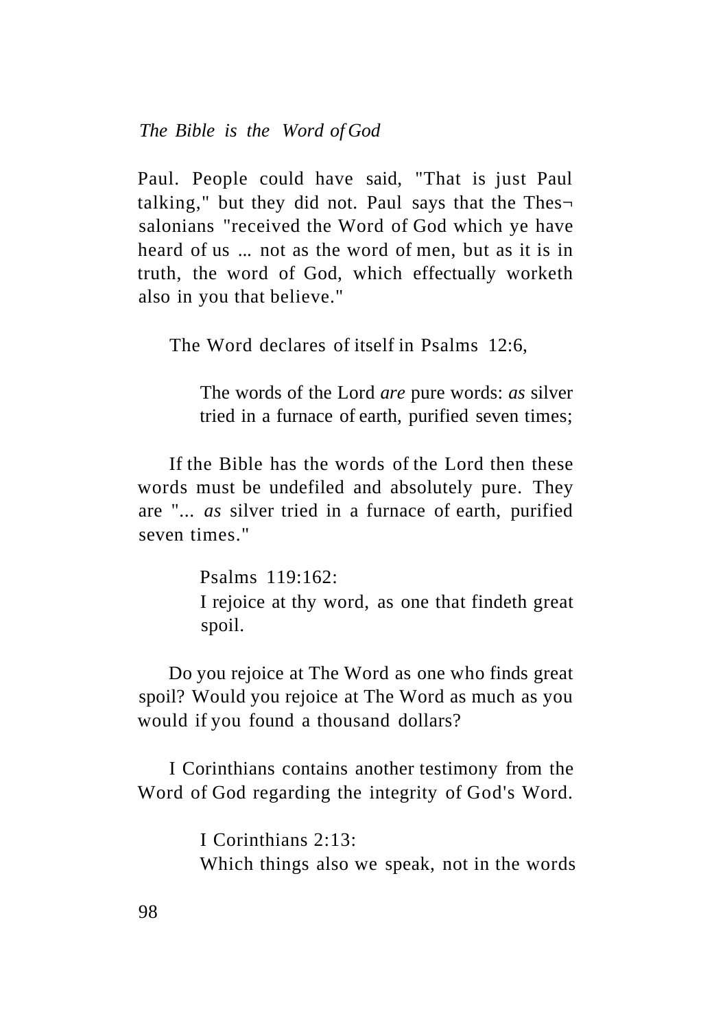Paul. People could have said, "That is just Paul talking," but they did not. Paul says that the Thessalonians "received the Word of God which ye have heard of us ... not as the word of men, but as it is in truth, the word of God, which effectually worketh also in you that believe."

The Word declares of itself in Psalms 12:6,

> The words of the Lord *are* pure words: *as* silver tried in a furnace of earth, purified seven times;

If the Bible has the words of the Lord then these words must be undefiled and absolutely pure. They are "... *as* silver tried in a furnace of earth, purified seven times."

> Psalms 119:162:
> I rejoice at thy word, as one that findeth great spoil.

Do you rejoice at The Word as one who finds great spoil? Would you rejoice at The Word as much as you would if you found a thousand dollars?

I Corinthians contains another testimony from the Word of God regarding the integrity of God's Word.

> I Corinthians 2:13:
> Which things also we speak, not in the words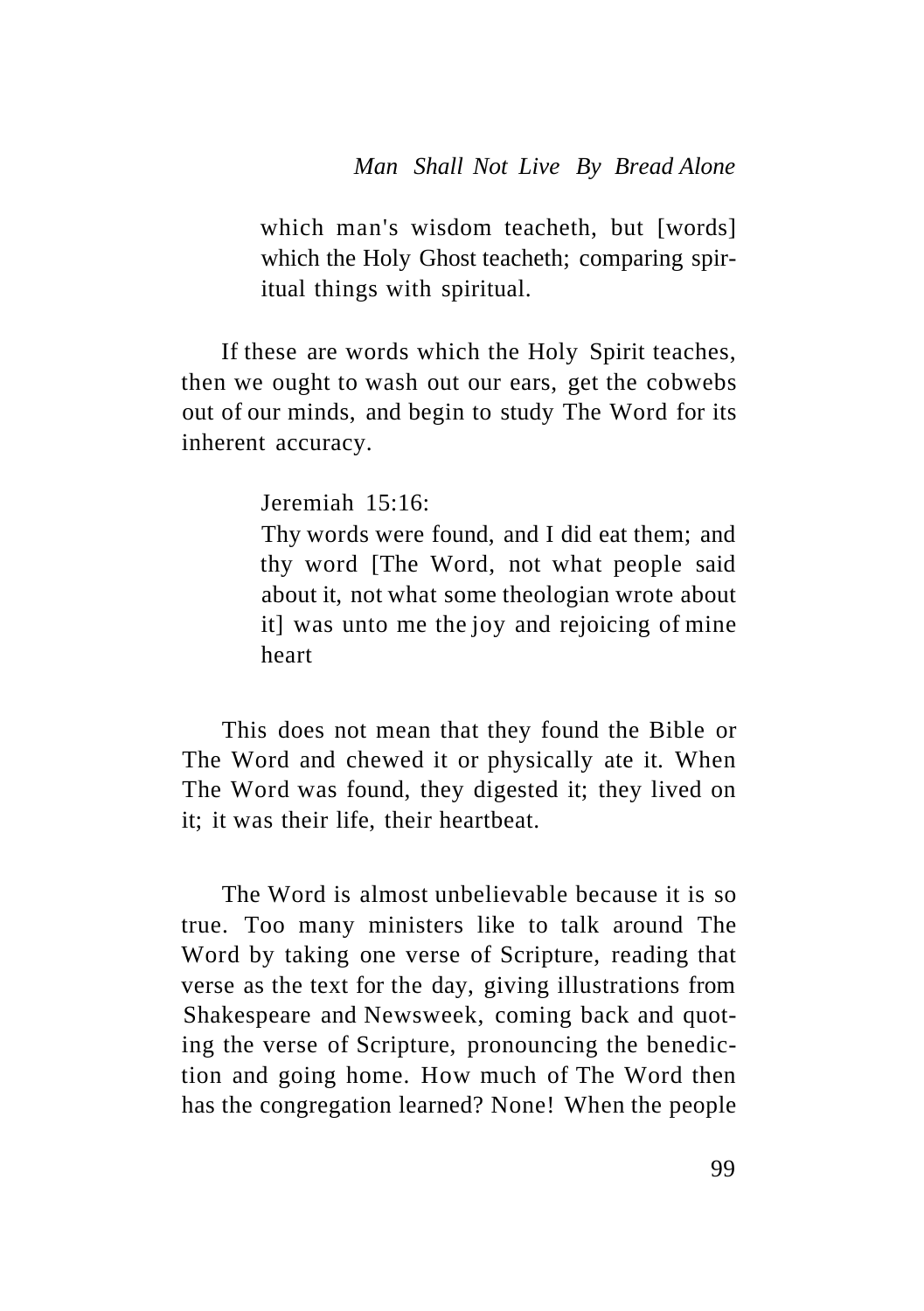> which man's wisdom teacheth, but [words] which the Holy Ghost teacheth; comparing spiritual things with spiritual.

If these are words which the Holy Spirit teaches, then we ought to wash out our ears, get the cobwebs out of our minds, and begin to study The Word for its inherent accuracy.

> Jeremiah 15:16:
>
> Thy words were found, and I did eat them; and thy word [The Word, not what people said about it, not what some theologian wrote about it] was unto me the joy and rejoicing of mine heart

This does not mean that they found the Bible or The Word and chewed it or physically ate it. When The Word was found, they digested it; they lived on it; it was their life, their heartbeat.

The Word is almost unbelievable because it is so true. Too many ministers like to talk around The Word by taking one verse of Scripture, reading that verse as the text for the day, giving illustrations from Shakespeare and Newsweek, coming back and quoting the verse of Scripture, pronouncing the benediction and going home. How much of The Word then has the congregation learned? None! When the people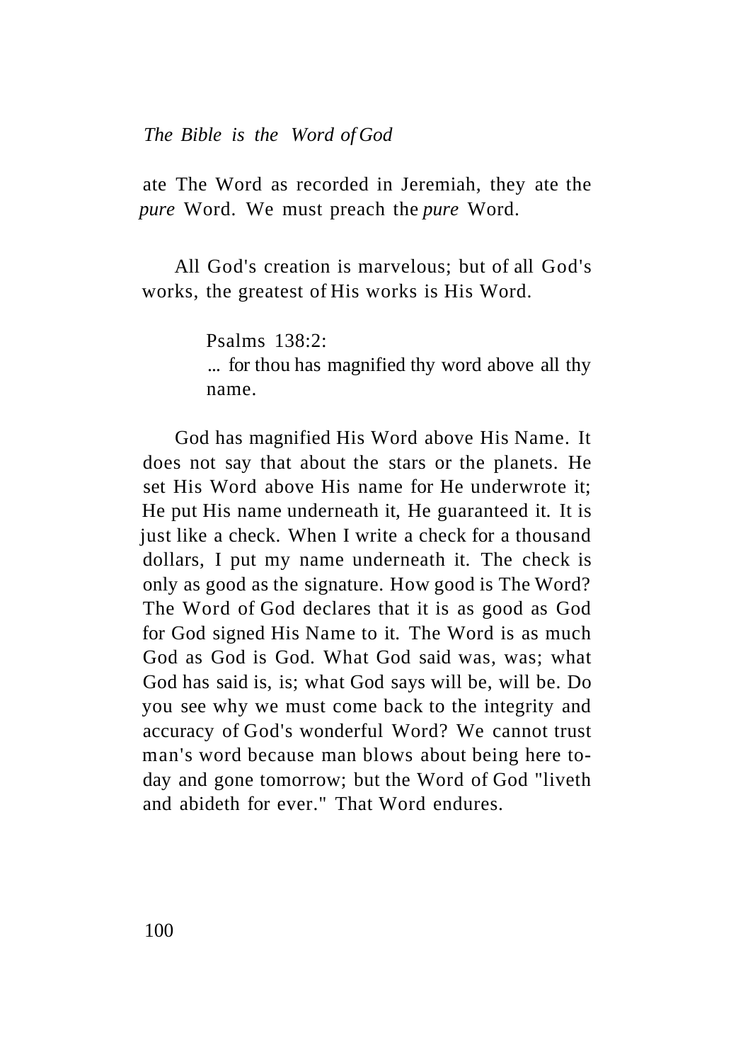ate The Word as recorded in Jeremiah, they ate the *pure* Word. We must preach the *pure* Word.

All God's creation is marvelous; but of all God's works, the greatest of His works is His Word.

> Psalms 138:2:
> ... for thou has magnified thy word above all thy name.

God has magnified His Word above His Name. It does not say that about the stars or the planets. He set His Word above His name for He underwrote it; He put His name underneath it, He guaranteed it. It is just like a check. When I write a check for a thousand dollars, I put my name underneath it. The check is only as good as the signature. How good is The Word? The Word of God declares that it is as good as God for God signed His Name to it. The Word is as much God as God is God. What God said was, was; what God has said is, is; what God says will be, will be. Do you see why we must come back to the integrity and accuracy of God's wonderful Word? We cannot trust man's word because man blows about being here today and gone tomorrow; but the Word of God "liveth and abideth for ever." That Word endures.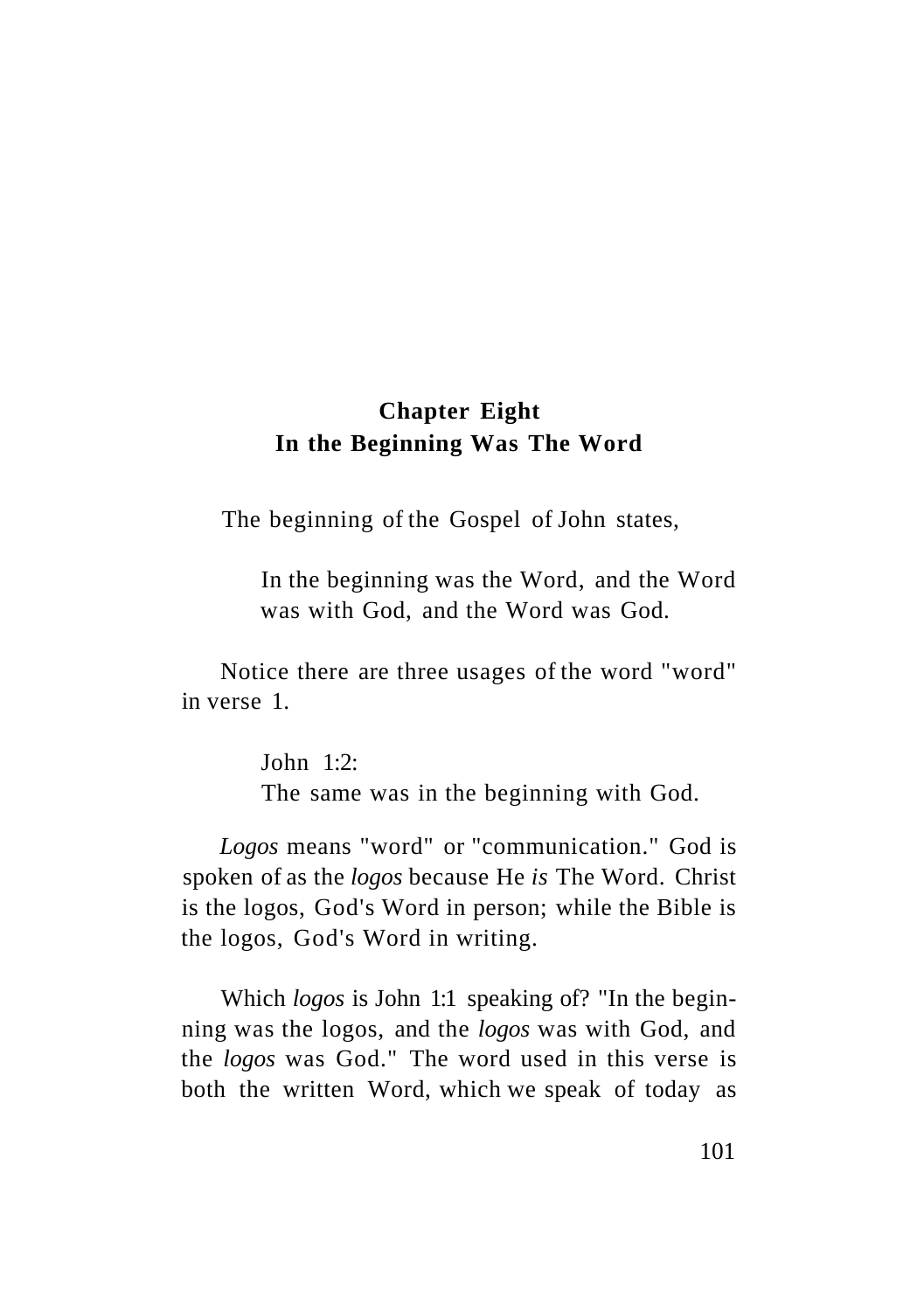## Chapter Eight
## In the Beginning Was The Word

The beginning of the Gospel of John states,

> In the beginning was the Word, and the Word was with God, and the Word was God.

Notice there are three usages of the word "word" in verse 1.

> John 1:2:
> The same was in the beginning with God.

*Logos* means "word" or "communication." God is spoken of as the *logos* because He *is* The Word. Christ is the logos, God's Word in person; while the Bible is the logos, God's Word in writing.

Which *logos* is John 1:1 speaking of? "In the beginning was the logos, and the *logos* was with God, and the *logos* was God." The word used in this verse is both the written Word, which we speak of today as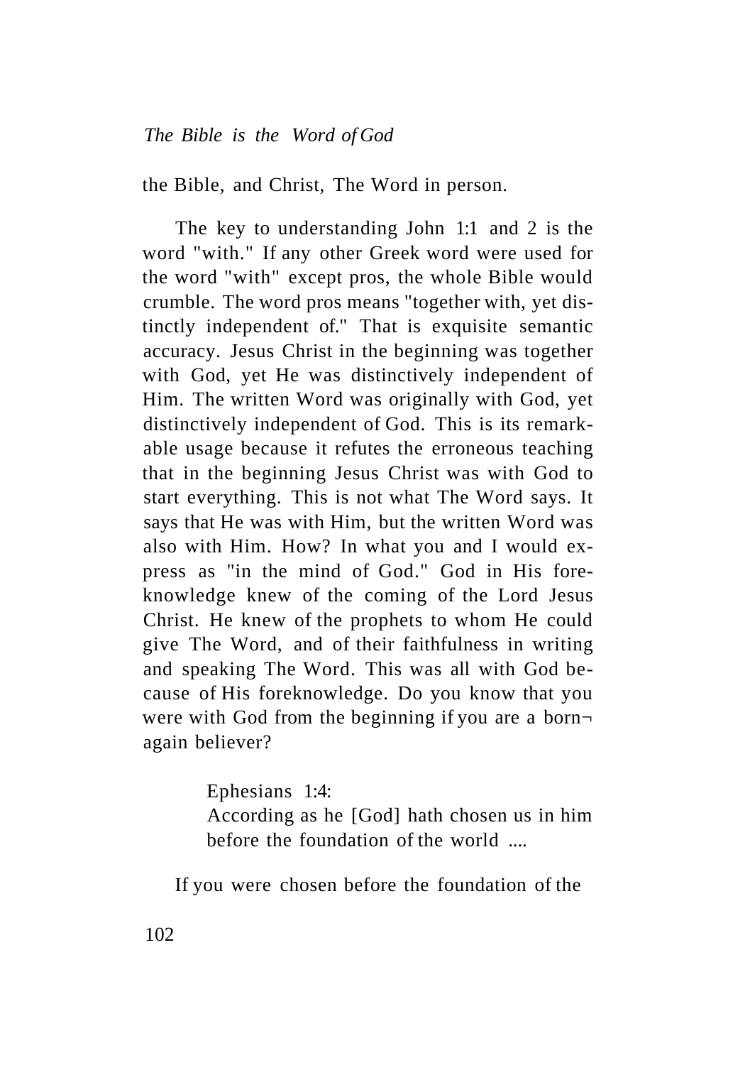the Bible, and Christ, The Word in person.

The key to understanding John 1:1 and 2 is the word "with." If any other Greek word were used for the word "with" except pros, the whole Bible would crumble. The word pros means "together with, yet distinctly independent of." That is exquisite semantic accuracy. Jesus Christ in the beginning was together with God, yet He was distinctively independent of Him. The written Word was originally with God, yet distinctively independent of God. This is its remarkable usage because it refutes the erroneous teaching that in the beginning Jesus Christ was with God to start everything. This is not what The Word says. It says that He was with Him, but the written Word was also with Him. How? In what you and I would express as "in the mind of God." God in His foreknowledge knew of the coming of the Lord Jesus Christ. He knew of the prophets to whom He could give The Word, and of their faithfulness in writing and speaking The Word. This was all with God because of His foreknowledge. Do you know that you were with God from the beginning if you are a born-again believer?

> Ephesians 1:4:
> According as he [God] hath chosen us in him before the foundation of the world ....

If you were chosen before the foundation of the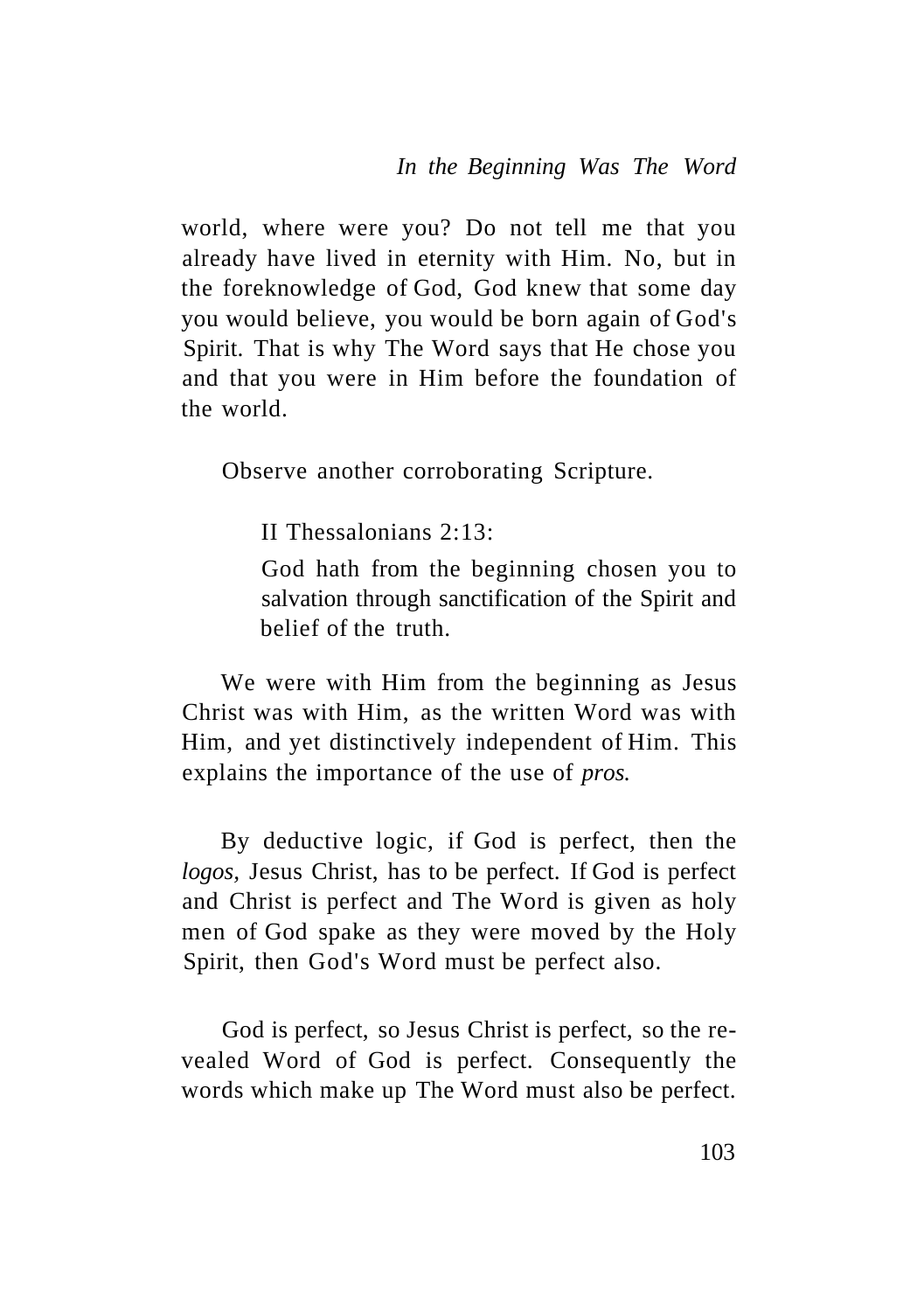world, where were you? Do not tell me that you already have lived in eternity with Him. No, but in the foreknowledge of God, God knew that some day you would believe, you would be born again of God's Spirit. That is why The Word says that He chose you and that you were in Him before the foundation of the world.

Observe another corroborating Scripture.

> II Thessalonians 2:13:
>
> God hath from the beginning chosen you to salvation through sanctification of the Spirit and belief of the truth.

We were with Him from the beginning as Jesus Christ was with Him, as the written Word was with Him, and yet distinctively independent of Him. This explains the importance of the use of *pros.*

By deductive logic, if God is perfect, then the *logos,* Jesus Christ, has to be perfect. If God is perfect and Christ is perfect and The Word is given as holy men of God spake as they were moved by the Holy Spirit, then God's Word must be perfect also.

God is perfect, so Jesus Christ is perfect, so the revealed Word of God is perfect. Consequently the words which make up The Word must also be perfect.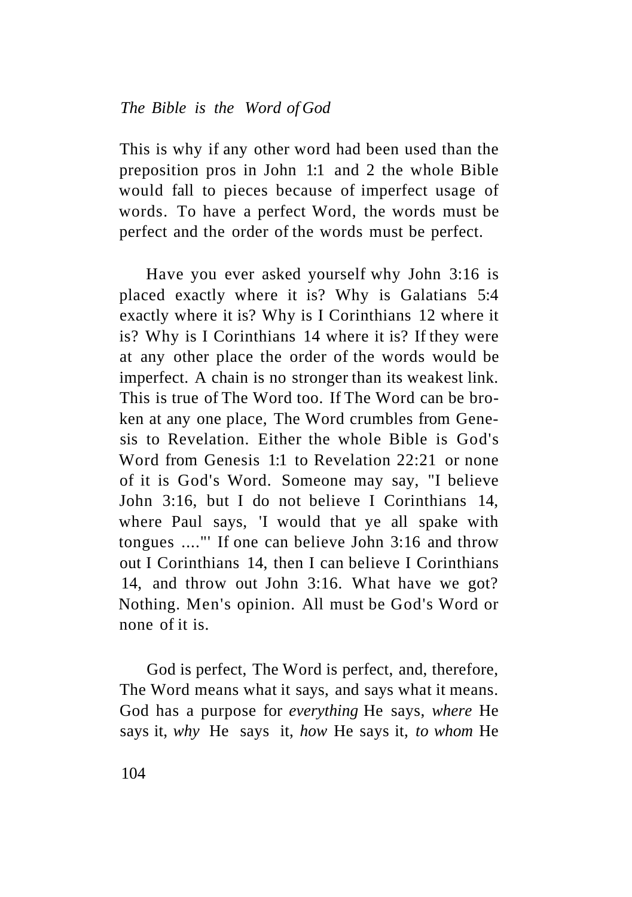This is why if any other word had been used than the preposition pros in John 1:1 and 2 the whole Bible would fall to pieces because of imperfect usage of words. To have a perfect Word, the words must be perfect and the order of the words must be perfect.

Have you ever asked yourself why John 3:16 is placed exactly where it is? Why is Galatians 5:4 exactly where it is? Why is I Corinthians 12 where it is? Why is I Corinthians 14 where it is? If they were at any other place the order of the words would be imperfect. A chain is no stronger than its weakest link. This is true of The Word too. If The Word can be broken at any one place, The Word crumbles from Genesis to Revelation. Either the whole Bible is God's Word from Genesis 1:1 to Revelation 22:21 or none of it is God's Word. Someone may say, "I believe John 3:16, but I do not believe I Corinthians 14, where Paul says, 'I would that ye all spake with tongues ....'" If one can believe John 3:16 and throw out I Corinthians 14, then I can believe I Corinthians 14, and throw out John 3:16. What have we got? Nothing. Men's opinion. All must be God's Word or none of it is.

God is perfect, The Word is perfect, and, therefore, The Word means what it says, and says what it means. God has a purpose for *everything* He says, *where* He says it, *why* He says it, *how* He says it, *to whom* He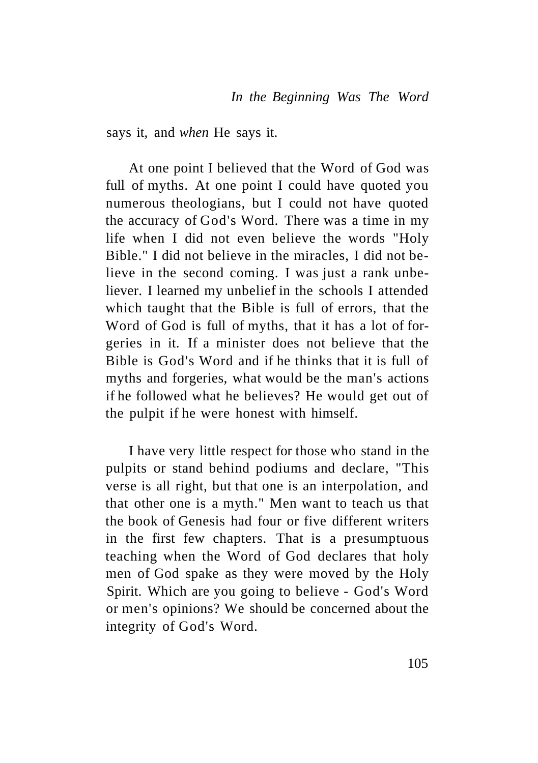says it, and *when* He says it.

At one point I believed that the Word of God was full of myths. At one point I could have quoted you numerous theologians, but I could not have quoted the accuracy of God's Word. There was a time in my life when I did not even believe the words "Holy Bible." I did not believe in the miracles, I did not believe in the second coming. I was just a rank unbeliever. I learned my unbelief in the schools I attended which taught that the Bible is full of errors, that the Word of God is full of myths, that it has a lot of forgeries in it. If a minister does not believe that the Bible is God's Word and if he thinks that it is full of myths and forgeries, what would be the man's actions if he followed what he believes? He would get out of the pulpit if he were honest with himself.

I have very little respect for those who stand in the pulpits or stand behind podiums and declare, "This verse is all right, but that one is an interpolation, and that other one is a myth." Men want to teach us that the book of Genesis had four or five different writers in the first few chapters. That is a presumptuous teaching when the Word of God declares that holy men of God spake as they were moved by the Holy Spirit. Which are you going to believe - God's Word or men's opinions? We should be concerned about the integrity of God's Word.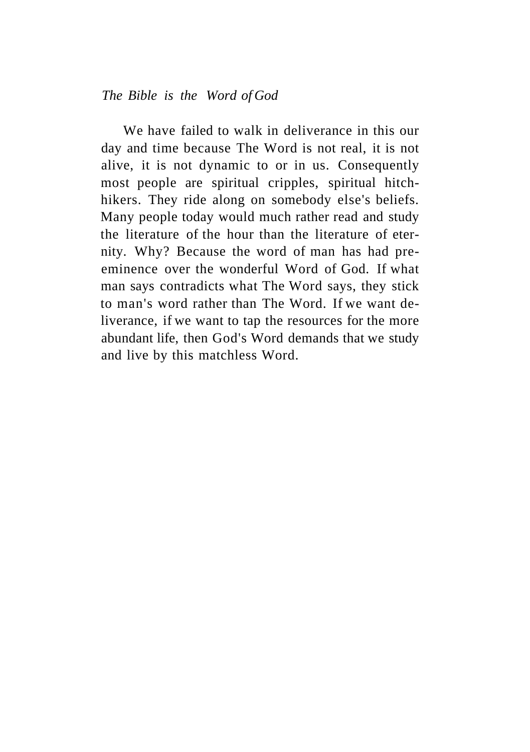We have failed to walk in deliverance in this our day and time because The Word is not real, it is not alive, it is not dynamic to or in us. Consequently most people are spiritual cripples, spiritual hitchhikers. They ride along on somebody else's beliefs. Many people today would much rather read and study the literature of the hour than the literature of eternity. Why? Because the word of man has had preeminence over the wonderful Word of God. If what man says contradicts what The Word says, they stick to man's word rather than The Word. If we want deliverance, if we want to tap the resources for the more abundant life, then God's Word demands that we study and live by this matchless Word.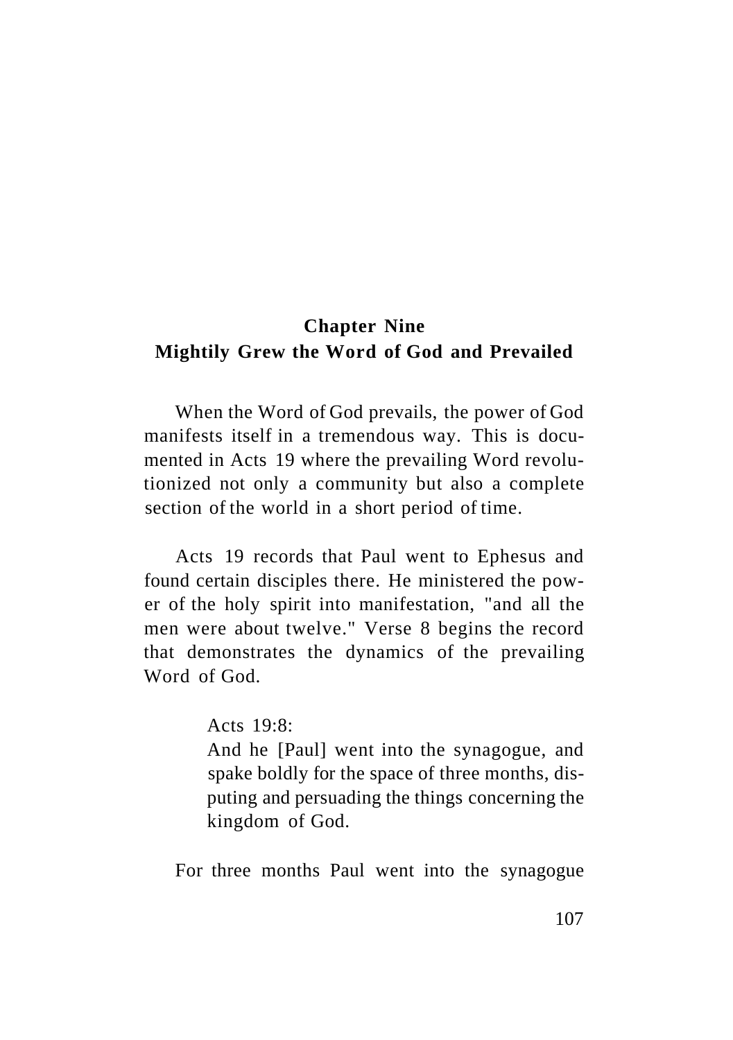## Chapter Nine
## Mightily Grew the Word of God and Prevailed

When the Word of God prevails, the power of God manifests itself in a tremendous way. This is documented in Acts 19 where the prevailing Word revolutionized not only a community but also a complete section of the world in a short period of time.

Acts 19 records that Paul went to Ephesus and found certain disciples there. He ministered the power of the holy spirit into manifestation, "and all the men were about twelve." Verse 8 begins the record that demonstrates the dynamics of the prevailing Word of God.

> Acts 19:8:
> And he [Paul] went into the synagogue, and spake boldly for the space of three months, disputing and persuading the things concerning the kingdom of God.

For three months Paul went into the synagogue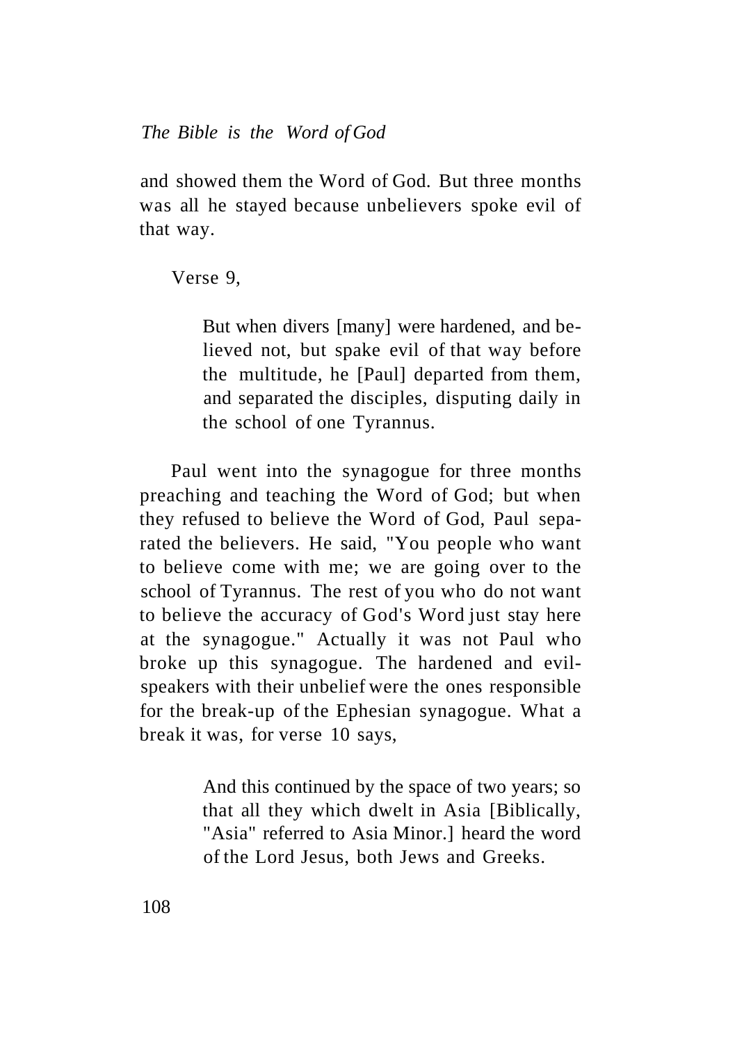and showed them the Word of God. But three months was all he stayed because unbelievers spoke evil of that way.

Verse 9,

> But when divers [many] were hardened, and believed not, but spake evil of that way before the multitude, he [Paul] departed from them, and separated the disciples, disputing daily in the school of one Tyrannus.

Paul went into the synagogue for three months preaching and teaching the Word of God; but when they refused to believe the Word of God, Paul separated the believers. He said, "You people who want to believe come with me; we are going over to the school of Tyrannus. The rest of you who do not want to believe the accuracy of God's Word just stay here at the synagogue." Actually it was not Paul who broke up this synagogue. The hardened and evil-speakers with their unbelief were the ones responsible for the break-up of the Ephesian synagogue. What a break it was, for verse 10 says,

> And this continued by the space of two years; so that all they which dwelt in Asia [Biblically, "Asia" referred to Asia Minor.] heard the word of the Lord Jesus, both Jews and Greeks.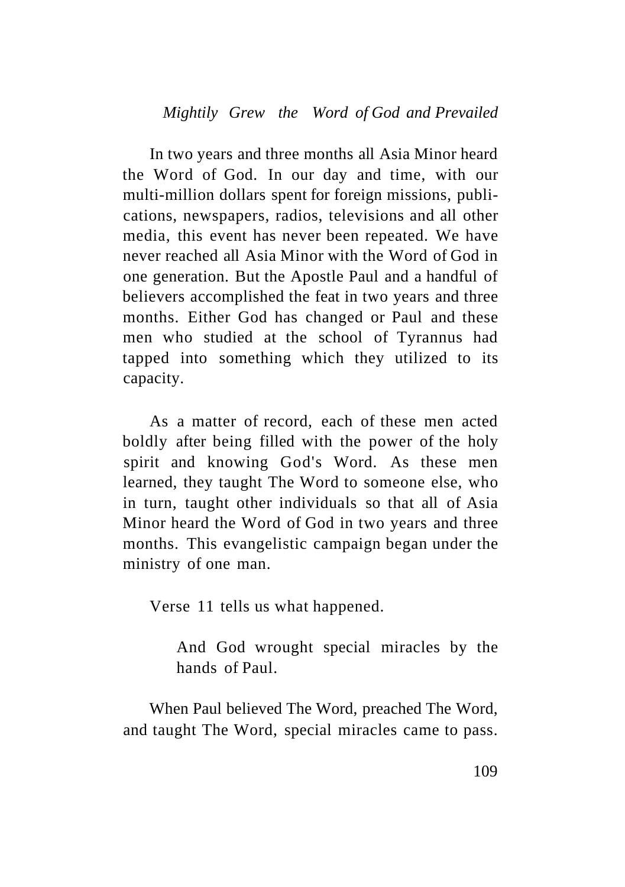In two years and three months all Asia Minor heard the Word of God. In our day and time, with our multi-million dollars spent for foreign missions, publications, newspapers, radios, televisions and all other media, this event has never been repeated. We have never reached all Asia Minor with the Word of God in one generation. But the Apostle Paul and a handful of believers accomplished the feat in two years and three months. Either God has changed or Paul and these men who studied at the school of Tyrannus had tapped into something which they utilized to its capacity.

As a matter of record, each of these men acted boldly after being filled with the power of the holy spirit and knowing God's Word. As these men learned, they taught The Word to someone else, who in turn, taught other individuals so that all of Asia Minor heard the Word of God in two years and three months. This evangelistic campaign began under the ministry of one man.

Verse 11 tells us what happened.

> And God wrought special miracles by the hands of Paul.

When Paul believed The Word, preached The Word, and taught The Word, special miracles came to pass.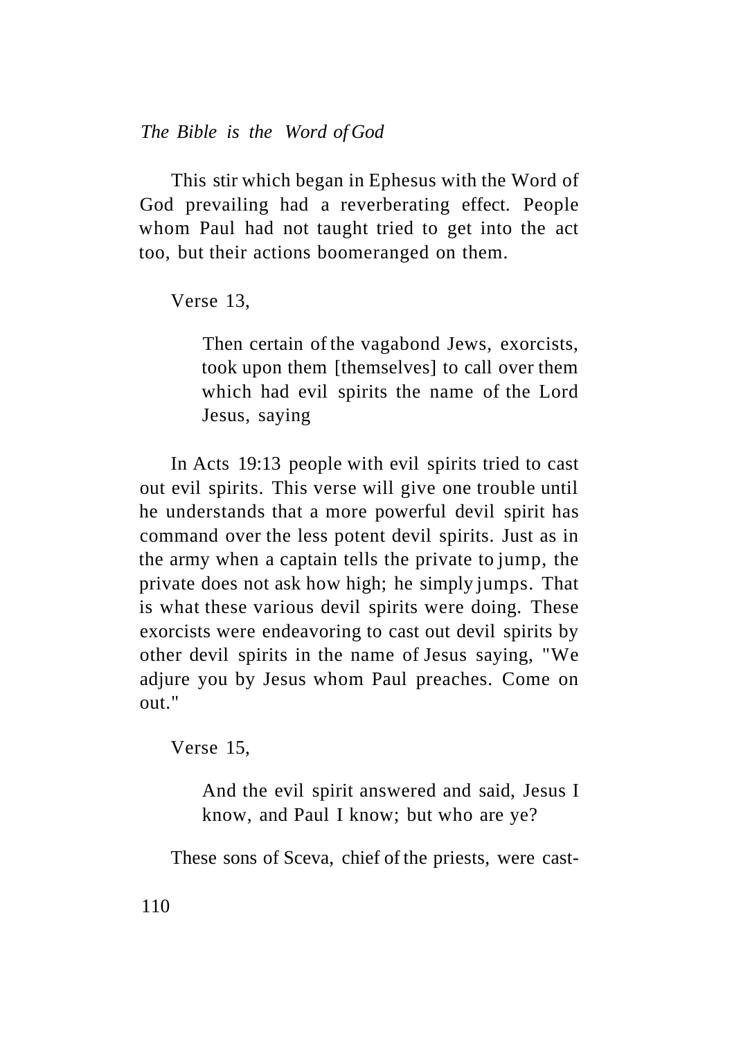This stir which began in Ephesus with the Word of God prevailing had a reverberating effect. People whom Paul had not taught tried to get into the act too, but their actions boomeranged on them.

Verse 13,

> Then certain of the vagabond Jews, exorcists, took upon them [themselves] to call over them which had evil spirits the name of the Lord Jesus, saying

In Acts 19:13 people with evil spirits tried to cast out evil spirits. This verse will give one trouble until he understands that a more powerful devil spirit has command over the less potent devil spirits. Just as in the army when a captain tells the private to jump, the private does not ask how high; he simply jumps. That is what these various devil spirits were doing. These exorcists were endeavoring to cast out devil spirits by other devil spirits in the name of Jesus saying, "We adjure you by Jesus whom Paul preaches. Come on out."

Verse 15,

> And the evil spirit answered and said, Jesus I know, and Paul I know; but who are ye?

These sons of Sceva, chief of the priests, were cast-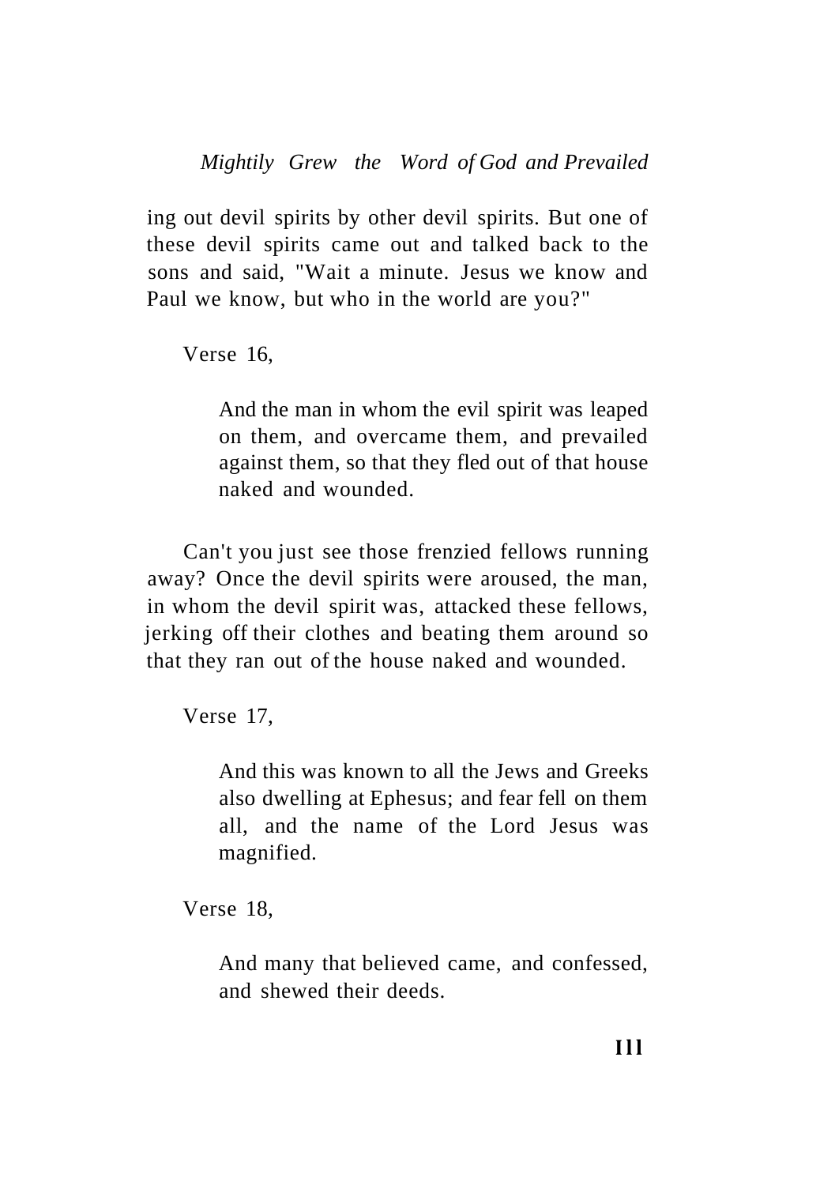ing out devil spirits by other devil spirits. But one of these devil spirits came out and talked back to the sons and said, "Wait a minute. Jesus we know and Paul we know, but who in the world are you?"

Verse 16,

> And the man in whom the evil spirit was leaped on them, and overcame them, and prevailed against them, so that they fled out of that house naked and wounded.

Can't you just see those frenzied fellows running away? Once the devil spirits were aroused, the man, in whom the devil spirit was, attacked these fellows, jerking off their clothes and beating them around so that they ran out of the house naked and wounded.

Verse 17,

> And this was known to all the Jews and Greeks also dwelling at Ephesus; and fear fell on them all, and the name of the Lord Jesus was magnified.

Verse 18,

> And many that believed came, and confessed, and shewed their deeds.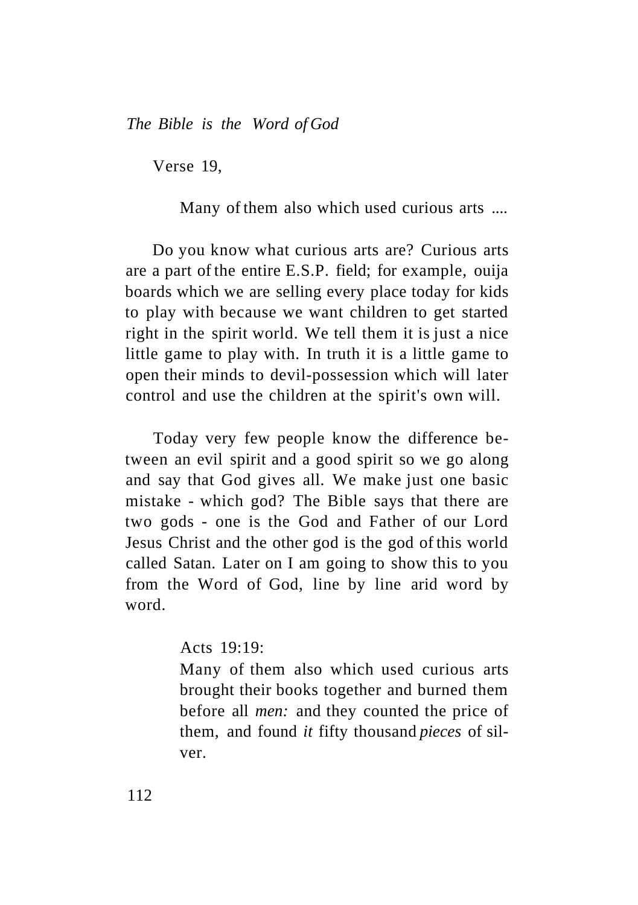Verse 19,

> Many of them also which used curious arts ....

Do you know what curious arts are? Curious arts are a part of the entire E.S.P. field; for example, ouija boards which we are selling every place today for kids to play with because we want children to get started right in the spirit world. We tell them it is just a nice little game to play with. In truth it is a little game to open their minds to devil-possession which will later control and use the children at the spirit's own will.

Today very few people know the difference between an evil spirit and a good spirit so we go along and say that God gives all. We make just one basic mistake - which god? The Bible says that there are two gods - one is the God and Father of our Lord Jesus Christ and the other god is the god of this world called Satan. Later on I am going to show this to you from the Word of God, line by line arid word by word.

> Acts 19:19:
> Many of them also which used curious arts brought their books together and burned them before all *men:* and they counted the price of them, and found *it* fifty thousand *pieces* of silver.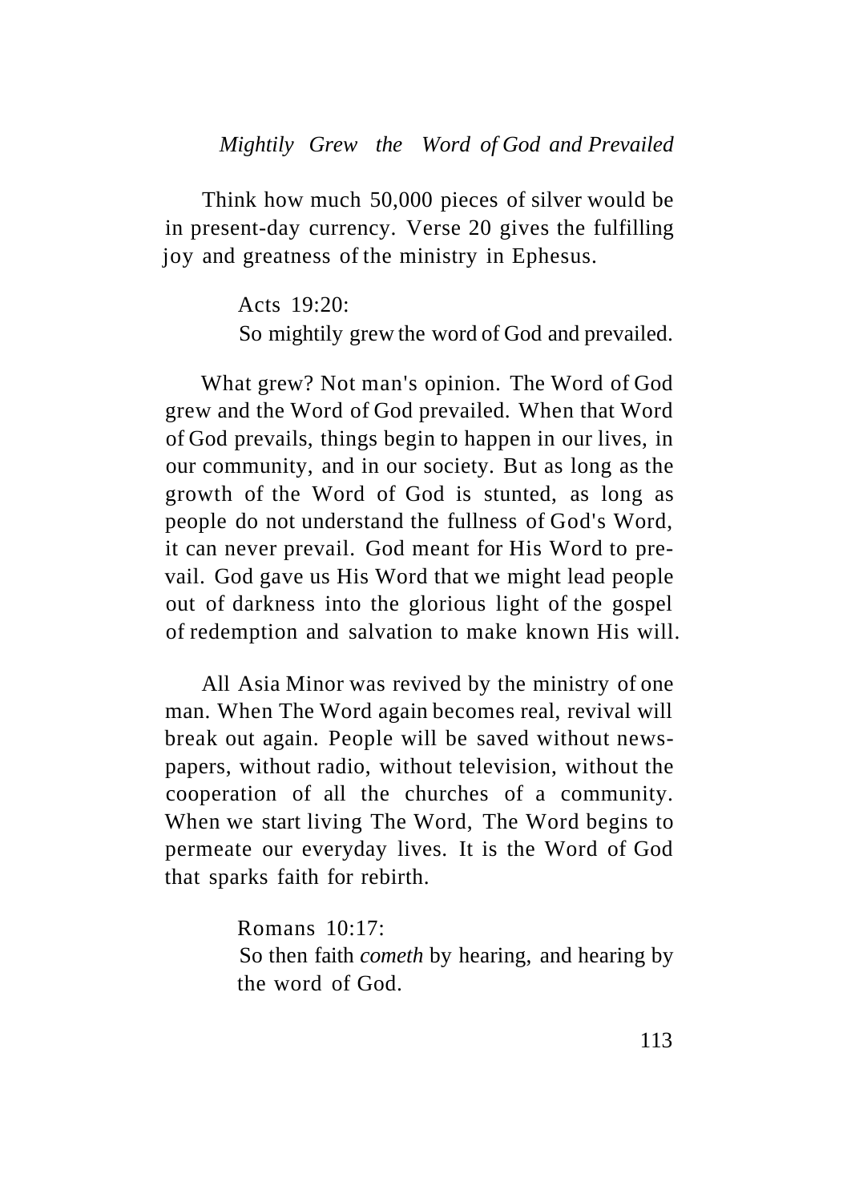Think how much 50,000 pieces of silver would be in present-day currency. Verse 20 gives the fulfilling joy and greatness of the ministry in Ephesus.

> Acts 19:20:
> So mightily grew the word of God and prevailed.

What grew? Not man's opinion. The Word of God grew and the Word of God prevailed. When that Word of God prevails, things begin to happen in our lives, in our community, and in our society. But as long as the growth of the Word of God is stunted, as long as people do not understand the fullness of God's Word, it can never prevail. God meant for His Word to prevail. God gave us His Word that we might lead people out of darkness into the glorious light of the gospel of redemption and salvation to make known His will.

All Asia Minor was revived by the ministry of one man. When The Word again becomes real, revival will break out again. People will be saved without newspapers, without radio, without television, without the cooperation of all the churches of a community. When we start living The Word, The Word begins to permeate our everyday lives. It is the Word of God that sparks faith for rebirth.

> Romans 10:17:
> So then faith *cometh* by hearing, and hearing by the word of God.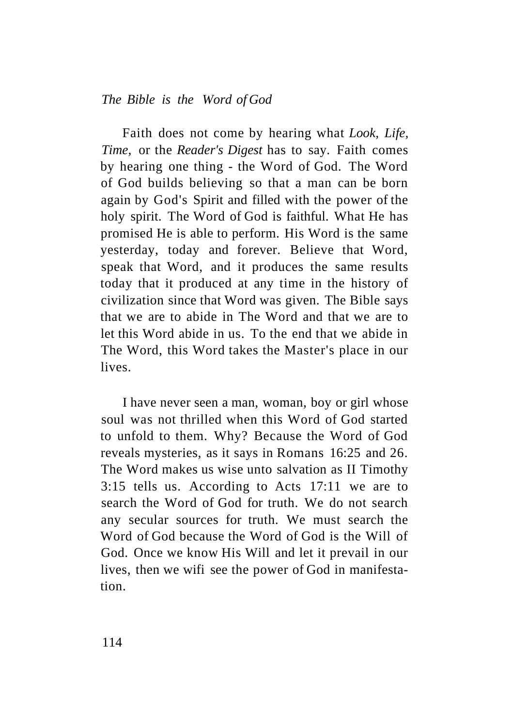Faith does not come by hearing what *Look, Life, Time,* or the *Reader's Digest* has to say. Faith comes by hearing one thing - the Word of God. The Word of God builds believing so that a man can be born again by God's Spirit and filled with the power of the holy spirit. The Word of God is faithful. What He has promised He is able to perform. His Word is the same yesterday, today and forever. Believe that Word, speak that Word, and it produces the same results today that it produced at any time in the history of civilization since that Word was given. The Bible says that we are to abide in The Word and that we are to let this Word abide in us. To the end that we abide in The Word, this Word takes the Master's place in our lives.

I have never seen a man, woman, boy or girl whose soul was not thrilled when this Word of God started to unfold to them. Why? Because the Word of God reveals mysteries, as it says in Romans 16:25 and 26. The Word makes us wise unto salvation as II Timothy 3:15 tells us. According to Acts 17:11 we are to search the Word of God for truth. We do not search any secular sources for truth. We must search the Word of God because the Word of God is the Will of God. Once we know His Will and let it prevail in our lives, then we wifi see the power of God in manifestation.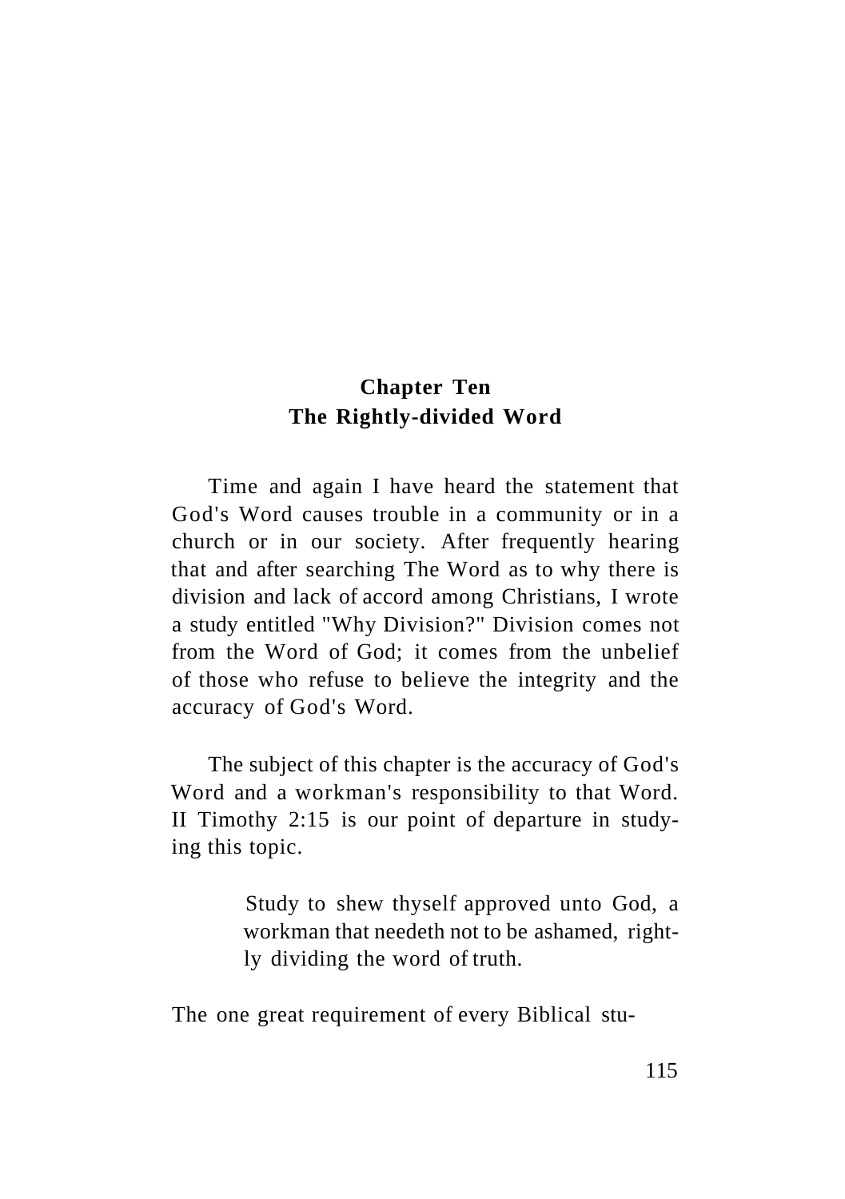# Chapter Ten
# The Rightly-divided Word

Time and again I have heard the statement that God's Word causes trouble in a community or in a church or in our society. After frequently hearing that and after searching The Word as to why there is division and lack of accord among Christians, I wrote a study entitled "Why Division?" Division comes not from the Word of God; it comes from the unbelief of those who refuse to believe the integrity and the accuracy of God's Word.

The subject of this chapter is the accuracy of God's Word and a workman's responsibility to that Word. II Timothy 2:15 is our point of departure in studying this topic.

> Study to shew thyself approved unto God, a workman that needeth not to be ashamed, rightly dividing the word of truth.

The one great requirement of every Biblical stu-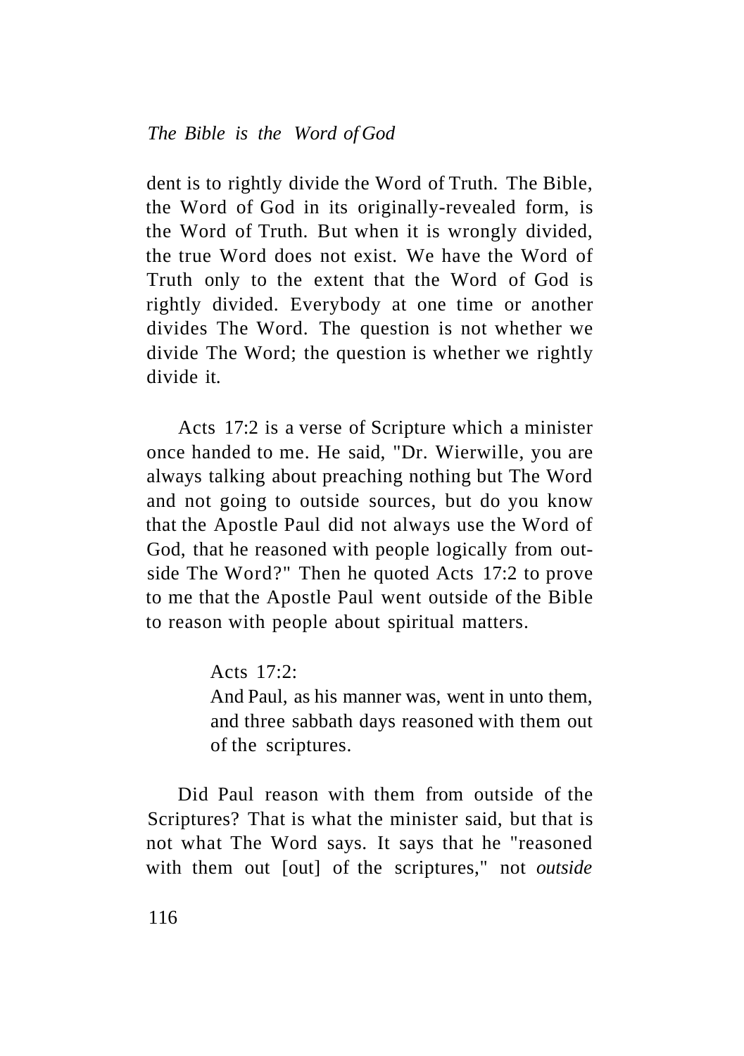dent is to rightly divide the Word of Truth. The Bible, the Word of God in its originally-revealed form, is the Word of Truth. But when it is wrongly divided, the true Word does not exist. We have the Word of Truth only to the extent that the Word of God is rightly divided. Everybody at one time or another divides The Word. The question is not whether we divide The Word; the question is whether we rightly divide it.

Acts 17:2 is a verse of Scripture which a minister once handed to me. He said, "Dr. Wierwille, you are always talking about preaching nothing but The Word and not going to outside sources, but do you know that the Apostle Paul did not always use the Word of God, that he reasoned with people logically from outside The Word?" Then he quoted Acts 17:2 to prove to me that the Apostle Paul went outside of the Bible to reason with people about spiritual matters.

> Acts 17:2:
> And Paul, as his manner was, went in unto them, and three sabbath days reasoned with them out of the scriptures.

Did Paul reason with them from outside of the Scriptures? That is what the minister said, but that is not what The Word says. It says that he "reasoned with them out [out] of the scriptures," not *outside*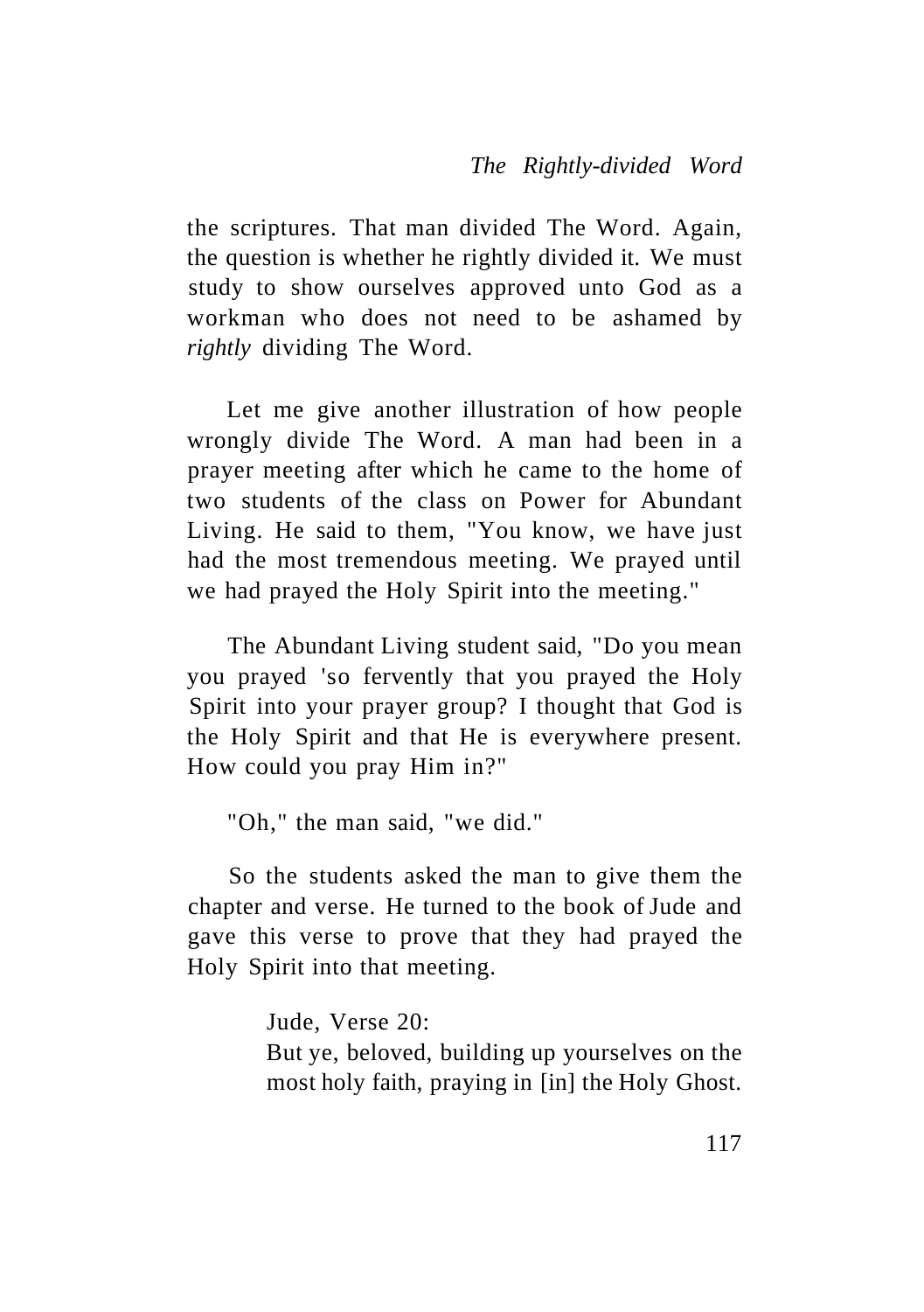the scriptures. That man divided The Word. Again, the question is whether he rightly divided it. We must study to show ourselves approved unto God as a workman who does not need to be ashamed by *rightly* dividing The Word.

Let me give another illustration of how people wrongly divide The Word. A man had been in a prayer meeting after which he came to the home of two students of the class on Power for Abundant Living. He said to them, "You know, we have just had the most tremendous meeting. We prayed until we had prayed the Holy Spirit into the meeting."

The Abundant Living student said, "Do you mean you prayed 'so fervently that you prayed the Holy Spirit into your prayer group? I thought that God is the Holy Spirit and that He is everywhere present. How could you pray Him in?"

"Oh," the man said, "we did."

So the students asked the man to give them the chapter and verse. He turned to the book of Jude and gave this verse to prove that they had prayed the Holy Spirit into that meeting.

> Jude, Verse 20:
> But ye, beloved, building up yourselves on the most holy faith, praying in [in] the Holy Ghost.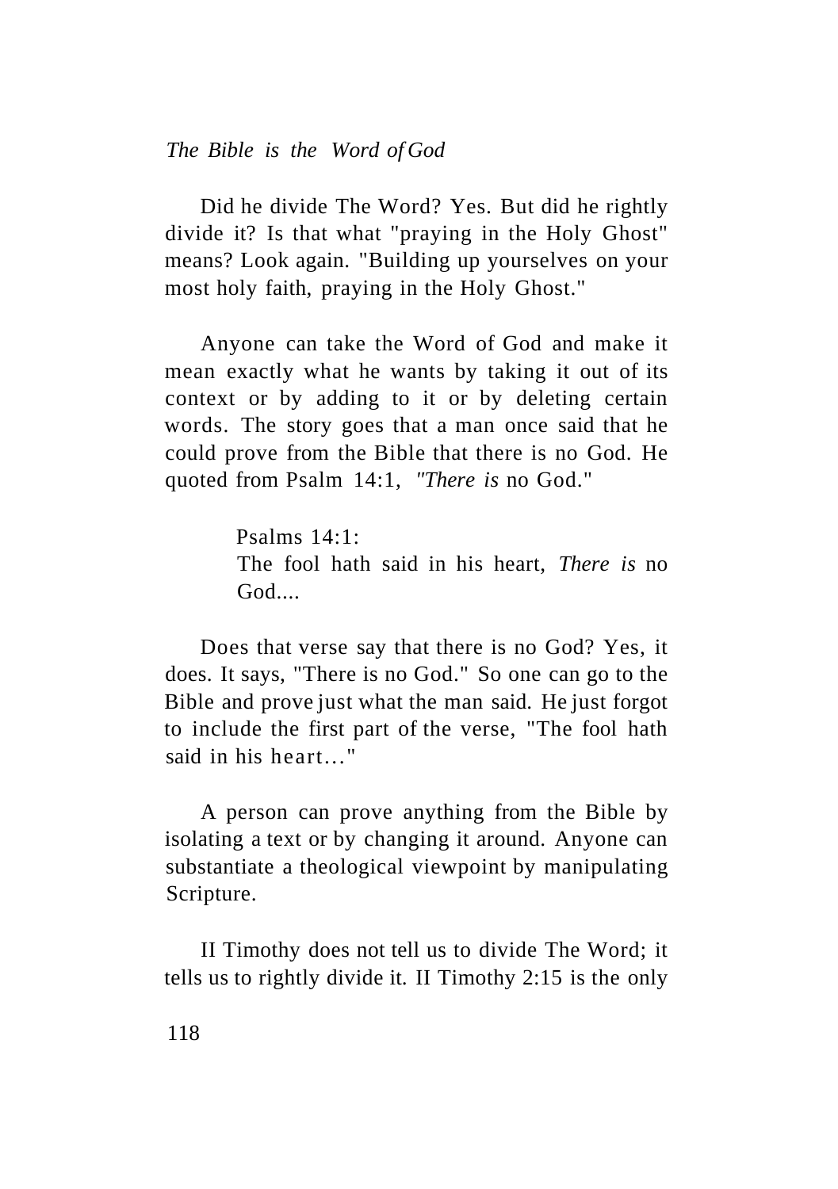Did he divide The Word? Yes. But did he rightly divide it? Is that what "praying in the Holy Ghost" means? Look again. "Building up yourselves on your most holy faith, praying in the Holy Ghost."

Anyone can take the Word of God and make it mean exactly what he wants by taking it out of its context or by adding to it or by deleting certain words. The story goes that a man once said that he could prove from the Bible that there is no God. He quoted from Psalm 14:1, *"There is* no God."

> Psalms 14:1:
> The fool hath said in his heart, *There is* no God....

Does that verse say that there is no God? Yes, it does. It says, "There is no God." So one can go to the Bible and prove just what the man said. He just forgot to include the first part of the verse, "The fool hath said in his heart…"

A person can prove anything from the Bible by isolating a text or by changing it around. Anyone can substantiate a theological viewpoint by manipulating Scripture.

II Timothy does not tell us to divide The Word; it tells us to rightly divide it. II Timothy 2:15 is the only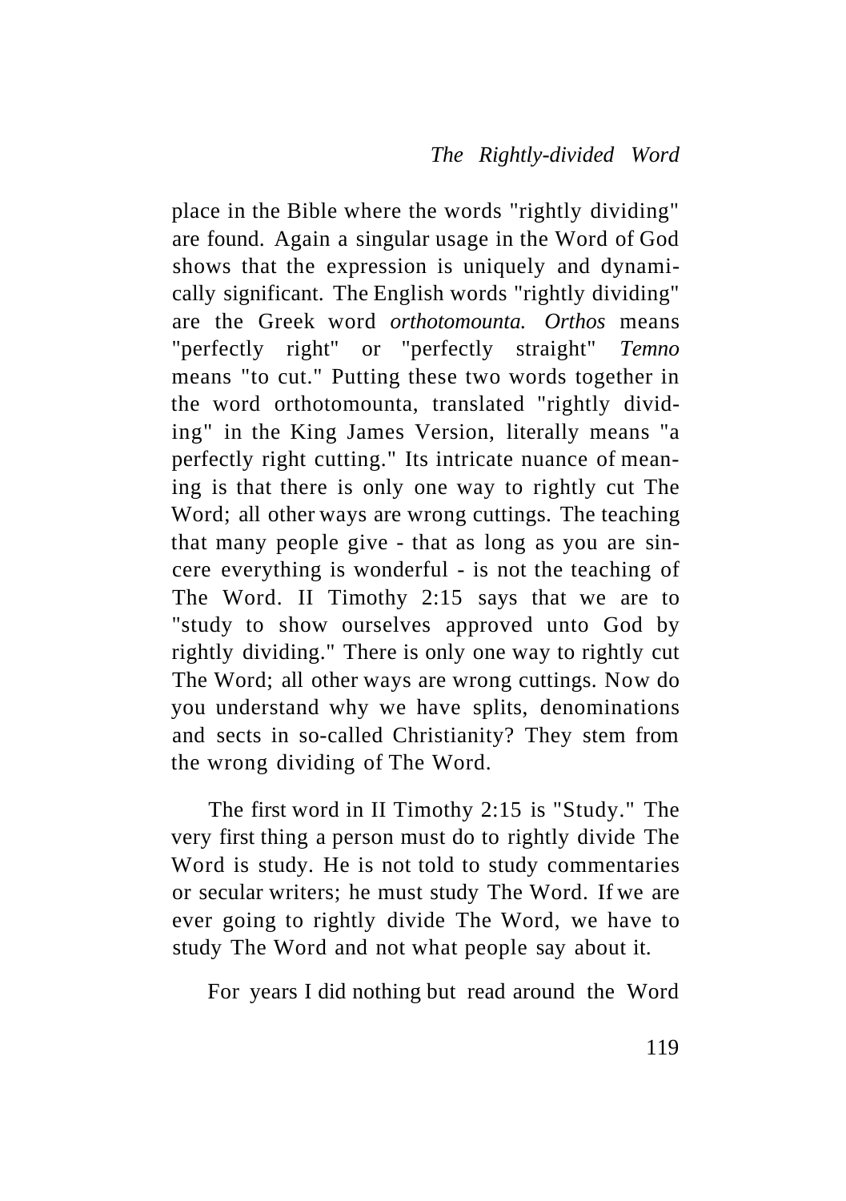place in the Bible where the words "rightly dividing" are found. Again a singular usage in the Word of God shows that the expression is uniquely and dynamically significant. The English words "rightly dividing" are the Greek word *orthotomounta. Orthos* means "perfectly right" or "perfectly straight" *Temno* means "to cut." Putting these two words together in the word orthotomounta, translated "rightly dividing" in the King James Version, literally means "a perfectly right cutting." Its intricate nuance of meaning is that there is only one way to rightly cut The Word; all other ways are wrong cuttings. The teaching that many people give - that as long as you are sincere everything is wonderful - is not the teaching of The Word. II Timothy 2:15 says that we are to "study to show ourselves approved unto God by rightly dividing." There is only one way to rightly cut The Word; all other ways are wrong cuttings. Now do you understand why we have splits, denominations and sects in so-called Christianity? They stem from the wrong dividing of The Word.

The first word in II Timothy 2:15 is "Study." The very first thing a person must do to rightly divide The Word is study. He is not told to study commentaries or secular writers; he must study The Word. If we are ever going to rightly divide The Word, we have to study The Word and not what people say about it.

For years I did nothing but read around the Word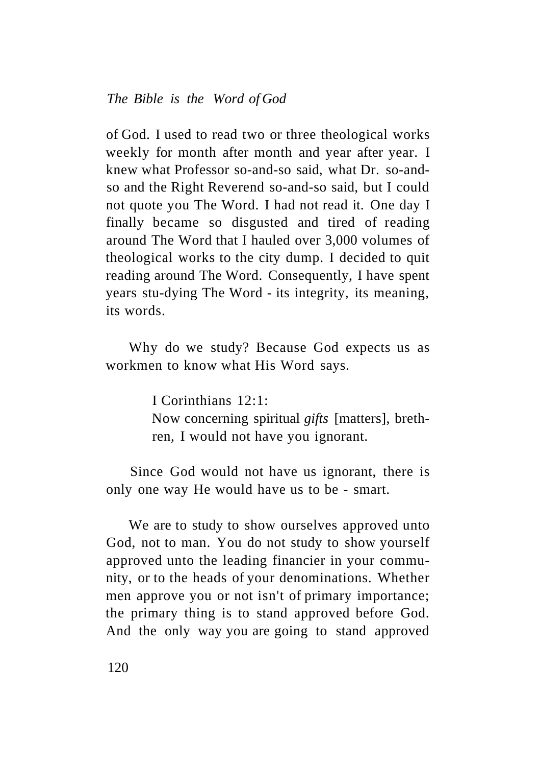of God. I used to read two or three theological works weekly for month after month and year after year. I knew what Professor so-and-so said, what Dr. so-and-so and the Right Reverend so-and-so said, but I could not quote you The Word. I had not read it. One day I finally became so disgusted and tired of reading around The Word that I hauled over 3,000 volumes of theological works to the city dump. I decided to quit reading around The Word. Consequently, I have spent years stu-dying The Word - its integrity, its meaning, its words.

Why do we study? Because God expects us as workmen to know what His Word says.

> I Corinthians 12:1:
> Now concerning spiritual *gifts* [matters], brethren, I would not have you ignorant.

Since God would not have us ignorant, there is only one way He would have us to be - smart.

We are to study to show ourselves approved unto God, not to man. You do not study to show yourself approved unto the leading financier in your community, or to the heads of your denominations. Whether men approve you or not isn't of primary importance; the primary thing is to stand approved before God. And the only way you are going to stand approved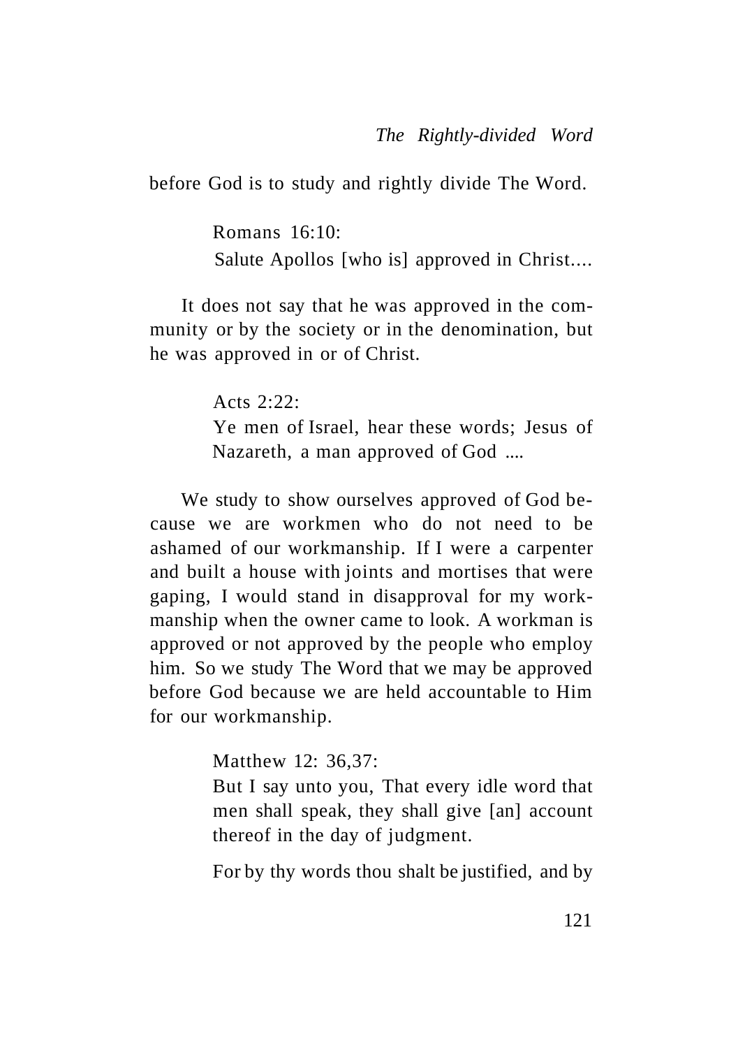before God is to study and rightly divide The Word.

> Romans 16:10:
> Salute Apollos [who is] approved in Christ....

It does not say that he was approved in the community or by the society or in the denomination, but he was approved in or of Christ.

> Acts 2:22:
> Ye men of Israel, hear these words; Jesus of Nazareth, a man approved of God ....

We study to show ourselves approved of God because we are workmen who do not need to be ashamed of our workmanship. If I were a carpenter and built a house with joints and mortises that were gaping, I would stand in disapproval for my workmanship when the owner came to look. A workman is approved or not approved by the people who employ him. So we study The Word that we may be approved before God because we are held accountable to Him for our workmanship.

> Matthew 12: 36,37:
> But I say unto you, That every idle word that men shall speak, they shall give [an] account thereof in the day of judgment.
>
> For by thy words thou shalt be justified, and by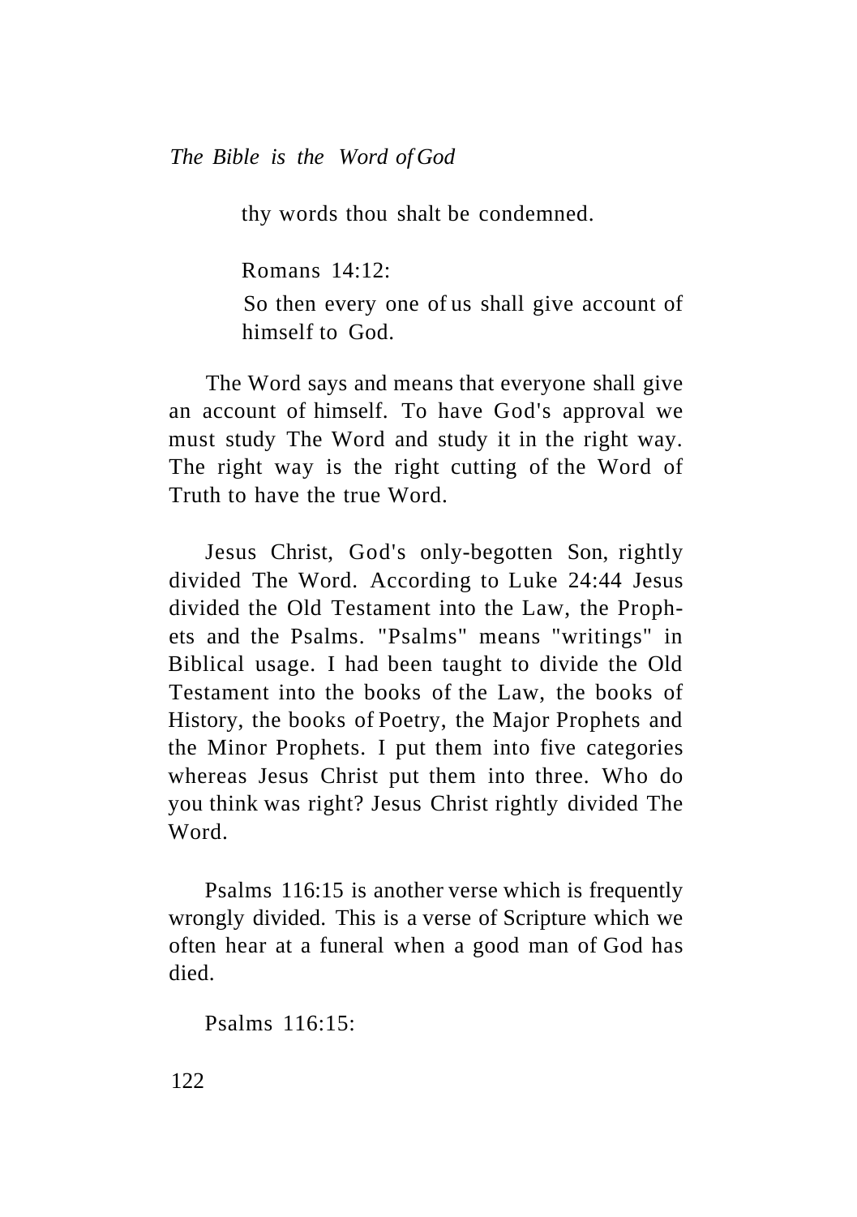thy words thou shalt be condemned.

Romans 14:12:

So then every one of us shall give account of himself to God.

The Word says and means that everyone shall give an account of himself. To have God's approval we must study The Word and study it in the right way. The right way is the right cutting of the Word of Truth to have the true Word.

Jesus Christ, God's only-begotten Son, rightly divided The Word. According to Luke 24:44 Jesus divided the Old Testament into the Law, the Prophets and the Psalms. "Psalms" means "writings" in Biblical usage. I had been taught to divide the Old Testament into the books of the Law, the books of History, the books of Poetry, the Major Prophets and the Minor Prophets. I put them into five categories whereas Jesus Christ put them into three. Who do you think was right? Jesus Christ rightly divided The Word.

Psalms 116:15 is another verse which is frequently wrongly divided. This is a verse of Scripture which we often hear at a funeral when a good man of God has died.

Psalms 116:15: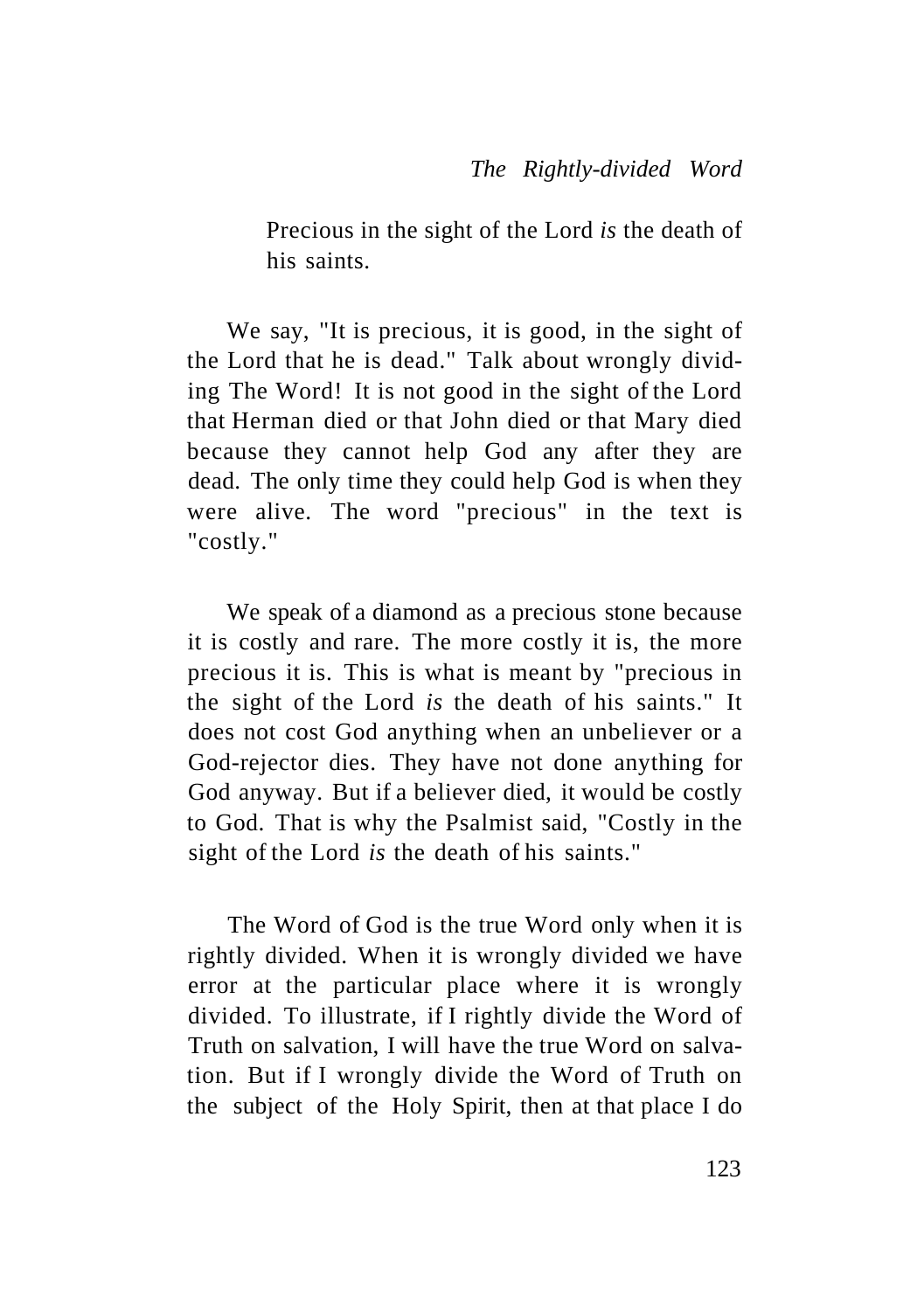> Precious in the sight of the Lord *is* the death of his saints.

We say, "It is precious, it is good, in the sight of the Lord that he is dead." Talk about wrongly dividing The Word! It is not good in the sight of the Lord that Herman died or that John died or that Mary died because they cannot help God any after they are dead. The only time they could help God is when they were alive. The word "precious" in the text is "costly."

We speak of a diamond as a precious stone because it is costly and rare. The more costly it is, the more precious it is. This is what is meant by "precious in the sight of the Lord *is* the death of his saints." It does not cost God anything when an unbeliever or a God-rejector dies. They have not done anything for God anyway. But if a believer died, it would be costly to God. That is why the Psalmist said, "Costly in the sight of the Lord *is* the death of his saints."

The Word of God is the true Word only when it is rightly divided. When it is wrongly divided we have error at the particular place where it is wrongly divided. To illustrate, if I rightly divide the Word of Truth on salvation, I will have the true Word on salvation. But if I wrongly divide the Word of Truth on the subject of the Holy Spirit, then at that place I do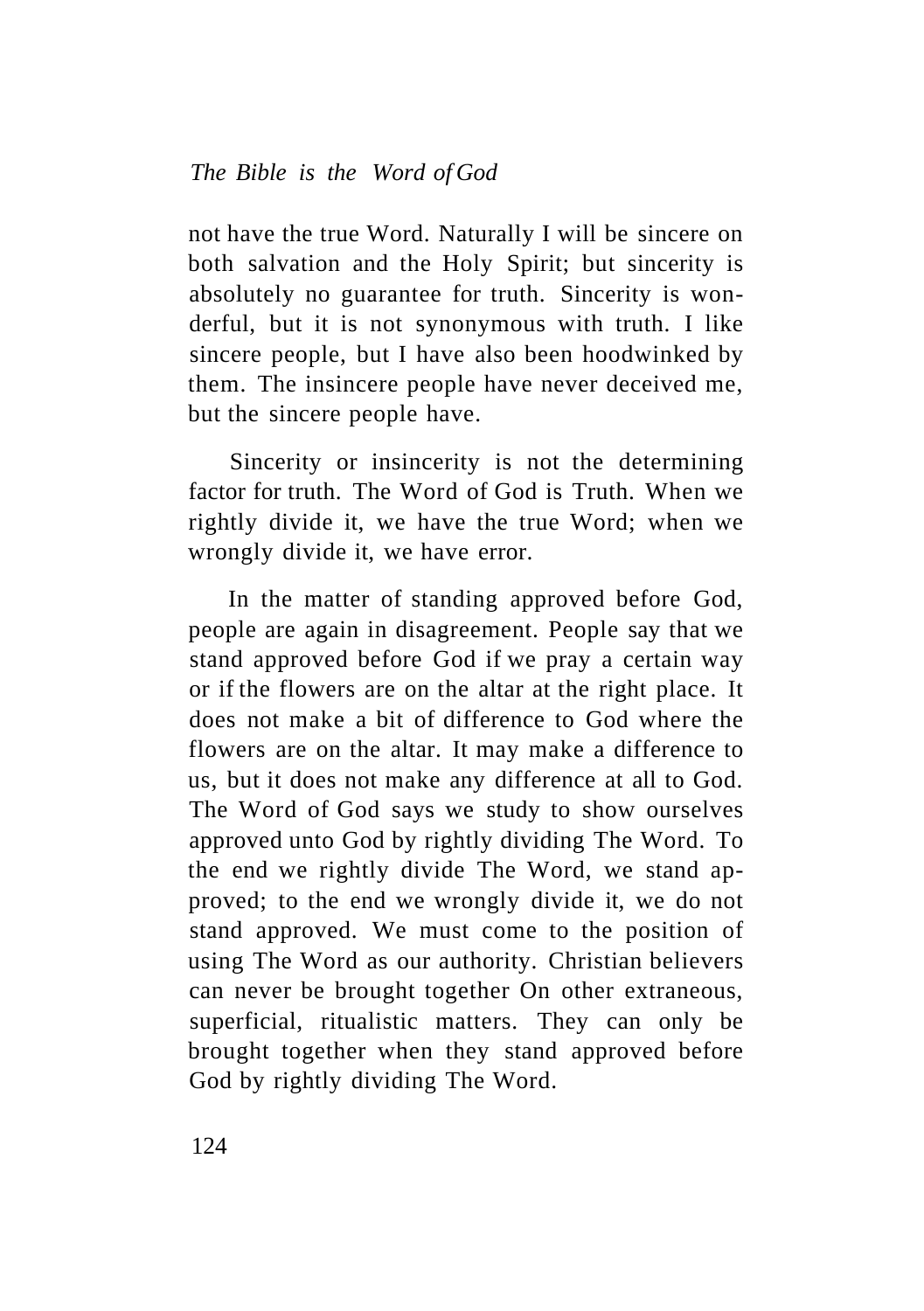not have the true Word. Naturally I will be sincere on both salvation and the Holy Spirit; but sincerity is absolutely no guarantee for truth. Sincerity is wonderful, but it is not synonymous with truth. I like sincere people, but I have also been hoodwinked by them. The insincere people have never deceived me, but the sincere people have.

Sincerity or insincerity is not the determining factor for truth. The Word of God is Truth. When we rightly divide it, we have the true Word; when we wrongly divide it, we have error.

In the matter of standing approved before God, people are again in disagreement. People say that we stand approved before God if we pray a certain way or if the flowers are on the altar at the right place. It does not make a bit of difference to God where the flowers are on the altar. It may make a difference to us, but it does not make any difference at all to God. The Word of God says we study to show ourselves approved unto God by rightly dividing The Word. To the end we rightly divide The Word, we stand approved; to the end we wrongly divide it, we do not stand approved. We must come to the position of using The Word as our authority. Christian believers can never be brought together On other extraneous, superficial, ritualistic matters. They can only be brought together when they stand approved before God by rightly dividing The Word.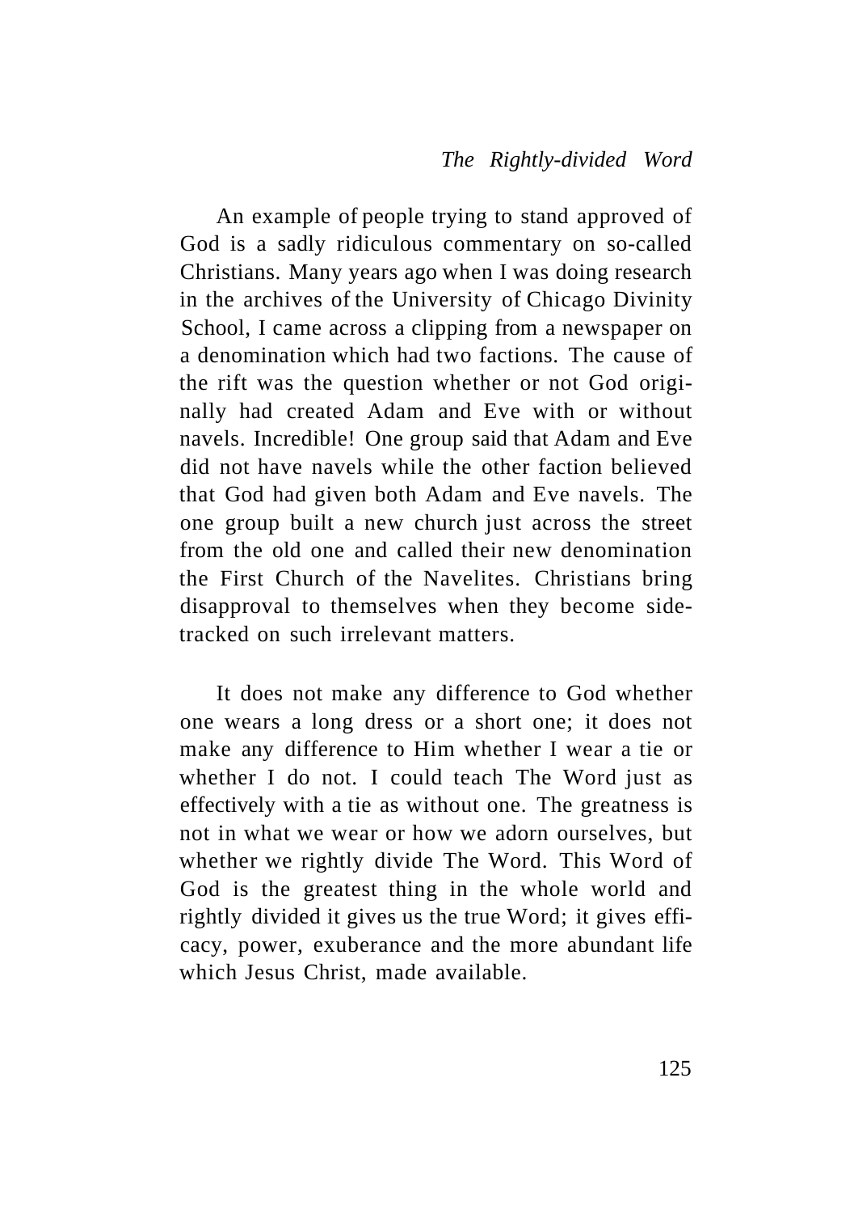An example of people trying to stand approved of God is a sadly ridiculous commentary on so-called Christians. Many years ago when I was doing research in the archives of the University of Chicago Divinity School, I came across a clipping from a newspaper on a denomination which had two factions. The cause of the rift was the question whether or not God originally had created Adam and Eve with or without navels. Incredible! One group said that Adam and Eve did not have navels while the other faction believed that God had given both Adam and Eve navels. The one group built a new church just across the street from the old one and called their new denomination the First Church of the Navelites. Christians bring disapproval to themselves when they become side-tracked on such irrelevant matters.

It does not make any difference to God whether one wears a long dress or a short one; it does not make any difference to Him whether I wear a tie or whether I do not. I could teach The Word just as effectively with a tie as without one. The greatness is not in what we wear or how we adorn ourselves, but whether we rightly divide The Word. This Word of God is the greatest thing in the whole world and rightly divided it gives us the true Word; it gives efficacy, power, exuberance and the more abundant life which Jesus Christ, made available.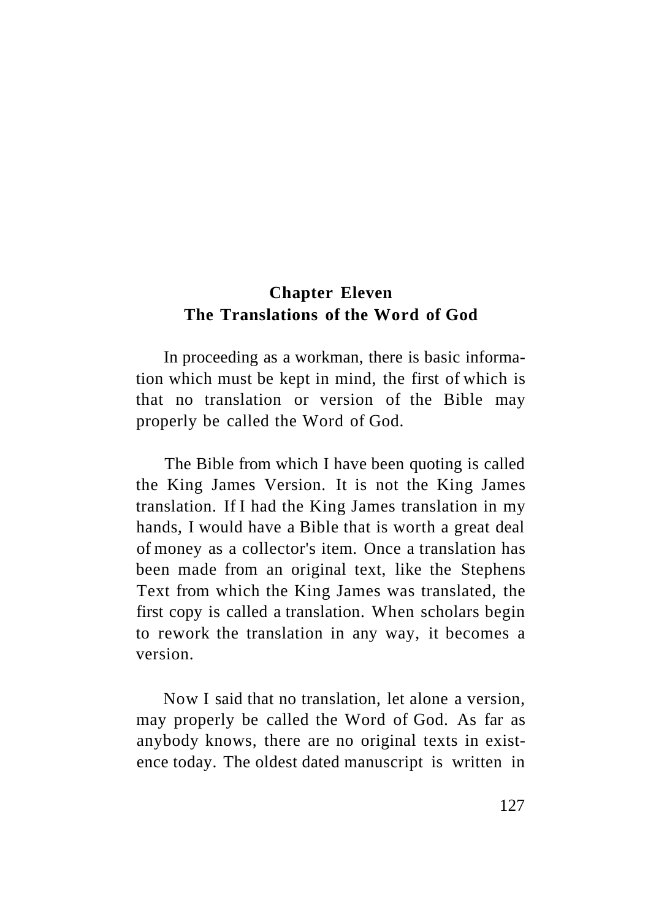## Chapter Eleven
## The Translations of the Word of God

In proceeding as a workman, there is basic information which must be kept in mind, the first of which is that no translation or version of the Bible may properly be called the Word of God.

The Bible from which I have been quoting is called the King James Version. It is not the King James translation. If I had the King James translation in my hands, I would have a Bible that is worth a great deal of money as a collector's item. Once a translation has been made from an original text, like the Stephens Text from which the King James was translated, the first copy is called a translation. When scholars begin to rework the translation in any way, it becomes a version.

Now I said that no translation, let alone a version, may properly be called the Word of God. As far as anybody knows, there are no original texts in existence today. The oldest dated manuscript is written in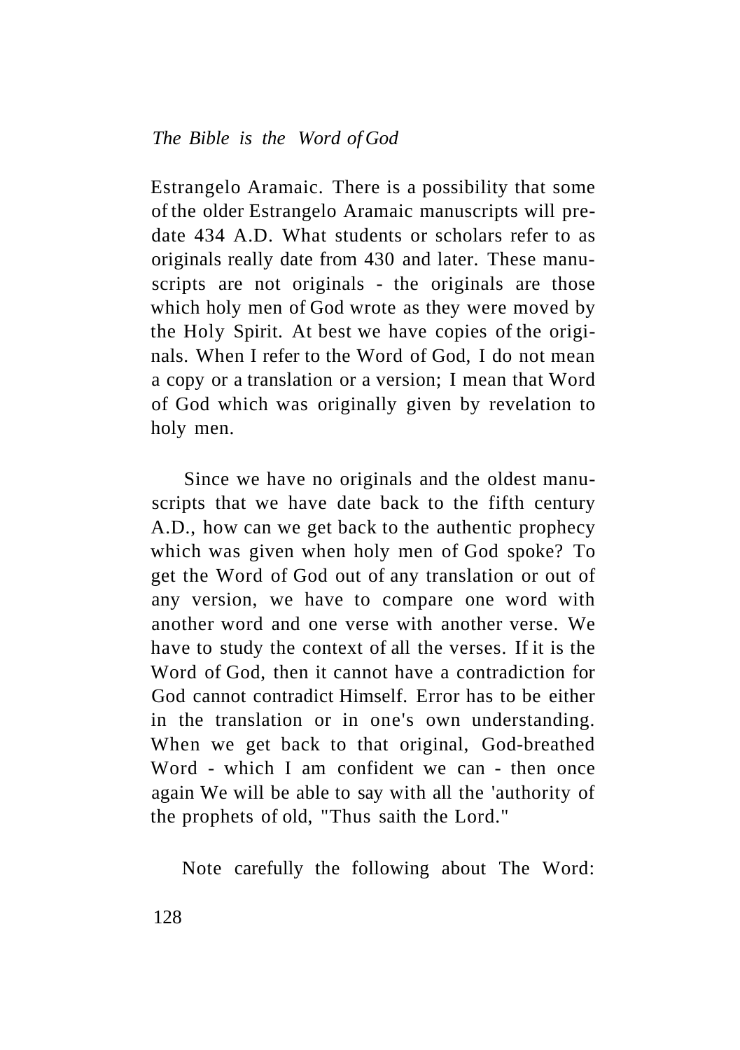Estrangelo Aramaic. There is a possibility that some of the older Estrangelo Aramaic manuscripts will predate 434 A.D. What students or scholars refer to as originals really date from 430 and later. These manuscripts are not originals - the originals are those which holy men of God wrote as they were moved by the Holy Spirit. At best we have copies of the originals. When I refer to the Word of God, I do not mean a copy or a translation or a version; I mean that Word of God which was originally given by revelation to holy men.

Since we have no originals and the oldest manuscripts that we have date back to the fifth century A.D., how can we get back to the authentic prophecy which was given when holy men of God spoke? To get the Word of God out of any translation or out of any version, we have to compare one word with another word and one verse with another verse. We have to study the context of all the verses. If it is the Word of God, then it cannot have a contradiction for God cannot contradict Himself. Error has to be either in the translation or in one's own understanding. When we get back to that original, God-breathed Word - which I am confident we can - then once again We will be able to say with all the 'authority of the prophets of old, "Thus saith the Lord."

Note carefully the following about The Word: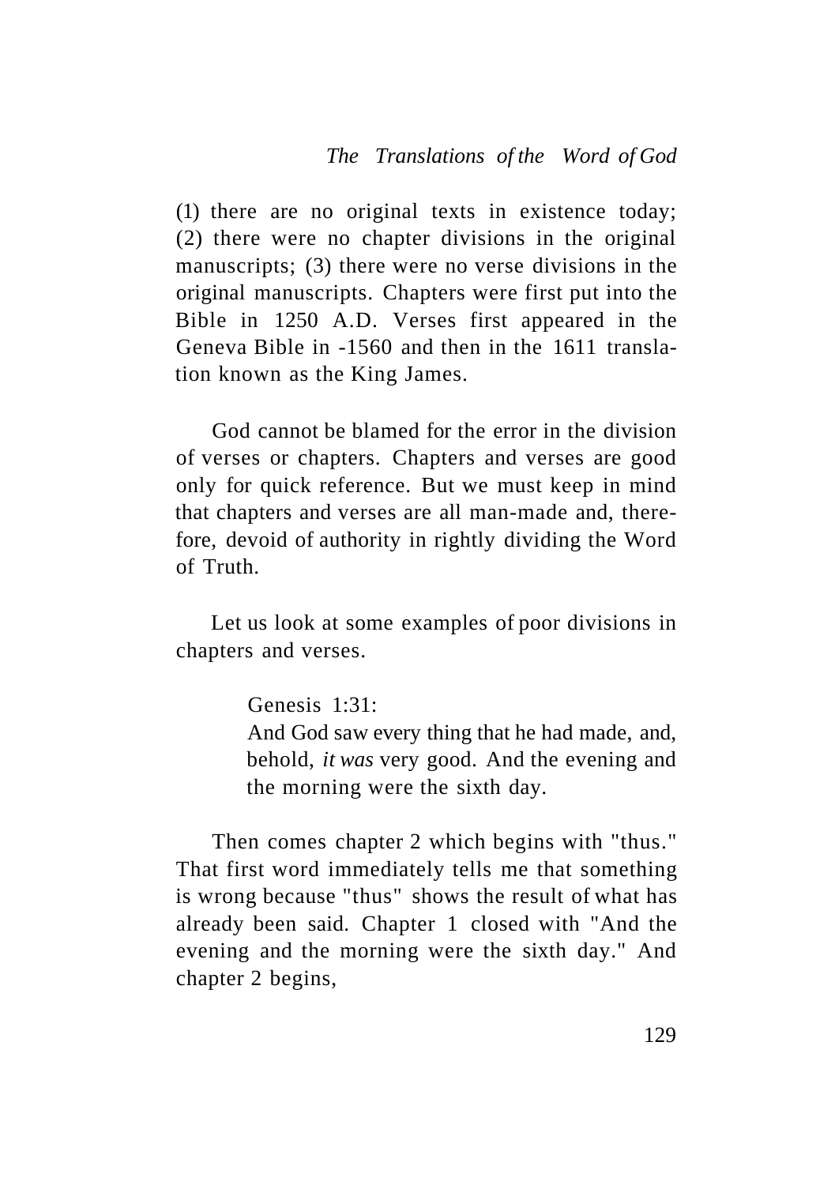(1) there are no original texts in existence today; (2) there were no chapter divisions in the original manuscripts; (3) there were no verse divisions in the original manuscripts. Chapters were first put into the Bible in 1250 A.D. Verses first appeared in the Geneva Bible in -1560 and then in the 1611 translation known as the King James.

God cannot be blamed for the error in the division of verses or chapters. Chapters and verses are good only for quick reference. But we must keep in mind that chapters and verses are all man-made and, therefore, devoid of authority in rightly dividing the Word of Truth.

Let us look at some examples of poor divisions in chapters and verses.

> Genesis 1:31:
> And God saw every thing that he had made, and, behold, *it was* very good. And the evening and the morning were the sixth day.

Then comes chapter 2 which begins with "thus." That first word immediately tells me that something is wrong because "thus" shows the result of what has already been said. Chapter 1 closed with "And the evening and the morning were the sixth day." And chapter 2 begins,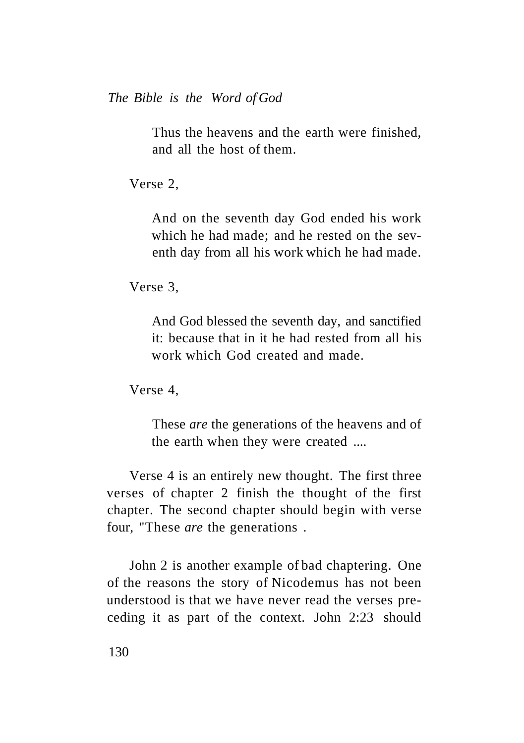> Thus the heavens and the earth were finished, and all the host of them.

Verse 2,

> And on the seventh day God ended his work which he had made; and he rested on the seventh day from all his work which he had made.

Verse 3,

> And God blessed the seventh day, and sanctified it: because that in it he had rested from all his work which God created and made.

Verse 4,

> These *are* the generations of the heavens and of the earth when they were created ....

Verse 4 is an entirely new thought. The first three verses of chapter 2 finish the thought of the first chapter. The second chapter should begin with verse four, "These *are* the generations .

John 2 is another example of bad chaptering. One of the reasons the story of Nicodemus has not been understood is that we have never read the verses preceding it as part of the context. John 2:23 should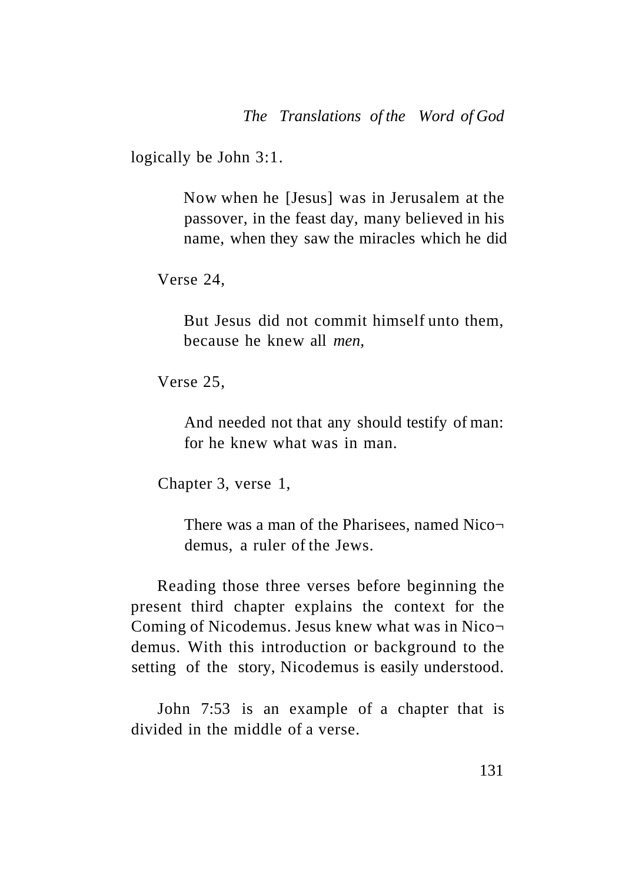logically be John 3:1.

> Now when he [Jesus] was in Jerusalem at the passover, in the feast day, many believed in his name, when they saw the miracles which he did

Verse 24,

> But Jesus did not commit himself unto them, because he knew all *men*,

Verse 25,

> And needed not that any should testify of man: for he knew what was in man.

Chapter 3, verse 1,

> There was a man of the Pharisees, named Nicodemus, a ruler of the Jews.

Reading those three verses before beginning the present third chapter explains the context for the Coming of Nicodemus. Jesus knew what was in Nicodemus. With this introduction or background to the setting of the story, Nicodemus is easily understood.

John 7:53 is an example of a chapter that is divided in the middle of a verse.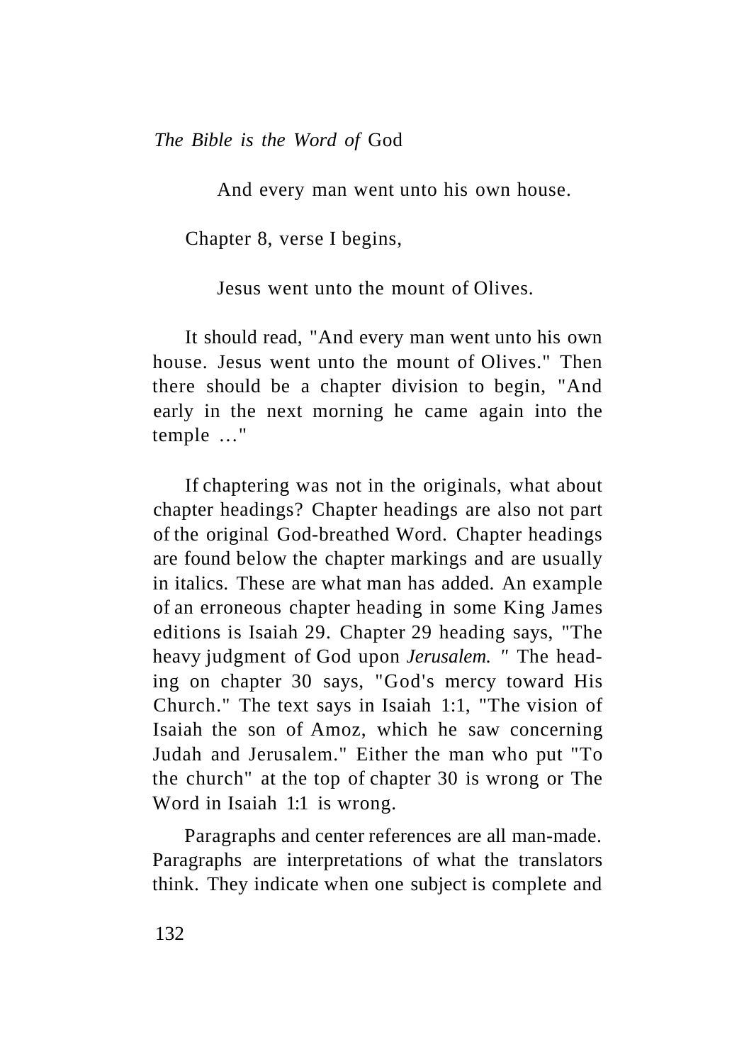> And every man went unto his own house.

Chapter 8, verse I begins,

> Jesus went unto the mount of Olives.

It should read, "And every man went unto his own house. Jesus went unto the mount of Olives." Then there should be a chapter division to begin, "And early in the next morning he came again into the temple …"

If chaptering was not in the originals, what about chapter headings? Chapter headings are also not part of the original God-breathed Word. Chapter headings are found below the chapter markings and are usually in italics. These are what man has added. An example of an erroneous chapter heading in some King James editions is Isaiah 29. Chapter 29 heading says, "The heavy judgment of God upon *Jerusalem.* " The heading on chapter 30 says, "God's mercy toward His Church." The text says in Isaiah 1:1, "The vision of Isaiah the son of Amoz, which he saw concerning Judah and Jerusalem." Either the man who put "To the church" at the top of chapter 30 is wrong or The Word in Isaiah 1:1 is wrong.

Paragraphs and center references are all man-made. Paragraphs are interpretations of what the translators think. They indicate when one subject is complete and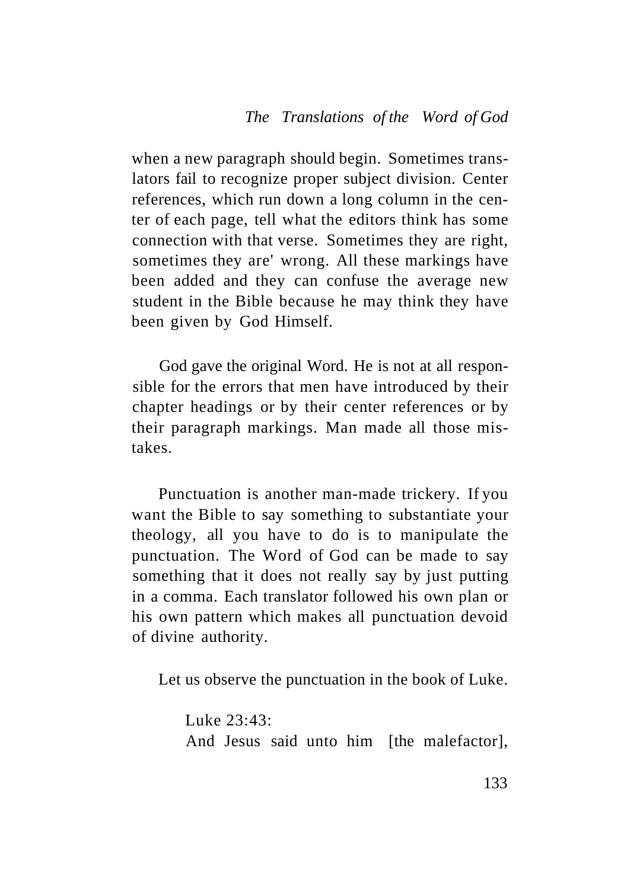when a new paragraph should begin. Sometimes translators fail to recognize proper subject division. Center references, which run down a long column in the center of each page, tell what the editors think has some connection with that verse. Sometimes they are right, sometimes they are' wrong. All these markings have been added and they can confuse the average new student in the Bible because he may think they have been given by God Himself.

God gave the original Word. He is not at all responsible for the errors that men have introduced by their chapter headings or by their center references or by their paragraph markings. Man made all those mistakes.

Punctuation is another man-made trickery. If you want the Bible to say something to substantiate your theology, all you have to do is to manipulate the punctuation. The Word of God can be made to say something that it does not really say by just putting in a comma. Each translator followed his own plan or his own pattern which makes all punctuation devoid of divine authority.

Let us observe the punctuation in the book of Luke.

> Luke 23:43:
> And Jesus said unto him [the malefactor],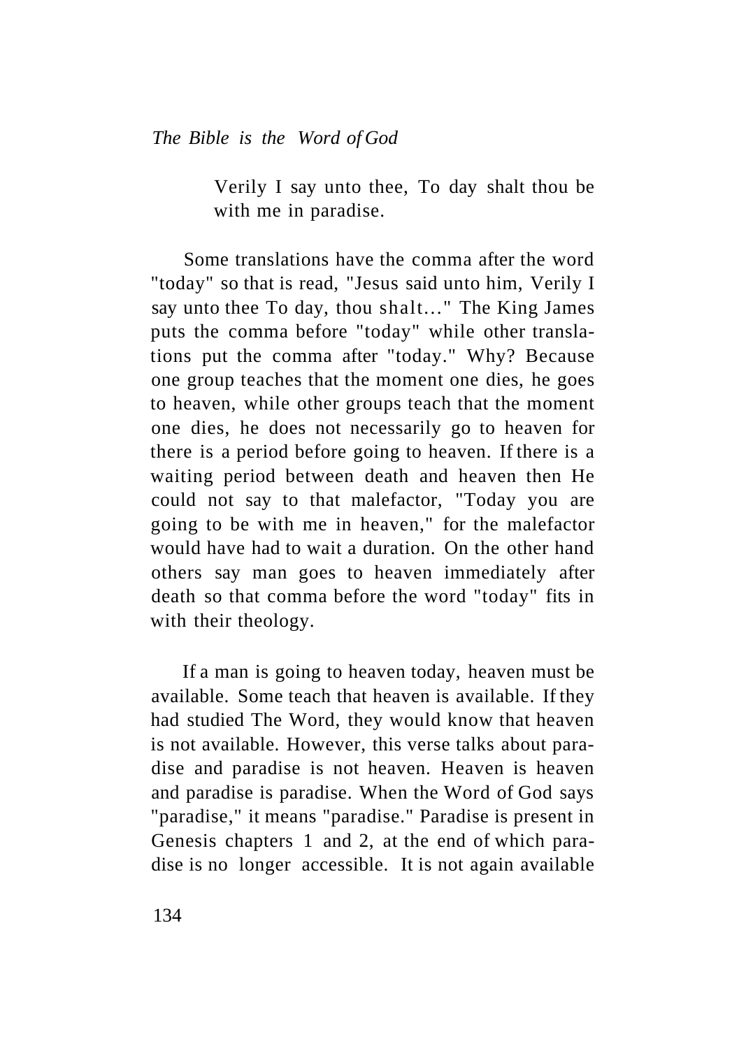> Verily I say unto thee, To day shalt thou be with me in paradise.

Some translations have the comma after the word "today" so that is read, "Jesus said unto him, Verily I say unto thee To day, thou shalt..." The King James puts the comma before "today" while other translations put the comma after "today." Why? Because one group teaches that the moment one dies, he goes to heaven, while other groups teach that the moment one dies, he does not necessarily go to heaven for there is a period before going to heaven. If there is a waiting period between death and heaven then He could not say to that malefactor, "Today you are going to be with me in heaven," for the malefactor would have had to wait a duration. On the other hand others say man goes to heaven immediately after death so that comma before the word "today" fits in with their theology.

If a man is going to heaven today, heaven must be available. Some teach that heaven is available. If they had studied The Word, they would know that heaven is not available. However, this verse talks about paradise and paradise is not heaven. Heaven is heaven and paradise is paradise. When the Word of God says "paradise," it means "paradise." Paradise is present in Genesis chapters 1 and 2, at the end of which paradise is no longer accessible. It is not again available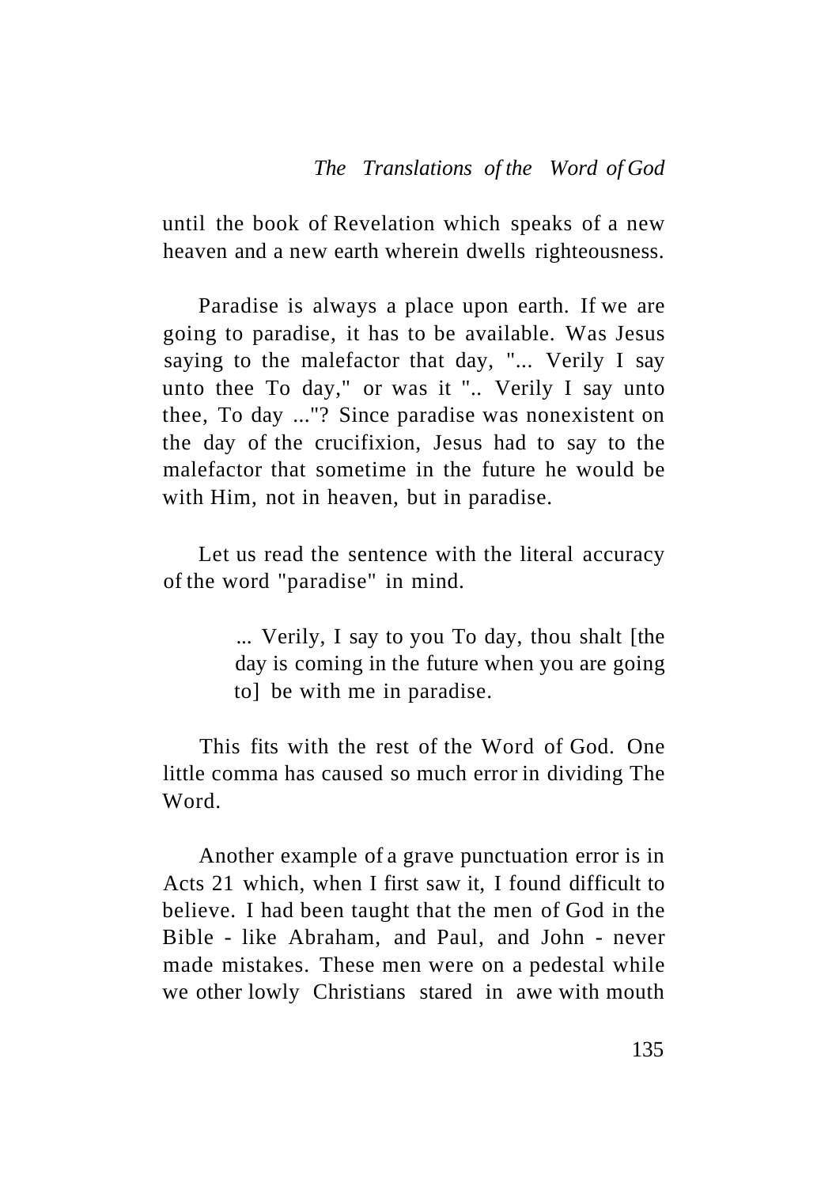until the book of Revelation which speaks of a new heaven and a new earth wherein dwells righteousness.

Paradise is always a place upon earth. If we are going to paradise, it has to be available. Was Jesus saying to the malefactor that day, "... Verily I say unto thee To day," or was it ".. Verily I say unto thee, To day ..."? Since paradise was nonexistent on the day of the crucifixion, Jesus had to say to the malefactor that sometime in the future he would be with Him, not in heaven, but in paradise.

Let us read the sentence with the literal accuracy of the word "paradise" in mind.

> ... Verily, I say to you To day, thou shalt [the day is coming in the future when you are going to] be with me in paradise.

This fits with the rest of the Word of God. One little comma has caused so much error in dividing The Word.

Another example of a grave punctuation error is in Acts 21 which, when I first saw it, I found difficult to believe. I had been taught that the men of God in the Bible - like Abraham, and Paul, and John - never made mistakes. These men were on a pedestal while we other lowly Christians stared in awe with mouth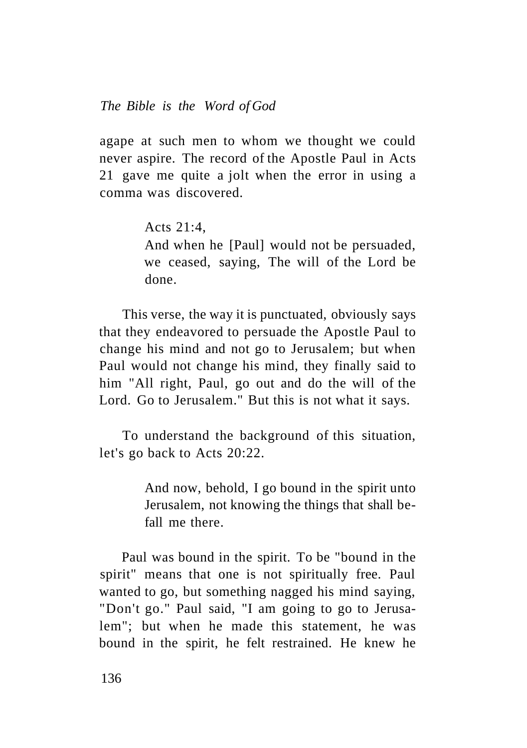agape at such men to whom we thought we could never aspire. The record of the Apostle Paul in Acts 21 gave me quite a jolt when the error in using a comma was discovered.

> Acts 21:4,
> And when he [Paul] would not be persuaded, we ceased, saying, The will of the Lord be done.

This verse, the way it is punctuated, obviously says that they endeavored to persuade the Apostle Paul to change his mind and not go to Jerusalem; but when Paul would not change his mind, they finally said to him "All right, Paul, go out and do the will of the Lord. Go to Jerusalem." But this is not what it says.

To understand the background of this situation, let's go back to Acts 20:22.

> And now, behold, I go bound in the spirit unto Jerusalem, not knowing the things that shall befall me there.

Paul was bound in the spirit. To be "bound in the spirit" means that one is not spiritually free. Paul wanted to go, but something nagged his mind saying, "Don't go." Paul said, "I am going to go to Jerusalem"; but when he made this statement, he was bound in the spirit, he felt restrained. He knew he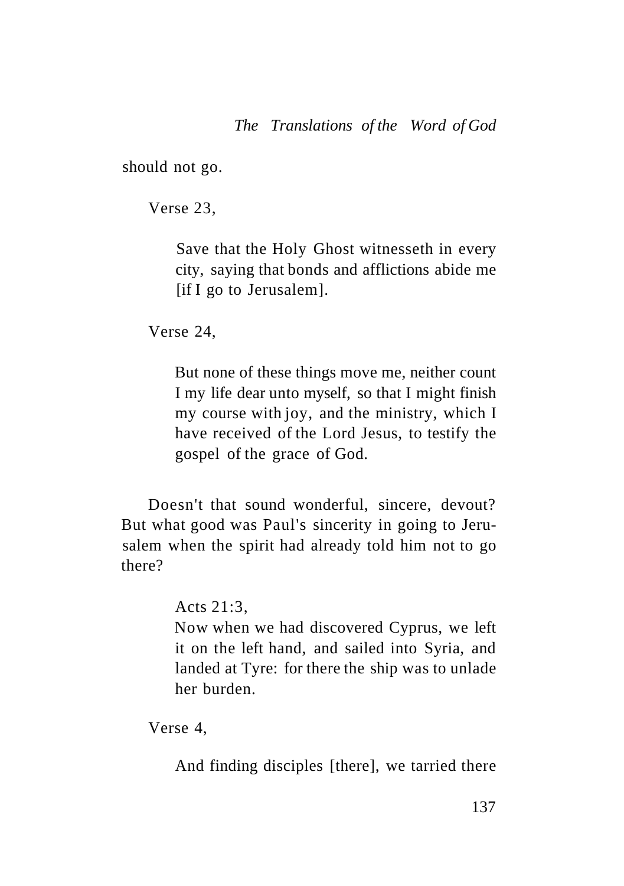should not go.

Verse 23,

> Save that the Holy Ghost witnesseth in every city, saying that bonds and afflictions abide me [if I go to Jerusalem].

Verse 24,

> But none of these things move me, neither count I my life dear unto myself, so that I might finish my course with joy, and the ministry, which I have received of the Lord Jesus, to testify the gospel of the grace of God.

Doesn't that sound wonderful, sincere, devout? But what good was Paul's sincerity in going to Jerusalem when the spirit had already told him not to go there?

> Acts 21:3,
> Now when we had discovered Cyprus, we left it on the left hand, and sailed into Syria, and landed at Tyre: for there the ship was to unlade her burden.

Verse 4,

> And finding disciples [there], we tarried there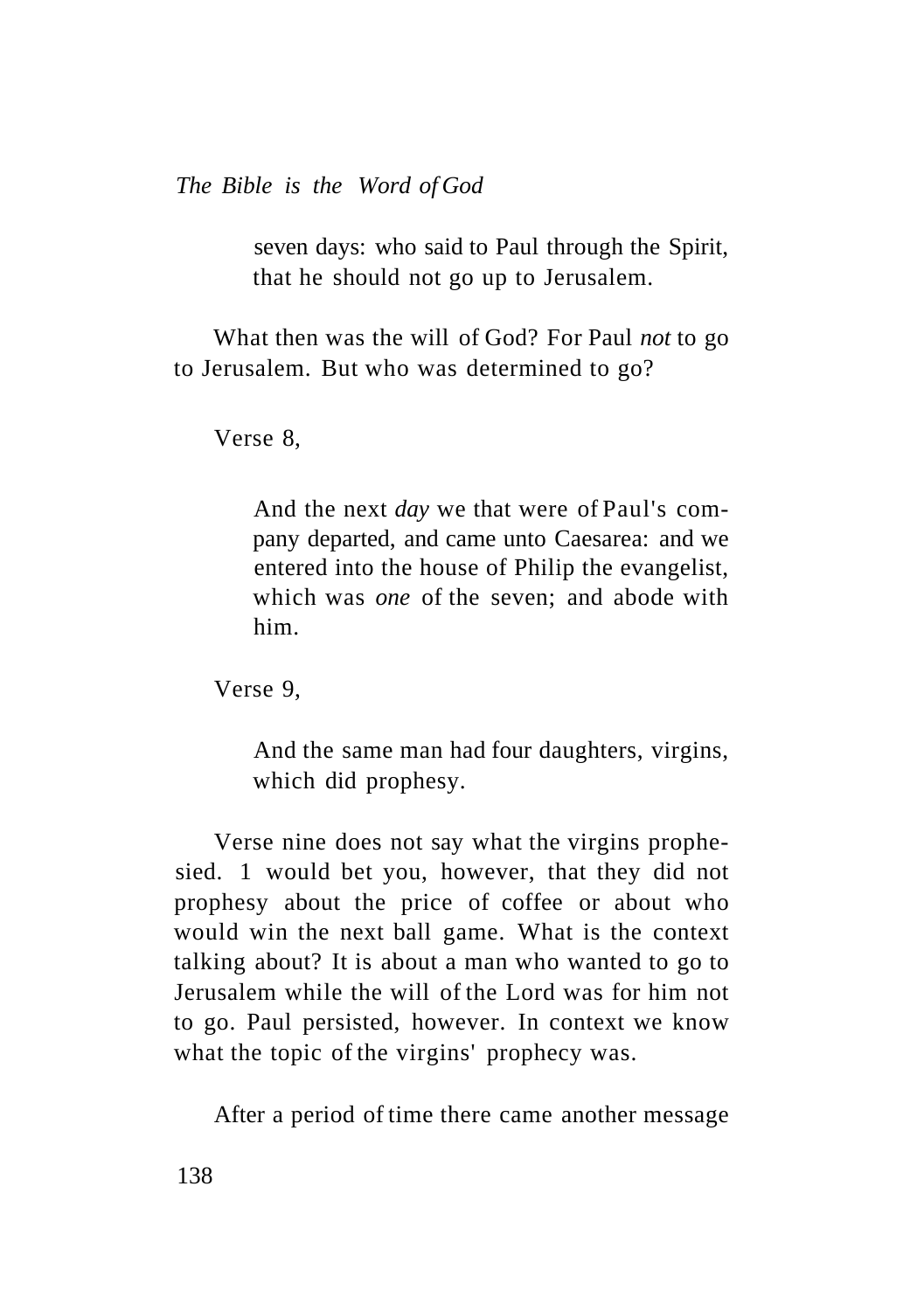> seven days: who said to Paul through the Spirit, that he should not go up to Jerusalem.

What then was the will of God? For Paul *not* to go to Jerusalem. But who was determined to go?

Verse 8,

> And the next *day* we that were of Paul's company departed, and came unto Caesarea: and we entered into the house of Philip the evangelist, which was *one* of the seven; and abode with him.

Verse 9,

> And the same man had four daughters, virgins, which did prophesy.

Verse nine does not say what the virgins prophesied. 1 would bet you, however, that they did not prophesy about the price of coffee or about who would win the next ball game. What is the context talking about? It is about a man who wanted to go to Jerusalem while the will of the Lord was for him not to go. Paul persisted, however. In context we know what the topic of the virgins' prophecy was.

After a period of time there came another message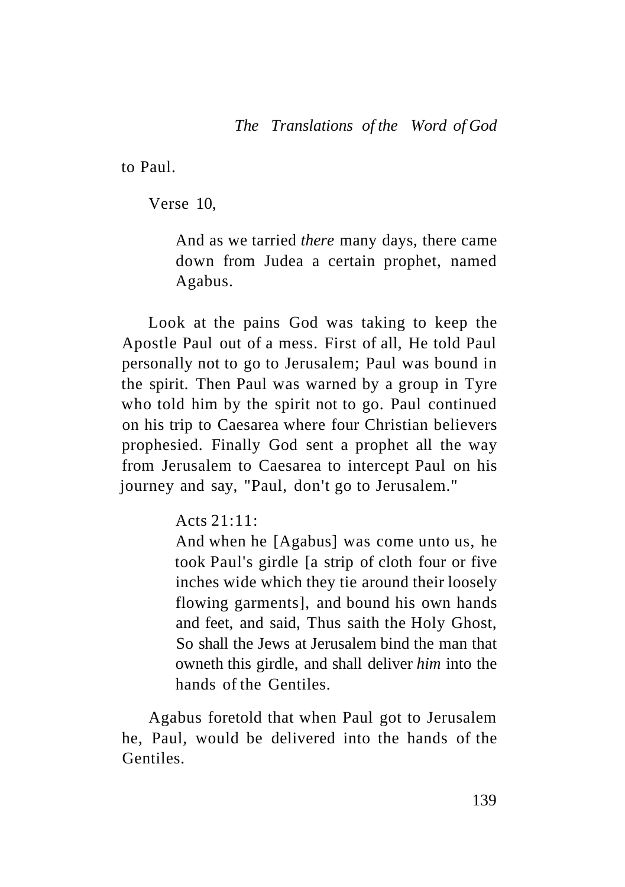to Paul.

Verse 10,

> And as we tarried *there* many days, there came down from Judea a certain prophet, named Agabus.

Look at the pains God was taking to keep the Apostle Paul out of a mess. First of all, He told Paul personally not to go to Jerusalem; Paul was bound in the spirit. Then Paul was warned by a group in Tyre who told him by the spirit not to go. Paul continued on his trip to Caesarea where four Christian believers prophesied. Finally God sent a prophet all the way from Jerusalem to Caesarea to intercept Paul on his journey and say, "Paul, don't go to Jerusalem."

> Acts 21:11:
> And when he [Agabus] was come unto us, he took Paul's girdle [a strip of cloth four or five inches wide which they tie around their loosely flowing garments], and bound his own hands and feet, and said, Thus saith the Holy Ghost, So shall the Jews at Jerusalem bind the man that owneth this girdle, and shall deliver *him* into the hands of the Gentiles.

Agabus foretold that when Paul got to Jerusalem he, Paul, would be delivered into the hands of the Gentiles.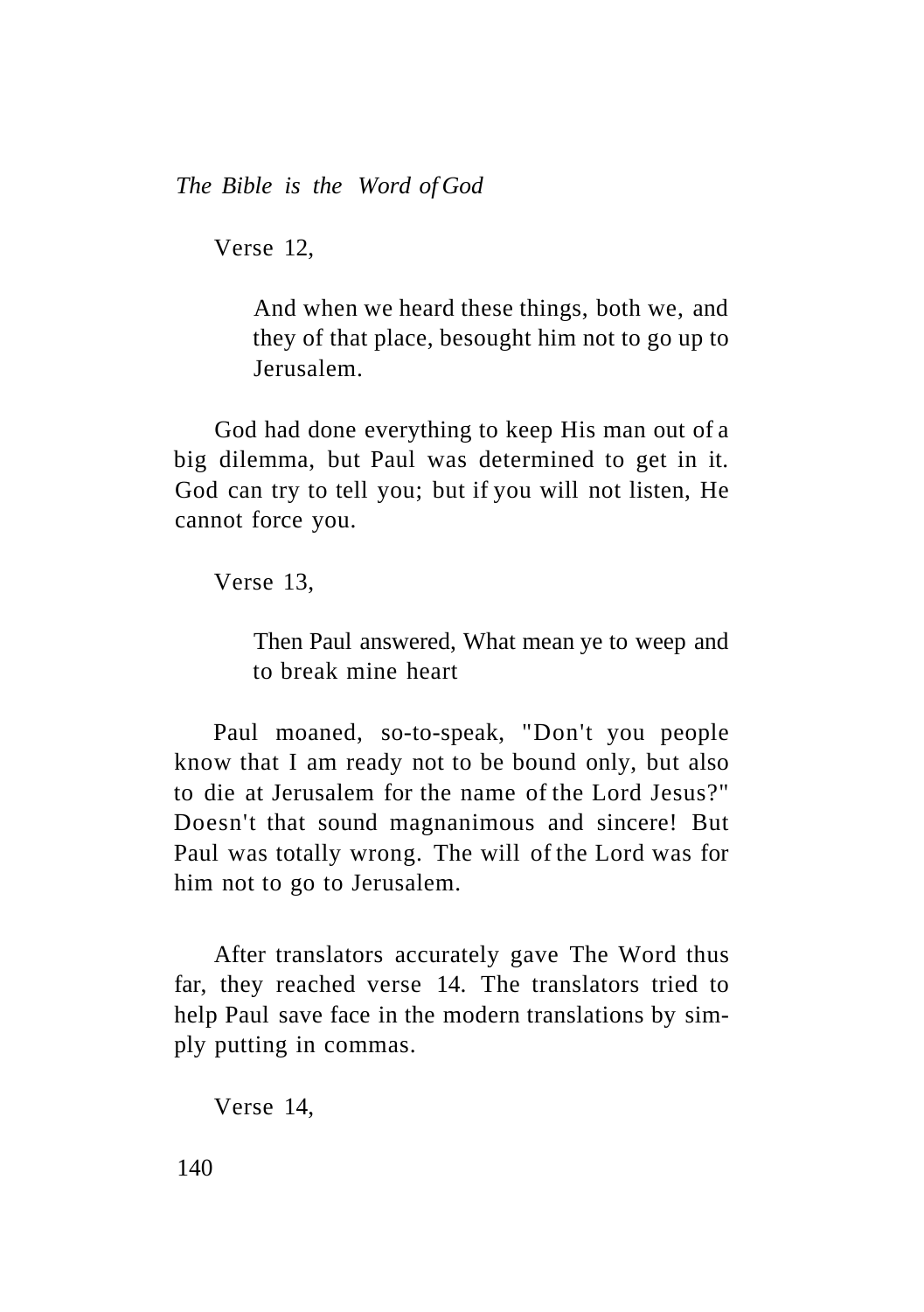Verse 12,

> And when we heard these things, both we, and they of that place, besought him not to go up to Jerusalem.

God had done everything to keep His man out of a big dilemma, but Paul was determined to get in it. God can try to tell you; but if you will not listen, He cannot force you.

Verse 13,

> Then Paul answered, What mean ye to weep and to break mine heart

Paul moaned, so-to-speak, "Don't you people know that I am ready not to be bound only, but also to die at Jerusalem for the name of the Lord Jesus?" Doesn't that sound magnanimous and sincere! But Paul was totally wrong. The will of the Lord was for him not to go to Jerusalem.

After translators accurately gave The Word thus far, they reached verse 14. The translators tried to help Paul save face in the modern translations by simply putting in commas.

Verse 14,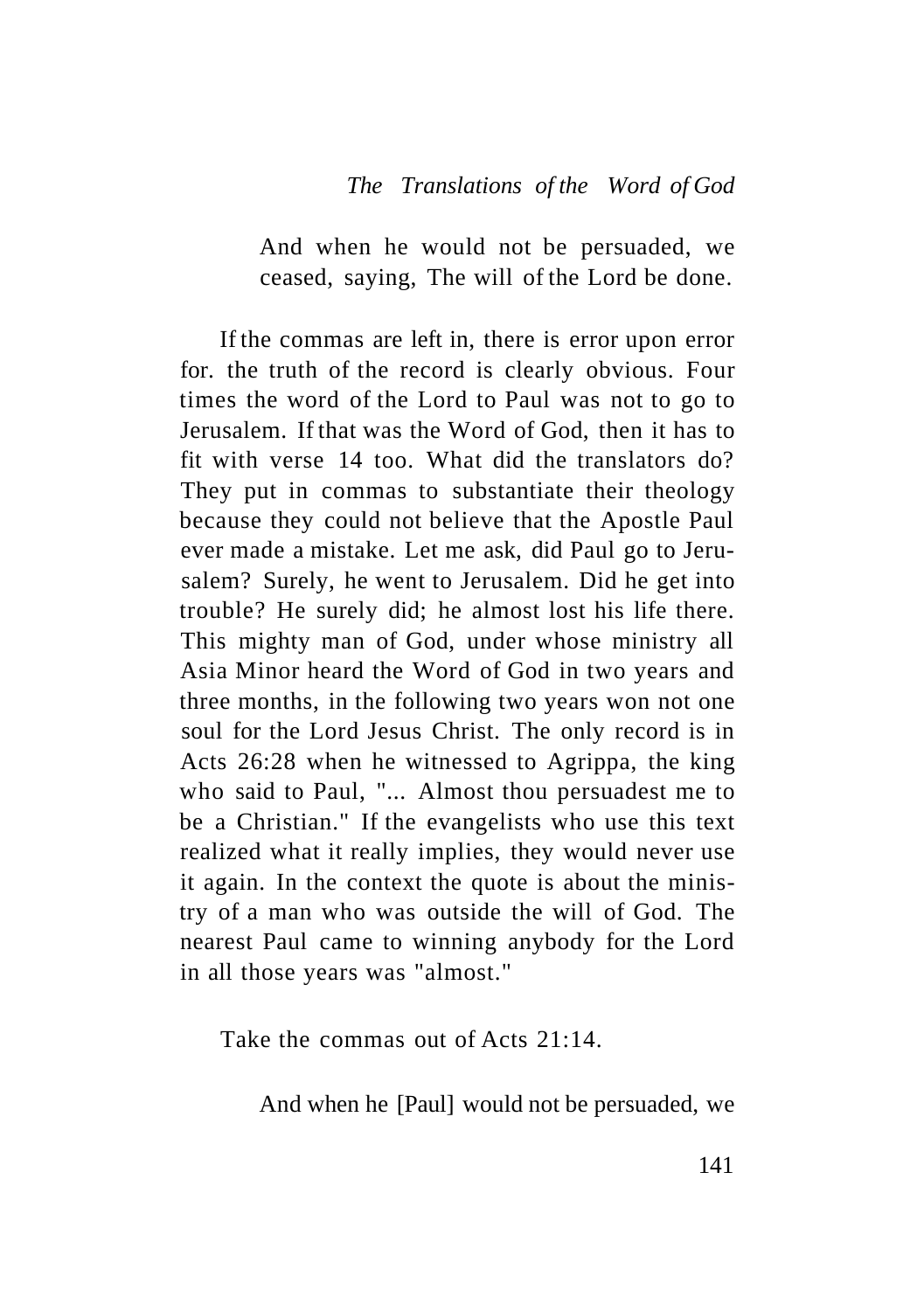> And when he would not be persuaded, we ceased, saying, The will of the Lord be done.

If the commas are left in, there is error upon error for. the truth of the record is clearly obvious. Four times the word of the Lord to Paul was not to go to Jerusalem. If that was the Word of God, then it has to fit with verse 14 too. What did the translators do? They put in commas to substantiate their theology because they could not believe that the Apostle Paul ever made a mistake. Let me ask, did Paul go to Jerusalem? Surely, he went to Jerusalem. Did he get into trouble? He surely did; he almost lost his life there. This mighty man of God, under whose ministry all Asia Minor heard the Word of God in two years and three months, in the following two years won not one soul for the Lord Jesus Christ. The only record is in Acts 26:28 when he witnessed to Agrippa, the king who said to Paul, "... Almost thou persuadest me to be a Christian." If the evangelists who use this text realized what it really implies, they would never use it again. In the context the quote is about the ministry of a man who was outside the will of God. The nearest Paul came to winning anybody for the Lord in all those years was "almost."

Take the commas out of Acts 21:14.

> And when he [Paul] would not be persuaded, we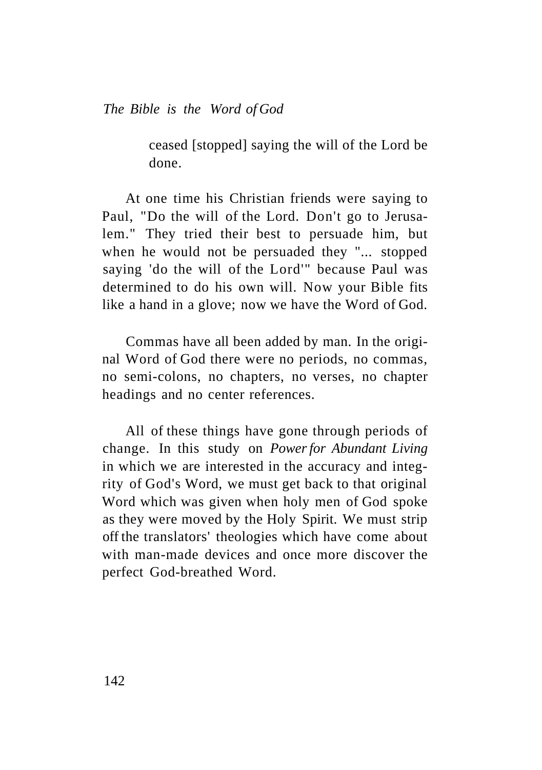> ceased [stopped] saying the will of the Lord be done.

At one time his Christian friends were saying to Paul, "Do the will of the Lord. Don't go to Jerusalem." They tried their best to persuade him, but when he would not be persuaded they "... stopped saying 'do the will of the Lord'" because Paul was determined to do his own will. Now your Bible fits like a hand in a glove; now we have the Word of God.

Commas have all been added by man. In the original Word of God there were no periods, no commas, no semi-colons, no chapters, no verses, no chapter headings and no center references.

All of these things have gone through periods of change. In this study on *Power for Abundant Living* in which we are interested in the accuracy and integrity of God's Word, we must get back to that original Word which was given when holy men of God spoke as they were moved by the Holy Spirit. We must strip off the translators' theologies which have come about with man-made devices and once more discover the perfect God-breathed Word.